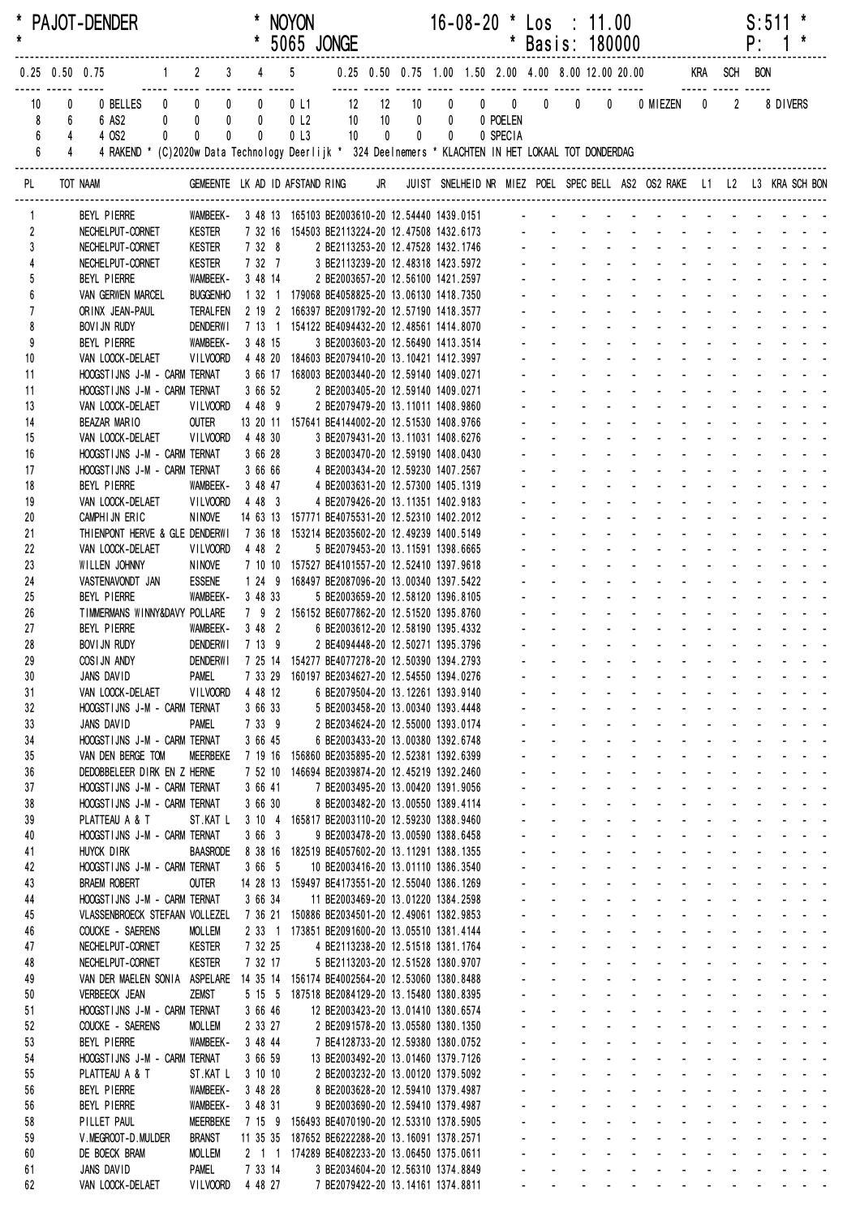\* PAJOT-DENDER \* NOYON 16-08-20 \* Los : 11.00 S:511 \*
\* \* 5065 JONGE \* Basis: 180000 P: 1 \*

| 0.25 | 0.50 | 0.75 | | 1 | 2 | 3 | 4 | 5 | | 0.25 | 0.50 | 0.75 | 1.00 | 1.50 | 2.00 | 4.00 | 8.00 | 12.00 | 20.00 | | KRA | SCH | BON |
|---|---|---|---|---|---|---|---|---|---|---|---|---|---|---|---|---|---|---|---|---|---|---|---|
| 10 | 0 | 0 | BELLES | 0 | 0 | 0 | 0 | 0 | L1 | 12 | 12 | 10 | 0 | 0 | 0 | 0 | 0 | 0 | 0 | MIEZEN | 0 | 2 | 8 DIVERS |
| 8 | 6 | 6 | AS2 | 0 | 0 | 0 | 0 | 0 | L2 | 10 | 10 | 0 | 0 | 0 | POELEN | | | | | | | | |
| 6 | 4 | 4 | OS2 | 0 | 0 | 0 | 0 | 0 | L3 | 10 | 0 | 0 | 0 | 0 | SPECIA | | | | | | | | |
| 6 | 4 | 4 | RAKEND | | | | | | | | | | | | | | | | | | | | |

\* (C)2020w Data Technology Deerlijk \* 324 Deelnemers \* KLACHTEN IN HET LOKAAL TOT DONDERDAG

| PL | TOT NAAM | GEMEENTE | LK | AD | ID | AFSTAND | RING | JR | JUIST | SNELHEID | NR | MIEZ | POEL | SPEC | BELL | AS2 | OS2 | RAKE | L1 | L2 | L3 | KRA | SCH | BON |
|---|---|---|---|---|---|---|---|---|---|---|---|---|---|---|---|---|---|---|---|---|---|---|---|---|
| 1 | BEYL PIERRE | WAMBEEK- | 3 | 48 | 13 | 165103 | BE2003610 | -20 | 12.54440 | 1439.0151 | | - | - | - | - | - | - | - | - | - | - | - | - | - |
| 2 | NECHELPUT-CORNET | KESTER | 7 | 32 | 16 | 154503 | BE2113224 | -20 | 12.47508 | 1432.6173 | | - | - | - | - | - | - | - | - | - | - | - | - | - |
| 3 | NECHELPUT-CORNET | KESTER | 7 | 32 | 8 | 2 | BE2113253 | -20 | 12.47528 | 1432.1746 | | - | - | - | - | - | - | - | - | - | - | - | - | - |
| 4 | NECHELPUT-CORNET | KESTER | 7 | 32 | 7 | 3 | BE2113239 | -20 | 12.48318 | 1423.5972 | | - | - | - | - | - | - | - | - | - | - | - | - | - |
| 5 | BEYL PIERRE | WAMBEEK- | 3 | 48 | 14 | 2 | BE2003657 | -20 | 12.56100 | 1421.2597 | | - | - | - | - | - | - | - | - | - | - | - | - | - |
| 6 | VAN GERWEN MARCEL | BUGGENHO | 1 | 32 | 1 | 179068 | BE4058825 | -20 | 13.06130 | 1418.7350 | | - | - | - | - | - | - | - | - | - | - | - | - | - |
| 7 | ORINX JEAN-PAUL | TERALFEN | 2 | 19 | 2 | 166397 | BE2091792 | -20 | 12.57190 | 1418.3577 | | - | - | - | - | - | - | - | - | - | - | - | - | - |
| 8 | BOVIJN RUDY | DENDERWI | 7 | 13 | 1 | 154122 | BE4094432 | -20 | 12.48561 | 1414.8070 | | - | - | - | - | - | - | - | - | - | - | - | - | - |
| 9 | BEYL PIERRE | WAMBEEK- | 3 | 48 | 15 | 3 | BE2003603 | -20 | 12.56490 | 1413.3514 | | - | - | - | - | - | - | - | - | - | - | - | - | - |
| 10 | VAN LOOCK-DELAET | VILVOORD | 4 | 48 | 20 | 184603 | BE2079410 | -20 | 13.10421 | 1412.3997 | | - | - | - | - | - | - | - | - | - | - | - | - | - |
| 11 | HOOGSTIJNS J-M - CARM | TERNAT | 3 | 66 | 17 | 168003 | BE2003440 | -20 | 12.59140 | 1409.0271 | | - | - | - | - | - | - | - | - | - | - | - | - | - |
| 11 | HOOGSTIJNS J-M - CARM | TERNAT | 3 | 66 | 52 | 2 | BE2003405 | -20 | 12.59140 | 1409.0271 | | - | - | - | - | - | - | - | - | - | - | - | - | - |
| 13 | VAN LOOCK-DELAET | VILVOORD | 4 | 48 | 9 | 2 | BE2079479 | -20 | 13.11011 | 1408.9860 | | - | - | - | - | - | - | - | - | - | - | - | - | - |
| 14 | BEAZAR MARIO | OUTER | 13 | 20 | 11 | 157641 | BE4144002 | -20 | 12.51530 | 1408.9766 | | - | - | - | - | - | - | - | - | - | - | - | - | - |
| 15 | VAN LOOCK-DELAET | VILVOORD | 4 | 48 | 30 | 3 | BE2079431 | -20 | 13.11031 | 1408.6276 | | - | - | - | - | - | - | - | - | - | - | - | - | - |
| 16 | HOOGSTIJNS J-M - CARM | TERNAT | 3 | 66 | 28 | 3 | BE2003470 | -20 | 12.59190 | 1408.0430 | | - | - | - | - | - | - | - | - | - | - | - | - | - |
| 17 | HOOGSTIJNS J-M - CARM | TERNAT | 3 | 66 | 66 | 4 | BE2003434 | -20 | 12.59230 | 1407.2567 | | - | - | - | - | - | - | - | - | - | - | - | - | - |
| 18 | BEYL PIERRE | WAMBEEK- | 3 | 48 | 47 | 4 | BE2003631 | -20 | 12.57300 | 1405.1319 | | - | - | - | - | - | - | - | - | - | - | - | - | - |
| 19 | VAN LOOCK-DELAET | VILVOORD | 4 | 48 | 3 | 4 | BE2079426 | -20 | 13.11351 | 1402.9183 | | - | - | - | - | - | - | - | - | - | - | - | - | - |
| 20 | CAMPHIJN ERIC | NINOVE | 14 | 63 | 13 | 157771 | BE4075531 | -20 | 12.52310 | 1402.2012 | | - | - | - | - | - | - | - | - | - | - | - | - | - |
| 21 | THIENPONT HERVE & GLE | DENDERWI | 7 | 36 | 18 | 153214 | BE2035602 | -20 | 12.49239 | 1400.5149 | | - | - | - | - | - | - | - | - | - | - | - | - | - |
| 22 | VAN LOOCK-DELAET | VILVOORD | 4 | 48 | 2 | 5 | BE2079453 | -20 | 13.11591 | 1398.6665 | | - | - | - | - | - | - | - | - | - | - | - | - | - |
| 23 | WILLEN JOHNNY | NINOVE | 7 | 10 | 10 | 157527 | BE4101557 | -20 | 12.52410 | 1397.9618 | | - | - | - | - | - | - | - | - | - | - | - | - | - |
| 24 | VASTENAVONDT JAN | ESSENE | 1 | 24 | 9 | 168497 | BE2087096 | -20 | 13.00340 | 1397.5422 | | - | - | - | - | - | - | - | - | - | - | - | - | - |
| 25 | BEYL PIERRE | WAMBEEK- | 3 | 48 | 33 | 5 | BE2003659 | -20 | 12.58120 | 1396.8105 | | - | - | - | - | - | - | - | - | - | - | - | - | - |
| 26 | TIMMERMANS WINNY&DAVY | POLLARE | 7 | 9 | 2 | 156152 | BE6077862 | -20 | 12.51520 | 1395.8760 | | - | - | - | - | - | - | - | - | - | - | - | - | - |
| 27 | BEYL PIERRE | WAMBEEK- | 3 | 48 | 2 | 6 | BE2003612 | -20 | 12.58190 | 1395.4332 | | - | - | - | - | - | - | - | - | - | - | - | - | - |
| 28 | BOVIJN RUDY | DENDERWI | 7 | 13 | 9 | 2 | BE4094448 | -20 | 12.50271 | 1395.3796 | | - | - | - | - | - | - | - | - | - | - | - | - | - |
| 29 | COSIJN ANDY | DENDERWI | 7 | 25 | 14 | 154277 | BE4077278 | -20 | 12.50390 | 1394.2793 | | - | - | - | - | - | - | - | - | - | - | - | - | - |
| 30 | JANS DAVID | PAMEL | 7 | 33 | 29 | 160197 | BE2034627 | -20 | 12.54550 | 1394.0276 | | - | - | - | - | - | - | - | - | - | - | - | - | - |
| 31 | VAN LOOCK-DELAET | VILVOORD | 4 | 48 | 12 | 6 | BE2079504 | -20 | 13.12261 | 1393.9140 | | - | - | - | - | - | - | - | - | - | - | - | - | - |
| 32 | HOOGSTIJNS J-M - CARM | TERNAT | 3 | 66 | 33 | 5 | BE2003458 | -20 | 13.00340 | 1393.4448 | | - | - | - | - | - | - | - | - | - | - | - | - | - |
| 33 | JANS DAVID | PAMEL | 7 | 33 | 9 | 2 | BE2034624 | -20 | 12.55000 | 1393.0174 | | - | - | - | - | - | - | - | - | - | - | - | - | - |
| 34 | HOOGSTIJNS J-M - CARM | TERNAT | 3 | 66 | 45 | 6 | BE2003433 | -20 | 13.00380 | 1392.6748 | | - | - | - | - | - | - | - | - | - | - | - | - | - |
| 35 | VAN DEN BERGE TOM | MEERBEKE | 7 | 19 | 16 | 156860 | BE2035895 | -20 | 12.52381 | 1392.6399 | | - | - | - | - | - | - | - | - | - | - | - | - | - |
| 36 | DEDOBBELEER DIRK EN Z | HERNE | 7 | 52 | 10 | 146694 | BE2039874 | -20 | 12.45219 | 1392.2460 | | - | - | - | - | - | - | - | - | - | - | - | - | - |
| 37 | HOOGSTIJNS J-M - CARM | TERNAT | 3 | 66 | 41 | 7 | BE2003495 | -20 | 13.00420 | 1391.9056 | | - | - | - | - | - | - | - | - | - | - | - | - | - |
| 38 | HOOGSTIJNS J-M - CARM | TERNAT | 3 | 66 | 30 | 8 | BE2003482 | -20 | 13.00550 | 1389.4114 | | - | - | - | - | - | - | - | - | - | - | - | - | - |
| 39 | PLATTEAU A & T | ST.KAT L | 3 | 10 | 4 | 165817 | BE2003110 | -20 | 12.59230 | 1388.9460 | | - | - | - | - | - | - | - | - | - | - | - | - | - |
| 40 | HOOGSTIJNS J-M - CARM | TERNAT | 3 | 66 | 3 | 9 | BE2003478 | -20 | 13.00590 | 1388.6458 | | - | - | - | - | - | - | - | - | - | - | - | - | - |
| 41 | HUYCK DIRK | BAASRODE | 8 | 38 | 16 | 182519 | BE4057602 | -20 | 13.11291 | 1388.1355 | | - | - | - | - | - | - | - | - | - | - | - | - | - |
| 42 | HOOGSTIJNS J-M - CARM | TERNAT | 3 | 66 | 5 | 10 | BE2003416 | -20 | 13.01110 | 1386.3540 | | - | - | - | - | - | - | - | - | - | - | - | - | - |
| 43 | BRAEM ROBERT | OUTER | 14 | 28 | 13 | 159497 | BE4173551 | -20 | 12.55040 | 1386.1269 | | - | - | - | - | - | - | - | - | - | - | - | - | - |
| 44 | HOOGSTIJNS J-M - CARM | TERNAT | 3 | 66 | 34 | 11 | BE2003469 | -20 | 13.01220 | 1384.2598 | | - | - | - | - | - | - | - | - | - | - | - | - | - |
| 45 | VLASSENBROECK STEFAAN | VOLLEZEL | 7 | 36 | 21 | 150886 | BE2034501 | -20 | 12.49061 | 1382.9853 | | - | - | - | - | - | - | - | - | - | - | - | - | - |
| 46 | COUCKE - SAERENS | MOLLEM | 2 | 33 | 1 | 173851 | BE2091600 | -20 | 13.05510 | 1381.4144 | | - | - | - | - | - | - | - | - | - | - | - | - | - |
| 47 | NECHELPUT-CORNET | KESTER | 7 | 32 | 25 | 4 | BE2113238 | -20 | 12.51518 | 1381.1764 | | - | - | - | - | - | - | - | - | - | - | - | - | - |
| 48 | NECHELPUT-CORNET | KESTER | 7 | 32 | 17 | 5 | BE2113203 | -20 | 12.51528 | 1380.9707 | | - | - | - | - | - | - | - | - | - | - | - | - | - |
| 49 | VAN DER MAELEN SONIA | ASPELARE | 14 | 35 | 14 | 156174 | BE4002564 | -20 | 12.53060 | 1380.8488 | | - | - | - | - | - | - | - | - | - | - | - | - | - |
| 50 | VERBEECK JEAN | ZEMST | 5 | 15 | 5 | 187518 | BE2084129 | -20 | 13.15480 | 1380.8395 | | - | - | - | - | - | - | - | - | - | - | - | - | - |
| 51 | HOOGSTIJNS J-M - CARM | TERNAT | 3 | 66 | 46 | 12 | BE2003423 | -20 | 13.01410 | 1380.6574 | | - | - | - | - | - | - | - | - | - | - | - | - | - |
| 52 | COUCKE - SAERENS | MOLLEM | 2 | 33 | 27 | 2 | BE2091578 | -20 | 13.05580 | 1380.1350 | | - | - | - | - | - | - | - | - | - | - | - | - | - |
| 53 | BEYL PIERRE | WAMBEEK- | 3 | 48 | 44 | 7 | BE4128733 | -20 | 12.59380 | 1380.0752 | | - | - | - | - | - | - | - | - | - | - | - | - | - |
| 54 | HOOGSTIJNS J-M - CARM | TERNAT | 3 | 66 | 59 | 13 | BE2003492 | -20 | 13.01460 | 1379.7126 | | - | - | - | - | - | - | - | - | - | - | - | - | - |
| 55 | PLATTEAU A & T | ST.KAT L | 3 | 10 | 10 | 2 | BE2003232 | -20 | 13.00120 | 1379.5092 | | - | - | - | - | - | - | - | - | - | - | - | - | - |
| 56 | BEYL PIERRE | WAMBEEK- | 3 | 48 | 28 | 8 | BE2003628 | -20 | 12.59410 | 1379.4987 | | - | - | - | - | - | - | - | - | - | - | - | - | - |
| 56 | BEYL PIERRE | WAMBEEK- | 3 | 48 | 31 | 9 | BE2003690 | -20 | 12.59410 | 1379.4987 | | - | - | - | - | - | - | - | - | - | - | - | - | - |
| 58 | PILLET PAUL | MEERBEKE | 7 | 15 | 9 | 156493 | BE4070190 | -20 | 12.53310 | 1378.5905 | | - | - | - | - | - | - | - | - | - | - | - | - | - |
| 59 | V.MEGROOT-D.MULDER | BRANST | 11 | 35 | 35 | 187658 | BE6222288 | -20 | 13.16091 | 1378.2571 | | - | - | - | - | - | - | - | - | - | - | - | - | - |
| 60 | DE BOECK BRAM | MOLLEM | 2 | 1 | 1 | 174289 | BE4082233 | -20 | 13.06450 | 1375.0611 | | - | - | - | - | - | - | - | - | - | - | - | - | - |
| 61 | JANS DAVID | PAMEL | 7 | 33 | 14 | 3 | BE2034604 | -20 | 12.56310 | 1374.8849 | | - | - | - | - | - | - | - | - | - | - | - | - | - |
| 62 | VAN LOOCK-DELAET | VILVOORD | 4 | 48 | 27 | 7 | BE2079422 | -20 | 13.14161 | 1374.8811 | | - | - | - | - | - | - | - | - | - | - | - | - | - |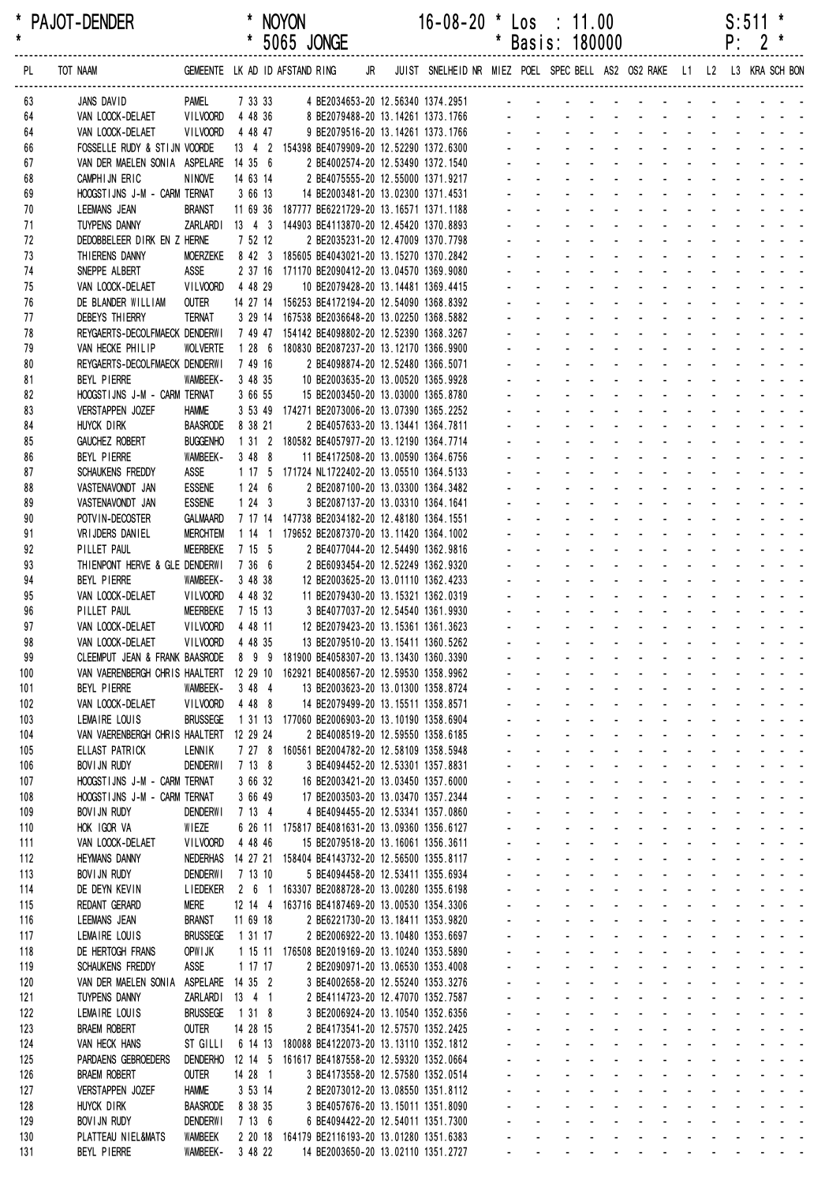\* PAJOT-DENDER \* NOYON 16-08-20 \* Los : 11.00 S:511 \*
\* \* 5065 JONGE \* Basis: 180000 P: 2 \*

| PL | TOT NAAM | GEMEENTE | LK AD ID | AFSTAND | RING | JR | JUIST | SNELHEID | NR | MIEZ | POEL | SPEC | BELL | AS2 | OS2 | RAKE | L1 | L2 | L3 | KRA | SCH | BON |
|---|---|---|---|---|---|---|---|---|---|---|---|---|---|---|---|---|---|---|---|---|---|---|
| 63 | JANS DAVID | PAMEL | 7 33 33 | 4 | BE2034653-20 | | 12.56340 | 1374.2951 | | - | - | - | - | - | - | - | - | - | - | - | - | - |
| 64 | VAN LOOCK-DELAET | VILVOORD | 4 48 36 | 8 | BE2079488-20 | | 13.14261 | 1373.1766 | | - | - | - | - | - | - | - | - | - | - | - | - | - |
| 64 | VAN LOOCK-DELAET | VILVOORD | 4 48 47 | 9 | BE2079516-20 | | 13.14261 | 1373.1766 | | - | - | - | - | - | - | - | - | - | - | - | - | - |
| 66 | FOSSELLE RUDY & STIJN | VOORDE | 13 4 2 | 154398 | BE4079909-20 | | 12.52290 | 1372.6300 | | - | - | - | - | - | - | - | - | - | - | - | - | - |
| 67 | VAN DER MAELEN SONIA | ASPELARE | 14 35 6 | 2 | BE4002574-20 | | 12.53490 | 1372.1540 | | - | - | - | - | - | - | - | - | - | - | - | - | - |
| 68 | CAMPHIJN ERIC | NINOVE | 14 63 14 | 2 | BE4075555-20 | | 12.55000 | 1371.9217 | | - | - | - | - | - | - | - | - | - | - | - | - | - |
| 69 | HOOGSTIJNS J-M - CARM | TERNAT | 3 66 13 | 14 | BE2003481-20 | | 13.02300 | 1371.4531 | | - | - | - | - | - | - | - | - | - | - | - | - | - |
| 70 | LEEMANS JEAN | BRANST | 11 69 36 | 187777 | BE6221729-20 | | 13.16571 | 1371.1188 | | - | - | - | - | - | - | - | - | - | - | - | - | - |
| 71 | TUYPENS DANNY | ZARLARDI | 13 4 3 | 144903 | BE4113870-20 | | 12.45420 | 1370.8893 | | - | - | - | - | - | - | - | - | - | - | - | - | - |
| 72 | DEDOBBELEER DIRK EN Z | HERNE | 7 52 12 | 2 | BE2035231-20 | | 12.47009 | 1370.7798 | | - | - | - | - | - | - | - | - | - | - | - | - | - |
| 73 | THIERENS DANNY | MOERZEKE | 8 42 3 | 185605 | BE4043021-20 | | 13.15270 | 1370.2842 | | - | - | - | - | - | - | - | - | - | - | - | - | - |
| 74 | SNEPPE ALBERT | ASSE | 2 37 16 | 171170 | BE2090412-20 | | 13.04570 | 1369.9080 | | - | - | - | - | - | - | - | - | - | - | - | - | - |
| 75 | VAN LOOCK-DELAET | VILVOORD | 4 48 29 | 10 | BE2079428-20 | | 13.14481 | 1369.4415 | | - | - | - | - | - | - | - | - | - | - | - | - | - |
| 76 | DE BLANDER WILLIAM | OUTER | 14 27 14 | 156253 | BE4172194-20 | | 12.54090 | 1368.8392 | | - | - | - | - | - | - | - | - | - | - | - | - | - |
| 77 | DEBEYS THIERRY | TERNAT | 3 29 14 | 167538 | BE2036648-20 | | 13.02250 | 1368.5882 | | - | - | - | - | - | - | - | - | - | - | - | - | - |
| 78 | REYGAERTS-DECOLFMAECK | DENDERWI | 7 49 47 | 154142 | BE4098802-20 | | 12.52390 | 1368.3267 | | - | - | - | - | - | - | - | - | - | - | - | - | - |
| 79 | VAN HECKE PHILIP | WOLVERTE | 1 28 6 | 180830 | BE2087237-20 | | 13.12170 | 1366.9900 | | - | - | - | - | - | - | - | - | - | - | - | - | - |
| 80 | REYGAERTS-DECOLFMAECK | DENDERWI | 7 49 16 | 2 | BE4098874-20 | | 12.52480 | 1366.5071 | | - | - | - | - | - | - | - | - | - | - | - | - | - |
| 81 | BEYL PIERRE | WAMBEEK- | 3 48 35 | 10 | BE2003635-20 | | 13.00520 | 1365.9928 | | - | - | - | - | - | - | - | - | - | - | - | - | - |
| 82 | HOOGSTIJNS J-M - CARM | TERNAT | 3 66 55 | 15 | BE2003450-20 | | 13.03000 | 1365.8780 | | - | - | - | - | - | - | - | - | - | - | - | - | - |
| 83 | VERSTAPPEN JOZEF | HAMME | 3 53 49 | 174271 | BE2073006-20 | | 13.07390 | 1365.2252 | | - | - | - | - | - | - | - | - | - | - | - | - | - |
| 84 | HUYCK DIRK | BAASRODE | 8 38 21 | 2 | BE4057633-20 | | 13.13441 | 1364.7811 | | - | - | - | - | - | - | - | - | - | - | - | - | - |
| 85 | GAUCHEZ ROBERT | BUGGENHO | 1 31 2 | 180582 | BE4057977-20 | | 13.12190 | 1364.7714 | | - | - | - | - | - | - | - | - | - | - | - | - | - |
| 86 | BEYL PIERRE | WAMBEEK- | 3 48 8 | 11 | BE4172508-20 | | 13.00590 | 1364.6756 | | - | - | - | - | - | - | - | - | - | - | - | - | - |
| 87 | SCHAUKENS FREDDY | ASSE | 1 17 5 | 171724 | NL1722402-20 | | 13.05510 | 1364.5133 | | - | - | - | - | - | - | - | - | - | - | - | - | - |
| 88 | VASTENAVONDT JAN | ESSENE | 1 24 6 | 2 | BE2087100-20 | | 13.03300 | 1364.3482 | | - | - | - | - | - | - | - | - | - | - | - | - | - |
| 89 | VASTENAVONDT JAN | ESSENE | 1 24 3 | 3 | BE2087137-20 | | 13.03310 | 1364.1641 | | - | - | - | - | - | - | - | - | - | - | - | - | - |
| 90 | POTVIN-DECOSTER | GALMAARD | 7 17 14 | 147738 | BE2034182-20 | | 12.48180 | 1364.1551 | | - | - | - | - | - | - | - | - | - | - | - | - | - |
| 91 | VRIJDERS DANIEL | MERCHTEM | 1 14 1 | 179652 | BE2087370-20 | | 13.11420 | 1364.1002 | | - | - | - | - | - | - | - | - | - | - | - | - | - |
| 92 | PILLET PAUL | MEERBEKE | 7 15 5 | 2 | BE4077044-20 | | 12.54490 | 1362.9816 | | - | - | - | - | - | - | - | - | - | - | - | - | - |
| 93 | THIENPONT HERVE & GLE | DENDERWI | 7 36 6 | 2 | BE6093454-20 | | 12.52249 | 1362.9320 | | - | - | - | - | - | - | - | - | - | - | - | - | - |
| 94 | BEYL PIERRE | WAMBEEK- | 3 48 38 | 12 | BE2003625-20 | | 13.01110 | 1362.4233 | | - | - | - | - | - | - | - | - | - | - | - | - | - |
| 95 | VAN LOOCK-DELAET | VILVOORD | 4 48 32 | 11 | BE2079430-20 | | 13.15321 | 1362.0319 | | - | - | - | - | - | - | - | - | - | - | - | - | - |
| 96 | PILLET PAUL | MEERBEKE | 7 15 13 | 3 | BE4077037-20 | | 12.54540 | 1361.9930 | | - | - | - | - | - | - | - | - | - | - | - | - | - |
| 97 | VAN LOOCK-DELAET | VILVOORD | 4 48 11 | 12 | BE2079423-20 | | 13.15361 | 1361.3623 | | - | - | - | - | - | - | - | - | - | - | - | - | - |
| 98 | VAN LOOCK-DELAET | VILVOORD | 4 48 35 | 13 | BE2079510-20 | | 13.15411 | 1360.5262 | | - | - | - | - | - | - | - | - | - | - | - | - | - |
| 99 | CLEEMPUT JEAN & FRANK | BAASRODE | 8 9 9 | 181900 | BE4058307-20 | | 13.13430 | 1360.3390 | | - | - | - | - | - | - | - | - | - | - | - | - | - |
| 100 | VAN VAERENBERGH CHRIS | HAALTERT | 12 29 10 | 162921 | BE4008567-20 | | 12.59530 | 1358.9962 | | - | - | - | - | - | - | - | - | - | - | - | - | - |
| 101 | BEYL PIERRE | WAMBEEK- | 3 48 4 | 13 | BE2003623-20 | | 13.01300 | 1358.8724 | | - | - | - | - | - | - | - | - | - | - | - | - | - |
| 102 | VAN LOOCK-DELAET | VILVOORD | 4 48 8 | 14 | BE2079499-20 | | 13.15511 | 1358.8571 | | - | - | - | - | - | - | - | - | - | - | - | - | - |
| 103 | LEMAIRE LOUIS | BRUSSEGE | 1 31 13 | 177060 | BE2006903-20 | | 13.10190 | 1358.6904 | | - | - | - | - | - | - | - | - | - | - | - | - | - |
| 104 | VAN VAERENBERGH CHRIS | HAALTERT | 12 29 24 | 2 | BE4008519-20 | | 12.59550 | 1358.6185 | | - | - | - | - | - | - | - | - | - | - | - | - | - |
| 105 | ELLAST PATRICK | LENNIK | 7 27 8 | 160561 | BE2004782-20 | | 12.58109 | 1358.5948 | | - | - | - | - | - | - | - | - | - | - | - | - | - |
| 106 | BOVIJN RUDY | DENDERWI | 7 13 8 | 3 | BE4094452-20 | | 12.53301 | 1357.8831 | | - | - | - | - | - | - | - | - | - | - | - | - | - |
| 107 | HOOGSTIJNS J-M - CARM | TERNAT | 3 66 32 | 16 | BE2003421-20 | | 13.03450 | 1357.6000 | | - | - | - | - | - | - | - | - | - | - | - | - | - |
| 108 | HOOGSTIJNS J-M - CARM | TERNAT | 3 66 49 | 17 | BE2003503-20 | | 13.03470 | 1357.2344 | | - | - | - | - | - | - | - | - | - | - | - | - | - |
| 109 | BOVIJN RUDY | DENDERWI | 7 13 4 | 4 | BE4094455-20 | | 12.53341 | 1357.0860 | | - | - | - | - | - | - | - | - | - | - | - | - | - |
| 110 | HOK IGOR VA | WIEZE | 6 26 11 | 175817 | BE4081631-20 | | 13.09360 | 1356.6127 | | - | - | - | - | - | - | - | - | - | - | - | - | - |
| 111 | VAN LOOCK-DELAET | VILVOORD | 4 48 46 | 15 | BE2079518-20 | | 13.16061 | 1356.3611 | | - | - | - | - | - | - | - | - | - | - | - | - | - |
| 112 | HEYMANS DANNY | NEDERHAS | 14 27 21 | 158404 | BE4143732-20 | | 12.56500 | 1355.8117 | | - | - | - | - | - | - | - | - | - | - | - | - | - |
| 113 | BOVIJN RUDY | DENDERWI | 7 13 10 | 5 | BE4094458-20 | | 12.53411 | 1355.6934 | | - | - | - | - | - | - | - | - | - | - | - | - | - |
| 114 | DE DEYN KEVIN | LIEDEKER | 2 6 1 | 163307 | BE2088728-20 | | 13.00280 | 1355.6198 | | - | - | - | - | - | - | - | - | - | - | - | - | - |
| 115 | REDANT GERARD | MERE | 12 14 4 | 163716 | BE4187469-20 | | 13.00530 | 1354.3306 | | - | - | - | - | - | - | - | - | - | - | - | - | - |
| 116 | LEEMANS JEAN | BRANST | 11 69 18 | 2 | BE6221730-20 | | 13.18411 | 1353.9820 | | - | - | - | - | - | - | - | - | - | - | - | - | - |
| 117 | LEMAIRE LOUIS | BRUSSEGE | 1 31 17 | 2 | BE2006922-20 | | 13.10480 | 1353.6697 | | - | - | - | - | - | - | - | - | - | - | - | - | - |
| 118 | DE HERTOGH FRANS | OPWIJK | 1 15 11 | 176508 | BE2019169-20 | | 13.10240 | 1353.5890 | | - | - | - | - | - | - | - | - | - | - | - | - | - |
| 119 | SCHAUKENS FREDDY | ASSE | 1 17 17 | 2 | BE2090971-20 | | 13.06530 | 1353.4008 | | - | - | - | - | - | - | - | - | - | - | - | - | - |
| 120 | VAN DER MAELEN SONIA | ASPELARE | 14 35 2 | 3 | BE4002658-20 | | 12.55240 | 1353.3276 | | - | - | - | - | - | - | - | - | - | - | - | - | - |
| 121 | TUYPENS DANNY | ZARLARDI | 13 4 1 | 2 | BE4114723-20 | | 12.47070 | 1352.7587 | | - | - | - | - | - | - | - | - | - | - | - | - | - |
| 122 | LEMAIRE LOUIS | BRUSSEGE | 1 31 8 | 3 | BE2006924-20 | | 13.10540 | 1352.6356 | | - | - | - | - | - | - | - | - | - | - | - | - | - |
| 123 | BRAEM ROBERT | OUTER | 14 28 15 | 2 | BE4173541-20 | | 12.57570 | 1352.2425 | | - | - | - | - | - | - | - | - | - | - | - | - | - |
| 124 | VAN HECK HANS | ST GILLI | 6 14 13 | 180088 | BE4122073-20 | | 13.13110 | 1352.1812 | | - | - | - | - | - | - | - | - | - | - | - | - | - |
| 125 | PARDAENS GEBROEDERS | DENDERHO | 12 14 5 | 161617 | BE4187558-20 | | 12.59320 | 1352.0664 | | - | - | - | - | - | - | - | - | - | - | - | - | - |
| 126 | BRAEM ROBERT | OUTER | 14 28 1 | 3 | BE4173558-20 | | 12.57580 | 1352.0514 | | - | - | - | - | - | - | - | - | - | - | - | - | - |
| 127 | VERSTAPPEN JOZEF | HAMME | 3 53 14 | 2 | BE2073012-20 | | 13.08550 | 1351.8112 | | - | - | - | - | - | - | - | - | - | - | - | - | - |
| 128 | HUYCK DIRK | BAASRODE | 8 38 35 | 3 | BE4057676-20 | | 13.15011 | 1351.8090 | | - | - | - | - | - | - | - | - | - | - | - | - | - |
| 129 | BOVIJN RUDY | DENDERWI | 7 13 6 | 6 | BE4094422-20 | | 12.54011 | 1351.7300 | | - | - | - | - | - | - | - | - | - | - | - | - | - |
| 130 | PLATTEAU NIEL&MATS | WAMBEEK | 2 20 18 | 164179 | BE2116193-20 | | 13.01280 | 1351.6383 | | - | - | - | - | - | - | - | - | - | - | - | - | - |
| 131 | BEYL PIERRE | WAMBEEK- | 3 48 22 | 14 | BE2003650-20 | | 13.02110 | 1351.2727 | | - | - | - | - | - | - | - | - | - | - | - | - | - |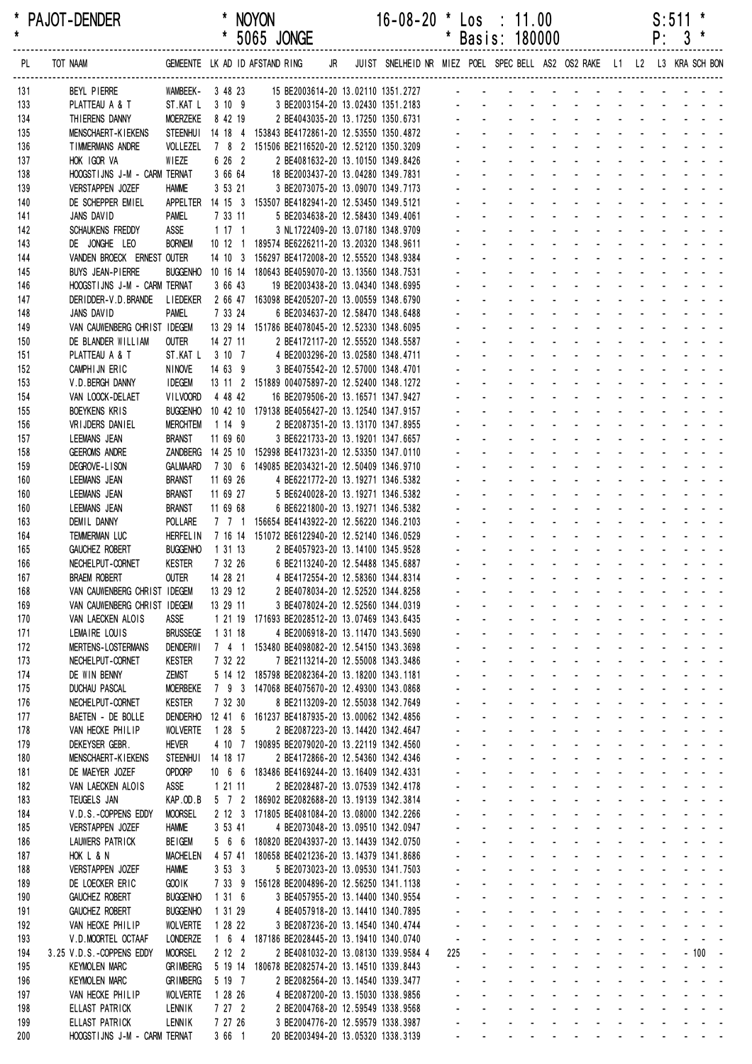\* PAJOT-DENDER \* NOYON 16-08-20 \* Los : 11.00 S:511 \*
\* \* 5065 JONGE \* Basis: 180000 P: 3 \*

| PL | TOT NAAM | GEMEENTE | LK AD ID | AFSTAND | RING | JR | JUIST | SNELHEID | NR | MIEZ | POEL | SPEC | BELL | AS2 | OS2 | RAKE | L1 | L2 | L3 | KRA | SCH | BON |
|---|---|---|---|---|---|---|---|---|---|---|---|---|---|---|---|---|---|---|---|---|---|---|
| 131 | BEYL PIERRE | WAMBEEK- | 3 48 23 | | 15 BE2003614-20 | | 13.02110 | 1351.2727 | | - | - | - | - | - | - | - | - | - | - | - | - | - |
| 133 | PLATTEAU A & T | ST.KAT L | 3 10 9 | | 3 BE2003154-20 | | 13.02430 | 1351.2183 | | - | - | - | - | - | - | - | - | - | - | - | - | - |
| 134 | THIERENS DANNY | MOERZEKE | 8 42 19 | | 2 BE4043035-20 | | 13.17250 | 1350.6731 | | - | - | - | - | - | - | - | - | - | - | - | - | - |
| 135 | MENSCHAERT-KIEKENS | STEENHUI | 14 18 4 | 153843 | BE4172861-20 | | 12.53550 | 1350.4872 | | - | - | - | - | - | - | - | - | - | - | - | - | - |
| 136 | TIMMERMANS ANDRE | VOLLEZEL | 7 8 2 | 151506 | BE2116520-20 | | 12.52120 | 1350.3209 | | - | - | - | - | - | - | - | - | - | - | - | - | - |
| 137 | HOK IGOR VA | WIEZE | 6 26 2 | | 2 BE4081632-20 | | 13.10150 | 1349.8426 | | - | - | - | - | - | - | - | - | - | - | - | - | - |
| 138 | HOOGSTIJNS J-M - CARM | TERNAT | 3 66 64 | | 18 BE2003437-20 | | 13.04280 | 1349.7831 | | - | - | - | - | - | - | - | - | - | - | - | - | - |
| 139 | VERSTAPPEN JOZEF | HAMME | 3 53 21 | | 3 BE2073075-20 | | 13.09070 | 1349.7173 | | - | - | - | - | - | - | - | - | - | - | - | - | - |
| 140 | DE SCHEPPER EMIEL | APPELTER | 14 15 3 | 153507 | BE4182941-20 | | 12.53450 | 1349.5121 | | - | - | - | - | - | - | - | - | - | - | - | - | - |
| 141 | JANS DAVID | PAMEL | 7 33 11 | | 5 BE2034638-20 | | 12.58430 | 1349.4061 | | - | - | - | - | - | - | - | - | - | - | - | - | - |
| 142 | SCHAUKENS FREDDY | ASSE | 1 17 1 | | 3 NL1722409-20 | | 13.07180 | 1348.9709 | | - | - | - | - | - | - | - | - | - | - | - | - | - |
| 143 | DE JONGHE LEO | BORNEM | 10 12 1 | 189574 | BE6226211-20 | | 13.20320 | 1348.9611 | | - | - | - | - | - | - | - | - | - | - | - | - | - |
| 144 | VANDEN BROECK ERNEST | OUTER | 14 10 3 | 156297 | BE4172008-20 | | 12.55520 | 1348.9384 | | - | - | - | - | - | - | - | - | - | - | - | - | - |
| 145 | BUYS JEAN-PIERRE | BUGGENHO | 10 16 14 | 180643 | BE4059070-20 | | 13.13560 | 1348.7531 | | - | - | - | - | - | - | - | - | - | - | - | - | - |
| 146 | HOOGSTIJNS J-M - CARM | TERNAT | 3 66 43 | | 19 BE2003438-20 | | 13.04340 | 1348.6995 | | - | - | - | - | - | - | - | - | - | - | - | - | - |
| 147 | DERIDDER-V.D.BRANDE | LIEDEKER | 2 66 47 | 163098 | BE4205207-20 | | 13.00559 | 1348.6790 | | - | - | - | - | - | - | - | - | - | - | - | - | - |
| 148 | JANS DAVID | PAMEL | 7 33 24 | | 6 BE2034637-20 | | 12.58470 | 1348.6488 | | - | - | - | - | - | - | - | - | - | - | - | - | - |
| 149 | VAN CAUWENBERG CHRIST | IDEGEM | 13 29 14 | 151786 | BE4078045-20 | | 12.52330 | 1348.6095 | | - | - | - | - | - | - | - | - | - | - | - | - | - |
| 150 | DE BLANDER WILLIAM | OUTER | 14 27 11 | | 2 BE4172117-20 | | 12.55520 | 1348.5587 | | - | - | - | - | - | - | - | - | - | - | - | - | - |
| 151 | PLATTEAU A & T | ST.KAT L | 3 10 7 | | 4 BE2003296-20 | | 13.02580 | 1348.4711 | | - | - | - | - | - | - | - | - | - | - | - | - | - |
| 152 | CAMPHIJN ERIC | NINOVE | 14 63 9 | | 3 BE4075542-20 | | 12.57000 | 1348.4701 | | - | - | - | - | - | - | - | - | - | - | - | - | - |
| 153 | V.D.BERGH DANNY | IDEGEM | 13 11 2 | 151889 | 004075897-20 | | 12.52400 | 1348.1272 | | - | - | - | - | - | - | - | - | - | - | - | - | - |
| 154 | VAN LOOCK-DELAET | VILVOORD | 4 48 42 | | 16 BE2079506-20 | | 13.16571 | 1347.9427 | | - | - | - | - | - | - | - | - | - | - | - | - | - |
| 155 | BOEYKENS KRIS | BUGGENHO | 10 42 10 | 179138 | BE4056427-20 | | 13.12540 | 1347.9157 | | - | - | - | - | - | - | - | - | - | - | - | - | - |
| 156 | VRIJDERS DANIEL | MERCHTEM | 1 14 9 | | 2 BE2087351-20 | | 13.13170 | 1347.8955 | | - | - | - | - | - | - | - | - | - | - | - | - | - |
| 157 | LEEMANS JEAN | BRANST | 11 69 60 | | 3 BE6221733-20 | | 13.19201 | 1347.6657 | | - | - | - | - | - | - | - | - | - | - | - | - | - |
| 158 | GEEROMS ANDRE | ZANDBERG | 14 25 10 | 152998 | BE4173231-20 | | 12.53350 | 1347.0110 | | - | - | - | - | - | - | - | - | - | - | - | - | - |
| 159 | DEGROVE-LISON | GALMAARD | 7 30 6 | 149085 | BE2034321-20 | | 12.50409 | 1346.9710 | | - | - | - | - | - | - | - | - | - | - | - | - | - |
| 160 | LEEMANS JEAN | BRANST | 11 69 26 | | 4 BE6221772-20 | | 13.19271 | 1346.5382 | | - | - | - | - | - | - | - | - | - | - | - | - | - |
| 160 | LEEMANS JEAN | BRANST | 11 69 27 | | 5 BE6240028-20 | | 13.19271 | 1346.5382 | | - | - | - | - | - | - | - | - | - | - | - | - | - |
| 160 | LEEMANS JEAN | BRANST | 11 69 68 | | 6 BE6221800-20 | | 13.19271 | 1346.5382 | | - | - | - | - | - | - | - | - | - | - | - | - | - |
| 163 | DEMIL DANNY | POLLARE | 7 7 1 | 156654 | BE4143922-20 | | 12.56220 | 1346.2103 | | - | - | - | - | - | - | - | - | - | - | - | - | - |
| 164 | TEMMERMAN LUC | HERFELIN | 7 16 14 | 151072 | BE6122940-20 | | 12.52140 | 1346.0529 | | - | - | - | - | - | - | - | - | - | - | - | - | - |
| 165 | GAUCHEZ ROBERT | BUGGENHO | 1 31 13 | | 2 BE4057923-20 | | 13.14100 | 1345.9528 | | - | - | - | - | - | - | - | - | - | - | - | - | - |
| 166 | NECHELPUT-CORNET | KESTER | 7 32 26 | | 6 BE2113240-20 | | 12.54488 | 1345.6887 | | - | - | - | - | - | - | - | - | - | - | - | - | - |
| 167 | BRAEM ROBERT | OUTER | 14 28 21 | | 4 BE4172554-20 | | 12.58360 | 1344.8314 | | - | - | - | - | - | - | - | - | - | - | - | - | - |
| 168 | VAN CAUWENBERG CHRIST | IDEGEM | 13 29 12 | | 2 BE4078034-20 | | 12.52520 | 1344.8258 | | - | - | - | - | - | - | - | - | - | - | - | - | - |
| 169 | VAN CAUWENBERG CHRIST | IDEGEM | 13 29 11 | | 3 BE4078024-20 | | 12.52560 | 1344.0319 | | - | - | - | - | - | - | - | - | - | - | - | - | - |
| 170 | VAN LAECKEN ALOIS | ASSE | 1 21 19 | 171693 | BE2028512-20 | | 13.07469 | 1343.6435 | | - | - | - | - | - | - | - | - | - | - | - | - | - |
| 171 | LEMAIRE LOUIS | BRUSSEGE | 1 31 18 | | 4 BE2006918-20 | | 13.11470 | 1343.5690 | | - | - | - | - | - | - | - | - | - | - | - | - | - |
| 172 | MERTENS-LOSTERMANS | DENDERWI | 7 4 1 | 153480 | BE4098082-20 | | 12.54150 | 1343.3698 | | - | - | - | - | - | - | - | - | - | - | - | - | - |
| 173 | NECHELPUT-CORNET | KESTER | 7 32 22 | | 7 BE2113214-20 | | 12.55008 | 1343.3486 | | - | - | - | - | - | - | - | - | - | - | - | - | - |
| 174 | DE WIN BENNY | ZEMST | 5 14 12 | 185798 | BE2082364-20 | | 13.18200 | 1343.1181 | | - | - | - | - | - | - | - | - | - | - | - | - | - |
| 175 | DUCHAU PASCAL | MOERBEKE | 7 9 3 | 147068 | BE4075670-20 | | 12.49300 | 1343.0868 | | - | - | - | - | - | - | - | - | - | - | - | - | - |
| 176 | NECHELPUT-CORNET | KESTER | 7 32 30 | | 8 BE2113209-20 | | 12.55038 | 1342.7649 | | - | - | - | - | - | - | - | - | - | - | - | - | - |
| 177 | BAETEN - DE BOLLE | DENDERHO | 12 41 6 | 161237 | BE4187935-20 | | 13.00062 | 1342.4856 | | - | - | - | - | - | - | - | - | - | - | - | - | - |
| 178 | VAN HECKE PHILIP | WOLVERTE | 1 28 5 | | 2 BE2087223-20 | | 13.14420 | 1342.4647 | | - | - | - | - | - | - | - | - | - | - | - | - | - |
| 179 | DEKEYSER GEBR. | HEVER | 4 10 7 | 190895 | BE2079020-20 | | 13.22219 | 1342.4560 | | - | - | - | - | - | - | - | - | - | - | - | - | - |
| 180 | MENSCHAERT-KIEKENS | STEENHUI | 14 18 17 | | 2 BE4172866-20 | | 12.54360 | 1342.4346 | | - | - | - | - | - | - | - | - | - | - | - | - | - |
| 181 | DE MAEYER JOZEF | OPDORP | 10 6 6 | 183486 | BE4169244-20 | | 13.16409 | 1342.4331 | | - | - | - | - | - | - | - | - | - | - | - | - | - |
| 182 | VAN LAECKEN ALOIS | ASSE | 1 21 11 | | 2 BE2028487-20 | | 13.07539 | 1342.4178 | | - | - | - | - | - | - | - | - | - | - | - | - | - |
| 183 | TEUGELS JAN | KAP.OD.B | 5 7 2 | 186902 | BE2082688-20 | | 13.19139 | 1342.3814 | | - | - | - | - | - | - | - | - | - | - | - | - | - |
| 184 | V.D.S.-COPPENS EDDY | MOORSEL | 2 12 3 | 171805 | BE4081084-20 | | 13.08000 | 1342.2266 | | - | - | - | - | - | - | - | - | - | - | - | - | - |
| 185 | VERSTAPPEN JOZEF | HAMME | 3 53 41 | | 4 BE2073048-20 | | 13.09510 | 1342.0947 | | - | - | - | - | - | - | - | - | - | - | - | - | - |
| 186 | LAUWERS PATRICK | BEIGEM | 5 6 6 | 180820 | BE2043937-20 | | 13.14439 | 1342.0750 | | - | - | - | - | - | - | - | - | - | - | - | - | - |
| 187 | HOK L & N | MACHELEN | 4 57 41 | 180658 | BE4021236-20 | | 13.14379 | 1341.8686 | | - | - | - | - | - | - | - | - | - | - | - | - | - |
| 188 | VERSTAPPEN JOZEF | HAMME | 3 53 3 | | 5 BE2073023-20 | | 13.09530 | 1341.7503 | | - | - | - | - | - | - | - | - | - | - | - | - | - |
| 189 | DE LOECKER ERIC | GOOIK | 7 33 9 | 156128 | BE2004896-20 | | 12.56250 | 1341.1138 | | - | - | - | - | - | - | - | - | - | - | - | - | - |
| 190 | GAUCHEZ ROBERT | BUGGENHO | 1 31 6 | | 3 BE4057955-20 | | 13.14400 | 1340.9554 | | - | - | - | - | - | - | - | - | - | - | - | - | - |
| 191 | GAUCHEZ ROBERT | BUGGENHO | 1 31 29 | | 4 BE4057918-20 | | 13.14410 | 1340.7895 | | - | - | - | - | - | - | - | - | - | - | - | - | - |
| 192 | VAN HECKE PHILIP | WOLVERTE | 1 28 22 | | 3 BE2087236-20 | | 13.14540 | 1340.4744 | | - | - | - | - | - | - | - | - | - | - | - | - | - |
| 193 | V.D.MOORTEL OCTAAF | LONDERZE | 1 6 4 | 187186 | BE2028445-20 | | 13.19410 | 1340.0740 | | - | - | - | - | - | - | - | - | - | - | - | - | - |
| 194 | 3.25 V.D.S.-COPPENS EDDY | MOORSEL | 2 12 2 | | 2 BE4081032-20 | | 13.08130 | 1339.9584 | 4 | 225 | - | - | - | - | - | - | - | - | - | 100 | - | - |
| 195 | KEYMOLEN MARC | GRIMBERG | 5 19 14 | 180678 | BE2082574-20 | | 13.14510 | 1339.8443 | | - | - | - | - | - | - | - | - | - | - | - | - | - |
| 196 | KEYMOLEN MARC | GRIMBERG | 5 19 7 | | 2 BE2082564-20 | | 13.14540 | 1339.3477 | | - | - | - | - | - | - | - | - | - | - | - | - | - |
| 197 | VAN HECKE PHILIP | WOLVERTE | 1 28 26 | | 4 BE2087200-20 | | 13.15030 | 1338.9856 | | - | - | - | - | - | - | - | - | - | - | - | - | - |
| 198 | ELLAST PATRICK | LENNIK | 7 27 2 | | 2 BE2004768-20 | | 12.59549 | 1338.9568 | | - | - | - | - | - | - | - | - | - | - | - | - | - |
| 199 | ELLAST PATRICK | LENNIK | 7 27 26 | | 3 BE2004776-20 | | 12.59579 | 1338.3987 | | - | - | - | - | - | - | - | - | - | - | - | - | - |
| 200 | HOOGSTIJNS J-M - CARM | TERNAT | 3 66 1 | | 20 BE2003494-20 | | 13.05320 | 1338.3139 | | - | - | - | - | - | - | - | - | - | - | - | - | - |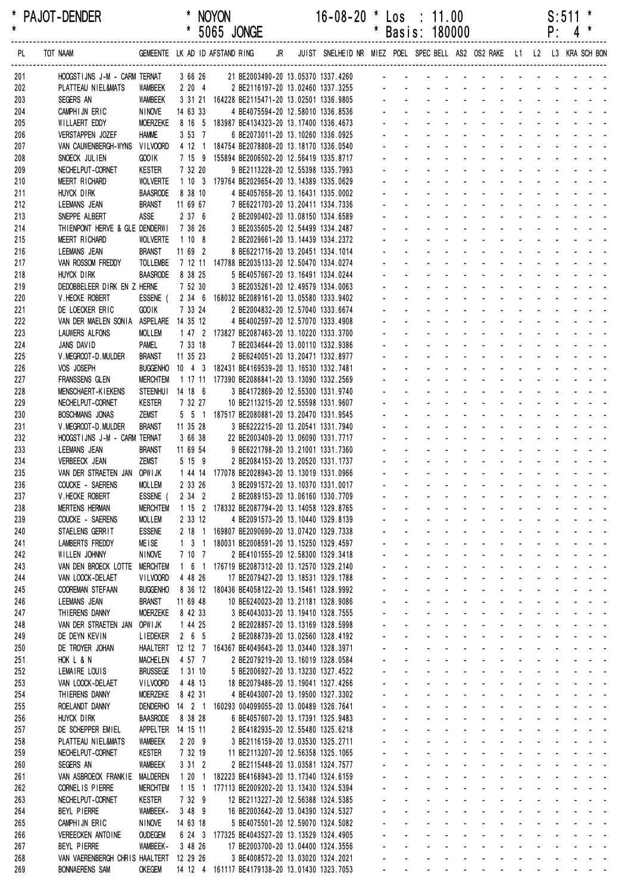| PL | TOT NAAM | GEMEENTE | LK AD ID | AFSTAND | RING | JR | JUIST | SNELHEID | NR | MIEZ | POEL | SPEC | BELL | AS2 | OS2 | RAKE | L1 | L2 | L3 | KRA | SCH | BON |
|---|---|---|---|---|---|---|---|---|---|---|---|---|---|---|---|---|---|---|---|---|---|---|
| 201 | HOOGSTIJNS J-M - CARM | TERNAT | 3 66 26 | 21 | BE2003490-20 | | 13.05370 | 1337.4260 | | - | - | - | - | - | - | - | - | - | - | - | - | - |
| 202 | PLATTEAU NIEL&MATS | WAMBEEK | 2 20 4 | 2 | BE2116197-20 | | 13.02460 | 1337.3255 | | - | - | - | - | - | - | - | - | - | - | - | - | - |
| 203 | SEGERS AN | WAMBEEK | 3 31 21 | 164228 | BE2115471-20 | | 13.02501 | 1336.9805 | | - | - | - | - | - | - | - | - | - | - | - | - | - |
| 204 | CAMPHIJN ERIC | NINOVE | 14 63 33 | 4 | BE4075594-20 | | 12.58010 | 1336.8536 | | - | - | - | - | - | - | - | - | - | - | - | - | - |
| 205 | WILLAERT EDDY | MOERZEKE | 8 16 5 | 183987 | BE4134323-20 | | 13.17400 | 1336.4673 | | - | - | - | - | - | - | - | - | - | - | - | - | - |
| 206 | VERSTAPPEN JOZEF | HAMME | 3 53 7 | 6 | BE2073011-20 | | 13.10260 | 1336.0925 | | - | - | - | - | - | - | - | - | - | - | - | - | - |
| 207 | VAN CAUWENBERGH-WYNS | VILVOORD | 4 12 1 | 184754 | BE2078808-20 | | 13.18170 | 1336.0540 | | - | - | - | - | - | - | - | - | - | - | - | - | - |
| 208 | SNOECK JULIEN | GOOIK | 7 15 9 | 155894 | BE2006502-20 | | 12.56419 | 1335.8717 | | - | - | - | - | - | - | - | - | - | - | - | - | - |
| 209 | NECHELPUT-CORNET | KESTER | 7 32 20 | 9 | BE2113228-20 | | 12.55398 | 1335.7993 | | - | - | - | - | - | - | - | - | - | - | - | - | - |
| 210 | MEERT RICHARD | WOLVERTE | 1 10 3 | 179764 | BE2029654-20 | | 13.14389 | 1335.0629 | | - | - | - | - | - | - | - | - | - | - | - | - | - |
| 211 | HUYCK DIRK | BAASRODE | 8 38 10 | 4 | BE4057658-20 | | 13.16431 | 1335.0002 | | - | - | - | - | - | - | - | - | - | - | - | - | - |
| 212 | LEEMANS JEAN | BRANST | 11 69 67 | 7 | BE6221703-20 | | 13.20411 | 1334.7336 | | - | - | - | - | - | - | - | - | - | - | - | - | - |
| 213 | SNEPPE ALBERT | ASSE | 2 37 6 | 2 | BE2090402-20 | | 13.08150 | 1334.6589 | | - | - | - | - | - | - | - | - | - | - | - | - | - |
| 214 | THIENPONT HERVE & GLE | DENDERWI | 7 36 26 | 3 | BE2035605-20 | | 12.54499 | 1334.2487 | | - | - | - | - | - | - | - | - | - | - | - | - | - |
| 215 | MEERT RICHARD | WOLVERTE | 1 10 8 | 2 | BE2029661-20 | | 13.14439 | 1334.2372 | | - | - | - | - | - | - | - | - | - | - | - | - | - |
| 216 | LEEMANS JEAN | BRANST | 11 69 2 | 8 | BE6221716-20 | | 13.20451 | 1334.1014 | | - | - | - | - | - | - | - | - | - | - | - | - | - |
| 217 | VAN ROSSOM FREDDY | TOLLEMBE | 7 12 11 | 147788 | BE2035133-20 | | 12.50470 | 1334.0274 | | - | - | - | - | - | - | - | - | - | - | - | - | - |
| 218 | HUYCK DIRK | BAASRODE | 8 38 25 | 5 | BE4057667-20 | | 13.16491 | 1334.0244 | | - | - | - | - | - | - | - | - | - | - | - | - | - |
| 219 | DEDOBBELEER DIRK EN Z | HERNE | 7 52 30 | 3 | BE2035261-20 | | 12.49579 | 1334.0063 | | - | - | - | - | - | - | - | - | - | - | - | - | - |
| 220 | V.HECKE ROBERT | ESSENE ( | 2 34 6 | 168032 | BE2089161-20 | | 13.05580 | 1333.9402 | | - | - | - | - | - | - | - | - | - | - | - | - | - |
| 221 | DE LOECKER ERIC | GOOIK | 7 33 24 | 2 | BE2004832-20 | | 12.57040 | 1333.6674 | | - | - | - | - | - | - | - | - | - | - | - | - | - |
| 222 | VAN DER MAELEN SONIA | ASPELARE | 14 35 12 | 4 | BE4002597-20 | | 12.57070 | 1333.4908 | | - | - | - | - | - | - | - | - | - | - | - | - | - |
| 223 | LAUWERS ALFONS | MOLLEM | 1 47 2 | 173827 | BE2087463-20 | | 13.10220 | 1333.3700 | | - | - | - | - | - | - | - | - | - | - | - | - | - |
| 224 | JANS DAVID | PAMEL | 7 33 18 | 7 | BE2034644-20 | | 13.00110 | 1332.9386 | | - | - | - | - | - | - | - | - | - | - | - | - | - |
| 225 | V.MEGROOT-D.MULDER | BRANST | 11 35 23 | 2 | BE6240051-20 | | 13.20471 | 1332.8977 | | - | - | - | - | - | - | - | - | - | - | - | - | - |
| 226 | VOS JOSEPH | BUGGENHO | 10 4 3 | 182431 | BE4169539-20 | | 13.16530 | 1332.7481 | | - | - | - | - | - | - | - | - | - | - | - | - | - |
| 227 | FRANSSENS GLEN | MERCHTEM | 1 17 11 | 177390 | BE2086841-20 | | 13.13090 | 1332.2569 | | - | - | - | - | - | - | - | - | - | - | - | - | - |
| 228 | MENSCHAERT-KIEKENS | STEENHUI | 14 18 6 | 3 | BE4172869-20 | | 12.55300 | 1331.9740 | | - | - | - | - | - | - | - | - | - | - | - | - | - |
| 229 | NECHELPUT-CORNET | KESTER | 7 32 27 | 10 | BE2113215-20 | | 12.55598 | 1331.9607 | | - | - | - | - | - | - | - | - | - | - | - | - | - |
| 230 | BOSCHMANS JONAS | ZEMST | 5 5 1 | 187517 | BE2080881-20 | | 13.20470 | 1331.9545 | | - | - | - | - | - | - | - | - | - | - | - | - | - |
| 231 | V.MEGROOT-D.MULDER | BRANST | 11 35 28 | 3 | BE6222215-20 | | 13.20541 | 1331.7940 | | - | - | - | - | - | - | - | - | - | - | - | - | - |
| 232 | HOOGSTIJNS J-M - CARM | TERNAT | 3 66 38 | 22 | BE2003409-20 | | 13.06090 | 1331.7717 | | - | - | - | - | - | - | - | - | - | - | - | - | - |
| 233 | LEEMANS JEAN | BRANST | 11 69 54 | 9 | BE6221798-20 | | 13.21001 | 1331.7360 | | - | - | - | - | - | - | - | - | - | - | - | - | - |
| 234 | VERBEECK JEAN | ZEMST | 5 15 9 | 2 | BE2084153-20 | | 13.20520 | 1331.1737 | | - | - | - | - | - | - | - | - | - | - | - | - | - |
| 235 | VAN DER STRAETEN JAN | OPWIJK | 1 44 14 | 177078 | BE2028943-20 | | 13.13019 | 1331.0966 | | - | - | - | - | - | - | - | - | - | - | - | - | - |
| 236 | COUCKE - SAERENS | MOLLEM | 2 33 26 | 3 | BE2091572-20 | | 13.10370 | 1331.0017 | | - | - | - | - | - | - | - | - | - | - | - | - | - |
| 237 | V.HECKE ROBERT | ESSENE ( | 2 34 2 | 2 | BE2089153-20 | | 13.06160 | 1330.7709 | | - | - | - | - | - | - | - | - | - | - | - | - | - |
| 238 | MERTENS HERMAN | MERCHTEM | 1 15 2 | 178332 | BE2087794-20 | | 13.14058 | 1329.8765 | | - | - | - | - | - | - | - | - | - | - | - | - | - |
| 239 | COUCKE - SAERENS | MOLLEM | 2 33 12 | 4 | BE2091573-20 | | 13.10440 | 1329.8139 | | - | - | - | - | - | - | - | - | - | - | - | - | - |
| 240 | STAELENS GERRIT | ESSENE | 2 18 1 | 169807 | BE2090690-20 | | 13.07420 | 1329.7338 | | - | - | - | - | - | - | - | - | - | - | - | - | - |
| 241 | LAMBERTS FREDDY | MEISE | 1 3 1 | 180031 | BE2008591-20 | | 13.15250 | 1329.4597 | | - | - | - | - | - | - | - | - | - | - | - | - | - |
| 242 | WILLEN JOHNNY | NINOVE | 7 10 7 | 2 | BE4101555-20 | | 12.58300 | 1329.3418 | | - | - | - | - | - | - | - | - | - | - | - | - | - |
| 243 | VAN DEN BROECK LOTTE | MERCHTEM | 1 6 1 | 176719 | BE2087312-20 | | 13.12570 | 1329.2140 | | - | - | - | - | - | - | - | - | - | - | - | - | - |
| 244 | VAN LOOCK-DELAET | VILVOORD | 4 48 26 | 17 | BE2079427-20 | | 13.18531 | 1329.1788 | | - | - | - | - | - | - | - | - | - | - | - | - | - |
| 245 | COOREMAN STEFAAN | BUGGENHO | 8 36 12 | 180436 | BE4058122-20 | | 13.15461 | 1328.9992 | | - | - | - | - | - | - | - | - | - | - | - | - | - |
| 246 | LEEMANS JEAN | BRANST | 11 69 48 | 10 | BE6240023-20 | | 13.21181 | 1328.9086 | | - | - | - | - | - | - | - | - | - | - | - | - | - |
| 247 | THIERENS DANNY | MOERZEKE | 8 42 33 | 3 | BE4043033-20 | | 13.19410 | 1328.7555 | | - | - | - | - | - | - | - | - | - | - | - | - | - |
| 248 | VAN DER STRAETEN JAN | OPWIJK | 1 44 25 | 2 | BE2028857-20 | | 13.13169 | 1328.5998 | | - | - | - | - | - | - | - | - | - | - | - | - | - |
| 249 | DE DEYN KEVIN | LIEDEKER | 2 6 5 | 2 | BE2088739-20 | | 13.02560 | 1328.4192 | | - | - | - | - | - | - | - | - | - | - | - | - | - |
| 250 | DE TROYER JOHAN | HAALTERT | 12 12 7 | 164367 | BE4049643-20 | | 13.03440 | 1328.3971 | | - | - | - | - | - | - | - | - | - | - | - | - | - |
| 251 | HOK L & N | MACHELEN | 4 57 7 | 2 | BE2079219-20 | | 13.16019 | 1328.0584 | | - | - | - | - | - | - | - | - | - | - | - | - | - |
| 252 | LEMAIRE LOUIS | BRUSSEGE | 1 31 10 | 5 | BE2006927-20 | | 13.13230 | 1327.4522 | | - | - | - | - | - | - | - | - | - | - | - | - | - |
| 253 | VAN LOOCK-DELAET | VILVOORD | 4 48 13 | 18 | BE2079486-20 | | 13.19041 | 1327.4266 | | - | - | - | - | - | - | - | - | - | - | - | - | - |
| 254 | THIERENS DANNY | MOERZEKE | 8 42 31 | 4 | BE4043007-20 | | 13.19500 | 1327.3302 | | - | - | - | - | - | - | - | - | - | - | - | - | - |
| 255 | ROELANDT DANNY | DENDERHO | 14 2 1 | 160293 | 004099055-20 | | 13.00489 | 1326.7641 | | - | - | - | - | - | - | - | - | - | - | - | - | - |
| 256 | HUYCK DIRK | BAASRODE | 8 38 28 | 6 | BE4057607-20 | | 13.17391 | 1325.9483 | | - | - | - | - | - | - | - | - | - | - | - | - | - |
| 257 | DE SCHEPPER EMIEL | APPELTER | 14 15 11 | 2 | BE4182935-20 | | 12.55480 | 1325.6218 | | - | - | - | - | - | - | - | - | - | - | - | - | - |
| 258 | PLATTEAU NIEL&MATS | WAMBEEK | 2 20 9 | 3 | BE2116159-20 | | 13.03530 | 1325.2711 | | - | - | - | - | - | - | - | - | - | - | - | - | - |
| 259 | NECHELPUT-CORNET | KESTER | 7 32 19 | 11 | BE2113207-20 | | 12.56358 | 1325.1065 | | - | - | - | - | - | - | - | - | - | - | - | - | - |
| 260 | SEGERS AN | WAMBEEK | 3 31 2 | 2 | BE2115448-20 | | 13.03581 | 1324.7577 | | - | - | - | - | - | - | - | - | - | - | - | - | - |
| 261 | VAN ASBROECK FRANKIE | MALDEREN | 1 20 1 | 182223 | BE4168943-20 | | 13.17340 | 1324.6159 | | - | - | - | - | - | - | - | - | - | - | - | - | - |
| 262 | CORNELIS PIERRE | MERCHTEM | 1 15 1 | 177113 | BE2009202-20 | | 13.13430 | 1324.5394 | | - | - | - | - | - | - | - | - | - | - | - | - | - |
| 263 | NECHELPUT-CORNET | KESTER | 7 32 9 | 12 | BE2113227-20 | | 12.56388 | 1324.5385 | | - | - | - | - | - | - | - | - | - | - | - | - | - |
| 264 | BEYL PIERRE | WAMBEEK- | 3 48 9 | 16 | BE2003642-20 | | 13.04390 | 1324.5327 | | - | - | - | - | - | - | - | - | - | - | - | - | - |
| 265 | CAMPHIJN ERIC | NINOVE | 14 63 18 | 5 | BE4075501-20 | | 12.59070 | 1324.5082 | | - | - | - | - | - | - | - | - | - | - | - | - | - |
| 266 | VEREECKEN ANTOINE | OUDEGEM | 6 24 3 | 177325 | BE4043527-20 | | 13.13529 | 1324.4905 | | - | - | - | - | - | - | - | - | - | - | - | - | - |
| 267 | BEYL PIERRE | WAMBEEK- | 3 48 26 | 17 | BE2003700-20 | | 13.04400 | 1324.3556 | | - | - | - | - | - | - | - | - | - | - | - | - | - |
| 268 | VAN VAERENBERGH CHRIS | HAALTERT | 12 29 26 | 3 | BE4008572-20 | | 13.03020 | 1324.2021 | | - | - | - | - | - | - | - | - | - | - | - | - | - |
| 269 | BONNAERENS SAM | OKEGEM | 14 12 4 | 161117 | BE4179138-20 | | 13.01430 | 1323.7053 | | - | - | - | - | - | - | - | - | - | - | - | - | - |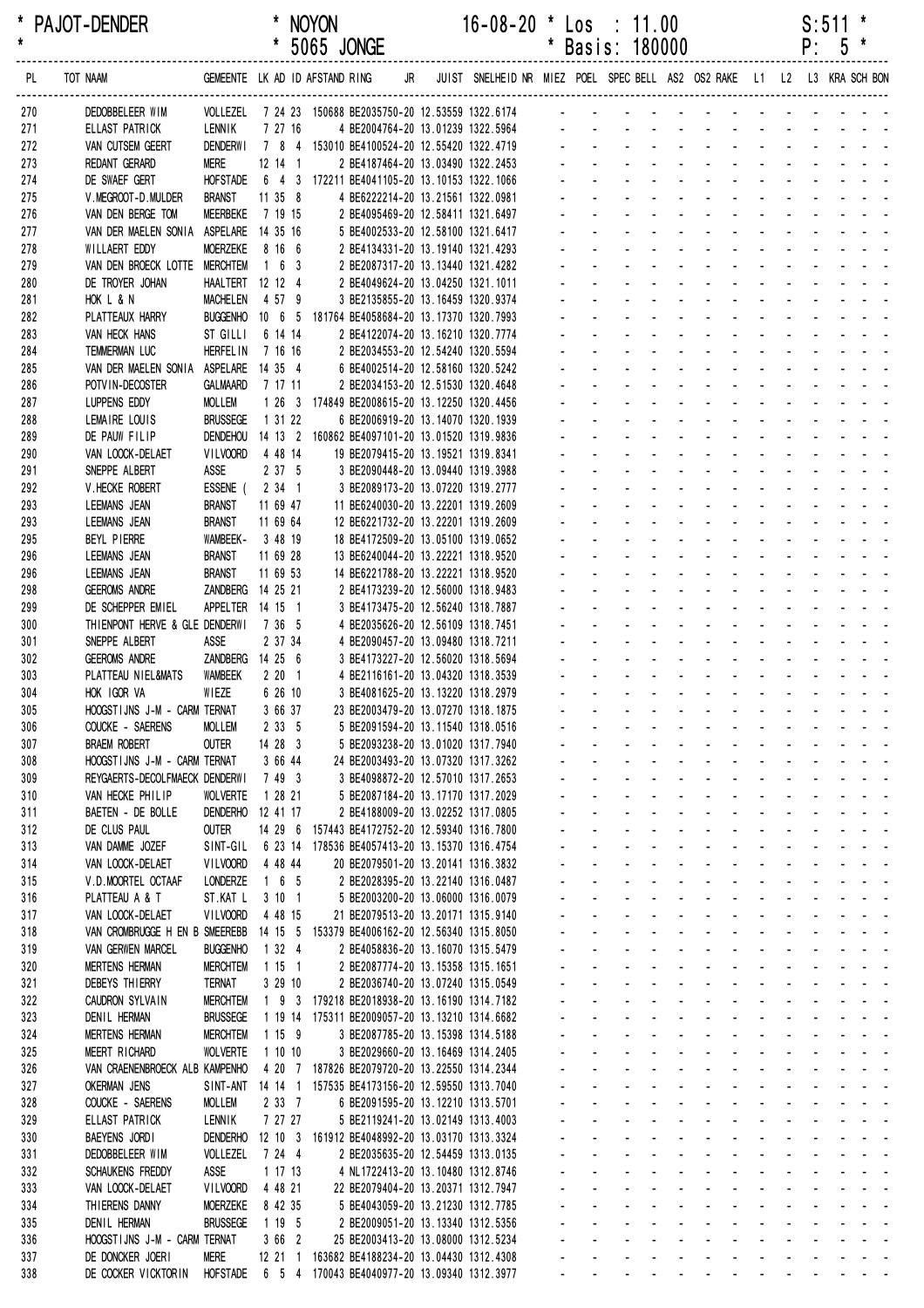```
* PAJOT-DENDER              * NOYON                   16-08-20 * Los   : 11.00                    S:511 *
*                           * 5065 JONGE                       * Basis: 180000                    P:  5 *
```

| PL | TOT NAAM | GEMEENTE | LK | AD | ID | AFSTAND | RING | JR | JUIST | SNELHEID | NR | MIEZ | POEL | SPEC | BELL | AS2 | OS2 | RAKE | L1 | L2 | L3 | KRA | SCH | BON |
|---|---|---|---|---|---|---|---|---|---|---|---|---|---|---|---|---|---|---|---|---|---|---|---|---|
| 270 | DEDOBBELEER WIM | VOLLEZEL | 7 | 24 | 23 | 150688 | BE2035750-20 | | 12.53559 | 1322.6174 | | - | - | - | - | - | - | - | - | - | - | - | - | - |
| 271 | ELLAST PATRICK | LENNIK | 7 | 27 | 16 | | 4 BE2004764-20 | | 13.01239 | 1322.5964 | | - | - | - | - | - | - | - | - | - | - | - | - | - |
| 272 | VAN CUTSEM GEERT | DENDERWI | 7 | 8 | 4 | 153010 | BE4100524-20 | | 12.55420 | 1322.4719 | | - | - | - | - | - | - | - | - | - | - | - | - | - |
| 273 | REDANT GERARD | MERE | 12 | 14 | 1 | | 2 BE4187464-20 | | 13.03490 | 1322.2453 | | - | - | - | - | - | - | - | - | - | - | - | - | - |
| 274 | DE SWAEF GERT | HOFSTADE | 6 | 4 | 3 | 172211 | BE4041105-20 | | 13.10153 | 1322.1066 | | - | - | - | - | - | - | - | - | - | - | - | - | - |
| 275 | V.MEGROOT-D.MULDER | BRANST | 11 | 35 | 8 | | 4 BE6222214-20 | | 13.21561 | 1322.0981 | | - | - | - | - | - | - | - | - | - | - | - | - | - |
| 276 | VAN DEN BERGE TOM | MEERBEKE | 7 | 19 | 15 | | 2 BE4095469-20 | | 12.58411 | 1321.6497 | | - | - | - | - | - | - | - | - | - | - | - | - | - |
| 277 | VAN DER MAELEN SONIA | ASPELARE | 14 | 35 | 16 | | 5 BE4002533-20 | | 12.58100 | 1321.6417 | | - | - | - | - | - | - | - | - | - | - | - | - | - |
| 278 | WILLAERT EDDY | MOERZEKE | 8 | 16 | 6 | | 2 BE4134331-20 | | 13.19140 | 1321.4293 | | - | - | - | - | - | - | - | - | - | - | - | - | - |
| 279 | VAN DEN BROECK LOTTE | MERCHTEM | 1 | 6 | 3 | | 2 BE2087317-20 | | 13.13440 | 1321.4282 | | - | - | - | - | - | - | - | - | - | - | - | - | - |
| 280 | DE TROYER JOHAN | HAALTERT | 12 | 12 | 4 | | 2 BE4049624-20 | | 13.04250 | 1321.1011 | | - | - | - | - | - | - | - | - | - | - | - | - | - |
| 281 | HOK L & N | MACHELEN | 4 | 57 | 9 | | 3 BE2135855-20 | | 13.16459 | 1320.9374 | | - | - | - | - | - | - | - | - | - | - | - | - | - |
| 282 | PLATTEAUX HARRY | BUGGENHO | 10 | 6 | 5 | 181764 | BE4058684-20 | | 13.17370 | 1320.7993 | | - | - | - | - | - | - | - | - | - | - | - | - | - |
| 283 | VAN HECK HANS | ST GILLI | 6 | 14 | 14 | | 2 BE4122074-20 | | 13.16210 | 1320.7774 | | - | - | - | - | - | - | - | - | - | - | - | - | - |
| 284 | TEMMERMAN LUC | HERFELIN | 7 | 16 | 16 | | 2 BE2034553-20 | | 12.54240 | 1320.5594 | | - | - | - | - | - | - | - | - | - | - | - | - | - |
| 285 | VAN DER MAELEN SONIA | ASPELARE | 14 | 35 | 4 | | 6 BE4002514-20 | | 12.58160 | 1320.5242 | | - | - | - | - | - | - | - | - | - | - | - | - | - |
| 286 | POTVIN-DECOSTER | GALMAARD | 7 | 17 | 11 | | 2 BE2034153-20 | | 12.51530 | 1320.4648 | | - | - | - | - | - | - | - | - | - | - | - | - | - |
| 287 | LUPPENS EDDY | MOLLEM | 1 | 26 | 3 | 174849 | BE2008615-20 | | 13.12250 | 1320.4456 | | - | - | - | - | - | - | - | - | - | - | - | - | - |
| 288 | LEMAIRE LOUIS | BRUSSEGE | 1 | 31 | 22 | | 6 BE2006919-20 | | 13.14070 | 1320.1939 | | - | - | - | - | - | - | - | - | - | - | - | - | - |
| 289 | DE PAUW FILIP | DENDEHOU | 14 | 13 | 2 | 160862 | BE4097101-20 | | 13.01520 | 1319.9836 | | - | - | - | - | - | - | - | - | - | - | - | - | - |
| 290 | VAN LOOCK-DELAET | VILVOORD | 4 | 48 | 14 | | 19 BE2079415-20 | | 13.19521 | 1319.8341 | | - | - | - | - | - | - | - | - | - | - | - | - | - |
| 291 | SNEPPE ALBERT | ASSE | 2 | 37 | 5 | | 3 BE2090448-20 | | 13.09440 | 1319.3988 | | - | - | - | - | - | - | - | - | - | - | - | - | - |
| 292 | V.HECKE ROBERT | ESSENE ( | 2 | 34 | 1 | | 3 BE2089173-20 | | 13.07220 | 1319.2777 | | - | - | - | - | - | - | - | - | - | - | - | - | - |
| 293 | LEEMANS JEAN | BRANST | 11 | 69 | 47 | | 11 BE6240030-20 | | 13.22201 | 1319.2609 | | - | - | - | - | - | - | - | - | - | - | - | - | - |
| 293 | LEEMANS JEAN | BRANST | 11 | 69 | 64 | | 12 BE6221732-20 | | 13.22201 | 1319.2609 | | - | - | - | - | - | - | - | - | - | - | - | - | - |
| 295 | BEYL PIERRE | WAMBEEK- | 3 | 48 | 19 | | 18 BE4172509-20 | | 13.05100 | 1319.0652 | | - | - | - | - | - | - | - | - | - | - | - | - | - |
| 296 | LEEMANS JEAN | BRANST | 11 | 69 | 28 | | 13 BE6240044-20 | | 13.22221 | 1318.9520 | | - | - | - | - | - | - | - | - | - | - | - | - | - |
| 296 | LEEMANS JEAN | BRANST | 11 | 69 | 53 | | 14 BE6221788-20 | | 13.22221 | 1318.9520 | | - | - | - | - | - | - | - | - | - | - | - | - | - |
| 298 | GEEROMS ANDRE | ZANDBERG | 14 | 25 | 21 | | 2 BE4173239-20 | | 12.56000 | 1318.9483 | | - | - | - | - | - | - | - | - | - | - | - | - | - |
| 299 | DE SCHEPPER EMIEL | APPELTER | 14 | 15 | 1 | | 3 BE4173475-20 | | 12.56240 | 1318.7887 | | - | - | - | - | - | - | - | - | - | - | - | - | - |
| 300 | THIENPONT HERVE & GLE | DENDERWI | 7 | 36 | 5 | | 4 BE2035626-20 | | 12.56109 | 1318.7451 | | - | - | - | - | - | - | - | - | - | - | - | - | - |
| 301 | SNEPPE ALBERT | ASSE | 2 | 37 | 34 | | 4 BE2090457-20 | | 13.09480 | 1318.7211 | | - | - | - | - | - | - | - | - | - | - | - | - | - |
| 302 | GEEROMS ANDRE | ZANDBERG | 14 | 25 | 6 | | 3 BE4173227-20 | | 12.56020 | 1318.5694 | | - | - | - | - | - | - | - | - | - | - | - | - | - |
| 303 | PLATTEAU NIEL&MATS | WAMBEEK | 2 | 20 | 1 | | 4 BE2116161-20 | | 13.04320 | 1318.3539 | | - | - | - | - | - | - | - | - | - | - | - | - | - |
| 304 | HOK IGOR VA | WIEZE | 6 | 26 | 10 | | 3 BE4081625-20 | | 13.13220 | 1318.2979 | | - | - | - | - | - | - | - | - | - | - | - | - | - |
| 305 | HOOGSTIJNS J-M - CARM | TERNAT | 3 | 66 | 37 | | 23 BE2003479-20 | | 13.07270 | 1318.1875 | | - | - | - | - | - | - | - | - | - | - | - | - | - |
| 306 | COUCKE - SAERENS | MOLLEM | 2 | 33 | 5 | | 5 BE2091594-20 | | 13.11540 | 1318.0516 | | - | - | - | - | - | - | - | - | - | - | - | - | - |
| 307 | BRAEM ROBERT | OUTER | 14 | 28 | 3 | | 5 BE2093238-20 | | 13.01020 | 1317.7940 | | - | - | - | - | - | - | - | - | - | - | - | - | - |
| 308 | HOOGSTIJNS J-M - CARM | TERNAT | 3 | 66 | 44 | | 24 BE2003493-20 | | 13.07320 | 1317.3262 | | - | - | - | - | - | - | - | - | - | - | - | - | - |
| 309 | REYGAERTS-DECOLFMAECK | DENDERWI | 7 | 49 | 3 | | 3 BE4098872-20 | | 12.57010 | 1317.2653 | | - | - | - | - | - | - | - | - | - | - | - | - | - |
| 310 | VAN HECKE PHILIP | WOLVERTE | 1 | 28 | 21 | | 5 BE2087184-20 | | 13.17170 | 1317.2029 | | - | - | - | - | - | - | - | - | - | - | - | - | - |
| 311 | BAETEN - DE BOLLE | DENDERHO | 12 | 41 | 17 | | 2 BE4188009-20 | | 13.02252 | 1317.0805 | | - | - | - | - | - | - | - | - | - | - | - | - | - |
| 312 | DE CLUS PAUL | OUTER | 14 | 29 | 6 | 157443 | BE4172752-20 | | 12.59340 | 1316.7800 | | - | - | - | - | - | - | - | - | - | - | - | - | - |
| 313 | VAN DAMME JOZEF | SINT-GIL | 6 | 23 | 14 | 178536 | BE4057413-20 | | 13.15370 | 1316.4754 | | - | - | - | - | - | - | - | - | - | - | - | - | - |
| 314 | VAN LOOCK-DELAET | VILVOORD | 4 | 48 | 44 | | 20 BE2079501-20 | | 13.20141 | 1316.3832 | | - | - | - | - | - | - | - | - | - | - | - | - | - |
| 315 | V.D.MOORTEL OCTAAF | LONDERZE | 1 | 6 | 5 | | 2 BE2028395-20 | | 13.22140 | 1316.0487 | | - | - | - | - | - | - | - | - | - | - | - | - | - |
| 316 | PLATTEAU A & T | ST.KAT L | 3 | 10 | 1 | | 5 BE2003200-20 | | 13.06000 | 1316.0079 | | - | - | - | - | - | - | - | - | - | - | - | - | - |
| 317 | VAN LOOCK-DELAET | VILVOORD | 4 | 48 | 15 | | 21 BE2079513-20 | | 13.20171 | 1315.9140 | | - | - | - | - | - | - | - | - | - | - | - | - | - |
| 318 | VAN CROMBRUGGE H EN B | SMEEREBB | 14 | 15 | 5 | 153379 | BE4006162-20 | | 12.56340 | 1315.8050 | | - | - | - | - | - | - | - | - | - | - | - | - | - |
| 319 | VAN GERWEN MARCEL | BUGGENHO | 1 | 32 | 4 | | 2 BE4058836-20 | | 13.16070 | 1315.5479 | | - | - | - | - | - | - | - | - | - | - | - | - | - |
| 320 | MERTENS HERMAN | MERCHTEM | 1 | 15 | 1 | | 2 BE2087774-20 | | 13.15358 | 1315.1651 | | - | - | - | - | - | - | - | - | - | - | - | - | - |
| 321 | DEBEYS THIERRY | TERNAT | 3 | 29 | 10 | | 2 BE2036740-20 | | 13.07240 | 1315.0549 | | - | - | - | - | - | - | - | - | - | - | - | - | - |
| 322 | CAUDRON SYLVAIN | MERCHTEM | 1 | 9 | 3 | 179218 | BE2018938-20 | | 13.16190 | 1314.7182 | | - | - | - | - | - | - | - | - | - | - | - | - | - |
| 323 | DENIL HERMAN | BRUSSEGE | 1 | 19 | 14 | 175311 | BE2009057-20 | | 13.13210 | 1314.6682 | | - | - | - | - | - | - | - | - | - | - | - | - | - |
| 324 | MERTENS HERMAN | MERCHTEM | 1 | 15 | 9 | | 3 BE2087785-20 | | 13.15398 | 1314.5188 | | - | - | - | - | - | - | - | - | - | - | - | - | - |
| 325 | MEERT RICHARD | WOLVERTE | 1 | 10 | 10 | | 3 BE2029660-20 | | 13.16469 | 1314.2405 | | - | - | - | - | - | - | - | - | - | - | - | - | - |
| 326 | VAN CRAENENBROECK ALB | KAMPENHO | 4 | 20 | 7 | 187826 | BE2079720-20 | | 13.22550 | 1314.2344 | | - | - | - | - | - | - | - | - | - | - | - | - | - |
| 327 | OKERMAN JENS | SINT-ANT | 14 | 14 | 1 | 157535 | BE4173156-20 | | 12.59950 | 1313.7040 | | - | - | - | - | - | - | - | - | - | - | - | - | - |
| 328 | COUCKE - SAERENS | MOLLEM | 2 | 33 | 7 | | 6 BE2091595-20 | | 13.12210 | 1313.5701 | | - | - | - | - | - | - | - | - | - | - | - | - | - |
| 329 | ELLAST PATRICK | LENNIK | 7 | 27 | 27 | | 5 BE2119241-20 | | 13.02149 | 1313.4003 | | - | - | - | - | - | - | - | - | - | - | - | - | - |
| 330 | BAEYENS JORDI | DENDERHO | 12 | 10 | 3 | 161912 | BE4048992-20 | | 13.03170 | 1313.3324 | | - | - | - | - | - | - | - | - | - | - | - | - | - |
| 331 | DEDOBBELEER WIM | VOLLEZEL | 7 | 24 | 4 | | 2 BE2035635-20 | | 12.54459 | 1313.0135 | | - | - | - | - | - | - | - | - | - | - | - | - | - |
| 332 | SCHAUKENS FREDDY | ASSE | 1 | 17 | 13 | | 4 NL1722413-20 | | 13.10480 | 1312.8746 | | - | - | - | - | - | - | - | - | - | - | - | - | - |
| 333 | VAN LOOCK-DELAET | VILVOORD | 4 | 48 | 21 | | 22 BE2079404-20 | | 13.20371 | 1312.7947 | | - | - | - | - | - | - | - | - | - | - | - | - | - |
| 334 | THIERENS DANNY | MOERZEKE | 8 | 42 | 35 | | 5 BE4043059-20 | | 13.21230 | 1312.7785 | | - | - | - | - | - | - | - | - | - | - | - | - | - |
| 335 | DENIL HERMAN | BRUSSEGE | 1 | 19 | 5 | | 2 BE2009051-20 | | 13.13340 | 1312.5356 | | - | - | - | - | - | - | - | - | - | - | - | - | - |
| 336 | HOOGSTIJNS J-M - CARM | TERNAT | 3 | 66 | 2 | | 25 BE2003413-20 | | 13.08000 | 1312.5234 | | - | - | - | - | - | - | - | - | - | - | - | - | - |
| 337 | DE DONCKER JOERI | MERE | 12 | 21 | 1 | 163682 | BE4188234-20 | | 13.04430 | 1312.4308 | | - | - | - | - | - | - | - | - | - | - | - | - | - |
| 338 | DE COCKER VICKTORIN | HOFSTADE | 6 | 5 | 4 | 170043 | BE4040977-20 | | 13.09340 | 1312.3977 | | - | - | - | - | - | - | - | - | - | - | - | - | - |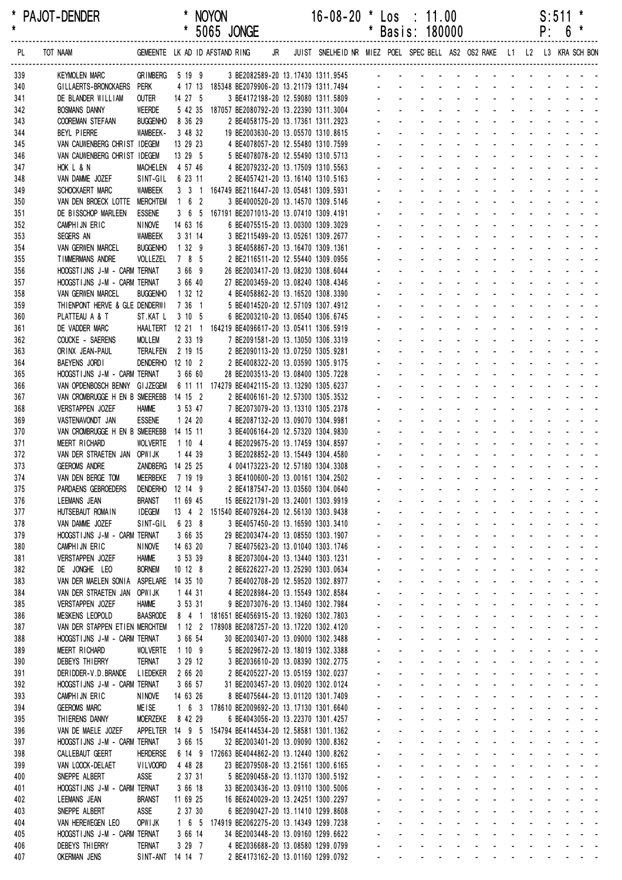\* PAJOT-DENDER \* NOYON 16-08-20 \* Los : 11.00 S:511 \*
\* \* 5065 JONGE \* Basis: 180000 P: 6 \*

| PL | TOT NAAM | GEMEENTE | LK | AD | ID | AFSTAND | RING | JR | JUIST | SNELHEID | NR | MIEZ | POEL | SPEC | BELL | AS2 | OS2 | RAKE | L1 | L2 | L3 | KRA | SCH | BON |
|---|---|---|---|---|---|---|---|---|---|---|---|---|---|---|---|---|---|---|---|---|---|---|---|---|
| 339 | KEYMOLEN MARC | GRIMBERG | 5 | 19 | 9 | 3 | BE2082589-20 | | 13.17430 | 1311.9545 | | - | - | - | - | - | - | - | - | - | - | - | - | - |
| 340 | GILLAERTS-BRONCKAERS | PERK | 4 | 17 | 13 | 185348 | BE2079906-20 | | 13.21179 | 1311.7494 | | - | - | - | - | - | - | - | - | - | - | - | - | - |
| 341 | DE BLANDER WILLIAM | OUTER | 14 | 27 | 5 | 3 | BE4172198-20 | | 12.59080 | 1311.5809 | | - | - | - | - | - | - | - | - | - | - | - | - | - |
| 342 | BOSMANS DANNY | WEERDE | 5 | 42 | 35 | 187057 | BE2080792-20 | | 13.22390 | 1311.3004 | | - | - | - | - | - | - | - | - | - | - | - | - | - |
| 343 | COOREMAN STEFAAN | BUGGENHO | 8 | 36 | 29 | 2 | BE4058175-20 | | 13.17361 | 1311.2923 | | - | - | - | - | - | - | - | - | - | - | - | - | - |
| 344 | BEYL PIERRE | WAMBEEK- | 3 | 48 | 32 | 19 | BE2003630-20 | | 13.05570 | 1310.8615 | | - | - | - | - | - | - | - | - | - | - | - | - | - |
| 345 | VAN CAUWENBERG CHRIST | IDEGEM | 13 | 29 | 23 | 4 | BE4078057-20 | | 12.55480 | 1310.7599 | | - | - | - | - | - | - | - | - | - | - | - | - | - |
| 346 | VAN CAUWENBERG CHRIST | IDEGEM | 13 | 29 | 5 | 5 | BE4078078-20 | | 12.55490 | 1310.5713 | | - | - | - | - | - | - | - | - | - | - | - | - | - |
| 347 | HOK L & N | MACHELEN | 4 | 57 | 46 | 4 | BE2079232-20 | | 13.17509 | 1310.5563 | | - | - | - | - | - | - | - | - | - | - | - | - | - |
| 348 | VAN DAMME JOZEF | SINT-GIL | 6 | 23 | 11 | 2 | BE4057421-20 | | 13.16140 | 1310.5163 | | - | - | - | - | - | - | - | - | - | - | - | - | - |
| 349 | SCHOCKAERT MARC | WAMBEEK | 3 | 3 | 1 | 164749 | BE2116447-20 | | 13.05481 | 1309.5931 | | - | - | - | - | - | - | - | - | - | - | - | - | - |
| 350 | VAN DEN BROECK LOTTE | MERCHTEM | 1 | 6 | 2 | 3 | BE4000520-20 | | 13.14570 | 1309.5146 | | - | - | - | - | - | - | - | - | - | - | - | - | - |
| 351 | DE BISSCHOP MARLEEN | ESSENE | 3 | 6 | 5 | 167191 | BE2071013-20 | | 13.07410 | 1309.4191 | | - | - | - | - | - | - | - | - | - | - | - | - | - |
| 352 | CAMPHIJN ERIC | NINOVE | 14 | 63 | 16 | 6 | BE4075515-20 | | 13.00300 | 1309.3029 | | - | - | - | - | - | - | - | - | - | - | - | - | - |
| 353 | SEGERS AN | WAMBEEK | 3 | 31 | 14 | 3 | BE2115499-20 | | 13.05261 | 1309.2677 | | - | - | - | - | - | - | - | - | - | - | - | - | - |
| 354 | VAN GERWEN MARCEL | BUGGENHO | 1 | 32 | 9 | 3 | BE4058867-20 | | 13.16470 | 1309.1361 | | - | - | - | - | - | - | - | - | - | - | - | - | - |
| 355 | TIMMERMANS ANDRE | VOLLEZEL | 7 | 8 | 5 | 2 | BE2116511-20 | | 12.55440 | 1309.0956 | | - | - | - | - | - | - | - | - | - | - | - | - | - |
| 356 | HOOGSTIJNS J-M - CARM | TERNAT | 3 | 66 | 9 | 26 | BE2003417-20 | | 13.08230 | 1308.6044 | | - | - | - | - | - | - | - | - | - | - | - | - | - |
| 357 | HOOGSTIJNS J-M - CARM | TERNAT | 3 | 66 | 40 | 27 | BE2003459-20 | | 13.08240 | 1308.4346 | | - | - | - | - | - | - | - | - | - | - | - | - | - |
| 358 | VAN GERWEN MARCEL | BUGGENHO | 1 | 32 | 12 | 4 | BE4058862-20 | | 13.16520 | 1308.3390 | | - | - | - | - | - | - | - | - | - | - | - | - | - |
| 359 | THIENPONT HERVE & GLE | DENDERWI | 7 | 36 | 1 | 5 | BE4014520-20 | | 12.57109 | 1307.4912 | | - | - | - | - | - | - | - | - | - | - | - | - | - |
| 360 | PLATTEAU A & T | ST.KAT L | 3 | 10 | 5 | 6 | BE2003210-20 | | 13.06540 | 1306.6745 | | - | - | - | - | - | - | - | - | - | - | - | - | - |
| 361 | DE VADDER MARC | HAALTERT | 12 | 21 | 1 | 164219 | BE4096617-20 | | 13.05411 | 1306.5919 | | - | - | - | - | - | - | - | - | - | - | - | - | - |
| 362 | COUCKE - SAERENS | MOLLEM | 2 | 33 | 19 | 7 | BE2091581-20 | | 13.13050 | 1306.3319 | | - | - | - | - | - | - | - | - | - | - | - | - | - |
| 363 | ORINX JEAN-PAUL | TERALFEN | 2 | 19 | 15 | 2 | BE2090113-20 | | 13.07250 | 1305.9281 | | - | - | - | - | - | - | - | - | - | - | - | - | - |
| 364 | BAEYENS JORDI | DENDERHO | 12 | 10 | 2 | 2 | BE4008322-20 | | 13.03590 | 1305.9175 | | - | - | - | - | - | - | - | - | - | - | - | - | - |
| 365 | HOOGSTIJNS J-M - CARM | TERNAT | 3 | 66 | 60 | 28 | BE2003513-20 | | 13.08400 | 1305.7228 | | - | - | - | - | - | - | - | - | - | - | - | - | - |
| 366 | VAN OPDENBOSCH BENNY | GIJZEGEM | 6 | 11 | 11 | 174279 | BE4042115-20 | | 13.13290 | 1305.6237 | | - | - | - | - | - | - | - | - | - | - | - | - | - |
| 367 | VAN CROMBRUGGE H EN B | SMEEREBB | 14 | 15 | 2 | 2 | BE4006161-20 | | 12.57300 | 1305.3532 | | - | - | - | - | - | - | - | - | - | - | - | - | - |
| 368 | VERSTAPPEN JOZEF | HAMME | 3 | 53 | 47 | 7 | BE2073079-20 | | 13.13310 | 1305.2378 | | - | - | - | - | - | - | - | - | - | - | - | - | - |
| 369 | VASTENAVONDT JAN | ESSENE | 1 | 24 | 20 | 4 | BE2087132-20 | | 13.09070 | 1304.9981 | | - | - | - | - | - | - | - | - | - | - | - | - | - |
| 370 | VAN CROMBRUGGE H EN B | SMEEREBB | 14 | 15 | 11 | 3 | BE4006164-20 | | 12.57320 | 1304.9830 | | - | - | - | - | - | - | - | - | - | - | - | - | - |
| 371 | MEERT RICHARD | WOLVERTE | 1 | 10 | 4 | 4 | BE2029675-20 | | 13.17459 | 1304.8597 | | - | - | - | - | - | - | - | - | - | - | - | - | - |
| 372 | VAN DER STRAETEN JAN | OPWIJK | 1 | 44 | 39 | 3 | BE2028852-20 | | 13.15449 | 1304.4580 | | - | - | - | - | - | - | - | - | - | - | - | - | - |
| 373 | GEEROMS ANDRE | ZANDBERG | 14 | 25 | 25 | 4 | 004173223-20 | | 12.57180 | 1304.3308 | | - | - | - | - | - | - | - | - | - | - | - | - | - |
| 374 | VAN DEN BERGE TOM | MEERBEKE | 7 | 19 | 19 | 3 | BE4100600-20 | | 13.00161 | 1304.2502 | | - | - | - | - | - | - | - | - | - | - | - | - | - |
| 375 | PARDAENS GEBROEDERS | DENDERHO | 12 | 14 | 9 | 2 | BE4187547-20 | | 13.03560 | 1304.0640 | | - | - | - | - | - | - | - | - | - | - | - | - | - |
| 376 | LEEMANS JEAN | BRANST | 11 | 69 | 45 | 15 | BE6221791-20 | | 13.24001 | 1303.9919 | | - | - | - | - | - | - | - | - | - | - | - | - | - |
| 377 | HUTSEBAUT ROMAIN | IDEGEM | 13 | 4 | 2 | 151540 | BE4079264-20 | | 12.56130 | 1303.9438 | | - | - | - | - | - | - | - | - | - | - | - | - | - |
| 378 | VAN DAMME JOZEF | SINT-GIL | 6 | 23 | 8 | 3 | BE4057450-20 | | 13.16590 | 1303.3410 | | - | - | - | - | - | - | - | - | - | - | - | - | - |
| 379 | HOOGSTIJNS J-M - CARM | TERNAT | 3 | 66 | 35 | 29 | BE2003474-20 | | 13.08550 | 1303.1907 | | - | - | - | - | - | - | - | - | - | - | - | - | - |
| 380 | CAMPHIJN ERIC | NINOVE | 14 | 63 | 20 | 7 | BE4075623-20 | | 13.01040 | 1303.1746 | | - | - | - | - | - | - | - | - | - | - | - | - | - |
| 381 | VERSTAPPEN JOZEF | HAMME | 3 | 53 | 39 | 8 | BE2073004-20 | | 13.13440 | 1303.1231 | | - | - | - | - | - | - | - | - | - | - | - | - | - |
| 382 | DE JONGHE LEO | BORNEM | 10 | 12 | 8 | 2 | BE6226227-20 | | 13.25290 | 1303.0634 | | - | - | - | - | - | - | - | - | - | - | - | - | - |
| 383 | VAN DER MAELEN SONIA | ASPELARE | 14 | 35 | 10 | 7 | BE4002708-20 | | 12.59520 | 1302.8977 | | - | - | - | - | - | - | - | - | - | - | - | - | - |
| 384 | VAN DER STRAETEN JAN | OPWIJK | 1 | 44 | 31 | 4 | BE2028984-20 | | 13.15549 | 1302.8584 | | - | - | - | - | - | - | - | - | - | - | - | - | - |
| 385 | VERSTAPPEN JOZEF | HAMME | 3 | 53 | 31 | 9 | BE2073076-20 | | 13.13460 | 1302.7984 | | - | - | - | - | - | - | - | - | - | - | - | - | - |
| 386 | MESKENS LEOPOLD | BAASRODE | 8 | 4 | 1 | 181651 | BE4056915-20 | | 13.19260 | 1302.7803 | | - | - | - | - | - | - | - | - | - | - | - | - | - |
| 387 | VAN DER STAPPEN ETIEN | MERCHTEM | 1 | 12 | 2 | 178908 | BE2087257-20 | | 13.17220 | 1302.4120 | | - | - | - | - | - | - | - | - | - | - | - | - | - |
| 388 | HOOGSTIJNS J-M - CARM | TERNAT | 3 | 66 | 54 | 30 | BE2003407-20 | | 13.09000 | 1302.3488 | | - | - | - | - | - | - | - | - | - | - | - | - | - |
| 389 | MEERT RICHARD | WOLVERTE | 1 | 10 | 9 | 5 | BE2029672-20 | | 13.18019 | 1302.3388 | | - | - | - | - | - | - | - | - | - | - | - | - | - |
| 390 | DEBEYS THIERRY | TERNAT | 3 | 29 | 12 | 3 | BE2036610-20 | | 13.08390 | 1302.2775 | | - | - | - | - | - | - | - | - | - | - | - | - | - |
| 391 | DERIDDER-V.D.BRANDE | LIEDEKER | 2 | 66 | 20 | 2 | BE4205227-20 | | 13.05159 | 1302.0237 | | - | - | - | - | - | - | - | - | - | - | - | - | - |
| 392 | HOOGSTIJNS J-M - CARM | TERNAT | 3 | 66 | 57 | 31 | BE2003457-20 | | 13.09020 | 1302.0124 | | - | - | - | - | - | - | - | - | - | - | - | - | - |
| 393 | CAMPHIJN ERIC | NINOVE | 14 | 63 | 26 | 8 | BE4075644-20 | | 13.01120 | 1301.7409 | | - | - | - | - | - | - | - | - | - | - | - | - | - |
| 394 | GEEROMS MARC | MEISE | 1 | 6 | 3 | 178610 | BE2009692-20 | | 13.17130 | 1301.6640 | | - | - | - | - | - | - | - | - | - | - | - | - | - |
| 395 | THIERENS DANNY | MOERZEKE | 8 | 42 | 29 | 6 | BE4043056-20 | | 13.22370 | 1301.4257 | | - | - | - | - | - | - | - | - | - | - | - | - | - |
| 396 | VAN DE MAELE JOZEF | APPELTER | 14 | 9 | 5 | 154794 | BE4144534-20 | | 12.58581 | 1301.1362 | | - | - | - | - | - | - | - | - | - | - | - | - | - |
| 397 | HOOGSTIJNS J-M - CARM | TERNAT | 3 | 66 | 15 | 32 | BE2003401-20 | | 13.09090 | 1300.8362 | | - | - | - | - | - | - | - | - | - | - | - | - | - |
| 398 | CALLEBAUT GEERT | HERDERSE | 6 | 14 | 9 | 172663 | BE4044862-20 | | 13.12440 | 1300.8262 | | - | - | - | - | - | - | - | - | - | - | - | - | - |
| 399 | VAN LOOCK-DELAET | VILVOORD | 4 | 48 | 28 | 23 | BE2079508-20 | | 13.21561 | 1300.6165 | | - | - | - | - | - | - | - | - | - | - | - | - | - |
| 400 | SNEPPE ALBERT | ASSE | 2 | 37 | 31 | 5 | BE2090458-20 | | 13.11370 | 1300.5192 | | - | - | - | - | - | - | - | - | - | - | - | - | - |
| 401 | HOOGSTIJNS J-M - CARM | TERNAT | 3 | 66 | 18 | 33 | BE2003436-20 | | 13.09110 | 1300.5006 | | - | - | - | - | - | - | - | - | - | - | - | - | - |
| 402 | LEEMANS JEAN | BRANST | 11 | 69 | 25 | 16 | BE6240029-20 | | 13.24251 | 1300.2297 | | - | - | - | - | - | - | - | - | - | - | - | - | - |
| 403 | SNEPPE ALBERT | ASSE | 2 | 37 | 30 | 6 | BE2090427-20 | | 13.11410 | 1299.8608 | | - | - | - | - | - | - | - | - | - | - | - | - | - |
| 404 | VAN HEREWEGEN LEO | OPWIJK | 1 | 6 | 5 | 174919 | BE2062275-20 | | 13.14349 | 1299.7238 | | - | - | - | - | - | - | - | - | - | - | - | - | - |
| 405 | HOOGSTIJNS J-M - CARM | TERNAT | 3 | 66 | 14 | 34 | BE2003448-20 | | 13.09160 | 1299.6622 | | - | - | - | - | - | - | - | - | - | - | - | - | - |
| 406 | DEBEYS THIERRY | TERNAT | 3 | 29 | 7 | 4 | BE2036688-20 | | 13.08580 | 1299.0799 | | - | - | - | - | - | - | - | - | - | - | - | - | - |
| 407 | OKERMAN JENS | SINT-ANT | 14 | 14 | 7 | 2 | BE4173162-20 | | 13.01160 | 1299.0792 | | - | - | - | - | - | - | - | - | - | - | - | - | - |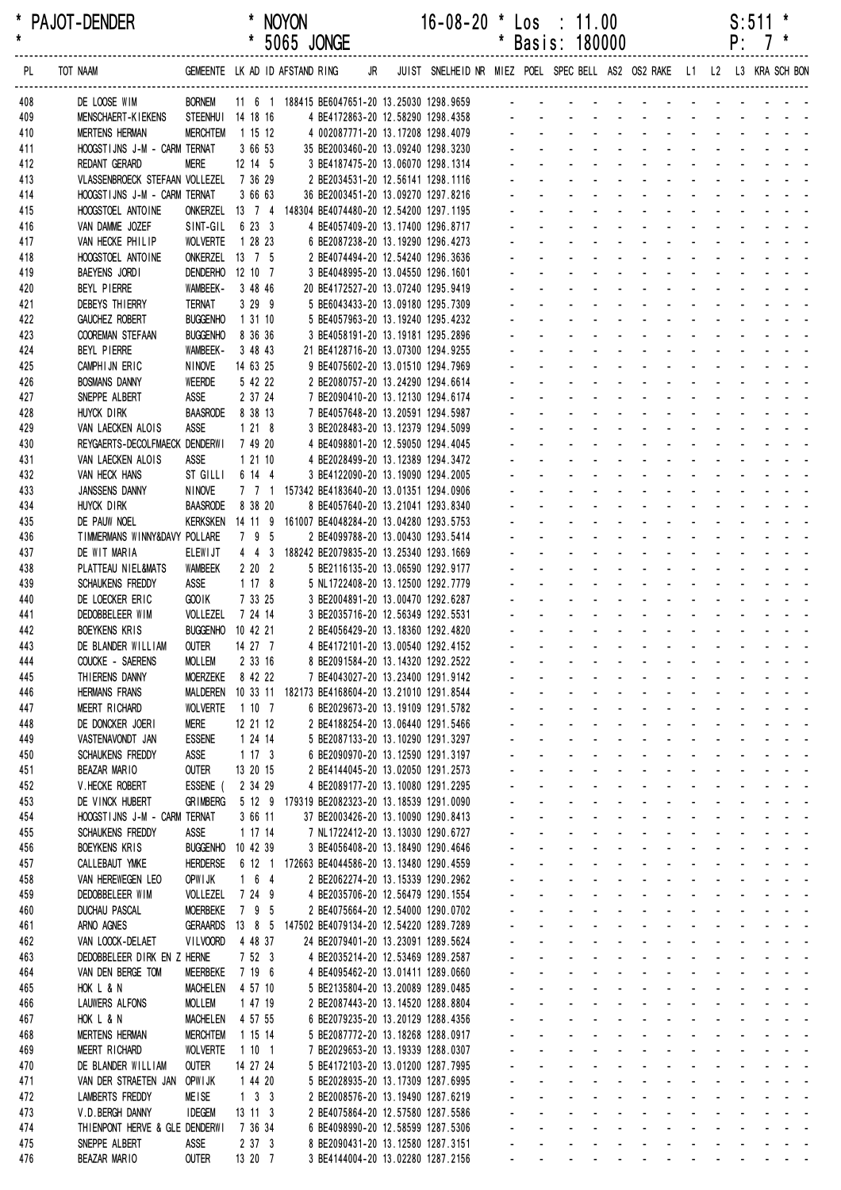\* PAJOT-DENDER \* NOYON 16-08-20 \* Los : 11.00 S:511 \*
\* \* 5065 JONGE \* Basis: 180000 P: 7 \*

| PL | TOT NAAM | GEMEENTE | LK AD ID AFSTAND | RING | JR | JUIST | SNELHEID | NR | MIEZ | POEL | SPEC | BELL | AS2 | OS2 | RAKE | L1 | L2 | L3 | KRA | SCH | BON |
|---|---|---|---|---|---|---|---|---|---|---|---|---|---|---|---|---|---|---|---|---|---|
| 408 | DE LOOSE WIM | BORNEM | 11 6 1 188415 | BE6047651-20 | | 13.25030 | 1298.9659 | | - | - | - | - | - | - | - | - | - | - | - | - | - |
| 409 | MENSCHAERT-KIEKENS | STEENHUI | 14 18 16 | 4 BE4172863-20 | | 12.58290 | 1298.4358 | | - | - | - | - | - | - | - | - | - | - | - | - | - |
| 410 | MERTENS HERMAN | MERCHTEM | 1 15 12 | 4 002087771-20 | | 13.17208 | 1298.4079 | | - | - | - | - | - | - | - | - | - | - | - | - | - |
| 411 | HOOGSTIJNS J-M - CARM | TERNAT | 3 66 53 | 35 BE2003460-20 | | 13.09240 | 1298.3230 | | - | - | - | - | - | - | - | - | - | - | - | - | - |
| 412 | REDANT GERARD | MERE | 12 14 5 | 3 BE4187475-20 | | 13.06070 | 1298.1314 | | - | - | - | - | - | - | - | - | - | - | - | - | - |
| 413 | VLASSENBROECK STEFAAN | VOLLEZEL | 7 36 29 | 2 BE2034531-20 | | 12.56141 | 1298.1116 | | - | - | - | - | - | - | - | - | - | - | - | - | - |
| 414 | HOOGSTIJNS J-M - CARM | TERNAT | 3 66 63 | 36 BE2003451-20 | | 13.09270 | 1297.8216 | | - | - | - | - | - | - | - | - | - | - | - | - | - |
| 415 | HOOGSTOEL ANTOINE | ONKERZEL | 13 7 4 148304 | BE4074480-20 | | 12.54200 | 1297.1195 | | - | - | - | - | - | - | - | - | - | - | - | - | - |
| 416 | VAN DAMME JOZEF | SINT-GIL | 6 23 3 | 4 BE4057409-20 | | 13.17400 | 1296.8717 | | - | - | - | - | - | - | - | - | - | - | - | - | - |
| 417 | VAN HECKE PHILIP | WOLVERTE | 1 28 23 | 6 BE2087238-20 | | 13.19290 | 1296.4273 | | - | - | - | - | - | - | - | - | - | - | - | - | - |
| 418 | HOOGSTOEL ANTOINE | ONKERZEL | 13 7 5 | 2 BE4074494-20 | | 12.54240 | 1296.3636 | | - | - | - | - | - | - | - | - | - | - | - | - | - |
| 419 | BAEYENS JORDI | DENDERHO | 12 10 7 | 3 BE4048995-20 | | 13.04550 | 1296.1601 | | - | - | - | - | - | - | - | - | - | - | - | - | - |
| 420 | BEYL PIERRE | WAMBEEK- | 3 48 46 | 20 BE4172527-20 | | 13.07240 | 1295.9419 | | - | - | - | - | - | - | - | - | - | - | - | - | - |
| 421 | DEBEYS THIERRY | TERNAT | 3 29 9 | 5 BE6043433-20 | | 13.09180 | 1295.7309 | | - | - | - | - | - | - | - | - | - | - | - | - | - |
| 422 | GAUCHEZ ROBERT | BUGGENHO | 1 31 10 | 5 BE4057963-20 | | 13.19240 | 1295.4232 | | - | - | - | - | - | - | - | - | - | - | - | - | - |
| 423 | COOREMAN STEFAAN | BUGGENHO | 8 36 36 | 3 BE4058191-20 | | 13.19181 | 1295.2896 | | - | - | - | - | - | - | - | - | - | - | - | - | - |
| 424 | BEYL PIERRE | WAMBEEK- | 3 48 43 | 21 BE4128716-20 | | 13.07300 | 1294.9255 | | - | - | - | - | - | - | - | - | - | - | - | - | - |
| 425 | CAMPHIJN ERIC | NINOVE | 14 63 25 | 9 BE4075602-20 | | 13.01510 | 1294.7969 | | - | - | - | - | - | - | - | - | - | - | - | - | - |
| 426 | BOSMANS DANNY | WEERDE | 5 42 22 | 2 BE2080757-20 | | 13.24290 | 1294.6614 | | - | - | - | - | - | - | - | - | - | - | - | - | - |
| 427 | SNEPPE ALBERT | ASSE | 2 37 24 | 7 BE2090410-20 | | 13.12130 | 1294.6174 | | - | - | - | - | - | - | - | - | - | - | - | - | - |
| 428 | HUYCK DIRK | BAASRODE | 8 38 13 | 7 BE4057648-20 | | 13.20591 | 1294.5987 | | - | - | - | - | - | - | - | - | - | - | - | - | - |
| 429 | VAN LAECKEN ALOIS | ASSE | 1 21 8 | 3 BE2028483-20 | | 13.12379 | 1294.5099 | | - | - | - | - | - | - | - | - | - | - | - | - | - |
| 430 | REYGAERTS-DECOLFMAECK | DENDERWI | 7 49 20 | 4 BE4098801-20 | | 12.59050 | 1294.4045 | | - | - | - | - | - | - | - | - | - | - | - | - | - |
| 431 | VAN LAECKEN ALOIS | ASSE | 1 21 10 | 4 BE2028499-20 | | 13.12389 | 1294.3472 | | - | - | - | - | - | - | - | - | - | - | - | - | - |
| 432 | VAN HECK HANS | ST GILLI | 6 14 4 | 3 BE4122090-20 | | 13.19090 | 1294.2005 | | - | - | - | - | - | - | - | - | - | - | - | - | - |
| 433 | JANSSENS DANNY | NINOVE | 7 7 1 157342 | BE4183640-20 | | 13.01351 | 1294.0906 | | - | - | - | - | - | - | - | - | - | - | - | - | - |
| 434 | HUYCK DIRK | BAASRODE | 8 38 20 | 8 BE4057640-20 | | 13.21041 | 1293.8340 | | - | - | - | - | - | - | - | - | - | - | - | - | - |
| 435 | DE PAUW NOEL | KERKSKEN | 14 11 9 161007 | BE4048284-20 | | 13.04280 | 1293.5753 | | - | - | - | - | - | - | - | - | - | - | - | - | - |
| 436 | TIMMERMANS WINNY&DAVY | POLLARE | 7 9 5 | 2 BE4099788-20 | | 13.00430 | 1293.5414 | | - | - | - | - | - | - | - | - | - | - | - | - | - |
| 437 | DE WIT MARIA | ELEWIJT | 4 4 3 188422 | BE2079835-20 | | 13.25340 | 1293.1669 | | - | - | - | - | - | - | - | - | - | - | - | - | - |
| 438 | PLATTEAU NIEL&MATS | WAMBEEK | 2 20 2 | 5 BE2116135-20 | | 13.06590 | 1292.9177 | | - | - | - | - | - | - | - | - | - | - | - | - | - |
| 439 | SCHAUKENS FREDDY | ASSE | 1 17 8 | 5 NL1722408-20 | | 13.12500 | 1292.7779 | | - | - | - | - | - | - | - | - | - | - | - | - | - |
| 440 | DE LOECKER ERIC | GOOIK | 7 33 25 | 3 BE2004891-20 | | 13.00470 | 1292.6287 | | - | - | - | - | - | - | - | - | - | - | - | - | - |
| 441 | DEDOBBELEER WIM | VOLLEZEL | 7 24 14 | 3 BE2035716-20 | | 12.56349 | 1292.5531 | | - | - | - | - | - | - | - | - | - | - | - | - | - |
| 442 | BOEYKENS KRIS | BUGGENHO | 10 42 21 | 2 BE4056429-20 | | 13.18360 | 1292.4820 | | - | - | - | - | - | - | - | - | - | - | - | - | - |
| 443 | DE BLANDER WILLIAM | OUTER | 14 27 7 | 4 BE4172101-20 | | 13.00540 | 1292.4152 | | - | - | - | - | - | - | - | - | - | - | - | - | - |
| 444 | COUCKE - SAERENS | MOLLEM | 2 33 16 | 8 BE2091584-20 | | 13.14320 | 1292.2522 | | - | - | - | - | - | - | - | - | - | - | - | - | - |
| 445 | THIERENS DANNY | MOERZEKE | 8 42 22 | 7 BE4043027-20 | | 13.23400 | 1291.9142 | | - | - | - | - | - | - | - | - | - | - | - | - | - |
| 446 | HERMANS FRANS | MALDEREN | 10 33 11 182173 | BE4168604-20 | | 13.21010 | 1291.8544 | | - | - | - | - | - | - | - | - | - | - | - | - | - |
| 447 | MEERT RICHARD | WOLVERTE | 1 10 7 | 6 BE2029673-20 | | 13.19109 | 1291.5782 | | - | - | - | - | - | - | - | - | - | - | - | - | - |
| 448 | DE DONCKER JOERI | MERE | 12 21 12 | 2 BE4188254-20 | | 13.06440 | 1291.5466 | | - | - | - | - | - | - | - | - | - | - | - | - | - |
| 449 | VASTENAVONDT JAN | ESSENE | 1 24 14 | 5 BE2087133-20 | | 13.10290 | 1291.3297 | | - | - | - | - | - | - | - | - | - | - | - | - | - |
| 450 | SCHAUKENS FREDDY | ASSE | 1 17 3 | 6 BE2090970-20 | | 13.12590 | 1291.3197 | | - | - | - | - | - | - | - | - | - | - | - | - | - |
| 451 | BEAZAR MARIO | OUTER | 13 20 15 | 2 BE4144045-20 | | 13.02050 | 1291.2573 | | - | - | - | - | - | - | - | - | - | - | - | - | - |
| 452 | V.HECKE ROBERT | ESSENE ( | 2 34 29 | 4 BE2089177-20 | | 13.10080 | 1291.2295 | | - | - | - | - | - | - | - | - | - | - | - | - | - |
| 453 | DE VINCK HUBERT | GRIMBERG | 5 12 9 179319 | BE2082323-20 | | 13.18539 | 1291.0090 | | - | - | - | - | - | - | - | - | - | - | - | - | - |
| 454 | HOOGSTIJNS J-M - CARM | TERNAT | 3 66 11 | 37 BE2003426-20 | | 13.10090 | 1290.8413 | | - | - | - | - | - | - | - | - | - | - | - | - | - |
| 455 | SCHAUKENS FREDDY | ASSE | 1 17 14 | 7 NL1722412-20 | | 13.13030 | 1290.6727 | | - | - | - | - | - | - | - | - | - | - | - | - | - |
| 456 | BOEYKENS KRIS | BUGGENHO | 10 42 39 | 3 BE4056408-20 | | 13.18490 | 1290.4646 | | - | - | - | - | - | - | - | - | - | - | - | - | - |
| 457 | CALLEBAUT YMKE | HERDERSE | 6 12 1 172663 | BE4044586-20 | | 13.13480 | 1290.4559 | | - | - | - | - | - | - | - | - | - | - | - | - | - |
| 458 | VAN HEREWEGEN LEO | OPWIJK | 1 6 4 | 2 BE2062274-20 | | 13.15339 | 1290.2962 | | - | - | - | - | - | - | - | - | - | - | - | - | - |
| 459 | DEDOBBELEER WIM | VOLLEZEL | 7 24 9 | 4 BE2035706-20 | | 12.56479 | 1290.1554 | | - | - | - | - | - | - | - | - | - | - | - | - | - |
| 460 | DUCHAU PASCAL | MOERBEKE | 7 9 5 | 2 BE4075664-20 | | 12.54000 | 1290.0702 | | - | - | - | - | - | - | - | - | - | - | - | - | - |
| 461 | ARNO AGNES | GERAARDS | 13 8 5 147502 | BE4079134-20 | | 12.54220 | 1289.7289 | | - | - | - | - | - | - | - | - | - | - | - | - | - |
| 462 | VAN LOOCK-DELAET | VILVOORD | 4 48 37 | 24 BE2079401-20 | | 13.23091 | 1289.5624 | | - | - | - | - | - | - | - | - | - | - | - | - | - |
| 463 | DEDOBBELEER DIRK EN Z | HERNE | 7 52 3 | 4 BE2035214-20 | | 12.53469 | 1289.2587 | | - | - | - | - | - | - | - | - | - | - | - | - | - |
| 464 | VAN DEN BERGE TOM | MEERBEKE | 7 19 6 | 4 BE4095462-20 | | 13.01411 | 1289.0660 | | - | - | - | - | - | - | - | - | - | - | - | - | - |
| 465 | HOK L & N | MACHELEN | 4 57 10 | 5 BE2135804-20 | | 13.20089 | 1289.0485 | | - | - | - | - | - | - | - | - | - | - | - | - | - |
| 466 | LAUWERS ALFONS | MOLLEM | 1 47 19 | 2 BE2087443-20 | | 13.14520 | 1288.8804 | | - | - | - | - | - | - | - | - | - | - | - | - | - |
| 467 | HOK L & N | MACHELEN | 4 57 55 | 6 BE2079235-20 | | 13.20129 | 1288.4356 | | - | - | - | - | - | - | - | - | - | - | - | - | - |
| 468 | MERTENS HERMAN | MERCHTEM | 1 15 14 | 5 BE2087772-20 | | 13.18268 | 1288.0917 | | - | - | - | - | - | - | - | - | - | - | - | - | - |
| 469 | MEERT RICHARD | WOLVERTE | 1 10 1 | 7 BE2029653-20 | | 13.19339 | 1288.0307 | | - | - | - | - | - | - | - | - | - | - | - | - | - |
| 470 | DE BLANDER WILLIAM | OUTER | 14 27 24 | 5 BE4172103-20 | | 13.01200 | 1287.7995 | | - | - | - | - | - | - | - | - | - | - | - | - | - |
| 471 | VAN DER STRAETEN JAN | OPWIJK | 1 44 20 | 5 BE2028935-20 | | 13.17309 | 1287.6995 | | - | - | - | - | - | - | - | - | - | - | - | - | - |
| 472 | LAMBERTS FREDDY | MEISE | 1 3 3 | 2 BE2008576-20 | | 13.19490 | 1287.6219 | | - | - | - | - | - | - | - | - | - | - | - | - | - |
| 473 | V.D.BERGH DANNY | IDEGEM | 13 11 3 | 2 BE4075864-20 | | 12.57580 | 1287.5586 | | - | - | - | - | - | - | - | - | - | - | - | - | - |
| 474 | THIENPONT HERVE & GLE | DENDERWI | 7 36 34 | 6 BE4098990-20 | | 12.58599 | 1287.5306 | | - | - | - | - | - | - | - | - | - | - | - | - | - |
| 475 | SNEPPE ALBERT | ASSE | 2 37 3 | 8 BE2090431-20 | | 13.12580 | 1287.3151 | | - | - | - | - | - | - | - | - | - | - | - | - | - |
| 476 | BEAZAR MARIO | OUTER | 13 20 7 | 3 BE4144004-20 | | 13.02280 | 1287.2156 | | - | - | - | - | - | - | - | - | - | - | - | - | - |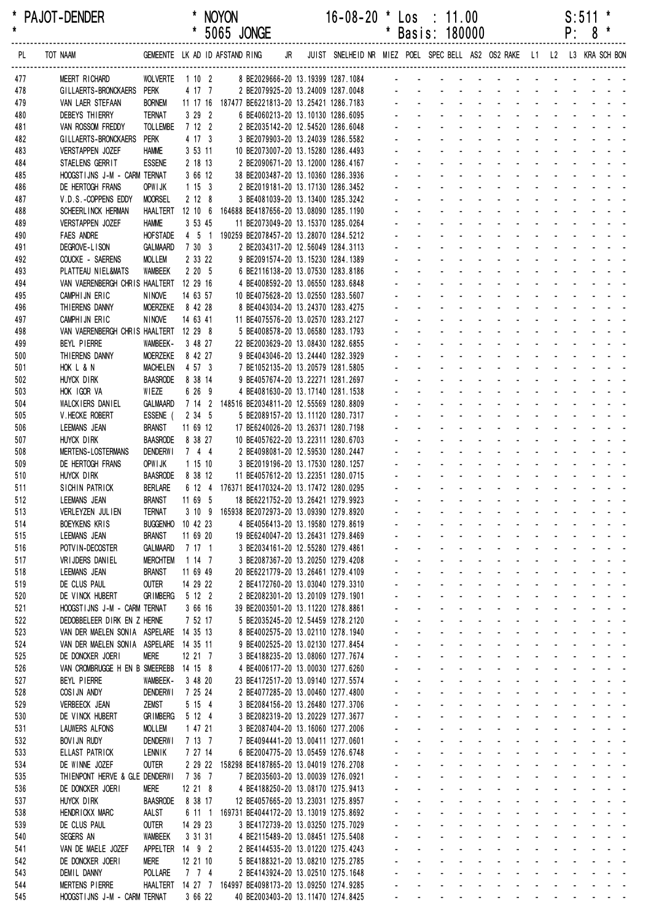| * PAJOT-DENDER | * NOYON | 16-08-20 * Los : 11.00 | S:511 * |
|---|---|---|---|
| * | * 5065 JONGE | * Basis: 180000 | P: 8 * |

| PL | TOT NAAM | GEMEENTE | LK AD ID | AFSTAND RING | JR | JUIST | SNELHEID NR | MIEZ | POEL | SPEC | BELL | AS2 | OS2 | RAKE | L1 | L2 | L3 | KRA | SCH | BON |
|---|---|---|---|---|---|---|---|---|---|---|---|---|---|---|---|---|---|---|---|---|
| 477 | MEERT RICHARD | WOLVERTE | 1 10 2 | 8 BE2029666-20 | | 13.19399 | 1287.1084 | - | - | - | - | - | - | - | - | - | - | - | - | - |
| 478 | GILLAERTS-BRONCKAERS | PERK | 4 17 7 | 2 BE2079925-20 | | 13.24009 | 1287.0048 | - | - | - | - | - | - | - | - | - | - | - | - | - |
| 479 | VAN LAER STEFAAN | BORNEM | 11 17 16 | 187477 BE6221813-20 | | 13.25421 | 1286.7183 | - | - | - | - | - | - | - | - | - | - | - | - | - |
| 480 | DEBEYS THIERRY | TERNAT | 3 29 2 | 6 BE4060213-20 | | 13.10130 | 1286.6095 | - | - | - | - | - | - | - | - | - | - | - | - | - |
| 481 | VAN ROSSOM FREDDY | TOLLEMBE | 7 12 2 | 2 BE2035142-20 | | 12.54520 | 1286.6048 | - | - | - | - | - | - | - | - | - | - | - | - | - |
| 482 | GILLAERTS-BRONCKAERS | PERK | 4 17 3 | 3 BE2079903-20 | | 13.24039 | 1286.5582 | - | - | - | - | - | - | - | - | - | - | - | - | - |
| 483 | VERSTAPPEN JOZEF | HAMME | 3 53 11 | 10 BE2073007-20 | | 13.15280 | 1286.4493 | - | - | - | - | - | - | - | - | - | - | - | - | - |
| 484 | STAELENS GERRIT | ESSENE | 2 18 13 | 2 BE2090671-20 | | 13.12000 | 1286.4167 | - | - | - | - | - | - | - | - | - | - | - | - | - |
| 485 | HOOGSTIJNS J-M - CARM | TERNAT | 3 66 12 | 38 BE2003487-20 | | 13.10360 | 1286.3936 | - | - | - | - | - | - | - | - | - | - | - | - | - |
| 486 | DE HERTOGH FRANS | OPWIJK | 1 15 3 | 2 BE2019181-20 | | 13.17130 | 1286.3452 | - | - | - | - | - | - | - | - | - | - | - | - | - |
| 487 | V.D.S.-COPPENS EDDY | MOORSEL | 2 12 8 | 3 BE4081039-20 | | 13.13400 | 1285.3242 | - | - | - | - | - | - | - | - | - | - | - | - | - |
| 488 | SCHEERLINCK HERMAN | HAALTERT | 12 10 6 | 164688 BE4187656-20 | | 13.08090 | 1285.1190 | - | - | - | - | - | - | - | - | - | - | - | - | - |
| 489 | VERSTAPPEN JOZEF | HAMME | 3 53 45 | 11 BE2073049-20 | | 13.15370 | 1285.0264 | - | - | - | - | - | - | - | - | - | - | - | - | - |
| 490 | FAES ANDRE | HOFSTADE | 4 5 1 | 190259 BE2078457-20 | | 13.28070 | 1284.5212 | - | - | - | - | - | - | - | - | - | - | - | - | - |
| 491 | DEGROVE-LISON | GALMAARD | 7 30 3 | 2 BE2034317-20 | | 12.56049 | 1284.3113 | - | - | - | - | - | - | - | - | - | - | - | - | - |
| 492 | COUCKE - SAERENS | MOLLEM | 2 33 22 | 9 BE2091574-20 | | 13.15230 | 1284.1389 | - | - | - | - | - | - | - | - | - | - | - | - | - |
| 493 | PLATTEAU NIEL&MATS | WAMBEEK | 2 20 5 | 6 BE2116138-20 | | 13.07530 | 1283.8186 | - | - | - | - | - | - | - | - | - | - | - | - | - |
| 494 | VAN VAERENBERGH CHRIS | HAALTERT | 12 29 16 | 4 BE4008592-20 | | 13.06550 | 1283.6848 | - | - | - | - | - | - | - | - | - | - | - | - | - |
| 495 | CAMPHIJN ERIC | NINOVE | 14 63 57 | 10 BE4075628-20 | | 13.02550 | 1283.5607 | - | - | - | - | - | - | - | - | - | - | - | - | - |
| 496 | THIERENS DANNY | MOERZEKE | 8 42 28 | 8 BE4043034-20 | | 13.24370 | 1283.4275 | - | - | - | - | - | - | - | - | - | - | - | - | - |
| 497 | CAMPHIJN ERIC | NINOVE | 14 63 41 | 11 BE4075576-20 | | 13.02570 | 1283.2127 | - | - | - | - | - | - | - | - | - | - | - | - | - |
| 498 | VAN VAERENBERGH CHRIS | HAALTERT | 12 29 8 | 5 BE4008578-20 | | 13.06580 | 1283.1793 | - | - | - | - | - | - | - | - | - | - | - | - | - |
| 499 | BEYL PIERRE | WAMBEEK- | 3 48 27 | 22 BE2003629-20 | | 13.08430 | 1282.6855 | - | - | - | - | - | - | - | - | - | - | - | - | - |
| 500 | THIERENS DANNY | MOERZEKE | 8 42 27 | 9 BE4043046-20 | | 13.24440 | 1282.3929 | - | - | - | - | - | - | - | - | - | - | - | - | - |
| 501 | HOK L & N | MACHELEN | 4 57 3 | 7 BE1052135-20 | | 13.20579 | 1281.5805 | - | - | - | - | - | - | - | - | - | - | - | - | - |
| 502 | HUYCK DIRK | BAASRODE | 8 38 14 | 9 BE4057674-20 | | 13.22271 | 1281.2697 | - | - | - | - | - | - | - | - | - | - | - | - | - |
| 503 | HOK IGOR VA | WIEZE | 6 26 9 | 4 BE4081630-20 | | 13.17140 | 1281.1538 | - | - | - | - | - | - | - | - | - | - | - | - | - |
| 504 | WALCKIERS DANIEL | GALMAARD | 7 14 2 | 148516 BE2034811-20 | | 12.55569 | 1280.8809 | - | - | - | - | - | - | - | - | - | - | - | - | - |
| 505 | V.HECKE ROBERT | ESSENE ( | 2 34 5 | 5 BE2089157-20 | | 13.11120 | 1280.7317 | - | - | - | - | - | - | - | - | - | - | - | - | - |
| 506 | LEEMANS JEAN | BRANST | 11 69 12 | 17 BE6240026-20 | | 13.26371 | 1280.7198 | - | - | - | - | - | - | - | - | - | - | - | - | - |
| 507 | HUYCK DIRK | BAASRODE | 8 38 27 | 10 BE4057622-20 | | 13.22311 | 1280.6703 | - | - | - | - | - | - | - | - | - | - | - | - | - |
| 508 | MERTENS-LOSTERMANS | DENDERWI | 7 4 4 | 2 BE4098081-20 | | 12.59530 | 1280.2447 | - | - | - | - | - | - | - | - | - | - | - | - | - |
| 509 | DE HERTOGH FRANS | OPWIJK | 1 15 10 | 3 BE2019196-20 | | 13.17530 | 1280.1257 | - | - | - | - | - | - | - | - | - | - | - | - | - |
| 510 | HUYCK DIRK | BAASRODE | 8 38 12 | 11 BE4057612-20 | | 13.22351 | 1280.0715 | - | - | - | - | - | - | - | - | - | - | - | - | - |
| 511 | SICHIN PATRICK | BERLARE | 6 12 4 | 176371 BE4170324-20 | | 13.17472 | 1280.0295 | - | - | - | - | - | - | - | - | - | - | - | - | - |
| 512 | LEEMANS JEAN | BRANST | 11 69 5 | 18 BE6221752-20 | | 13.26421 | 1279.9923 | - | - | - | - | - | - | - | - | - | - | - | - | - |
| 513 | VERLEYZEN JULIEN | TERNAT | 3 10 9 | 165938 BE2072973-20 | | 13.09390 | 1279.8920 | - | - | - | - | - | - | - | - | - | - | - | - | - |
| 514 | BOEYKENS KRIS | BUGGENHO | 10 42 23 | 4 BE4056413-20 | | 13.19580 | 1279.8619 | - | - | - | - | - | - | - | - | - | - | - | - | - |
| 515 | LEEMANS JEAN | BRANST | 11 69 20 | 19 BE6240047-20 | | 13.26431 | 1279.8469 | - | - | - | - | - | - | - | - | - | - | - | - | - |
| 516 | POTVIN-DECOSTER | GALMAARD | 7 17 1 | 3 BE2034161-20 | | 12.55280 | 1279.4861 | - | - | - | - | - | - | - | - | - | - | - | - | - |
| 517 | VRIJDERS DANIEL | MERCHTEM | 1 14 7 | 3 BE2087367-20 | | 13.20250 | 1279.4208 | - | - | - | - | - | - | - | - | - | - | - | - | - |
| 518 | LEEMANS JEAN | BRANST | 11 69 49 | 20 BE6221779-20 | | 13.26461 | 1279.4109 | - | - | - | - | - | - | - | - | - | - | - | - | - |
| 519 | DE CLUS PAUL | OUTER | 14 29 22 | 2 BE4172760-20 | | 13.03040 | 1279.3310 | - | - | - | - | - | - | - | - | - | - | - | - | - |
| 520 | DE VINCK HUBERT | GRIMBERG | 5 12 2 | 2 BE2082301-20 | | 13.20109 | 1279.1901 | - | - | - | - | - | - | - | - | - | - | - | - | - |
| 521 | HOOGSTIJNS J-M - CARM | TERNAT | 3 66 16 | 39 BE2003501-20 | | 13.11220 | 1278.8861 | - | - | - | - | - | - | - | - | - | - | - | - | - |
| 522 | DEDOBBELEER DIRK EN Z | HERNE | 7 52 17 | 5 BE2035245-20 | | 12.54459 | 1278.2120 | - | - | - | - | - | - | - | - | - | - | - | - | - |
| 523 | VAN DER MAELEN SONIA | ASPELARE | 14 35 13 | 8 BE4002575-20 | | 13.02110 | 1278.1940 | - | - | - | - | - | - | - | - | - | - | - | - | - |
| 524 | VAN DER MAELEN SONIA | ASPELARE | 14 35 11 | 9 BE4002525-20 | | 13.02130 | 1277.8454 | - | - | - | - | - | - | - | - | - | - | - | - | - |
| 525 | DE DONCKER JOERI | MERE | 12 21 7 | 3 BE4188235-20 | | 13.08060 | 1277.7674 | - | - | - | - | - | - | - | - | - | - | - | - | - |
| 526 | VAN CROMBRUGGE H EN B | SMEEREBB | 14 15 8 | 4 BE4006177-20 | | 13.00030 | 1277.6260 | - | - | - | - | - | - | - | - | - | - | - | - | - |
| 527 | BEYL PIERRE | WAMBEEK- | 3 48 20 | 23 BE4172517-20 | | 13.09140 | 1277.5574 | - | - | - | - | - | - | - | - | - | - | - | - | - |
| 528 | COSIJN ANDY | DENDERWI | 7 25 24 | 2 BE4077285-20 | | 13.00460 | 1277.4800 | - | - | - | - | - | - | - | - | - | - | - | - | - |
| 529 | VERBEECK JEAN | ZEMST | 5 15 4 | 3 BE2084156-20 | | 13.26480 | 1277.3706 | - | - | - | - | - | - | - | - | - | - | - | - | - |
| 530 | DE VINCK HUBERT | GRIMBERG | 5 12 4 | 3 BE2082319-20 | | 13.20229 | 1277.3677 | - | - | - | - | - | - | - | - | - | - | - | - | - |
| 531 | LAUWERS ALFONS | MOLLEM | 1 47 21 | 3 BE2087404-20 | | 13.16060 | 1277.2006 | - | - | - | - | - | - | - | - | - | - | - | - | - |
| 532 | BOVIJN RUDY | DENDERWI | 7 13 7 | 7 BE4094441-20 | | 13.00411 | 1277.0601 | - | - | - | - | - | - | - | - | - | - | - | - | - |
| 533 | ELLAST PATRICK | LENNIK | 7 27 14 | 6 BE2004775-20 | | 13.05459 | 1276.6748 | - | - | - | - | - | - | - | - | - | - | - | - | - |
| 534 | DE WINNE JOZEF | OUTER | 2 29 22 | 158298 BE4187865-20 | | 13.04019 | 1276.2708 | - | - | - | - | - | - | - | - | - | - | - | - | - |
| 535 | THIENPONT HERVE & GLE | DENDERWI | 7 36 7 | 7 BE2035603-20 | | 13.00039 | 1276.0921 | - | - | - | - | - | - | - | - | - | - | - | - | - |
| 536 | DE DONCKER JOERI | MERE | 12 21 8 | 4 BE4188250-20 | | 13.08170 | 1275.9413 | - | - | - | - | - | - | - | - | - | - | - | - | - |
| 537 | HUYCK DIRK | BAASRODE | 8 38 17 | 12 BE4057665-20 | | 13.23031 | 1275.8957 | - | - | - | - | - | - | - | - | - | - | - | - | - |
| 538 | HENDRICKX MARC | AALST | 6 11 1 | 169731 BE4044172-20 | | 13.13019 | 1275.8692 | - | - | - | - | - | - | - | - | - | - | - | - | - |
| 539 | DE CLUS PAUL | OUTER | 14 29 23 | 3 BE4172739-20 | | 13.03250 | 1275.7029 | - | - | - | - | - | - | - | - | - | - | - | - | - |
| 540 | SEGERS AN | WAMBEEK | 3 31 31 | 4 BE2115489-20 | | 13.08451 | 1275.5408 | - | - | - | - | - | - | - | - | - | - | - | - | - |
| 541 | VAN DE MAELE JOZEF | APPELTER | 14 9 2 | 2 BE4144535-20 | | 13.01220 | 1275.4243 | - | - | - | - | - | - | - | - | - | - | - | - | - |
| 542 | DE DONCKER JOERI | MERE | 12 21 10 | 5 BE4188321-20 | | 13.08210 | 1275.2785 | - | - | - | - | - | - | - | - | - | - | - | - | - |
| 543 | DEMIL DANNY | POLLARE | 7 7 4 | 2 BE4143924-20 | | 13.02510 | 1275.1648 | - | - | - | - | - | - | - | - | - | - | - | - | - |
| 544 | MERTENS PIERRE | HAALTERT | 14 27 7 | 164997 BE4098173-20 | | 13.09250 | 1274.9285 | - | - | - | - | - | - | - | - | - | - | - | - | - |
| 545 | HOOGSTIJNS J-M - CARM | TERNAT | 3 66 22 | 40 BE2003403-20 | | 13.11470 | 1274.8425 | - | - | - | - | - | - | - | - | - | - | - | - | - |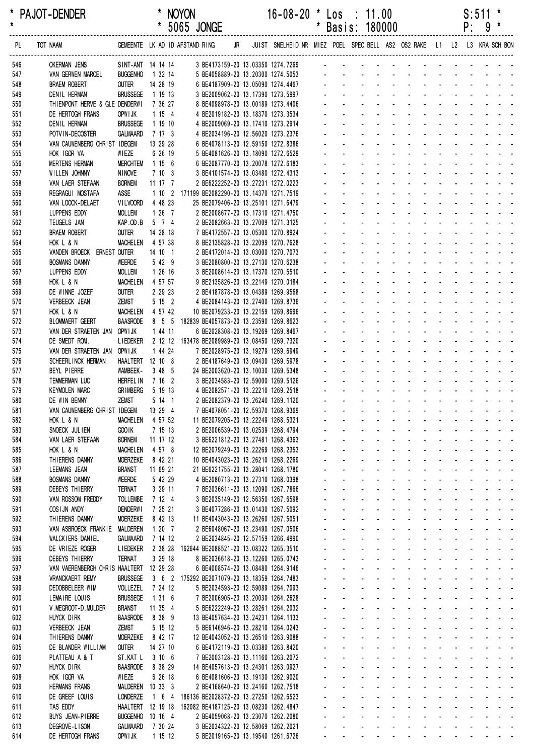\* PAJOT-DENDER \* NOYON 16-08-20 \* Los : 11.00 S:511 \*
\* \* 5065 JONGE \* Basis: 180000 P: 9 \*

| PL | TOT NAAM | GEMEENTE | LK | AD | ID | AFSTAND | RING | JR | JUIST | SNELHEID | NR | MIEZ | POEL | SPEC | BELL | AS2 | OS2 | RAKE | L1 | L2 | L3 | KRA | SCH | BON |
|---|---|---|---|---|---|---|---|---|---|---|---|---|---|---|---|---|---|---|---|---|---|---|---|---|
| 546 | OKERMAN JENS | SINT-ANT | 14 | 14 | 14 | | 3 BE4173159-20 | | 13.03350 | 1274.7269 | | - | - | - | - | - | - | - | - | - | - | - | - | - |
| 547 | VAN GERWEN MARCEL | BUGGENHO | 1 | 32 | 14 | | 5 BE4058889-20 | | 13.20300 | 1274.5053 | | - | - | - | - | - | - | - | - | - | - | - | - | - |
| 548 | BRAEM ROBERT | OUTER | 14 | 28 | 19 | | 6 BE4187909-20 | | 13.05090 | 1274.4467 | | - | - | - | - | - | - | - | - | - | - | - | - | - |
| 549 | DENIL HERMAN | BRUSSEGE | 1 | 19 | 13 | | 3 BE2009062-20 | | 13.17390 | 1273.5997 | | - | - | - | - | - | - | - | - | - | - | - | - | - |
| 550 | THIENPONT HERVE & GLE | DENDERWI | 7 | 36 | 27 | | 8 BE4098978-20 | | 13.00189 | 1273.4406 | | - | - | - | - | - | - | - | - | - | - | - | - | - |
| 551 | DE HERTOGH FRANS | OPWIJK | 1 | 15 | 4 | | 4 BE2019182-20 | | 13.18370 | 1273.3534 | | - | - | - | - | - | - | - | - | - | - | - | - | - |
| 552 | DENIL HERMAN | BRUSSEGE | 1 | 19 | 10 | | 4 BE2009069-20 | | 13.17410 | 1273.2914 | | - | - | - | - | - | - | - | - | - | - | - | - | - |
| 553 | POTVIN-DECOSTER | GALMAARD | 7 | 17 | 3 | | 4 BE2034196-20 | | 12.56020 | 1273.2376 | | - | - | - | - | - | - | - | - | - | - | - | - | - |
| 554 | VAN CAUWENBERG CHRIST | IDEGEM | 13 | 29 | 28 | | 6 BE4078113-20 | | 12.59150 | 1272.8386 | | - | - | - | - | - | - | - | - | - | - | - | - | - |
| 555 | HOK IGOR VA | WIEZE | 6 | 26 | 19 | | 5 BE4081626-20 | | 13.18090 | 1272.6529 | | - | - | - | - | - | - | - | - | - | - | - | - | - |
| 556 | MERTENS HERMAN | MERCHTEM | 1 | 15 | 6 | | 6 BE2087770-20 | | 13.20078 | 1272.6183 | | - | - | - | - | - | - | - | - | - | - | - | - | - |
| 557 | WILLEN JOHNNY | NINOVE | 7 | 10 | 3 | | 3 BE4101574-20 | | 13.03480 | 1272.4313 | | - | - | - | - | - | - | - | - | - | - | - | - | - |
| 558 | VAN LAER STEFAAN | BORNEM | 11 | 17 | 7 | | 2 BE6222252-20 | | 13.27231 | 1272.0223 | | - | - | - | - | - | - | - | - | - | - | - | - | - |
| 559 | REGRAGUI MOSTAFA | ASSE | 1 | 10 | 2 | 171199 | BE2082290-20 | | 13.14370 | 1271.7519 | | - | - | - | - | - | - | - | - | - | - | - | - | - |
| 560 | VAN LOOCK-DELAET | VILVOORD | 4 | 48 | 23 | | 25 BE2079406-20 | | 13.25101 | 1271.6479 | | - | - | - | - | - | - | - | - | - | - | - | - | - |
| 561 | LUPPENS EDDY | MOLLEM | 1 | 26 | 7 | | 2 BE2008677-20 | | 13.17310 | 1271.4750 | | - | - | - | - | - | - | - | - | - | - | - | - | - |
| 562 | TEUGELS JAN | KAP.OD.B | 5 | 7 | 4 | | 2 BE2082663-20 | | 13.27009 | 1271.3125 | | - | - | - | - | - | - | - | - | - | - | - | - | - |
| 563 | BRAEM ROBERT | OUTER | 14 | 28 | 18 | | 7 BE4172557-20 | | 13.05300 | 1270.8924 | | - | - | - | - | - | - | - | - | - | - | - | - | - |
| 564 | HOK L & N | MACHELEN | 4 | 57 | 38 | | 8 BE2135828-20 | | 13.22099 | 1270.7628 | | - | - | - | - | - | - | - | - | - | - | - | - | - |
| 565 | VANDEN BROECK ERNEST | OUTER | 14 | 10 | 1 | | 2 BE4172014-20 | | 13.03000 | 1270.7073 | | - | - | - | - | - | - | - | - | - | - | - | - | - |
| 566 | BOSMANS DANNY | WEERDE | 5 | 42 | 9 | | 3 BE2080800-20 | | 13.27130 | 1270.6238 | | - | - | - | - | - | - | - | - | - | - | - | - | - |
| 567 | LUPPENS EDDY | MOLLEM | 1 | 26 | 16 | | 3 BE2008614-20 | | 13.17370 | 1270.5510 | | - | - | - | - | - | - | - | - | - | - | - | - | - |
| 568 | HOK L & N | MACHELEN | 4 | 57 | 57 | | 9 BE2135826-20 | | 13.22149 | 1270.0184 | | - | - | - | - | - | - | - | - | - | - | - | - | - |
| 569 | DE WINNE JOZEF | OUTER | 2 | 29 | 23 | | 2 BE4187878-20 | | 13.04389 | 1269.9568 | | - | - | - | - | - | - | - | - | - | - | - | - | - |
| 570 | VERBEECK JEAN | ZEMST | 5 | 15 | 2 | | 4 BE2084143-20 | | 13.27400 | 1269.8736 | | - | - | - | - | - | - | - | - | - | - | - | - | - |
| 571 | HOK L & N | MACHELEN | 4 | 57 | 42 | | 10 BE2079233-20 | | 13.22159 | 1269.8696 | | - | - | - | - | - | - | - | - | - | - | - | - | - |
| 572 | BLOMMAERT GEERT | BAASRODE | 8 | 5 | 5 | 182839 | BE4057873-20 | | 13.23590 | 1269.8623 | | - | - | - | - | - | - | - | - | - | - | - | - | - |
| 573 | VAN DER STRAETEN JAN | OPWIJK | 1 | 44 | 11 | | 6 BE2028308-20 | | 13.19269 | 1269.8467 | | - | - | - | - | - | - | - | - | - | - | - | - | - |
| 574 | DE SMEDT ROM. | LIEDEKER | 2 | 12 | 12 | 163478 | BE2089989-20 | | 13.08450 | 1269.7320 | | - | - | - | - | - | - | - | - | - | - | - | - | - |
| 575 | VAN DER STRAETEN JAN | OPWIJK | 1 | 44 | 24 | | 7 BE2028975-20 | | 13.19279 | 1269.6949 | | - | - | - | - | - | - | - | - | - | - | - | - | - |
| 576 | SCHEERLINCK HERMAN | HAALTERT | 12 | 10 | 8 | | 2 BE4187649-20 | | 13.09430 | 1269.5978 | | - | - | - | - | - | - | - | - | - | - | - | - | - |
| 577 | BEYL PIERRE | WAMBEEK- | 3 | 48 | 5 | | 24 BE2003620-20 | | 13.10030 | 1269.5348 | | - | - | - | - | - | - | - | - | - | - | - | - | - |
| 578 | TEMMERMAN LUC | HERFELIN | 7 | 16 | 2 | | 3 BE2034583-20 | | 12.59000 | 1269.5126 | | - | - | - | - | - | - | - | - | - | - | - | - | - |
| 579 | KEYMOLEN MARC | GRIMBERG | 5 | 19 | 13 | | 4 BE2082571-20 | | 13.22210 | 1269.2518 | | - | - | - | - | - | - | - | - | - | - | - | - | - |
| 580 | DE WIN BENNY | ZEMST | 5 | 14 | 1 | | 2 BE2082379-20 | | 13.26240 | 1269.1120 | | - | - | - | - | - | - | - | - | - | - | - | - | - |
| 581 | VAN CAUWENBERG CHRIST | IDEGEM | 13 | 29 | 4 | | 7 BE4078051-20 | | 12.59370 | 1268.9369 | | - | - | - | - | - | - | - | - | - | - | - | - | - |
| 582 | HOK L & N | MACHELEN | 4 | 57 | 52 | | 11 BE2079205-20 | | 13.22249 | 1268.5321 | | - | - | - | - | - | - | - | - | - | - | - | - | - |
| 583 | SNOECK JULIEN | GOOIK | 7 | 15 | 13 | | 2 BE2006539-20 | | 13.02539 | 1268.4794 | | - | - | - | - | - | - | - | - | - | - | - | - | - |
| 584 | VAN LAER STEFAAN | BORNEM | 11 | 17 | 12 | | 3 BE6221812-20 | | 13.27481 | 1268.4363 | | - | - | - | - | - | - | - | - | - | - | - | - | - |
| 585 | HOK L & N | MACHELEN | 4 | 57 | 8 | | 12 BE2079249-20 | | 13.22269 | 1268.2353 | | - | - | - | - | - | - | - | - | - | - | - | - | - |
| 586 | THIERENS DANNY | MOERZEKE | 8 | 42 | 21 | | 10 BE4043023-20 | | 13.26210 | 1268.2269 | | - | - | - | - | - | - | - | - | - | - | - | - | - |
| 587 | LEEMANS JEAN | BRANST | 11 | 69 | 21 | | 21 BE6221755-20 | | 13.28041 | 1268.1780 | | - | - | - | - | - | - | - | - | - | - | - | - | - |
| 588 | BOSMANS DANNY | WEERDE | 5 | 42 | 29 | | 4 BE2080713-20 | | 13.27310 | 1268.0398 | | - | - | - | - | - | - | - | - | - | - | - | - | - |
| 589 | DEBEYS THIERRY | TERNAT | 3 | 29 | 11 | | 7 BE2036611-20 | | 13.12090 | 1267.7866 | | - | - | - | - | - | - | - | - | - | - | - | - | - |
| 590 | VAN ROSSOM FREDDY | TOLLEMBE | 7 | 12 | 4 | | 3 BE2035149-20 | | 12.56350 | 1267.6598 | | - | - | - | - | - | - | - | - | - | - | - | - | - |
| 591 | COSIJN ANDY | DENDERWI | 7 | 25 | 21 | | 3 BE4077286-20 | | 13.01430 | 1267.5092 | | - | - | - | - | - | - | - | - | - | - | - | - | - |
| 592 | THIERENS DANNY | MOERZEKE | 8 | 42 | 13 | | 11 BE4043043-20 | | 13.26260 | 1267.5051 | | - | - | - | - | - | - | - | - | - | - | - | - | - |
| 593 | VAN ASBROECK FRANKIE | MALDEREN | 1 | 20 | 7 | | 2 BE6048067-20 | | 13.23490 | 1267.0506 | | - | - | - | - | - | - | - | - | - | - | - | - | - |
| 594 | WALCKIERS DANIEL | GALMAARD | 7 | 14 | 12 | | 2 BE2034845-20 | | 12.57159 | 1266.4990 | | - | - | - | - | - | - | - | - | - | - | - | - | - |
| 595 | DE VRIEZE ROGER | LIEDEKER | 2 | 38 | 28 | 162644 | BE2088521-20 | | 13.08322 | 1265.3510 | | - | - | - | - | - | - | - | - | - | - | - | - | - |
| 596 | DEBEYS THIERRY | TERNAT | 3 | 29 | 18 | | 8 BE2036618-20 | | 13.12260 | 1265.0743 | | - | - | - | - | - | - | - | - | - | - | - | - | - |
| 597 | VAN VAERENBERGH CHRIS | HAALTERT | 12 | 29 | 28 | | 6 BE4008574-20 | | 13.08480 | 1264.9146 | | - | - | - | - | - | - | - | - | - | - | - | - | - |
| 598 | VRANCKAERT REMY | BRUSSEGE | 3 | 6 | 2 | 175292 | BE2071079-20 | | 13.18359 | 1264.7483 | | - | - | - | - | - | - | - | - | - | - | - | - | - |
| 599 | DEDOBBELEER WIM | VOLLEZEL | 7 | 24 | 12 | | 5 BE2034593-20 | | 12.59089 | 1264.7093 | | - | - | - | - | - | - | - | - | - | - | - | - | - |
| 600 | LEMAIRE LOUIS | BRUSSEGE | 1 | 31 | 6 | | 7 BE2006905-20 | | 13.20030 | 1264.2628 | | - | - | - | - | - | - | - | - | - | - | - | - | - |
| 601 | V.MEGROOT-D.MULDER | BRANST | 11 | 35 | 4 | | 5 BE6222249-20 | | 13.28261 | 1264.2032 | | - | - | - | - | - | - | - | - | - | - | - | - | - |
| 602 | HUYCK DIRK | BAASRODE | 8 | 38 | 9 | | 13 BE4057634-20 | | 13.24231 | 1264.1133 | | - | - | - | - | - | - | - | - | - | - | - | - | - |
| 603 | VERBEECK JEAN | ZEMST | 5 | 15 | 12 | | 5 BE6146946-20 | | 13.28210 | 1264.0243 | | - | - | - | - | - | - | - | - | - | - | - | - | - |
| 604 | THIERENS DANNY | MOERZEKE | 8 | 42 | 17 | | 12 BE4043052-20 | | 13.26510 | 1263.9088 | | - | - | - | - | - | - | - | - | - | - | - | - | - |
| 605 | DE BLANDER WILLIAM | OUTER | 14 | 27 | 10 | | 6 BE4172119-20 | | 13.03380 | 1263.8420 | | - | - | - | - | - | - | - | - | - | - | - | - | - |
| 606 | PLATTEAU A & T | ST.KAT L | 3 | 10 | 6 | | 7 BE2003128-20 | | 13.11160 | 1263.2072 | | - | - | - | - | - | - | - | - | - | - | - | - | - |
| 607 | HUYCK DIRK | BAASRODE | 8 | 38 | 29 | | 14 BE4057613-20 | | 13.24301 | 1263.0927 | | - | - | - | - | - | - | - | - | - | - | - | - | - |
| 608 | HOK IGOR VA | WIEZE | 6 | 26 | 18 | | 6 BE4081606-20 | | 13.19130 | 1262.9020 | | - | - | - | - | - | - | - | - | - | - | - | - | - |
| 609 | HERMANS FRANS | MALDEREN | 10 | 33 | 3 | | 2 BE4168640-20 | | 13.24160 | 1262.7518 | | - | - | - | - | - | - | - | - | - | - | - | - | - |
| 610 | DE GREEF LOUIS | LONDERZE | 1 | 6 | 4 | 186136 | BE2028372-20 | | 13.27250 | 1262.6523 | | - | - | - | - | - | - | - | - | - | - | - | - | - |
| 611 | TAS EDDY | HAALTERT | 12 | 19 | 18 | 162082 | BE4187125-20 | | 13.08230 | 1262.4847 | | - | - | - | - | - | - | - | - | - | - | - | - | - |
| 612 | BUYS JEAN-PIERRE | BUGGENHO | 10 | 16 | 4 | | 2 BE4059068-20 | | 13.23070 | 1262.2080 | | - | - | - | - | - | - | - | - | - | - | - | - | - |
| 613 | DEGROVE-LISON | GALMAARD | 7 | 30 | 24 | | 3 BE2034322-20 | | 12.58069 | 1262.2021 | | - | - | - | - | - | - | - | - | - | - | - | - | - |
| 614 | DE HERTOGH FRANS | OPWIJK | 1 | 15 | 12 | | 5 BE2019165-20 | | 13.19540 | 1261.6726 | | - | - | - | - | - | - | - | - | - | - | - | - | - |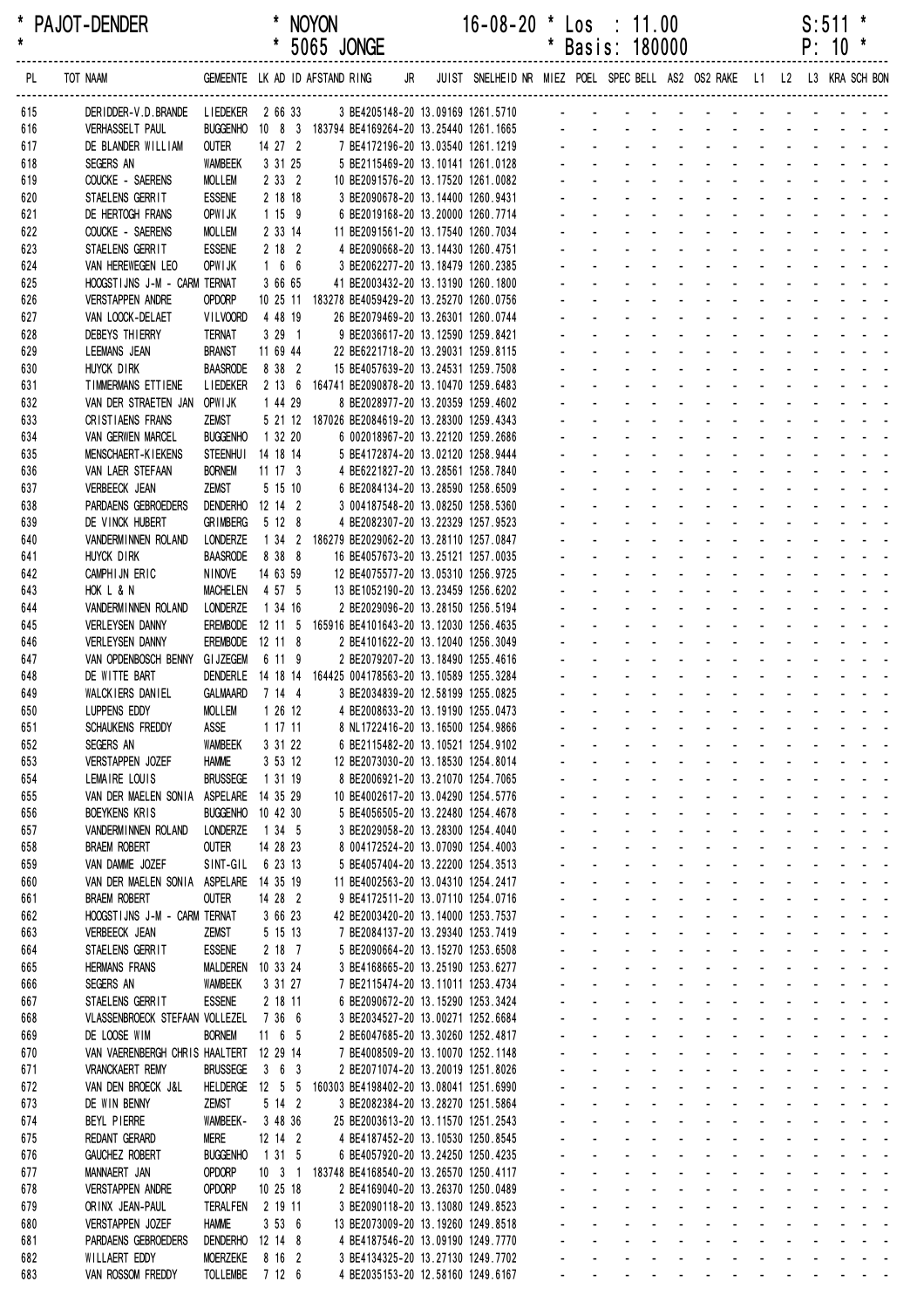\* PAJOT-DENDER \* NOYON 16-08-20 \* Los : 11.00 S:511 \*
\* \* 5065 JONGE \* Basis: 180000 P: 10 \*

| PL | TOT NAAM | GEMEENTE | LK | AD | ID | AFSTAND | RING | JR | JUIST | SNELHEID | NR | MIEZ | POEL | SPEC | BELL | AS2 | OS2 | RAKE | L1 | L2 | L3 | KRA | SCH | BON |
|---|---|---|---|---|---|---|---|---|---|---|---|---|---|---|---|---|---|---|---|---|---|---|---|---|
| 615 | DERIDDER-V.D.BRANDE | LIEDEKER | 2 | 66 | 33 | | 3 BE4205148-20 | | 13.09169 | 1261.5710 | | - | - | - | - | - | - | - | - | - | - | - | - | - |
| 616 | VERHASSELT PAUL | BUGGENHO | 10 | 8 | 3 | 183794 | BE4169264-20 | | 13.25440 | 1261.1665 | | - | - | - | - | - | - | - | - | - | - | - | - | - |
| 617 | DE BLANDER WILLIAM | OUTER | 14 | 27 | 2 | | 7 BE4172196-20 | | 13.03540 | 1261.1219 | | - | - | - | - | - | - | - | - | - | - | - | - | - |
| 618 | SEGERS AN | WAMBEEK | 3 | 31 | 25 | | 5 BE2115469-20 | | 13.10141 | 1261.0128 | | - | - | - | - | - | - | - | - | - | - | - | - | - |
| 619 | COUCKE - SAERENS | MOLLEM | 2 | 33 | 2 | | 10 BE2091576-20 | | 13.17520 | 1261.0082 | | - | - | - | - | - | - | - | - | - | - | - | - | - |
| 620 | STAELENS GERRIT | ESSENE | 2 | 18 | 18 | | 3 BE2090678-20 | | 13.14400 | 1260.9431 | | - | - | - | - | - | - | - | - | - | - | - | - | - |
| 621 | DE HERTOGH FRANS | OPWIJK | 1 | 15 | 9 | | 6 BE2019168-20 | | 13.20000 | 1260.7714 | | - | - | - | - | - | - | - | - | - | - | - | - | - |
| 622 | COUCKE - SAERENS | MOLLEM | 2 | 33 | 14 | | 11 BE2091561-20 | | 13.17540 | 1260.7034 | | - | - | - | - | - | - | - | - | - | - | - | - | - |
| 623 | STAELENS GERRIT | ESSENE | 2 | 18 | 2 | | 4 BE2090668-20 | | 13.14430 | 1260.4751 | | - | - | - | - | - | - | - | - | - | - | - | - | - |
| 624 | VAN HEREWEGEN LEO | OPWIJK | 1 | 6 | 6 | | 3 BE2062277-20 | | 13.18479 | 1260.2385 | | - | - | - | - | - | - | - | - | - | - | - | - | - |
| 625 | HOOGSTIJNS J-M - CARM | TERNAT | 3 | 66 | 65 | | 41 BE2003432-20 | | 13.13190 | 1260.1800 | | - | - | - | - | - | - | - | - | - | - | - | - | - |
| 626 | VERSTAPPEN ANDRE | OPDORP | 10 | 25 | 11 | 183278 | BE4059429-20 | | 13.25270 | 1260.0756 | | - | - | - | - | - | - | - | - | - | - | - | - | - |
| 627 | VAN LOOCK-DELAET | VILVOORD | 4 | 48 | 19 | | 26 BE2079469-20 | | 13.26301 | 1260.0744 | | - | - | - | - | - | - | - | - | - | - | - | - | - |
| 628 | DEBEYS THIERRY | TERNAT | 3 | 29 | 1 | | 9 BE2036617-20 | | 13.12590 | 1259.8421 | | - | - | - | - | - | - | - | - | - | - | - | - | - |
| 629 | LEEMANS JEAN | BRANST | 11 | 69 | 44 | | 22 BE6221718-20 | | 13.29031 | 1259.8115 | | - | - | - | - | - | - | - | - | - | - | - | - | - |
| 630 | HUYCK DIRK | BAASRODE | 8 | 38 | 2 | | 15 BE4057639-20 | | 13.24531 | 1259.7508 | | - | - | - | - | - | - | - | - | - | - | - | - | - |
| 631 | TIMMERMANS ETTIENE | LIEDEKER | 2 | 13 | 6 | 164741 | BE2090878-20 | | 13.10470 | 1259.6483 | | - | - | - | - | - | - | - | - | - | - | - | - | - |
| 632 | VAN DER STRAETEN JAN | OPWIJK | 1 | 44 | 29 | | 8 BE2028977-20 | | 13.20359 | 1259.4602 | | - | - | - | - | - | - | - | - | - | - | - | - | - |
| 633 | CRISTIAENS FRANS | ZEMST | 5 | 21 | 12 | 187026 | BE2084619-20 | | 13.28300 | 1259.4343 | | - | - | - | - | - | - | - | - | - | - | - | - | - |
| 634 | VAN GERWEN MARCEL | BUGGENHO | 1 | 32 | 20 | | 6 002018967-20 | | 13.22120 | 1259.2686 | | - | - | - | - | - | - | - | - | - | - | - | - | - |
| 635 | MENSCHAERT-KIEKENS | STEENHUI | 14 | 18 | 14 | | 5 BE4172874-20 | | 13.02120 | 1258.9444 | | - | - | - | - | - | - | - | - | - | - | - | - | - |
| 636 | VAN LAER STEFAAN | BORNEM | 11 | 17 | 3 | | 4 BE6221827-20 | | 13.28561 | 1258.7840 | | - | - | - | - | - | - | - | - | - | - | - | - | - |
| 637 | VERBEECK JEAN | ZEMST | 5 | 15 | 10 | | 6 BE2084134-20 | | 13.28590 | 1258.6509 | | - | - | - | - | - | - | - | - | - | - | - | - | - |
| 638 | PARDAENS GEBROEDERS | DENDERHO | 12 | 14 | 2 | | 3 004187548-20 | | 13.08250 | 1258.5360 | | - | - | - | - | - | - | - | - | - | - | - | - | - |
| 639 | DE VINCK HUBERT | GRIMBERG | 5 | 12 | 8 | | 4 BE2082307-20 | | 13.22329 | 1257.9523 | | - | - | - | - | - | - | - | - | - | - | - | - | - |
| 640 | VANDERMINNEN ROLAND | LONDERZE | 1 | 34 | 2 | 186279 | BE2029062-20 | | 13.28110 | 1257.0847 | | - | - | - | - | - | - | - | - | - | - | - | - | - |
| 641 | HUYCK DIRK | BAASRODE | 8 | 38 | 8 | | 16 BE4057673-20 | | 13.25121 | 1257.0035 | | - | - | - | - | - | - | - | - | - | - | - | - | - |
| 642 | CAMPHIJN ERIC | NINOVE | 14 | 63 | 59 | | 12 BE4075577-20 | | 13.05310 | 1256.9725 | | - | - | - | - | - | - | - | - | - | - | - | - | - |
| 643 | HOK L & N | MACHELEN | 4 | 57 | 5 | | 13 BE1052190-20 | | 13.23459 | 1256.6202 | | - | - | - | - | - | - | - | - | - | - | - | - | - |
| 644 | VANDERMINNEN ROLAND | LONDERZE | 1 | 34 | 16 | | 2 BE2029096-20 | | 13.28150 | 1256.5194 | | - | - | - | - | - | - | - | - | - | - | - | - | - |
| 645 | VERLEYSEN DANNY | EREMBODE | 12 | 11 | 5 | 165916 | BE4101643-20 | | 13.12030 | 1256.4635 | | - | - | - | - | - | - | - | - | - | - | - | - | - |
| 646 | VERLEYSEN DANNY | EREMBODE | 12 | 11 | 8 | | 2 BE4101622-20 | | 13.12040 | 1256.3049 | | - | - | - | - | - | - | - | - | - | - | - | - | - |
| 647 | VAN OPDENBOSCH BENNY | GIJZEGEM | 6 | 11 | 9 | | 2 BE2079207-20 | | 13.18490 | 1255.4616 | | - | - | - | - | - | - | - | - | - | - | - | - | - |
| 648 | DE WITTE BART | DENDERLE | 14 | 18 | 14 | 164425 | 004178563-20 | | 13.10589 | 1255.3284 | | - | - | - | - | - | - | - | - | - | - | - | - | - |
| 649 | WALCKIERS DANIEL | GALMAARD | 7 | 14 | 4 | | 3 BE2034839-20 | | 12.58199 | 1255.0825 | | - | - | - | - | - | - | - | - | - | - | - | - | - |
| 650 | LUPPENS EDDY | MOLLEM | 1 | 26 | 12 | | 4 BE2008633-20 | | 13.19190 | 1255.0473 | | - | - | - | - | - | - | - | - | - | - | - | - | - |
| 651 | SCHAUKENS FREDDY | ASSE | 1 | 17 | 11 | | 8 NL1722416-20 | | 13.16500 | 1254.9866 | | - | - | - | - | - | - | - | - | - | - | - | - | - |
| 652 | SEGERS AN | WAMBEEK | 3 | 31 | 22 | | 6 BE2115482-20 | | 13.10521 | 1254.9102 | | - | - | - | - | - | - | - | - | - | - | - | - | - |
| 653 | VERSTAPPEN JOZEF | HAMME | 3 | 53 | 12 | | 12 BE2073030-20 | | 13.18530 | 1254.8014 | | - | - | - | - | - | - | - | - | - | - | - | - | - |
| 654 | LEMAIRE LOUIS | BRUSSEGE | 1 | 31 | 19 | | 8 BE2006921-20 | | 13.21070 | 1254.7065 | | - | - | - | - | - | - | - | - | - | - | - | - | - |
| 655 | VAN DER MAELEN SONIA | ASPELARE | 14 | 35 | 29 | | 10 BE4002617-20 | | 13.04290 | 1254.5776 | | - | - | - | - | - | - | - | - | - | - | - | - | - |
| 656 | BOEYKENS KRIS | BUGGENHO | 10 | 42 | 30 | | 5 BE4056505-20 | | 13.22480 | 1254.4678 | | - | - | - | - | - | - | - | - | - | - | - | - | - |
| 657 | VANDERMINNEN ROLAND | LONDERZE | 1 | 34 | 5 | | 3 BE2029058-20 | | 13.28300 | 1254.4040 | | - | - | - | - | - | - | - | - | - | - | - | - | - |
| 658 | BRAEM ROBERT | OUTER | 14 | 28 | 23 | | 8 004172524-20 | | 13.07090 | 1254.4003 | | - | - | - | - | - | - | - | - | - | - | - | - | - |
| 659 | VAN DAMME JOZEF | SINT-GIL | 6 | 23 | 13 | | 5 BE4057404-20 | | 13.22200 | 1254.3513 | | - | - | - | - | - | - | - | - | - | - | - | - | - |
| 660 | VAN DER MAELEN SONIA | ASPELARE | 14 | 35 | 19 | | 11 BE4002563-20 | | 13.04310 | 1254.2417 | | - | - | - | - | - | - | - | - | - | - | - | - | - |
| 661 | BRAEM ROBERT | OUTER | 14 | 28 | 2 | | 9 BE4172511-20 | | 13.07110 | 1254.0716 | | - | - | - | - | - | - | - | - | - | - | - | - | - |
| 662 | HOOGSTIJNS J-M - CARM | TERNAT | 3 | 66 | 23 | | 42 BE2003420-20 | | 13.14000 | 1253.7537 | | - | - | - | - | - | - | - | - | - | - | - | - | - |
| 663 | VERBEECK JEAN | ZEMST | 5 | 15 | 13 | | 7 BE2084137-20 | | 13.29340 | 1253.7419 | | - | - | - | - | - | - | - | - | - | - | - | - | - |
| 664 | STAELENS GERRIT | ESSENE | 2 | 18 | 7 | | 5 BE2090664-20 | | 13.15270 | 1253.6508 | | - | - | - | - | - | - | - | - | - | - | - | - | - |
| 665 | HERMANS FRANS | MALDEREN | 10 | 33 | 24 | | 3 BE4168665-20 | | 13.25190 | 1253.6277 | | - | - | - | - | - | - | - | - | - | - | - | - | - |
| 666 | SEGERS AN | WAMBEEK | 3 | 31 | 27 | | 7 BE2115474-20 | | 13.11011 | 1253.4734 | | - | - | - | - | - | - | - | - | - | - | - | - | - |
| 667 | STAELENS GERRIT | ESSENE | 2 | 18 | 11 | | 6 BE2090672-20 | | 13.15290 | 1253.3424 | | - | - | - | - | - | - | - | - | - | - | - | - | - |
| 668 | VLASSENBROECK STEFAAN | VOLLEZEL | 7 | 36 | 6 | | 3 BE2034527-20 | | 13.00271 | 1252.6684 | | - | - | - | - | - | - | - | - | - | - | - | - | - |
| 669 | DE LOOSE WIM | BORNEM | 11 | 6 | 5 | | 2 BE6047685-20 | | 13.30260 | 1252.4817 | | - | - | - | - | - | - | - | - | - | - | - | - | - |
| 670 | VAN VAERENBERGH CHRIS | HAALTERT | 12 | 29 | 14 | | 7 BE4008509-20 | | 13.10070 | 1252.1148 | | - | - | - | - | - | - | - | - | - | - | - | - | - |
| 671 | VRANCKAERT REMY | BRUSSEGE | 3 | 6 | 3 | | 2 BE2071074-20 | | 13.20019 | 1251.8026 | | - | - | - | - | - | - | - | - | - | - | - | - | - |
| 672 | VAN DEN BROECK J&L | HELDERGE | 12 | 5 | 5 | 160303 | BE4198402-20 | | 13.08041 | 1251.6990 | | - | - | - | - | - | - | - | - | - | - | - | - | - |
| 673 | DE WIN BENNY | ZEMST | 5 | 14 | 2 | | 3 BE2082384-20 | | 13.28270 | 1251.5864 | | - | - | - | - | - | - | - | - | - | - | - | - | - |
| 674 | BEYL PIERRE | WAMBEEK- | 3 | 48 | 36 | | 25 BE2003613-20 | | 13.11570 | 1251.2543 | | - | - | - | - | - | - | - | - | - | - | - | - | - |
| 675 | REDANT GERARD | MERE | 12 | 14 | 2 | | 4 BE4187452-20 | | 13.10530 | 1250.8545 | | - | - | - | - | - | - | - | - | - | - | - | - | - |
| 676 | GAUCHEZ ROBERT | BUGGENHO | 1 | 31 | 5 | | 6 BE4057920-20 | | 13.24250 | 1250.4235 | | - | - | - | - | - | - | - | - | - | - | - | - | - |
| 677 | MANNAERT JAN | OPDORP | 10 | 3 | 1 | 183748 | BE4168540-20 | | 13.26570 | 1250.4117 | | - | - | - | - | - | - | - | - | - | - | - | - | - |
| 678 | VERSTAPPEN ANDRE | OPDORP | 10 | 25 | 18 | | 2 BE4169040-20 | | 13.26370 | 1250.0489 | | - | - | - | - | - | - | - | - | - | - | - | - | - |
| 679 | ORINX JEAN-PAUL | TERALFEN | 2 | 19 | 11 | | 3 BE2090118-20 | | 13.13080 | 1249.8523 | | - | - | - | - | - | - | - | - | - | - | - | - | - |
| 680 | VERSTAPPEN JOZEF | HAMME | 3 | 53 | 6 | | 13 BE2073009-20 | | 13.19260 | 1249.8518 | | - | - | - | - | - | - | - | - | - | - | - | - | - |
| 681 | PARDAENS GEBROEDERS | DENDERHO | 12 | 14 | 8 | | 4 BE4187546-20 | | 13.09190 | 1249.7770 | | - | - | - | - | - | - | - | - | - | - | - | - | - |
| 682 | WILLAERT EDDY | MOERZEKE | 8 | 16 | 2 | | 3 BE4134325-20 | | 13.27130 | 1249.7702 | | - | - | - | - | - | - | - | - | - | - | - | - | - |
| 683 | VAN ROSSOM FREDDY | TOLLEMBE | 7 | 12 | 6 | | 4 BE2035153-20 | | 12.58160 | 1249.6167 | | - | - | - | - | - | - | - | - | - | - | - | - | - |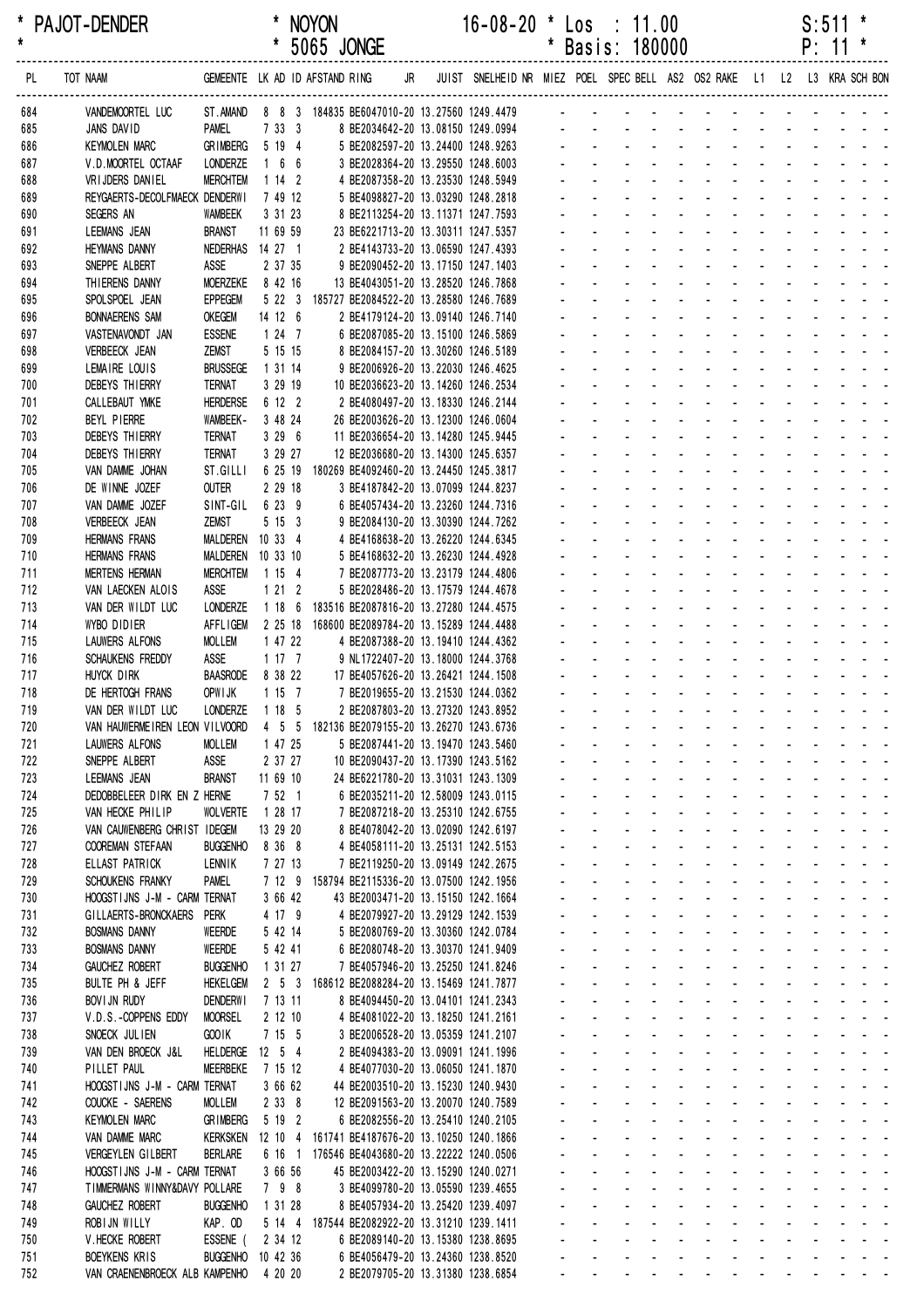* PAJOT-DENDER * NOYON 16-08-20 * Los : 11.00 S:511 *
* * 5065 JONGE * Basis: 180000 P: 11 *

| PL | TOT NAAM | GEMEENTE | LK | AD | ID | AFSTAND | RING | JR | JUIST | SNELHEID | NR | MIEZ | POEL | SPEC | BELL | AS2 | OS2 | RAKE | L1 | L2 | L3 | KRA | SCH | BON |
|---|---|---|---|---|---|---|---|---|---|---|---|---|---|---|---|---|---|---|---|---|---|---|---|---|
| 684 | VANDEMOORTEL LUC | ST.AMAND | 8 | 8 | 3 | 184835 | BE6047010-20 | | 13.27560 | 1249.4479 | | - | - | - | - | - | - | - | - | - | - | - | - | - |
| 685 | JANS DAVID | PAMEL | 7 | 33 | 3 | | 8 BE2034642-20 | | 13.08150 | 1249.0994 | | - | - | - | - | - | - | - | - | - | - | - | - | - |
| 686 | KEYMOLEN MARC | GRIMBERG | 5 | 19 | 4 | | 5 BE2082597-20 | | 13.24400 | 1248.9263 | | - | - | - | - | - | - | - | - | - | - | - | - | - |
| 687 | V.D.MOORTEL OCTAAF | LONDERZE | 1 | 6 | 6 | | 3 BE2028364-20 | | 13.29550 | 1248.6003 | | - | - | - | - | - | - | - | - | - | - | - | - | - |
| 688 | VRIJDERS DANIEL | MERCHTEM | 1 | 14 | 2 | | 4 BE2087358-20 | | 13.23530 | 1248.5949 | | - | - | - | - | - | - | - | - | - | - | - | - | - |
| 689 | REYGAERTS-DECOLFMAECK | DENDERWI | 7 | 49 | 12 | | 5 BE4098827-20 | | 13.03290 | 1248.2818 | | - | - | - | - | - | - | - | - | - | - | - | - | - |
| 690 | SEGERS AN | WAMBEEK | 3 | 31 | 23 | | 8 BE2113254-20 | | 13.11371 | 1247.7593 | | - | - | - | - | - | - | - | - | - | - | - | - | - |
| 691 | LEEMANS JEAN | BRANST | 11 | 69 | 59 | | 23 BE6221713-20 | | 13.30311 | 1247.5357 | | - | - | - | - | - | - | - | - | - | - | - | - | - |
| 692 | HEYMANS DANNY | NEDERHAS | 14 | 27 | 1 | | 2 BE4143733-20 | | 13.06590 | 1247.4393 | | - | - | - | - | - | - | - | - | - | - | - | - | - |
| 693 | SNEPPE ALBERT | ASSE | 2 | 37 | 35 | | 9 BE2090452-20 | | 13.17150 | 1247.1403 | | - | - | - | - | - | - | - | - | - | - | - | - | - |
| 694 | THIERENS DANNY | MOERZEKE | 8 | 42 | 16 | | 13 BE4043051-20 | | 13.28520 | 1246.7868 | | - | - | - | - | - | - | - | - | - | - | - | - | - |
| 695 | SPOLSPOEL JEAN | EPPEGEM | 5 | 22 | 3 | 185727 | BE2084522-20 | | 13.28580 | 1246.7689 | | - | - | - | - | - | - | - | - | - | - | - | - | - |
| 696 | BONNAERENS SAM | OKEGEM | 14 | 12 | 6 | | 2 BE4179124-20 | | 13.09140 | 1246.7140 | | - | - | - | - | - | - | - | - | - | - | - | - | - |
| 697 | VASTENAVONDT JAN | ESSENE | 1 | 24 | 7 | | 6 BE2087085-20 | | 13.15100 | 1246.5869 | | - | - | - | - | - | - | - | - | - | - | - | - | - |
| 698 | VERBEECK JEAN | ZEMST | 5 | 15 | 15 | | 8 BE2084157-20 | | 13.30260 | 1246.5189 | | - | - | - | - | - | - | - | - | - | - | - | - | - |
| 699 | LEMAIRE LOUIS | BRUSSEGE | 1 | 31 | 14 | | 9 BE2006926-20 | | 13.22030 | 1246.4625 | | - | - | - | - | - | - | - | - | - | - | - | - | - |
| 700 | DEBEYS THIERRY | TERNAT | 3 | 29 | 19 | | 10 BE2036623-20 | | 13.14260 | 1246.2534 | | - | - | - | - | - | - | - | - | - | - | - | - | - |
| 701 | CALLEBAUT YMKE | HERDERSE | 6 | 12 | 2 | | 2 BE4080497-20 | | 13.18330 | 1246.2144 | | - | - | - | - | - | - | - | - | - | - | - | - | - |
| 702 | BEYL PIERRE | WAMBEEK- | 3 | 48 | 24 | | 26 BE2003626-20 | | 13.12300 | 1246.0604 | | - | - | - | - | - | - | - | - | - | - | - | - | - |
| 703 | DEBEYS THIERRY | TERNAT | 3 | 29 | 6 | | 11 BE2036654-20 | | 13.14280 | 1245.9445 | | - | - | - | - | - | - | - | - | - | - | - | - | - |
| 704 | DEBEYS THIERRY | TERNAT | 3 | 29 | 27 | | 12 BE2036680-20 | | 13.14300 | 1245.6357 | | - | - | - | - | - | - | - | - | - | - | - | - | - |
| 705 | VAN DAMME JOHAN | ST.GILLI | 6 | 25 | 19 | 180269 | BE4092460-20 | | 13.24450 | 1245.3817 | | - | - | - | - | - | - | - | - | - | - | - | - | - |
| 706 | DE WINNE JOZEF | OUTER | 2 | 29 | 18 | | 3 BE4187842-20 | | 13.07099 | 1244.8237 | | - | - | - | - | - | - | - | - | - | - | - | - | - |
| 707 | VAN DAMME JOZEF | SINT-GIL | 6 | 23 | 9 | | 6 BE4057434-20 | | 13.23260 | 1244.7316 | | - | - | - | - | - | - | - | - | - | - | - | - | - |
| 708 | VERBEECK JEAN | ZEMST | 5 | 15 | 3 | | 9 BE2084130-20 | | 13.30390 | 1244.7262 | | - | - | - | - | - | - | - | - | - | - | - | - | - |
| 709 | HERMANS FRANS | MALDEREN | 10 | 33 | 4 | | 4 BE4168638-20 | | 13.26220 | 1244.6345 | | - | - | - | - | - | - | - | - | - | - | - | - | - |
| 710 | HERMANS FRANS | MALDEREN | 10 | 33 | 10 | | 5 BE4168632-20 | | 13.26230 | 1244.4928 | | - | - | - | - | - | - | - | - | - | - | - | - | - |
| 711 | MERTENS HERMAN | MERCHTEM | 1 | 15 | 4 | | 7 BE2087773-20 | | 13.23179 | 1244.4806 | | - | - | - | - | - | - | - | - | - | - | - | - | - |
| 712 | VAN LAECKEN ALOIS | ASSE | 1 | 21 | 2 | | 5 BE2028486-20 | | 13.17579 | 1244.4678 | | - | - | - | - | - | - | - | - | - | - | - | - | - |
| 713 | VAN DER WILDT LUC | LONDERZE | 1 | 18 | 6 | 183516 | BE2087816-20 | | 13.27280 | 1244.4575 | | - | - | - | - | - | - | - | - | - | - | - | - | - |
| 714 | WYBO DIDIER | AFFLIGEM | 2 | 25 | 18 | 168600 | BE2089784-20 | | 13.15289 | 1244.4488 | | - | - | - | - | - | - | - | - | - | - | - | - | - |
| 715 | LAUWERS ALFONS | MOLLEM | 1 | 47 | 22 | | 4 BE2087388-20 | | 13.19410 | 1244.4362 | | - | - | - | - | - | - | - | - | - | - | - | - | - |
| 716 | SCHAUKENS FREDDY | ASSE | 1 | 17 | 7 | | 9 NL1722407-20 | | 13.18000 | 1244.3768 | | - | - | - | - | - | - | - | - | - | - | - | - | - |
| 717 | HUYCK DIRK | BAASRODE | 8 | 38 | 22 | | 17 BE4057626-20 | | 13.26421 | 1244.1508 | | - | - | - | - | - | - | - | - | - | - | - | - | - |
| 718 | DE HERTOGH FRANS | OPWIJK | 1 | 15 | 7 | | 7 BE2019655-20 | | 13.21530 | 1244.0362 | | - | - | - | - | - | - | - | - | - | - | - | - | - |
| 719 | VAN DER WILDT LUC | LONDERZE | 1 | 18 | 5 | | 2 BE2087803-20 | | 13.27320 | 1243.8952 | | - | - | - | - | - | - | - | - | - | - | - | - | - |
| 720 | VAN HAUWERMEIREN LEON | VILVOORD | 4 | 5 | 5 | 182136 | BE2079155-20 | | 13.26270 | 1243.6736 | | - | - | - | - | - | - | - | - | - | - | - | - | - |
| 721 | LAUWERS ALFONS | MOLLEM | 1 | 47 | 25 | | 5 BE2087441-20 | | 13.19470 | 1243.5460 | | - | - | - | - | - | - | - | - | - | - | - | - | - |
| 722 | SNEPPE ALBERT | ASSE | 2 | 37 | 27 | | 10 BE2090437-20 | | 13.17390 | 1243.5162 | | - | - | - | - | - | - | - | - | - | - | - | - | - |
| 723 | LEEMANS JEAN | BRANST | 11 | 69 | 10 | | 24 BE6221780-20 | | 13.31031 | 1243.1309 | | - | - | - | - | - | - | - | - | - | - | - | - | - |
| 724 | DEDOBBELEER DIRK EN Z | HERNE | 7 | 52 | 1 | | 6 BE2035211-20 | | 12.58009 | 1243.0115 | | - | - | - | - | - | - | - | - | - | - | - | - | - |
| 725 | VAN HECKE PHILIP | WOLVERTE | 1 | 28 | 17 | | 7 BE2087218-20 | | 13.25310 | 1242.6755 | | - | - | - | - | - | - | - | - | - | - | - | - | - |
| 726 | VAN CAUWENBERG CHRIST | IDEGEM | 13 | 29 | 20 | | 8 BE4078042-20 | | 13.02090 | 1242.6197 | | - | - | - | - | - | - | - | - | - | - | - | - | - |
| 727 | COOREMAN STEFAAN | BUGGENHO | 8 | 36 | 8 | | 4 BE4058111-20 | | 13.25131 | 1242.5153 | | - | - | - | - | - | - | - | - | - | - | - | - | - |
| 728 | ELLAST PATRICK | LENNIK | 7 | 27 | 13 | | 7 BE2119250-20 | | 13.09149 | 1242.2675 | | - | - | - | - | - | - | - | - | - | - | - | - | - |
| 729 | SCHOUKENS FRANKY | PAMEL | 7 | 12 | 9 | 158794 | BE2115336-20 | | 13.07500 | 1242.1956 | | - | - | - | - | - | - | - | - | - | - | - | - | - |
| 730 | HOOGSTIJNS J-M - CARM | TERNAT | 3 | 66 | 42 | | 43 BE2003471-20 | | 13.15150 | 1242.1664 | | - | - | - | - | - | - | - | - | - | - | - | - | - |
| 731 | GILLAERTS-BRONCKAERS | PERK | 4 | 17 | 9 | | 4 BE2079927-20 | | 13.29129 | 1242.1539 | | - | - | - | - | - | - | - | - | - | - | - | - | - |
| 732 | BOSMANS DANNY | WEERDE | 5 | 42 | 14 | | 5 BE2080769-20 | | 13.30360 | 1242.0784 | | - | - | - | - | - | - | - | - | - | - | - | - | - |
| 733 | BOSMANS DANNY | WEERDE | 5 | 42 | 41 | | 6 BE2080748-20 | | 13.30370 | 1241.9409 | | - | - | - | - | - | - | - | - | - | - | - | - | - |
| 734 | GAUCHEZ ROBERT | BUGGENHO | 1 | 31 | 27 | | 7 BE4057946-20 | | 13.25250 | 1241.8246 | | - | - | - | - | - | - | - | - | - | - | - | - | - |
| 735 | BULTE PH & JEFF | HEKELGEM | 2 | 5 | 3 | 168612 | BE2088284-20 | | 13.15469 | 1241.7877 | | - | - | - | - | - | - | - | - | - | - | - | - | - |
| 736 | BOVIJN RUDY | DENDERWI | 7 | 13 | 11 | | 8 BE4094450-20 | | 13.04101 | 1241.2343 | | - | - | - | - | - | - | - | - | - | - | - | - | - |
| 737 | V.D.S.-COPPENS EDDY | MOORSEL | 2 | 12 | 10 | | 4 BE4081022-20 | | 13.18250 | 1241.2161 | | - | - | - | - | - | - | - | - | - | - | - | - | - |
| 738 | SNOECK JULIEN | GOOIK | 7 | 15 | 5 | | 3 BE2006528-20 | | 13.05359 | 1241.2107 | | - | - | - | - | - | - | - | - | - | - | - | - | - |
| 739 | VAN DEN BROECK J&L | HELDERGE | 12 | 5 | 4 | | 2 BE4094383-20 | | 13.09091 | 1241.1996 | | - | - | - | - | - | - | - | - | - | - | - | - | - |
| 740 | PILLET PAUL | MEERBEKE | 7 | 15 | 12 | | 4 BE4077030-20 | | 13.06050 | 1241.1870 | | - | - | - | - | - | - | - | - | - | - | - | - | - |
| 741 | HOOGSTIJNS J-M - CARM | TERNAT | 3 | 66 | 62 | | 44 BE2003510-20 | | 13.15230 | 1240.9430 | | - | - | - | - | - | - | - | - | - | - | - | - | - |
| 742 | COUCKE - SAERENS | MOLLEM | 2 | 33 | 8 | | 12 BE2091563-20 | | 13.20070 | 1240.7589 | | - | - | - | - | - | - | - | - | - | - | - | - | - |
| 743 | KEYMOLEN MARC | GRIMBERG | 5 | 19 | 2 | | 6 BE2082556-20 | | 13.25410 | 1240.2105 | | - | - | - | - | - | - | - | - | - | - | - | - | - |
| 744 | VAN DAMME MARC | KERKSKEN | 12 | 10 | 4 | 161741 | BE4187676-20 | | 13.10250 | 1240.1866 | | - | - | - | - | - | - | - | - | - | - | - | - | - |
| 745 | VERGEYLEN GILBERT | BERLARE | 6 | 16 | 1 | 176546 | BE4043680-20 | | 13.22222 | 1240.0506 | | - | - | - | - | - | - | - | - | - | - | - | - | - |
| 746 | HOOGSTIJNS J-M - CARM | TERNAT | 3 | 66 | 56 | | 45 BE2003422-20 | | 13.15290 | 1240.0271 | | - | - | - | - | - | - | - | - | - | - | - | - | - |
| 747 | TIMMERMANS WINNY&DAVY | POLLARE | 7 | 9 | 8 | | 3 BE4099780-20 | | 13.05590 | 1239.4655 | | - | - | - | - | - | - | - | - | - | - | - | - | - |
| 748 | GAUCHEZ ROBERT | BUGGENHO | 1 | 31 | 28 | | 8 BE4057934-20 | | 13.25420 | 1239.4097 | | - | - | - | - | - | - | - | - | - | - | - | - | - |
| 749 | ROBIJN WILLY | KAP. OD | 5 | 14 | 4 | 187544 | BE2082922-20 | | 13.31210 | 1239.1411 | | - | - | - | - | - | - | - | - | - | - | - | - | - |
| 750 | V.HECKE ROBERT | ESSENE ( | 2 | 34 | 12 | | 6 BE2089140-20 | | 13.15380 | 1238.8695 | | - | - | - | - | - | - | - | - | - | - | - | - | - |
| 751 | BOEYKENS KRIS | BUGGENHO | 10 | 42 | 36 | | 6 BE4056479-20 | | 13.24360 | 1238.8520 | | - | - | - | - | - | - | - | - | - | - | - | - | - |
| 752 | VAN CRAENENBROECK ALB | KAMPENHO | 4 | 20 | 20 | | 2 BE2079705-20 | | 13.31380 | 1238.6854 | | - | - | - | - | - | - | - | - | - | - | - | - | - |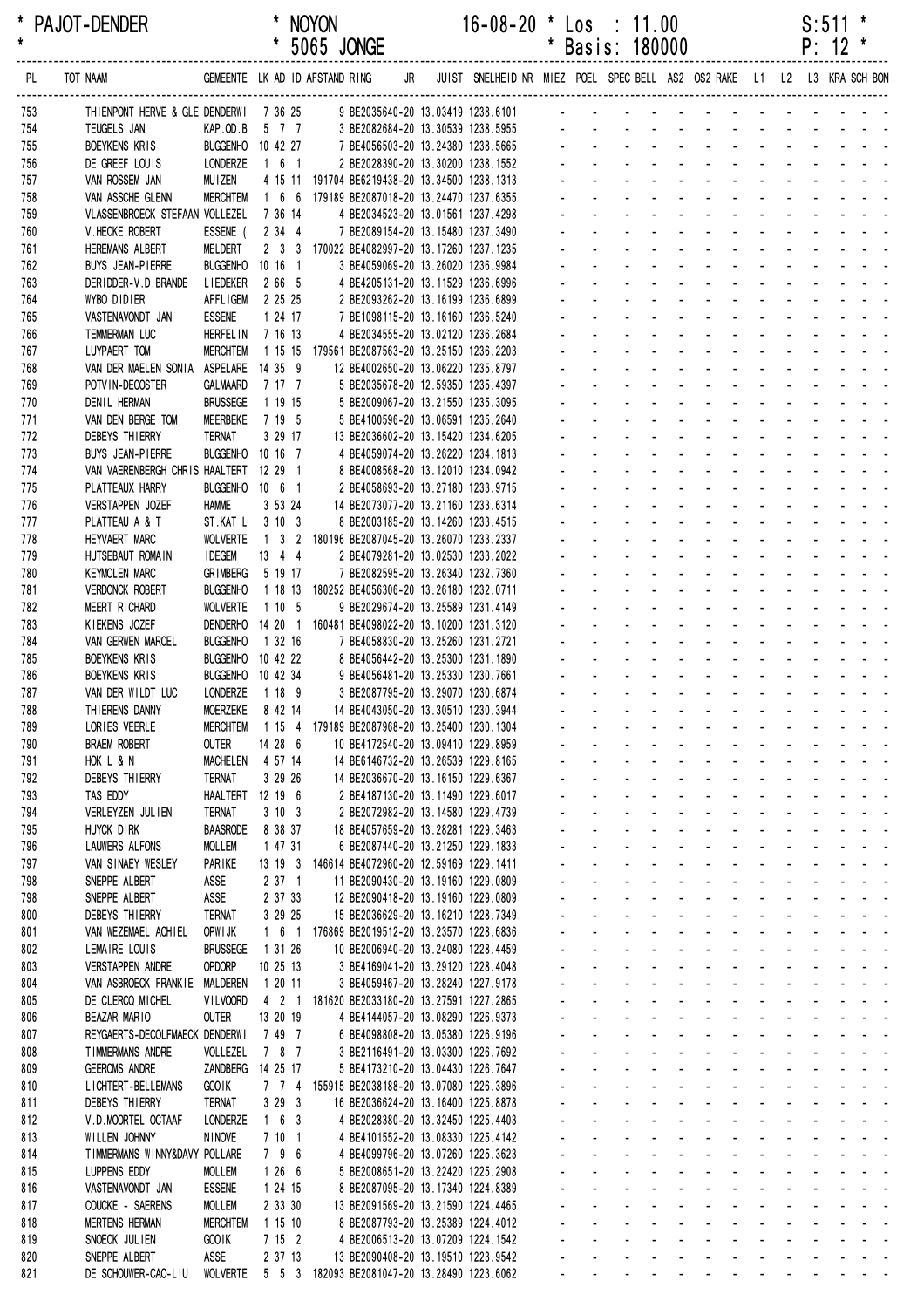\* PAJOT-DENDER \* NOYON 16-08-20 \* Los : 11.00 S:511 \*
\* \* 5065 JONGE \* Basis: 180000 P: 12 \*

| PL | TOT NAAM | GEMEENTE | LK | AD | ID | AFSTAND | RING | JR | JUIST | SNELHEID | NR | MIEZ | POEL | SPEC | BELL | AS2 | OS2 | RAKE | L1 | L2 | L3 | KRA | SCH | BON |
|---|---|---|---|---|---|---|---|---|---|---|---|---|---|---|---|---|---|---|---|---|---|---|---|---|
| 753 | THIENPONT HERVE & GLE | DENDERWI | 7 | 36 | 25 | | 9 BE2035640-20 | | 13.03419 | 1238.6101 | | - | - | - | - | - | - | - | - | - | - | - | - | - |
| 754 | TEUGELS JAN | KAP.OD.B | 5 | 7 | 7 | | 3 BE2082684-20 | | 13.30539 | 1238.5955 | | - | - | - | - | - | - | - | - | - | - | - | - | - |
| 755 | BOEYKENS KRIS | BUGGENHO | 10 | 42 | 27 | | 7 BE4056503-20 | | 13.24380 | 1238.5665 | | - | - | - | - | - | - | - | - | - | - | - | - | - |
| 756 | DE GREEF LOUIS | LONDERZE | 1 | 6 | 1 | | 2 BE2028390-20 | | 13.30200 | 1238.1552 | | - | - | - | - | - | - | - | - | - | - | - | - | - |
| 757 | VAN ROSSEM JAN | MUIZEN | 4 | 15 | 11 | 191704 | BE6219438-20 | | 13.34500 | 1238.1313 | | - | - | - | - | - | - | - | - | - | - | - | - | - |
| 758 | VAN ASSCHE GLENN | MERCHTEM | 1 | 6 | 6 | 179189 | BE2087018-20 | | 13.24470 | 1237.6355 | | - | - | - | - | - | - | - | - | - | - | - | - | - |
| 759 | VLASSENBROECK STEFAAN | VOLLEZEL | 7 | 36 | 14 | | 4 BE2034523-20 | | 13.01561 | 1237.4298 | | - | - | - | - | - | - | - | - | - | - | - | - | - |
| 760 | V.HECKE ROBERT | ESSENE ( | 2 | 34 | 4 | | 7 BE2089154-20 | | 13.15480 | 1237.3490 | | - | - | - | - | - | - | - | - | - | - | - | - | - |
| 761 | HEREMANS ALBERT | MELDERT | 2 | 3 | 3 | 170022 | BE4082997-20 | | 13.17260 | 1237.1235 | | - | - | - | - | - | - | - | - | - | - | - | - | - |
| 762 | BUYS JEAN-PIERRE | BUGGENHO | 10 | 16 | 1 | | 3 BE4059069-20 | | 13.26020 | 1236.9984 | | - | - | - | - | - | - | - | - | - | - | - | - | - |
| 763 | DERIDDER-V.D.BRANDE | LIEDEKER | 2 | 66 | 5 | | 4 BE4205131-20 | | 13.11529 | 1236.6996 | | - | - | - | - | - | - | - | - | - | - | - | - | - |
| 764 | WYBO DIDIER | AFFLIGEM | 2 | 25 | 25 | | 2 BE2093262-20 | | 13.16199 | 1236.6899 | | - | - | - | - | - | - | - | - | - | - | - | - | - |
| 765 | VASTENAVONDT JAN | ESSENE | 1 | 24 | 17 | | 7 BE1098115-20 | | 13.16160 | 1236.5240 | | - | - | - | - | - | - | - | - | - | - | - | - | - |
| 766 | TEMMERMAN LUC | HERFELIN | 7 | 16 | 13 | | 4 BE2034555-20 | | 13.02120 | 1236.2684 | | - | - | - | - | - | - | - | - | - | - | - | - | - |
| 767 | LUYPAERT TOM | MERCHTEM | 1 | 15 | 15 | 179561 | BE2087563-20 | | 13.25150 | 1236.2203 | | - | - | - | - | - | - | - | - | - | - | - | - | - |
| 768 | VAN DER MAELEN SONIA | ASPELARE | 14 | 35 | 9 | | 12 BE4002650-20 | | 13.06220 | 1235.8797 | | - | - | - | - | - | - | - | - | - | - | - | - | - |
| 769 | POTVIN-DECOSTER | GALMAARD | 7 | 17 | 7 | | 5 BE2035678-20 | | 12.59350 | 1235.4397 | | - | - | - | - | - | - | - | - | - | - | - | - | - |
| 770 | DENIL HERMAN | BRUSSEGE | 1 | 19 | 15 | | 5 BE2009067-20 | | 13.21550 | 1235.3095 | | - | - | - | - | - | - | - | - | - | - | - | - | - |
| 771 | VAN DEN BERGE TOM | MEERBEKE | 7 | 19 | 5 | | 5 BE4100596-20 | | 13.06591 | 1235.2640 | | - | - | - | - | - | - | - | - | - | - | - | - | - |
| 772 | DEBEYS THIERRY | TERNAT | 3 | 29 | 17 | | 13 BE2036602-20 | | 13.15420 | 1234.6205 | | - | - | - | - | - | - | - | - | - | - | - | - | - |
| 773 | BUYS JEAN-PIERRE | BUGGENHO | 10 | 16 | 7 | | 4 BE4059074-20 | | 13.26220 | 1234.1813 | | - | - | - | - | - | - | - | - | - | - | - | - | - |
| 774 | VAN VAERENBERGH CHRIS | HAALTERT | 12 | 29 | 1 | | 8 BE4008568-20 | | 13.12010 | 1234.0942 | | - | - | - | - | - | - | - | - | - | - | - | - | - |
| 775 | PLATTEAUX HARRY | BUGGENHO | 10 | 6 | 1 | | 2 BE4058693-20 | | 13.27180 | 1233.9715 | | - | - | - | - | - | - | - | - | - | - | - | - | - |
| 776 | VERSTAPPEN JOZEF | HAMME | 3 | 53 | 24 | | 14 BE2073077-20 | | 13.21160 | 1233.6314 | | - | - | - | - | - | - | - | - | - | - | - | - | - |
| 777 | PLATTEAU A & T | ST.KAT L | 3 | 10 | 3 | | 8 BE2003185-20 | | 13.14260 | 1233.4515 | | - | - | - | - | - | - | - | - | - | - | - | - | - |
| 778 | HEYVAERT MARC | WOLVERTE | 1 | 3 | 2 | 180196 | BE2087045-20 | | 13.26070 | 1233.2337 | | - | - | - | - | - | - | - | - | - | - | - | - | - |
| 779 | HUTSEBAUT ROMAIN | IDEGEM | 13 | 4 | 4 | | 2 BE4079281-20 | | 13.02530 | 1233.2022 | | - | - | - | - | - | - | - | - | - | - | - | - | - |
| 780 | KEYMOLEN MARC | GRIMBERG | 5 | 19 | 17 | | 7 BE2082595-20 | | 13.26340 | 1232.7360 | | - | - | - | - | - | - | - | - | - | - | - | - | - |
| 781 | VERDONCK ROBERT | BUGGENHO | 1 | 18 | 13 | 180252 | BE4056306-20 | | 13.26180 | 1232.0711 | | - | - | - | - | - | - | - | - | - | - | - | - | - |
| 782 | MEERT RICHARD | WOLVERTE | 1 | 10 | 5 | | 9 BE2029674-20 | | 13.25589 | 1231.4149 | | - | - | - | - | - | - | - | - | - | - | - | - | - |
| 783 | KIEKENS JOZEF | DENDERHO | 14 | 20 | 1 | 160481 | BE4098022-20 | | 13.10200 | 1231.3120 | | - | - | - | - | - | - | - | - | - | - | - | - | - |
| 784 | VAN GERWEN MARCEL | BUGGENHO | 1 | 32 | 16 | | 7 BE4058830-20 | | 13.25260 | 1231.2721 | | - | - | - | - | - | - | - | - | - | - | - | - | - |
| 785 | BOEYKENS KRIS | BUGGENHO | 10 | 42 | 22 | | 8 BE4056442-20 | | 13.25300 | 1231.1890 | | - | - | - | - | - | - | - | - | - | - | - | - | - |
| 786 | BOEYKENS KRIS | BUGGENHO | 10 | 42 | 34 | | 9 BE4056481-20 | | 13.25330 | 1230.7661 | | - | - | - | - | - | - | - | - | - | - | - | - | - |
| 787 | VAN DER WILDT LUC | LONDERZE | 1 | 18 | 9 | | 3 BE2087795-20 | | 13.29070 | 1230.6874 | | - | - | - | - | - | - | - | - | - | - | - | - | - |
| 788 | THIERENS DANNY | MOERZEKE | 8 | 42 | 14 | | 14 BE4043050-20 | | 13.30510 | 1230.3944 | | - | - | - | - | - | - | - | - | - | - | - | - | - |
| 789 | LORIES VEERLE | MERCHTEM | 1 | 15 | 4 | 179189 | BE2087968-20 | | 13.25400 | 1230.1304 | | - | - | - | - | - | - | - | - | - | - | - | - | - |
| 790 | BRAEM ROBERT | OUTER | 14 | 28 | 6 | | 10 BE4172540-20 | | 13.09410 | 1229.8959 | | - | - | - | - | - | - | - | - | - | - | - | - | - |
| 791 | HOK L & N | MACHELEN | 4 | 57 | 14 | | 14 BE6146732-20 | | 13.26539 | 1229.8165 | | - | - | - | - | - | - | - | - | - | - | - | - | - |
| 792 | DEBEYS THIERRY | TERNAT | 3 | 29 | 26 | | 14 BE2036670-20 | | 13.16150 | 1229.6367 | | - | - | - | - | - | - | - | - | - | - | - | - | - |
| 793 | TAS EDDY | HAALTERT | 12 | 19 | 6 | | 2 BE4187130-20 | | 13.11490 | 1229.6017 | | - | - | - | - | - | - | - | - | - | - | - | - | - |
| 794 | VERLEYZEN JULIEN | TERNAT | 3 | 10 | 3 | | 2 BE2072982-20 | | 13.14580 | 1229.4739 | | - | - | - | - | - | - | - | - | - | - | - | - | - |
| 795 | HUYCK DIRK | BAASRODE | 8 | 38 | 37 | | 18 BE4057659-20 | | 13.28281 | 1229.3463 | | - | - | - | - | - | - | - | - | - | - | - | - | - |
| 796 | LAUWERS ALFONS | MOLLEM | 1 | 47 | 31 | | 6 BE2087440-20 | | 13.21250 | 1229.1833 | | - | - | - | - | - | - | - | - | - | - | - | - | - |
| 797 | VAN SINAEY WESLEY | PARIKE | 13 | 19 | 3 | 146614 | BE4072960-20 | | 12.59169 | 1229.1411 | | - | - | - | - | - | - | - | - | - | - | - | - | - |
| 798 | SNEPPE ALBERT | ASSE | 2 | 37 | 1 | | 11 BE2090430-20 | | 13.19160 | 1229.0809 | | - | - | - | - | - | - | - | - | - | - | - | - | - |
| 798 | SNEPPE ALBERT | ASSE | 2 | 37 | 33 | | 12 BE2090418-20 | | 13.19160 | 1229.0809 | | - | - | - | - | - | - | - | - | - | - | - | - | - |
| 800 | DEBEYS THIERRY | TERNAT | 3 | 29 | 25 | | 15 BE2036629-20 | | 13.16210 | 1228.7349 | | - | - | - | - | - | - | - | - | - | - | - | - | - |
| 801 | VAN WEZEMAEL ACHIEL | OPWIJK | 1 | 6 | 1 | 176869 | BE2019512-20 | | 13.23570 | 1228.6836 | | - | - | - | - | - | - | - | - | - | - | - | - | - |
| 802 | LEMAIRE LOUIS | BRUSSEGE | 1 | 31 | 26 | | 10 BE2006940-20 | | 13.24080 | 1228.4459 | | - | - | - | - | - | - | - | - | - | - | - | - | - |
| 803 | VERSTAPPEN ANDRE | OPDORP | 10 | 25 | 13 | | 3 BE4169041-20 | | 13.29120 | 1228.4048 | | - | - | - | - | - | - | - | - | - | - | - | - | - |
| 804 | VAN ASBROECK FRANKIE | MALDEREN | 1 | 20 | 11 | | 3 BE4059467-20 | | 13.28240 | 1227.9178 | | - | - | - | - | - | - | - | - | - | - | - | - | - |
| 805 | DE CLERCQ MICHEL | VILVOORD | 4 | 2 | 1 | 181620 | BE2033180-20 | | 13.27591 | 1227.2865 | | - | - | - | - | - | - | - | - | - | - | - | - | - |
| 806 | BEAZAR MARIO | OUTER | 13 | 20 | 19 | | 4 BE4144057-20 | | 13.08290 | 1226.9373 | | - | - | - | - | - | - | - | - | - | - | - | - | - |
| 807 | REYGAERTS-DECOLFMAECK | DENDERWI | 7 | 49 | 7 | | 6 BE4098808-20 | | 13.05380 | 1226.9196 | | - | - | - | - | - | - | - | - | - | - | - | - | - |
| 808 | TIMMERMANS ANDRE | VOLLEZEL | 7 | 8 | 7 | | 3 BE2116491-20 | | 13.03300 | 1226.7692 | | - | - | - | - | - | - | - | - | - | - | - | - | - |
| 809 | GEEROMS ANDRE | ZANDBERG | 14 | 25 | 17 | | 5 BE4173210-20 | | 13.04430 | 1226.7647 | | - | - | - | - | - | - | - | - | - | - | - | - | - |
| 810 | LICHTERT-BELLEMANS | GOOIK | 7 | 7 | 4 | 155915 | BE2038188-20 | | 13.07080 | 1226.3896 | | - | - | - | - | - | - | - | - | - | - | - | - | - |
| 811 | DEBEYS THIERRY | TERNAT | 3 | 29 | 3 | | 16 BE2036624-20 | | 13.16400 | 1225.8878 | | - | - | - | - | - | - | - | - | - | - | - | - | - |
| 812 | V.D.MOORTEL OCTAAF | LONDERZE | 1 | 6 | 3 | | 4 BE2028380-20 | | 13.32450 | 1225.4403 | | - | - | - | - | - | - | - | - | - | - | - | - | - |
| 813 | WILLEN JOHNNY | NINOVE | 7 | 10 | 1 | | 4 BE4101552-20 | | 13.08330 | 1225.4142 | | - | - | - | - | - | - | - | - | - | - | - | - | - |
| 814 | TIMMERMANS WINNY&DAVY | POLLARE | 7 | 9 | 6 | | 4 BE4099796-20 | | 13.07260 | 1225.3623 | | - | - | - | - | - | - | - | - | - | - | - | - | - |
| 815 | LUPPENS EDDY | MOLLEM | 1 | 26 | 6 | | 5 BE2008651-20 | | 13.22420 | 1225.2908 | | - | - | - | - | - | - | - | - | - | - | - | - | - |
| 816 | VASTENAVONDT JAN | ESSENE | 1 | 24 | 15 | | 8 BE2087095-20 | | 13.17340 | 1224.8389 | | - | - | - | - | - | - | - | - | - | - | - | - | - |
| 817 | COUCKE - SAERENS | MOLLEM | 2 | 33 | 30 | | 13 BE2091569-20 | | 13.21590 | 1224.4465 | | - | - | - | - | - | - | - | - | - | - | - | - | - |
| 818 | MERTENS HERMAN | MERCHTEM | 1 | 15 | 10 | | 8 BE2087793-20 | | 13.25389 | 1224.4012 | | - | - | - | - | - | - | - | - | - | - | - | - | - |
| 819 | SNOECK JULIEN | GOOIK | 7 | 15 | 2 | | 4 BE2006513-20 | | 13.07209 | 1224.1542 | | - | - | - | - | - | - | - | - | - | - | - | - | - |
| 820 | SNEPPE ALBERT | ASSE | 2 | 37 | 13 | | 13 BE2090408-20 | | 13.19510 | 1223.9542 | | - | - | - | - | - | - | - | - | - | - | - | - | - |
| 821 | DE SCHOUWER-CAO-LIU | WOLVERTE | 5 | 5 | 3 | 182093 | BE2081047-20 | | 13.28490 | 1223.6062 | | - | - | - | - | - | - | - | - | - | - | - | - | - |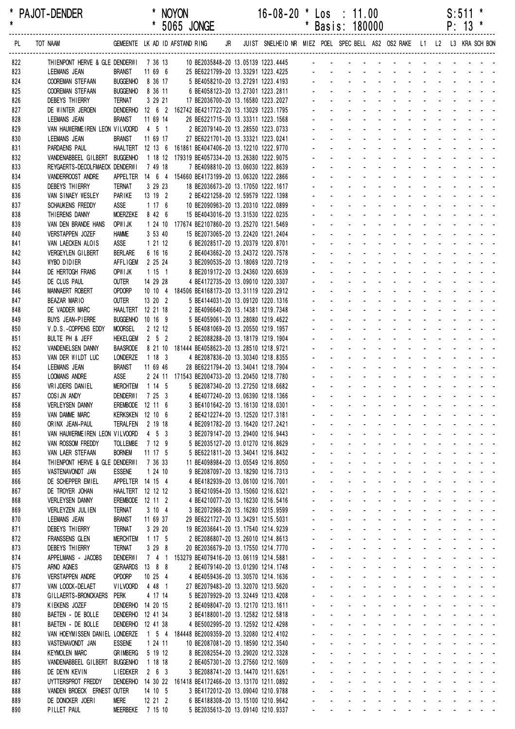\* PAJOT-DENDER \* NOYON 16-08-20 \* Los : 11.00 S:511 \*
\* \* 5065 JONGE \* Basis: 180000 P: 13 \*

| PL | TOT NAAM | GEMEENTE | LK | AD | ID | AFSTAND | RING | JR | JUIST | SNELHEID | NR | MIEZ | POEL | SPEC | BELL | AS2 | OS2 | RAKE | L1 | L2 | L3 | KRA | SCH | BON |
|---|---|---|---|---|---|---|---|---|---|---|---|---|---|---|---|---|---|---|---|---|---|---|---|---|
| 822 | THIENPONT HERVE & GLE | DENDERWI | 7 | 36 | 13 | 10 | BE2035848-20 | | 13.05139 | 1223.4445 | | - | - | - | - | - | - | - | - | - | - | - | - | - |
| 823 | LEEMANS JEAN | BRANST | 11 | 69 | 6 | 25 | BE6221799-20 | | 13.33291 | 1223.4225 | | - | - | - | - | - | - | - | - | - | - | - | - | - |
| 824 | COOREMAN STEFAAN | BUGGENHO | 8 | 36 | 17 | 5 | BE4058210-20 | | 13.27291 | 1223.4193 | | - | - | - | - | - | - | - | - | - | - | - | - | - |
| 825 | COOREMAN STEFAAN | BUGGENHO | 8 | 36 | 11 | 6 | BE4058123-20 | | 13.27301 | 1223.2811 | | - | - | - | - | - | - | - | - | - | - | - | - | - |
| 826 | DEBEYS THIERRY | TERNAT | 3 | 29 | 21 | 17 | BE2036700-20 | | 13.16580 | 1223.2027 | | - | - | - | - | - | - | - | - | - | - | - | - | - |
| 827 | DE WINTER JEROEN | DENDERHO | 12 | 6 | 2 | 162742 | BE4217722-20 | | 13.13029 | 1223.1795 | | - | - | - | - | - | - | - | - | - | - | - | - | - |
| 828 | LEEMANS JEAN | BRANST | 11 | 69 | 14 | 26 | BE6221715-20 | | 13.33311 | 1223.1568 | | - | - | - | - | - | - | - | - | - | - | - | - | - |
| 829 | VAN HAUWERMEIREN LEON | VILVOORD | 4 | 5 | 1 | 2 | BE2079140-20 | | 13.28550 | 1223.0733 | | - | - | - | - | - | - | - | - | - | - | - | - | - |
| 830 | LEEMANS JEAN | BRANST | 11 | 69 | 17 | 27 | BE6221701-20 | | 13.33321 | 1223.0241 | | - | - | - | - | - | - | - | - | - | - | - | - | - |
| 831 | PARDAENS PAUL | HAALTERT | 12 | 13 | 6 | 161861 | BE4047406-20 | | 13.12210 | 1222.9770 | | - | - | - | - | - | - | - | - | - | - | - | - | - |
| 832 | VANDENABBEEL GILBERT | BUGGENHO | 1 | 18 | 12 | 179319 | BE4057334-20 | | 13.26380 | 1222.9075 | | - | - | - | - | - | - | - | - | - | - | - | - | - |
| 833 | REYGAERTS-DECOLFMAECK | DENDERWI | 7 | 49 | 18 | 7 | BE4098810-20 | | 13.06030 | 1222.8639 | | - | - | - | - | - | - | - | - | - | - | - | - | - |
| 834 | VANDERROOST ANDRE | APPELTER | 14 | 6 | 4 | 154660 | BE4173199-20 | | 13.06320 | 1222.2866 | | - | - | - | - | - | - | - | - | - | - | - | - | - |
| 835 | DEBEYS THIERRY | TERNAT | 3 | 29 | 23 | 18 | BE2036673-20 | | 13.17050 | 1222.1617 | | - | - | - | - | - | - | - | - | - | - | - | - | - |
| 836 | VAN SINAEY WESLEY | PARIKE | 13 | 19 | 2 | 2 | BE4221258-20 | | 12.59579 | 1222.1398 | | - | - | - | - | - | - | - | - | - | - | - | - | - |
| 837 | SCHAUKENS FREDDY | ASSE | 1 | 17 | 6 | 10 | BE2090963-20 | | 13.20310 | 1222.0899 | | - | - | - | - | - | - | - | - | - | - | - | - | - |
| 838 | THIERENS DANNY | MOERZEKE | 8 | 42 | 6 | 15 | BE4043016-20 | | 13.31530 | 1222.0235 | | - | - | - | - | - | - | - | - | - | - | - | - | - |
| 839 | VAN DEN BRANDE HANS | OPWIJK | 1 | 24 | 10 | 177674 | BE2107860-20 | | 13.25270 | 1221.5469 | | - | - | - | - | - | - | - | - | - | - | - | - | - |
| 840 | VERSTAPPEN JOZEF | HAMME | 3 | 53 | 40 | 15 | BE2073065-20 | | 13.22420 | 1221.2404 | | - | - | - | - | - | - | - | - | - | - | - | - | - |
| 841 | VAN LAECKEN ALOIS | ASSE | 1 | 21 | 12 | 6 | BE2028517-20 | | 13.20379 | 1220.8701 | | - | - | - | - | - | - | - | - | - | - | - | - | - |
| 842 | VERGEYLEN GILBERT | BERLARE | 6 | 16 | 16 | 2 | BE4043662-20 | | 13.24372 | 1220.7578 | | - | - | - | - | - | - | - | - | - | - | - | - | - |
| 843 | WYBO DIDIER | AFFLIGEM | 2 | 25 | 24 | 3 | BE2090535-20 | | 13.18069 | 1220.7219 | | - | - | - | - | - | - | - | - | - | - | - | - | - |
| 844 | DE HERTOGH FRANS | OPWIJK | 1 | 15 | 1 | 8 | BE2019172-20 | | 13.24360 | 1220.6639 | | - | - | - | - | - | - | - | - | - | - | - | - | - |
| 845 | DE CLUS PAUL | OUTER | 14 | 29 | 28 | 4 | BE4172735-20 | | 13.09010 | 1220.3307 | | - | - | - | - | - | - | - | - | - | - | - | - | - |
| 846 | MANNAERT ROBERT | OPDORP | 10 | 10 | 4 | 184506 | BE4168173-20 | | 13.31119 | 1220.2912 | | - | - | - | - | - | - | - | - | - | - | - | - | - |
| 847 | BEAZAR MARIO | OUTER | 13 | 20 | 2 | 5 | BE4144031-20 | | 13.09120 | 1220.1316 | | - | - | - | - | - | - | - | - | - | - | - | - | - |
| 848 | DE VADDER MARC | HAALTERT | 12 | 21 | 18 | 2 | BE4096640-20 | | 13.14381 | 1219.7348 | | - | - | - | - | - | - | - | - | - | - | - | - | - |
| 849 | BUYS JEAN-PIERRE | BUGGENHO | 10 | 16 | 9 | 5 | BE4059061-20 | | 13.28080 | 1219.4622 | | - | - | - | - | - | - | - | - | - | - | - | - | - |
| 850 | V.D.S.-COPPENS EDDY | MOORSEL | 2 | 12 | 12 | 5 | BE4081069-20 | | 13.20550 | 1219.1957 | | - | - | - | - | - | - | - | - | - | - | - | - | - |
| 851 | BULTE PH & JEFF | HEKELGEM | 2 | 5 | 2 | 2 | BE2088288-20 | | 13.18179 | 1219.1904 | | - | - | - | - | - | - | - | - | - | - | - | - | - |
| 852 | VANDENELSEN DANNY | BAASRODE | 8 | 21 | 10 | 181444 | BE4058623-20 | | 13.28510 | 1218.9721 | | - | - | - | - | - | - | - | - | - | - | - | - | - |
| 853 | VAN DER WILDT LUC | LONDERZE | 1 | 18 | 3 | 4 | BE2087836-20 | | 13.30340 | 1218.8355 | | - | - | - | - | - | - | - | - | - | - | - | - | - |
| 854 | LEEMANS JEAN | BRANST | 11 | 69 | 46 | 28 | BE6221794-20 | | 13.34041 | 1218.7904 | | - | - | - | - | - | - | - | - | - | - | - | - | - |
| 855 | LOOMANS ANDRE | ASSE | 2 | 24 | 11 | 171543 | BE2004733-20 | | 13.20450 | 1218.7780 | | - | - | - | - | - | - | - | - | - | - | - | - | - |
| 856 | VRIJDERS DANIEL | MERCHTEM | 1 | 14 | 5 | 5 | BE2087340-20 | | 13.27250 | 1218.6682 | | - | - | - | - | - | - | - | - | - | - | - | - | - |
| 857 | COSIJN ANDY | DENDERWI | 7 | 25 | 3 | 4 | BE4077240-20 | | 13.06390 | 1218.1366 | | - | - | - | - | - | - | - | - | - | - | - | - | - |
| 858 | VERLEYSEN DANNY | EREMBODE | 12 | 11 | 6 | 3 | BE4101642-20 | | 13.16130 | 1218.0301 | | - | - | - | - | - | - | - | - | - | - | - | - | - |
| 859 | VAN DAMME MARC | KERKSKEN | 12 | 10 | 6 | 2 | BE4212274-20 | | 13.12520 | 1217.3181 | | - | - | - | - | - | - | - | - | - | - | - | - | - |
| 860 | ORINX JEAN-PAUL | TERALFEN | 2 | 19 | 18 | 4 | BE2091782-20 | | 13.16420 | 1217.2421 | | - | - | - | - | - | - | - | - | - | - | - | - | - |
| 861 | VAN HAUWERMEIREN LEON | VILVOORD | 4 | 5 | 3 | 3 | BE2079147-20 | | 13.29400 | 1216.9443 | | - | - | - | - | - | - | - | - | - | - | - | - | - |
| 862 | VAN ROSSOM FREDDY | TOLLEMBE | 7 | 12 | 9 | 5 | BE2035127-20 | | 13.01270 | 1216.8629 | | - | - | - | - | - | - | - | - | - | - | - | - | - |
| 863 | VAN LAER STEFAAN | BORNEM | 11 | 17 | 5 | 5 | BE6221811-20 | | 13.34041 | 1216.8432 | | - | - | - | - | - | - | - | - | - | - | - | - | - |
| 864 | THIENPONT HERVE & GLE | DENDERWI | 7 | 36 | 33 | 11 | BE4098984-20 | | 13.05549 | 1216.8050 | | - | - | - | - | - | - | - | - | - | - | - | - | - |
| 865 | VASTENAVONDT JAN | ESSENE | 1 | 24 | 10 | 9 | BE2087097-20 | | 13.18290 | 1216.7313 | | - | - | - | - | - | - | - | - | - | - | - | - | - |
| 866 | DE SCHEPPER EMIEL | APPELTER | 14 | 15 | 4 | 4 | BE4182939-20 | | 13.06100 | 1216.7001 | | - | - | - | - | - | - | - | - | - | - | - | - | - |
| 867 | DE TROYER JOHAN | HAALTERT | 12 | 12 | 12 | 3 | BE4210954-20 | | 13.15060 | 1216.6321 | | - | - | - | - | - | - | - | - | - | - | - | - | - |
| 868 | VERLEYSEN DANNY | EREMBODE | 12 | 11 | 2 | 4 | BE4210077-20 | | 13.16230 | 1216.5416 | | - | - | - | - | - | - | - | - | - | - | - | - | - |
| 869 | VERLEYZEN JULIEN | TERNAT | 3 | 10 | 4 | 3 | BE2072968-20 | | 13.16280 | 1215.9599 | | - | - | - | - | - | - | - | - | - | - | - | - | - |
| 870 | LEEMANS JEAN | BRANST | 11 | 69 | 37 | 29 | BE6221727-20 | | 13.34291 | 1215.5031 | | - | - | - | - | - | - | - | - | - | - | - | - | - |
| 871 | DEBEYS THIERRY | TERNAT | 3 | 29 | 20 | 19 | BE2036641-20 | | 13.17540 | 1214.9239 | | - | - | - | - | - | - | - | - | - | - | - | - | - |
| 872 | FRANSSENS GLEN | MERCHTEM | 1 | 17 | 5 | 2 | BE2086807-20 | | 13.26010 | 1214.8613 | | - | - | - | - | - | - | - | - | - | - | - | - | - |
| 873 | DEBEYS THIERRY | TERNAT | 3 | 29 | 8 | 20 | BE2036679-20 | | 13.17550 | 1214.7770 | | - | - | - | - | - | - | - | - | - | - | - | - | - |
| 874 | APPELMANS - JACOBS | DENDERWI | 7 | 4 | 1 | 153279 | BE4079416-20 | | 13.06119 | 1214.5881 | | - | - | - | - | - | - | - | - | - | - | - | - | - |
| 875 | ARNO AGNES | GERAARDS | 13 | 8 | 8 | 2 | BE4079140-20 | | 13.01290 | 1214.1748 | | - | - | - | - | - | - | - | - | - | - | - | - | - |
| 876 | VERSTAPPEN ANDRE | OPDORP | 10 | 25 | 4 | 4 | BE4059436-20 | | 13.30570 | 1214.1636 | | - | - | - | - | - | - | - | - | - | - | - | - | - |
| 877 | VAN LOOCK-DELAET | VILVOORD | 4 | 48 | 1 | 27 | BE2079483-20 | | 13.32070 | 1213.5620 | | - | - | - | - | - | - | - | - | - | - | - | - | - |
| 878 | GILLAERTS-BRONCKAERS | PERK | 4 | 17 | 14 | 5 | BE2079929-20 | | 13.32449 | 1213.4208 | | - | - | - | - | - | - | - | - | - | - | - | - | - |
| 879 | KIEKENS JOZEF | DENDERHO | 14 | 20 | 15 | 2 | BE4098047-20 | | 13.12170 | 1213.1611 | | - | - | - | - | - | - | - | - | - | - | - | - | - |
| 880 | BAETEN - DE BOLLE | DENDERHO | 12 | 41 | 34 | 3 | BE4188001-20 | | 13.12582 | 1212.5818 | | - | - | - | - | - | - | - | - | - | - | - | - | - |
| 881 | BAETEN - DE BOLLE | DENDERHO | 12 | 41 | 38 | 4 | BE5002995-20 | | 13.12592 | 1212.4298 | | - | - | - | - | - | - | - | - | - | - | - | - | - |
| 882 | VAN HOEYMISSEN DANIEL | LONDERZE | 1 | 5 | 4 | 184448 | BE2009359-20 | | 13.32080 | 1212.4102 | | - | - | - | - | - | - | - | - | - | - | - | - | - |
| 883 | VASTENAVONDT JAN | ESSENE | 1 | 24 | 11 | 10 | BE2087081-20 | | 13.18590 | 1212.3540 | | - | - | - | - | - | - | - | - | - | - | - | - | - |
| 884 | KEYMOLEN MARC | GRIMBERG | 5 | 19 | 12 | 8 | BE2082554-20 | | 13.29020 | 1212.3328 | | - | - | - | - | - | - | - | - | - | - | - | - | - |
| 885 | VANDENABBEEL GILBERT | BUGGENHO | 1 | 18 | 18 | 2 | BE4057301-20 | | 13.27560 | 1212.1609 | | - | - | - | - | - | - | - | - | - | - | - | - | - |
| 886 | DE DEYN KEVIN | LIEDEKER | 2 | 6 | 3 | 3 | BE2088741-20 | | 13.14470 | 1211.6261 | | - | - | - | - | - | - | - | - | - | - | - | - | - |
| 887 | UYTTERSPROT FREDDY | DENDERHO | 14 | 30 | 22 | 161418 | BE4172466-20 | | 13.13170 | 1211.0892 | | - | - | - | - | - | - | - | - | - | - | - | - | - |
| 888 | VANDEN BROECK ERNEST | OUTER | 14 | 10 | 5 | 3 | BE4172012-20 | | 13.09040 | 1210.9788 | | - | - | - | - | - | - | - | - | - | - | - | - | - |
| 889 | DE DONCKER JOERI | MERE | 12 | 21 | 2 | 6 | BE4188308-20 | | 13.15100 | 1210.9642 | | - | - | - | - | - | - | - | - | - | - | - | - | - |
| 890 | PILLET PAUL | MEERBEKE | 7 | 15 | 10 | 5 | BE2035613-20 | | 13.09140 | 1210.9337 | | - | - | - | - | - | - | - | - | - | - | - | - | - |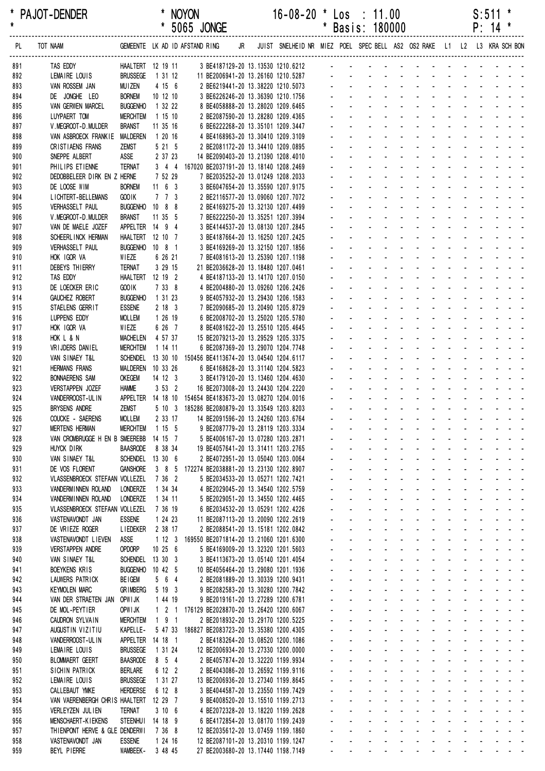\* PAJOT-DENDER \* NOYON 16-08-20 \* Los : 11.00 S:511 \*
\* \* 5065 JONGE \* Basis: 180000 P: 14 \*

| PL | TOT NAAM | GEMEENTE | LK AD ID | AFSTAND | RING | JR | JUIST | SNELHEID | NR | MIEZ | POEL | SPEC | BELL | AS2 | OS2 | RAKE | L1 | L2 | L3 | KRA | SCH | BON |
|---|---|---|---|---|---|---|---|---|---|---|---|---|---|---|---|---|---|---|---|---|---|---|
| 891 | TAS EDDY | HAALTERT | 12 19 11 | 3 | BE4187129-20 | | 13.13530 | 1210.6212 | | - | - | - | - | - | - | - | - | - | - | - | - | - |
| 892 | LEMAIRE LOUIS | BRUSSEGE | 1 31 12 | 11 | BE2006941-20 | | 13.26160 | 1210.5287 | | - | - | - | - | - | - | - | - | - | - | - | - | - |
| 893 | VAN ROSSEM JAN | MUIZEN | 4 15 6 | 2 | BE6219441-20 | | 13.38220 | 1210.5073 | | - | - | - | - | - | - | - | - | - | - | - | - | - |
| 894 | DE JONGHE LEO | BORNEM | 10 12 10 | 3 | BE6226246-20 | | 13.36390 | 1210.1756 | | - | - | - | - | - | - | - | - | - | - | - | - | - |
| 895 | VAN GERWEN MARCEL | BUGGENHO | 1 32 22 | 8 | BE4058888-20 | | 13.28020 | 1209.6465 | | - | - | - | - | - | - | - | - | - | - | - | - | - |
| 896 | LUYPAERT TOM | MERCHTEM | 1 15 10 | 2 | BE2087590-20 | | 13.28280 | 1209.4365 | | - | - | - | - | - | - | - | - | - | - | - | - | - |
| 897 | V.MEGROOT-D.MULDER | BRANST | 11 35 16 | 6 | BE6222268-20 | | 13.35101 | 1209.3447 | | - | - | - | - | - | - | - | - | - | - | - | - | - |
| 898 | VAN ASBROECK FRANKIE | MALDEREN | 1 20 16 | 4 | BE4168963-20 | | 13.30410 | 1209.3109 | | - | - | - | - | - | - | - | - | - | - | - | - | - |
| 899 | CRISTIAENS FRANS | ZEMST | 5 21 5 | 2 | BE2081172-20 | | 13.34410 | 1209.0895 | | - | - | - | - | - | - | - | - | - | - | - | - | - |
| 900 | SNEPPE ALBERT | ASSE | 2 37 23 | 14 | BE2090403-20 | | 13.21390 | 1208.4010 | | - | - | - | - | - | - | - | - | - | - | - | - | - |
| 901 | PHILIPS ETIENNE | TERNAT | 3 4 4 | 167020 | BE2037191-20 | | 13.18140 | 1208.2469 | | - | - | - | - | - | - | - | - | - | - | - | - | - |
| 902 | DEDOBBELEER DIRK EN Z | HERNE | 7 52 29 | 7 | BE2035252-20 | | 13.01249 | 1208.2033 | | - | - | - | - | - | - | - | - | - | - | - | - | - |
| 903 | DE LOOSE WIM | BORNEM | 11 6 3 | 3 | BE6047654-20 | | 13.35590 | 1207.9175 | | - | - | - | - | - | - | - | - | - | - | - | - | - |
| 904 | LICHTERT-BELLEMANS | GOOIK | 7 7 3 | 2 | BE2116577-20 | | 13.09060 | 1207.7072 | | - | - | - | - | - | - | - | - | - | - | - | - | - |
| 905 | VERHASSELT PAUL | BUGGENHO | 10 8 8 | 2 | BE4169275-20 | | 13.32130 | 1207.4499 | | - | - | - | - | - | - | - | - | - | - | - | - | - |
| 906 | V.MEGROOT-D.MULDER | BRANST | 11 35 5 | 7 | BE6222250-20 | | 13.35251 | 1207.3994 | | - | - | - | - | - | - | - | - | - | - | - | - | - |
| 907 | VAN DE MAELE JOZEF | APPELTER | 14 9 4 | 3 | BE4144537-20 | | 13.08130 | 1207.2845 | | - | - | - | - | - | - | - | - | - | - | - | - | - |
| 908 | SCHEERLINCK HERMAN | HAALTERT | 12 10 7 | 3 | BE4187664-20 | | 13.16250 | 1207.2425 | | - | - | - | - | - | - | - | - | - | - | - | - | - |
| 909 | VERHASSELT PAUL | BUGGENHO | 10 8 1 | 3 | BE4169269-20 | | 13.32150 | 1207.1856 | | - | - | - | - | - | - | - | - | - | - | - | - | - |
| 910 | HOK IGOR VA | WIEZE | 6 26 21 | 7 | BE4081613-20 | | 13.25390 | 1207.1198 | | - | - | - | - | - | - | - | - | - | - | - | - | - |
| 911 | DEBEYS THIERRY | TERNAT | 3 29 15 | 21 | BE2036628-20 | | 13.18480 | 1207.0461 | | - | - | - | - | - | - | - | - | - | - | - | - | - |
| 912 | TAS EDDY | HAALTERT | 12 19 2 | 4 | BE4187133-20 | | 13.14170 | 1207.0150 | | - | - | - | - | - | - | - | - | - | - | - | - | - |
| 913 | DE LOECKER ERIC | GOOIK | 7 33 8 | 4 | BE2004880-20 | | 13.09260 | 1206.2426 | | - | - | - | - | - | - | - | - | - | - | - | - | - |
| 914 | GAUCHEZ ROBERT | BUGGENHO | 1 31 23 | 9 | BE4057932-20 | | 13.29430 | 1206.1583 | | - | - | - | - | - | - | - | - | - | - | - | - | - |
| 915 | STAELENS GERRIT | ESSENE | 2 18 3 | 7 | BE2090685-20 | | 13.20490 | 1205.8729 | | - | - | - | - | - | - | - | - | - | - | - | - | - |
| 916 | LUPPENS EDDY | MOLLEM | 1 26 19 | 6 | BE2008702-20 | | 13.25020 | 1205.5780 | | - | - | - | - | - | - | - | - | - | - | - | - | - |
| 917 | HOK IGOR VA | WIEZE | 6 26 7 | 8 | BE4081622-20 | | 13.25510 | 1205.4645 | | - | - | - | - | - | - | - | - | - | - | - | - | - |
| 918 | HOK L & N | MACHELEN | 4 57 37 | 15 | BE2079213-20 | | 13.29529 | 1205.3375 | | - | - | - | - | - | - | - | - | - | - | - | - | - |
| 919 | VRIJDERS DANIEL | MERCHTEM | 1 14 11 | 6 | BE2087369-20 | | 13.29070 | 1204.7748 | | - | - | - | - | - | - | - | - | - | - | - | - | - |
| 920 | VAN SINAEY T&L | SCHENDEL | 13 30 10 | 150456 | BE4113674-20 | | 13.04540 | 1204.6117 | | - | - | - | - | - | - | - | - | - | - | - | - | - |
| 921 | HERMANS FRANS | MALDEREN | 10 33 26 | 6 | BE4168628-20 | | 13.31140 | 1204.5823 | | - | - | - | - | - | - | - | - | - | - | - | - | - |
| 922 | BONNAERENS SAM | OKEGEM | 14 12 3 | 3 | BE4179120-20 | | 13.13460 | 1204.4630 | | - | - | - | - | - | - | - | - | - | - | - | - | - |
| 923 | VERSTAPPEN JOZEF | HAMME | 3 53 2 | 16 | BE2073008-20 | | 13.24430 | 1204.2220 | | - | - | - | - | - | - | - | - | - | - | - | - | - |
| 924 | VANDERROOST-ULIN | APPELTER | 14 18 10 | 154654 | BE4183673-20 | | 13.08270 | 1204.0016 | | - | - | - | - | - | - | - | - | - | - | - | - | - |
| 925 | BRYSENS ANDRE | ZEMST | 5 10 3 | 185286 | BE2080879-20 | | 13.33549 | 1203.8203 | | - | - | - | - | - | - | - | - | - | - | - | - | - |
| 926 | COUCKE - SAERENS | MOLLEM | 2 33 17 | 14 | BE2091596-20 | | 13.24260 | 1203.6764 | | - | - | - | - | - | - | - | - | - | - | - | - | - |
| 927 | MERTENS HERMAN | MERCHTEM | 1 15 5 | 9 | BE2087779-20 | | 13.28119 | 1203.3334 | | - | - | - | - | - | - | - | - | - | - | - | - | - |
| 928 | VAN CROMBRUGGE H EN B | SMEEREBB | 14 15 7 | 5 | BE4006167-20 | | 13.07280 | 1203.2871 | | - | - | - | - | - | - | - | - | - | - | - | - | - |
| 929 | HUYCK DIRK | BAASRODE | 8 38 34 | 19 | BE4057641-20 | | 13.31411 | 1203.2765 | | - | - | - | - | - | - | - | - | - | - | - | - | - |
| 930 | VAN SINAEY T&L | SCHENDEL | 13 30 6 | 2 | BE4072951-20 | | 13.05040 | 1203.0064 | | - | - | - | - | - | - | - | - | - | - | - | - | - |
| 931 | DE VOS FLORENT | GANSHORE | 3 8 5 | 172274 | BE2038881-20 | | 13.23130 | 1202.8907 | | - | - | - | - | - | - | - | - | - | - | - | - | - |
| 932 | VLASSENBROECK STEFAAN | VOLLEZEL | 7 36 2 | 5 | BE2034533-20 | | 13.05271 | 1202.7421 | | - | - | - | - | - | - | - | - | - | - | - | - | - |
| 933 | VANDERMINNEN ROLAND | LONDERZE | 1 34 34 | 4 | BE2029045-20 | | 13.34540 | 1202.5759 | | - | - | - | - | - | - | - | - | - | - | - | - | - |
| 934 | VANDERMINNEN ROLAND | LONDERZE | 1 34 11 | 5 | BE2029051-20 | | 13.34550 | 1202.4465 | | - | - | - | - | - | - | - | - | - | - | - | - | - |
| 935 | VLASSENBROECK STEFAAN | VOLLEZEL | 7 36 19 | 6 | BE2034532-20 | | 13.05291 | 1202.4226 | | - | - | - | - | - | - | - | - | - | - | - | - | - |
| 936 | VASTENAVONDT JAN | ESSENE | 1 24 23 | 11 | BE2087113-20 | | 13.20090 | 1202.2619 | | - | - | - | - | - | - | - | - | - | - | - | - | - |
| 937 | DE VRIEZE ROGER | LIEDEKER | 2 38 17 | 2 | BE2088541-20 | | 13.15181 | 1202.0842 | | - | - | - | - | - | - | - | - | - | - | - | - | - |
| 938 | VASTENAVONDT LIEVEN | ASSE | 1 12 3 | 169550 | BE2071814-20 | | 13.21060 | 1201.6300 | | - | - | - | - | - | - | - | - | - | - | - | - | - |
| 939 | VERSTAPPEN ANDRE | OPDORP | 10 25 6 | 5 | BE4169009-20 | | 13.32320 | 1201.5603 | | - | - | - | - | - | - | - | - | - | - | - | - | - |
| 940 | VAN SINAEY T&L | SCHENDEL | 13 30 3 | 3 | BE4113673-20 | | 13.05140 | 1201.4054 | | - | - | - | - | - | - | - | - | - | - | - | - | - |
| 941 | BOEYKENS KRIS | BUGGENHO | 10 42 5 | 10 | BE4056464-20 | | 13.29080 | 1201.1936 | | - | - | - | - | - | - | - | - | - | - | - | - | - |
| 942 | LAUWERS PATRICK | BEIGEM | 5 6 4 | 2 | BE2081889-20 | | 13.30339 | 1200.9431 | | - | - | - | - | - | - | - | - | - | - | - | - | - |
| 943 | KEYMOLEN MARC | GRIMBERG | 5 19 3 | 9 | BE2082583-20 | | 13.30280 | 1200.7842 | | - | - | - | - | - | - | - | - | - | - | - | - | - |
| 944 | VAN DER STRAETEN JAN | OPWIJK | 1 44 19 | 9 | BE2019161-20 | | 13.27289 | 1200.6781 | | - | - | - | - | - | - | - | - | - | - | - | - | - |
| 945 | DE MOL-PEYTIER | OPWIJK | 1 2 1 | 176129 | BE2028870-20 | | 13.26420 | 1200.6067 | | - | - | - | - | - | - | - | - | - | - | - | - | - |
| 946 | CAUDRON SYLVAIN | MERCHTEM | 1 9 1 | 2 | BE2018932-20 | | 13.29170 | 1200.5225 | | - | - | - | - | - | - | - | - | - | - | - | - | - |
| 947 | AUGUSTIN VIZITIU | KAPELLE- | 5 47 33 | 186827 | BE2083723-20 | | 13.35380 | 1200.4305 | | - | - | - | - | - | - | - | - | - | - | - | - | - |
| 948 | VANDERROOST-ULIN | APPELTER | 14 18 1 | 2 | BE4183264-20 | | 13.08520 | 1200.1086 | | - | - | - | - | - | - | - | - | - | - | - | - | - |
| 949 | LEMAIRE LOUIS | BRUSSEGE | 1 31 24 | 12 | BE2006934-20 | | 13.27330 | 1200.0000 | | - | - | - | - | - | - | - | - | - | - | - | - | - |
| 950 | BLOMMAERT GEERT | BAASRODE | 8 5 4 | 2 | BE4057874-20 | | 13.32220 | 1199.9934 | | - | - | - | - | - | - | - | - | - | - | - | - | - |
| 951 | SICHIN PATRICK | BERLARE | 6 12 2 | 2 | BE4043086-20 | | 13.26592 | 1199.9116 | | - | - | - | - | - | - | - | - | - | - | - | - | - |
| 952 | LEMAIRE LOUIS | BRUSSEGE | 1 31 27 | 13 | BE2006936-20 | | 13.27340 | 1199.8645 | | - | - | - | - | - | - | - | - | - | - | - | - | - |
| 953 | CALLEBAUT YMKE | HERDERSE | 6 12 8 | 3 | BE4044587-20 | | 13.23550 | 1199.7429 | | - | - | - | - | - | - | - | - | - | - | - | - | - |
| 954 | VAN VAERENBERGH CHRIS | HAALTERT | 12 29 7 | 9 | BE4008520-20 | | 13.15510 | 1199.2713 | | - | - | - | - | - | - | - | - | - | - | - | - | - |
| 955 | VERLEYZEN JULIEN | TERNAT | 3 10 6 | 4 | BE2072328-20 | | 13.18220 | 1199.2628 | | - | - | - | - | - | - | - | - | - | - | - | - | - |
| 956 | MENSCHAERT-KIEKENS | STEENHUI | 14 18 9 | 6 | BE4172854-20 | | 13.08170 | 1199.2439 | | - | - | - | - | - | - | - | - | - | - | - | - | - |
| 957 | THIENPONT HERVE & GLE | DENDERWI | 7 36 8 | 12 | BE2035612-20 | | 13.07459 | 1199.1860 | | - | - | - | - | - | - | - | - | - | - | - | - | - |
| 958 | VASTENAVONDT JAN | ESSENE | 1 24 16 | 12 | BE2087101-20 | | 13.20310 | 1199.1247 | | - | - | - | - | - | - | - | - | - | - | - | - | - |
| 959 | BEYL PIERRE | WAMBEEK- | 3 48 45 | 27 | BE2003680-20 | | 13.17440 | 1198.7149 | | - | - | - | - | - | - | - | - | - | - | - | - | - |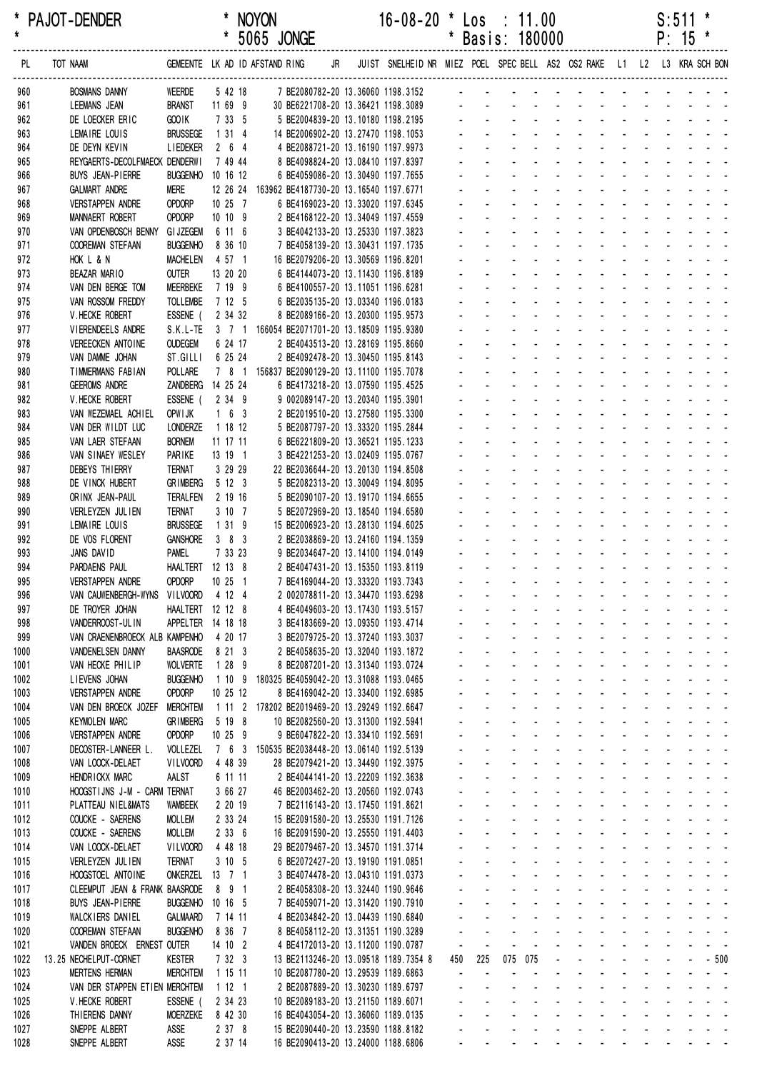\* PAJOT-DENDER \* NOYON 16-08-20 \* Los : 11.00 S:511 \*
\* \* 5065 JONGE \* Basis: 180000 P: 15 \*

| PL | TOT | NAAM | GEMEENTE | LK | AD | ID | AFSTAND | RING | JR | JUIST | SNELHEID | NR | MIEZ | POEL | SPEC | BELL | AS2 | OS2 | RAKE | L1 | L2 | L3 | KRA | SCH | BON |
|---|---|---|---|---|---|---|---|---|---|---|---|---|---|---|---|---|---|---|---|---|---|---|---|---|---|
| 960 | | BOSMANS DANNY | WEERDE | 5 | 42 | 18 | 7 | BE2080782 | 20 | 13.36060 | 1198.3152 | | - | - | - | - | - | - | - | - | - | - | - | - | - |
| 961 | | LEEMANS JEAN | BRANST | 11 | 69 | 9 | 30 | BE6221708 | 20 | 13.36421 | 1198.3089 | | - | - | - | - | - | - | - | - | - | - | - | - | - |
| 962 | | DE LOECKER ERIC | GOOIK | 7 | 33 | 5 | 5 | BE2004839 | 20 | 13.10180 | 1198.2195 | | - | - | - | - | - | - | - | - | - | - | - | - | - |
| 963 | | LEMAIRE LOUIS | BRUSSEGE | 1 | 31 | 4 | 14 | BE2006902 | 20 | 13.27470 | 1198.1053 | | - | - | - | - | - | - | - | - | - | - | - | - | - |
| 964 | | DE DEYN KEVIN | LIEDEKER | 2 | 6 | 4 | 4 | BE2088721 | 20 | 13.16190 | 1197.9973 | | - | - | - | - | - | - | - | - | - | - | - | - | - |
| 965 | | REYGAERTS-DECOLFMAECK | DENDERWI | 7 | 49 | 44 | 8 | BE4098824 | 20 | 13.08410 | 1197.8397 | | - | - | - | - | - | - | - | - | - | - | - | - | - |
| 966 | | BUYS JEAN-PIERRE | BUGGENHO | 10 | 16 | 12 | 6 | BE4059086 | 20 | 13.30490 | 1197.7655 | | - | - | - | - | - | - | - | - | - | - | - | - | - |
| 967 | | GALMART ANDRE | MERE | 12 | 26 | 24 | 163962 | BE4187730 | 20 | 13.16540 | 1197.6771 | | - | - | - | - | - | - | - | - | - | - | - | - | - |
| 968 | | VERSTAPPEN ANDRE | OPDORP | 10 | 25 | 7 | 6 | BE4169023 | 20 | 13.33020 | 1197.6345 | | - | - | - | - | - | - | - | - | - | - | - | - | - |
| 969 | | MANNAERT ROBERT | OPDORP | 10 | 10 | 9 | 2 | BE4168122 | 20 | 13.34049 | 1197.4559 | | - | - | - | - | - | - | - | - | - | - | - | - | - |
| 970 | | VAN OPDENBOSCH BENNY | GIJZEGEM | 6 | 11 | 6 | 3 | BE4042133 | 20 | 13.25330 | 1197.3823 | | - | - | - | - | - | - | - | - | - | - | - | - | - |
| 971 | | COOREMAN STEFAAN | BUGGENHO | 8 | 36 | 10 | 7 | BE4058139 | 20 | 13.30431 | 1197.1735 | | - | - | - | - | - | - | - | - | - | - | - | - | - |
| 972 | | HOK L & N | MACHELEN | 4 | 57 | 1 | 16 | BE2079206 | 20 | 13.30569 | 1196.8201 | | - | - | - | - | - | - | - | - | - | - | - | - | - |
| 973 | | BEAZAR MARIO | OUTER | 13 | 20 | 20 | 6 | BE4144073 | 20 | 13.11430 | 1196.8189 | | - | - | - | - | - | - | - | - | - | - | - | - | - |
| 974 | | VAN DEN BERGE TOM | MEERBEKE | 7 | 19 | 9 | 6 | BE4100557 | 20 | 13.11051 | 1196.6281 | | - | - | - | - | - | - | - | - | - | - | - | - | - |
| 975 | | VAN ROSSOM FREDDY | TOLLEMBE | 7 | 12 | 5 | 6 | BE2035135 | 20 | 13.03340 | 1196.0183 | | - | - | - | - | - | - | - | - | - | - | - | - | - |
| 976 | | V.HECKE ROBERT | ESSENE ( | 2 | 34 | 32 | 8 | BE2089166 | 20 | 13.20300 | 1195.9573 | | - | - | - | - | - | - | - | - | - | - | - | - | - |
| 977 | | VIERENDEELS ANDRE | S.K.L-TE | 3 | 7 | 1 | 166054 | BE2071701 | 20 | 13.18509 | 1195.9380 | | - | - | - | - | - | - | - | - | - | - | - | - | - |
| 978 | | VEREECKEN ANTOINE | OUDEGEM | 6 | 24 | 17 | 2 | BE4043513 | 20 | 13.28169 | 1195.8660 | | - | - | - | - | - | - | - | - | - | - | - | - | - |
| 979 | | VAN DAMME JOHAN | ST.GILLI | 6 | 25 | 24 | 2 | BE4092478 | 20 | 13.30450 | 1195.8143 | | - | - | - | - | - | - | - | - | - | - | - | - | - |
| 980 | | TIMMERMANS FABIAN | POLLARE | 7 | 8 | 1 | 156837 | BE2090129 | 20 | 13.11100 | 1195.7078 | | - | - | - | - | - | - | - | - | - | - | - | - | - |
| 981 | | GEEROMS ANDRE | ZANDBERG | 14 | 25 | 24 | 6 | BE4173218 | 20 | 13.07590 | 1195.4525 | | - | - | - | - | - | - | - | - | - | - | - | - | - |
| 982 | | V.HECKE ROBERT | ESSENE ( | 2 | 34 | 9 | 9 | 002089147 | 20 | 13.20340 | 1195.3901 | | - | - | - | - | - | - | - | - | - | - | - | - | - |
| 983 | | VAN WEZEMAEL ACHIEL | OPWIJK | 1 | 6 | 3 | 2 | BE2019510 | 20 | 13.27580 | 1195.3300 | | - | - | - | - | - | - | - | - | - | - | - | - | - |
| 984 | | VAN DER WILDT LUC | LONDERZE | 1 | 18 | 12 | 5 | BE2087797 | 20 | 13.33320 | 1195.2844 | | - | - | - | - | - | - | - | - | - | - | - | - | - |
| 985 | | VAN LAER STEFAAN | BORNEM | 11 | 17 | 11 | 6 | BE6221809 | 20 | 13.36521 | 1195.1233 | | - | - | - | - | - | - | - | - | - | - | - | - | - |
| 986 | | VAN SINAEY WESLEY | PARIKE | 13 | 19 | 1 | 3 | BE4221253 | 20 | 13.02409 | 1195.0767 | | - | - | - | - | - | - | - | - | - | - | - | - | - |
| 987 | | DEBEYS THIERRY | TERNAT | 3 | 29 | 29 | 22 | BE2036644 | 20 | 13.20130 | 1194.8508 | | - | - | - | - | - | - | - | - | - | - | - | - | - |
| 988 | | DE VINCK HUBERT | GRIMBERG | 5 | 12 | 3 | 5 | BE2082313 | 20 | 13.30049 | 1194.8095 | | - | - | - | - | - | - | - | - | - | - | - | - | - |
| 989 | | ORINX JEAN-PAUL | TERALFEN | 2 | 19 | 16 | 5 | BE2090107 | 20 | 13.19170 | 1194.6655 | | - | - | - | - | - | - | - | - | - | - | - | - | - |
| 990 | | VERLEYZEN JULIEN | TERNAT | 3 | 10 | 7 | 5 | BE2072969 | 20 | 13.18540 | 1194.6580 | | - | - | - | - | - | - | - | - | - | - | - | - | - |
| 991 | | LEMAIRE LOUIS | BRUSSEGE | 1 | 31 | 9 | 15 | BE2006923 | 20 | 13.28130 | 1194.6025 | | - | - | - | - | - | - | - | - | - | - | - | - | - |
| 992 | | DE VOS FLORENT | GANSHORE | 3 | 8 | 3 | 2 | BE2038869 | 20 | 13.24160 | 1194.1359 | | - | - | - | - | - | - | - | - | - | - | - | - | - |
| 993 | | JANS DAVID | PAMEL | 7 | 33 | 23 | 9 | BE2034647 | 20 | 13.14100 | 1194.0149 | | - | - | - | - | - | - | - | - | - | - | - | - | - |
| 994 | | PARDAENS PAUL | HAALTERT | 12 | 13 | 8 | 2 | BE4047431 | 20 | 13.15350 | 1193.8119 | | - | - | - | - | - | - | - | - | - | - | - | - | - |
| 995 | | VERSTAPPEN ANDRE | OPDORP | 10 | 25 | 1 | 7 | BE4169044 | 20 | 13.33320 | 1193.7343 | | - | - | - | - | - | - | - | - | - | - | - | - | - |
| 996 | | VAN CAUWENBERGH-WYNS | VILVOORD | 4 | 12 | 4 | 2 | 002078811 | 20 | 13.34470 | 1193.6298 | | - | - | - | - | - | - | - | - | - | - | - | - | - |
| 997 | | DE TROYER JOHAN | HAALTERT | 12 | 12 | 8 | 4 | BE4049603 | 20 | 13.17430 | 1193.5157 | | - | - | - | - | - | - | - | - | - | - | - | - | - |
| 998 | | VANDERROOST-ULIN | APPELTER | 14 | 18 | 18 | 3 | BE4183669 | 20 | 13.09350 | 1193.4714 | | - | - | - | - | - | - | - | - | - | - | - | - | - |
| 999 | | VAN CRAENENBROECK ALB | KAMPENHO | 4 | 20 | 17 | 3 | BE2079725 | 20 | 13.37240 | 1193.3037 | | - | - | - | - | - | - | - | - | - | - | - | - | - |
| 1000 | | VANDENELSEN DANNY | BAASRODE | 8 | 21 | 3 | 2 | BE4058635 | 20 | 13.32040 | 1193.1872 | | - | - | - | - | - | - | - | - | - | - | - | - | - |
| 1001 | | VAN HECKE PHILIP | WOLVERTE | 1 | 28 | 9 | 8 | BE2087201 | 20 | 13.31340 | 1193.0724 | | - | - | - | - | - | - | - | - | - | - | - | - | - |
| 1002 | | LIEVENS JOHAN | BUGGENHO | 1 | 10 | 9 | 180325 | BE4059042 | 20 | 13.31088 | 1193.0465 | | - | - | - | - | - | - | - | - | - | - | - | - | - |
| 1003 | | VERSTAPPEN ANDRE | OPDORP | 10 | 25 | 12 | 8 | BE4169042 | 20 | 13.33400 | 1192.6985 | | - | - | - | - | - | - | - | - | - | - | - | - | - |
| 1004 | | VAN DEN BROECK JOZEF | MERCHTEM | 1 | 11 | 2 | 178202 | BE2019469 | 20 | 13.29249 | 1192.6647 | | - | - | - | - | - | - | - | - | - | - | - | - | - |
| 1005 | | KEYMOLEN MARC | GRIMBERG | 5 | 19 | 8 | 10 | BE2082560 | 20 | 13.31300 | 1192.5941 | | - | - | - | - | - | - | - | - | - | - | - | - | - |
| 1006 | | VERSTAPPEN ANDRE | OPDORP | 10 | 25 | 9 | 9 | BE6047822 | 20 | 13.33410 | 1192.5691 | | - | - | - | - | - | - | - | - | - | - | - | - | - |
| 1007 | | DECOSTER-LANNEER L. | VOLLEZEL | 7 | 6 | 3 | 150535 | BE2038448 | 20 | 13.06140 | 1192.5139 | | - | - | - | - | - | - | - | - | - | - | - | - | - |
| 1008 | | VAN LOOCK-DELAET | VILVOORD | 4 | 48 | 39 | 28 | BE2079421 | 20 | 13.34490 | 1192.3975 | | - | - | - | - | - | - | - | - | - | - | - | - | - |
| 1009 | | HENDRICKX MARC | AALST | 6 | 11 | 11 | 2 | BE4044141 | 20 | 13.22209 | 1192.3638 | | - | - | - | - | - | - | - | - | - | - | - | - | - |
| 1010 | | HOOGSTIJNS J-M - CARM | TERNAT | 3 | 66 | 27 | 46 | BE2003462 | 20 | 13.20560 | 1192.0743 | | - | - | - | - | - | - | - | - | - | - | - | - | - |
| 1011 | | PLATTEAU NIEL&MATS | WAMBEEK | 2 | 20 | 19 | 7 | BE2116143 | 20 | 13.17450 | 1191.8621 | | - | - | - | - | - | - | - | - | - | - | - | - | - |
| 1012 | | COUCKE - SAERENS | MOLLEM | 2 | 33 | 24 | 15 | BE2091580 | 20 | 13.25530 | 1191.7126 | | - | - | - | - | - | - | - | - | - | - | - | - | - |
| 1013 | | COUCKE - SAERENS | MOLLEM | 2 | 33 | 6 | 16 | BE2091590 | 20 | 13.25550 | 1191.4403 | | - | - | - | - | - | - | - | - | - | - | - | - | - |
| 1014 | | VAN LOOCK-DELAET | VILVOORD | 4 | 48 | 18 | 29 | BE2079467 | 20 | 13.34570 | 1191.3714 | | - | - | - | - | - | - | - | - | - | - | - | - | - |
| 1015 | | VERLEYZEN JULIEN | TERNAT | 3 | 10 | 5 | 6 | BE2072427 | 20 | 13.19190 | 1191.0851 | | - | - | - | - | - | - | - | - | - | - | - | - | - |
| 1016 | | HOOGSTOEL ANTOINE | ONKERZEL | 13 | 7 | 1 | 3 | BE4074478 | 20 | 13.04310 | 1191.0373 | | - | - | - | - | - | - | - | - | - | - | - | - | - |
| 1017 | | CLEEMPUT JEAN & FRANK | BAASRODE | 8 | 9 | 1 | 2 | BE4058308 | 20 | 13.32440 | 1190.9646 | | - | - | - | - | - | - | - | - | - | - | - | - | - |
| 1018 | | BUYS JEAN-PIERRE | BUGGENHO | 10 | 16 | 5 | 7 | BE4059071 | 20 | 13.31420 | 1190.7910 | | - | - | - | - | - | - | - | - | - | - | - | - | - |
| 1019 | | WALCKIERS DANIEL | GALMAARD | 7 | 14 | 11 | 4 | BE2034842 | 20 | 13.04439 | 1190.6840 | | - | - | - | - | - | - | - | - | - | - | - | - | - |
| 1020 | | COOREMAN STEFAAN | BUGGENHO | 8 | 36 | 7 | 8 | BE4058112 | 20 | 13.31351 | 1190.3289 | | - | - | - | - | - | - | - | - | - | - | - | - | - |
| 1021 | | VANDEN BROECK ERNEST | OUTER | 14 | 10 | 2 | 4 | BE4172013 | 20 | 13.11200 | 1190.0787 | | - | - | - | - | - | - | - | - | - | - | - | - | - |
| 1022 | 13.25 | NECHELPUT-CORNET | KESTER | 7 | 32 | 3 | 13 | BE2113246 | 20 | 13.09518 | 1189.7354 | 8 | 450 | 225 | 075 | 075 | - | - | - | - | - | - | - | - | 500 |
| 1023 | | MERTENS HERMAN | MERCHTEM | 1 | 15 | 11 | 10 | BE2087780 | 20 | 13.29539 | 1189.6863 | | - | - | - | - | - | - | - | - | - | - | - | - | - |
| 1024 | | VAN DER STAPPEN ETIEN | MERCHTEM | 1 | 12 | 1 | 2 | BE2087889 | 20 | 13.30230 | 1189.6797 | | - | - | - | - | - | - | - | - | - | - | - | - | - |
| 1025 | | V.HECKE ROBERT | ESSENE ( | 2 | 34 | 23 | 10 | BE2089183 | 20 | 13.21150 | 1189.6071 | | - | - | - | - | - | - | - | - | - | - | - | - | - |
| 1026 | | THIERENS DANNY | MOERZEKE | 8 | 42 | 30 | 16 | BE4043054 | 20 | 13.36060 | 1189.0135 | | - | - | - | - | - | - | - | - | - | - | - | - | - |
| 1027 | | SNEPPE ALBERT | ASSE | 2 | 37 | 8 | 15 | BE2090440 | 20 | 13.23590 | 1188.8182 | | - | - | - | - | - | - | - | - | - | - | - | - | - |
| 1028 | | SNEPPE ALBERT | ASSE | 2 | 37 | 14 | 16 | BE2090413 | 20 | 13.24000 | 1188.6806 | | - | - | - | - | - | - | - | - | - | - | - | - | - |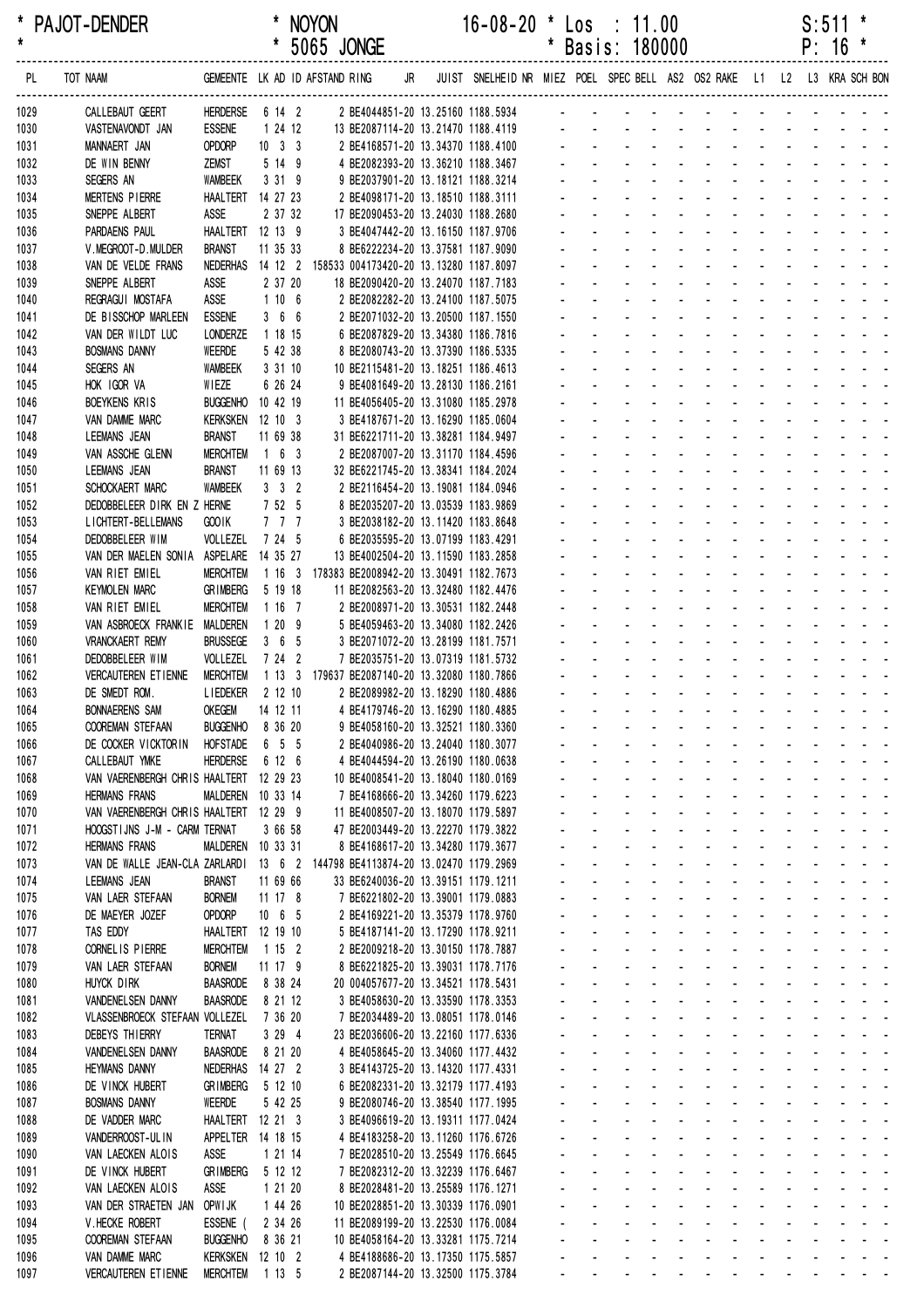\* PAJOT-DENDER * NOYON 16-08-20 * Los : 11.00 S:511 *
\* * 5065 JONGE * Basis: 180000 P: 16 *

| PL | TOT NAAM | GEMEENTE | LK | AD | ID | AFSTAND RING | JR | JUIST | SNELHEID | NR | MIEZ | POEL | SPEC | BELL | AS2 | OS2 | RAKE | L1 | L2 | L3 | KRA | SCH | BON |
|---|---|---|---|---|---|---|---|---|---|---|---|---|---|---|---|---|---|---|---|---|---|---|---|
| 1029 | CALLEBAUT GEERT | HERDERSE | 6 | 14 | 2 | 2 BE4044851-20 | | 13.25160 | 1188.5934 | | - | - | - | - | - | - | - | - | - | - | - | - | - |
| 1030 | VASTENAVONDT JAN | ESSENE | 1 | 24 | 12 | 13 BE2087114-20 | | 13.21470 | 1188.4119 | | - | - | - | - | - | - | - | - | - | - | - | - | - |
| 1031 | MANNAERT JAN | OPDORP | 10 | 3 | 3 | 2 BE4168571-20 | | 13.34370 | 1188.4100 | | - | - | - | - | - | - | - | - | - | - | - | - | - |
| 1032 | DE WIN BENNY | ZEMST | 5 | 14 | 9 | 4 BE2082393-20 | | 13.36210 | 1188.3467 | | - | - | - | - | - | - | - | - | - | - | - | - | - |
| 1033 | SEGERS AN | WAMBEEK | 3 | 31 | 9 | 9 BE2037901-20 | | 13.18121 | 1188.3214 | | - | - | - | - | - | - | - | - | - | - | - | - | - |
| 1034 | MERTENS PIERRE | HAALTERT | 14 | 27 | 23 | 2 BE4098171-20 | | 13.18510 | 1188.3111 | | - | - | - | - | - | - | - | - | - | - | - | - | - |
| 1035 | SNEPPE ALBERT | ASSE | 2 | 37 | 32 | 17 BE2090453-20 | | 13.24030 | 1188.2680 | | - | - | - | - | - | - | - | - | - | - | - | - | - |
| 1036 | PARDAENS PAUL | HAALTERT | 12 | 13 | 9 | 3 BE4047442-20 | | 13.16150 | 1187.9706 | | - | - | - | - | - | - | - | - | - | - | - | - | - |
| 1037 | V.MEGROOT-D.MULDER | BRANST | 11 | 35 | 33 | 8 BE6222234-20 | | 13.37581 | 1187.9090 | | - | - | - | - | - | - | - | - | - | - | - | - | - |
| 1038 | VAN DE VELDE FRANS | NEDERHAS | 14 | 12 | 2 | 158533 004173420-20 | | 13.13280 | 1187.8097 | | - | - | - | - | - | - | - | - | - | - | - | - | - |
| 1039 | SNEPPE ALBERT | ASSE | 2 | 37 | 20 | 18 BE2090420-20 | | 13.24070 | 1187.7183 | | - | - | - | - | - | - | - | - | - | - | - | - | - |
| 1040 | REGRAGUI MOSTAFA | ASSE | 1 | 10 | 6 | 2 BE2082282-20 | | 13.24100 | 1187.5075 | | - | - | - | - | - | - | - | - | - | - | - | - | - |
| 1041 | DE BISSCHOP MARLEEN | ESSENE | 3 | 6 | 6 | 2 BE2071032-20 | | 13.20500 | 1187.1550 | | - | - | - | - | - | - | - | - | - | - | - | - | - |
| 1042 | VAN DER WILDT LUC | LONDERZE | 1 | 18 | 15 | 6 BE2087829-20 | | 13.34380 | 1186.7816 | | - | - | - | - | - | - | - | - | - | - | - | - | - |
| 1043 | BOSMANS DANNY | WEERDE | 5 | 42 | 38 | 8 BE2080743-20 | | 13.37390 | 1186.5335 | | - | - | - | - | - | - | - | - | - | - | - | - | - |
| 1044 | SEGERS AN | WAMBEEK | 3 | 31 | 10 | 10 BE2115481-20 | | 13.18251 | 1186.4613 | | - | - | - | - | - | - | - | - | - | - | - | - | - |
| 1045 | HOK IGOR VA | WIEZE | 6 | 26 | 24 | 9 BE4081649-20 | | 13.28130 | 1186.2161 | | - | - | - | - | - | - | - | - | - | - | - | - | - |
| 1046 | BOEYKENS KRIS | BUGGENHO | 10 | 42 | 19 | 11 BE4056405-20 | | 13.31080 | 1185.2978 | | - | - | - | - | - | - | - | - | - | - | - | - | - |
| 1047 | VAN DAMME MARC | KERKSKEN | 12 | 10 | 3 | 3 BE4187671-20 | | 13.16290 | 1185.0604 | | - | - | - | - | - | - | - | - | - | - | - | - | - |
| 1048 | LEEMANS JEAN | BRANST | 11 | 69 | 38 | 31 BE6221711-20 | | 13.38281 | 1184.9497 | | - | - | - | - | - | - | - | - | - | - | - | - | - |
| 1049 | VAN ASSCHE GLENN | MERCHTEM | 1 | 6 | 3 | 2 BE2087007-20 | | 13.31170 | 1184.4596 | | - | - | - | - | - | - | - | - | - | - | - | - | - |
| 1050 | LEEMANS JEAN | BRANST | 11 | 69 | 13 | 32 BE6221745-20 | | 13.38341 | 1184.2024 | | - | - | - | - | - | - | - | - | - | - | - | - | - |
| 1051 | SCHOCKAERT MARC | WAMBEEK | 3 | 3 | 2 | 2 BE2116454-20 | | 13.19081 | 1184.0946 | | - | - | - | - | - | - | - | - | - | - | - | - | - |
| 1052 | DEDOBBELEER DIRK EN Z | HERNE | 7 | 52 | 5 | 8 BE2035207-20 | | 13.03539 | 1183.9869 | | - | - | - | - | - | - | - | - | - | - | - | - | - |
| 1053 | LICHTERT-BELLEMANS | GOOIK | 7 | 7 | 7 | 3 BE2038182-20 | | 13.11420 | 1183.8648 | | - | - | - | - | - | - | - | - | - | - | - | - | - |
| 1054 | DEDOBBELEER WIM | VOLLEZEL | 7 | 24 | 5 | 6 BE2035595-20 | | 13.07199 | 1183.4291 | | - | - | - | - | - | - | - | - | - | - | - | - | - |
| 1055 | VAN DER MAELEN SONIA | ASPELARE | 14 | 35 | 27 | 13 BE4002504-20 | | 13.11590 | 1183.2858 | | - | - | - | - | - | - | - | - | - | - | - | - | - |
| 1056 | VAN RIET EMIEL | MERCHTEM | 1 | 16 | 3 | 178383 BE2008942-20 | | 13.30491 | 1182.7673 | | - | - | - | - | - | - | - | - | - | - | - | - | - |
| 1057 | KEYMOLEN MARC | GRIMBERG | 5 | 19 | 18 | 11 BE2082563-20 | | 13.32480 | 1182.4476 | | - | - | - | - | - | - | - | - | - | - | - | - | - |
| 1058 | VAN RIET EMIEL | MERCHTEM | 1 | 16 | 7 | 2 BE2008971-20 | | 13.30531 | 1182.2448 | | - | - | - | - | - | - | - | - | - | - | - | - | - |
| 1059 | VAN ASBROECK FRANKIE | MALDEREN | 1 | 20 | 9 | 5 BE4059463-20 | | 13.34080 | 1182.2426 | | - | - | - | - | - | - | - | - | - | - | - | - | - |
| 1060 | VRANCKAERT REMY | BRUSSEGE | 3 | 6 | 5 | 3 BE2071072-20 | | 13.28199 | 1181.7571 | | - | - | - | - | - | - | - | - | - | - | - | - | - |
| 1061 | DEDOBBELEER WIM | VOLLEZEL | 7 | 24 | 2 | 7 BE2035751-20 | | 13.07319 | 1181.5732 | | - | - | - | - | - | - | - | - | - | - | - | - | - |
| 1062 | VERCAUTEREN ETIENNE | MERCHTEM | 1 | 13 | 3 | 179637 BE2087140-20 | | 13.32080 | 1180.7866 | | - | - | - | - | - | - | - | - | - | - | - | - | - |
| 1063 | DE SMEDT ROM. | LIEDEKER | 2 | 12 | 10 | 2 BE2089982-20 | | 13.18290 | 1180.4886 | | - | - | - | - | - | - | - | - | - | - | - | - | - |
| 1064 | BONNAERENS SAM | OKEGEM | 14 | 12 | 11 | 4 BE4179746-20 | | 13.16290 | 1180.4885 | | - | - | - | - | - | - | - | - | - | - | - | - | - |
| 1065 | COOREMAN STEFAAN | BUGGENHO | 8 | 36 | 20 | 9 BE4058160-20 | | 13.32521 | 1180.3360 | | - | - | - | - | - | - | - | - | - | - | - | - | - |
| 1066 | DE COCKER VICKTORIN | HOFSTADE | 6 | 5 | 5 | 2 BE4040986-20 | | 13.24040 | 1180.3077 | | - | - | - | - | - | - | - | - | - | - | - | - | - |
| 1067 | CALLEBAUT YMKE | HERDERSE | 6 | 12 | 6 | 4 BE4044594-20 | | 13.26190 | 1180.0638 | | - | - | - | - | - | - | - | - | - | - | - | - | - |
| 1068 | VAN VAERENBERGH CHRIS | HAALTERT | 12 | 29 | 23 | 10 BE4008541-20 | | 13.18040 | 1180.0169 | | - | - | - | - | - | - | - | - | - | - | - | - | - |
| 1069 | HERMANS FRANS | MALDEREN | 10 | 33 | 14 | 7 BE4168666-20 | | 13.34260 | 1179.6223 | | - | - | - | - | - | - | - | - | - | - | - | - | - |
| 1070 | VAN VAERENBERGH CHRIS | HAALTERT | 12 | 29 | 9 | 11 BE4008507-20 | | 13.18070 | 1179.5897 | | - | - | - | - | - | - | - | - | - | - | - | - | - |
| 1071 | HOOGSTIJNS J-M - CARM | TERNAT | 3 | 66 | 58 | 47 BE2003449-20 | | 13.22270 | 1179.3822 | | - | - | - | - | - | - | - | - | - | - | - | - | - |
| 1072 | HERMANS FRANS | MALDEREN | 10 | 33 | 31 | 8 BE4168617-20 | | 13.34280 | 1179.3677 | | - | - | - | - | - | - | - | - | - | - | - | - | - |
| 1073 | VAN DE WALLE JEAN-CLA | ZARLARDI | 13 | 6 | 2 | 144798 BE4113874-20 | | 13.02470 | 1179.2969 | | - | - | - | - | - | - | - | - | - | - | - | - | - |
| 1074 | LEEMANS JEAN | BRANST | 11 | 69 | 66 | 33 BE6240036-20 | | 13.39151 | 1179.1211 | | - | - | - | - | - | - | - | - | - | - | - | - | - |
| 1075 | VAN LAER STEFAAN | BORNEM | 11 | 17 | 8 | 7 BE6221802-20 | | 13.39001 | 1179.0883 | | - | - | - | - | - | - | - | - | - | - | - | - | - |
| 1076 | DE MAEYER JOZEF | OPDORP | 10 | 6 | 5 | 2 BE4169221-20 | | 13.35379 | 1178.9760 | | - | - | - | - | - | - | - | - | - | - | - | - | - |
| 1077 | TAS EDDY | HAALTERT | 12 | 19 | 10 | 5 BE4187141-20 | | 13.17290 | 1178.9211 | | - | - | - | - | - | - | - | - | - | - | - | - | - |
| 1078 | CORNELIS PIERRE | MERCHTEM | 1 | 15 | 2 | 2 BE2009218-20 | | 13.30150 | 1178.7887 | | - | - | - | - | - | - | - | - | - | - | - | - | - |
| 1079 | VAN LAER STEFAAN | BORNEM | 11 | 17 | 9 | 8 BE6221825-20 | | 13.39031 | 1178.7176 | | - | - | - | - | - | - | - | - | - | - | - | - | - |
| 1080 | HUYCK DIRK | BAASRODE | 8 | 38 | 24 | 20 004057677-20 | | 13.34521 | 1178.5431 | | - | - | - | - | - | - | - | - | - | - | - | - | - |
| 1081 | VANDENELSEN DANNY | BAASRODE | 8 | 21 | 12 | 3 BE4058630-20 | | 13.33590 | 1178.3353 | | - | - | - | - | - | - | - | - | - | - | - | - | - |
| 1082 | VLASSENBROECK STEFAAN | VOLLEZEL | 7 | 36 | 20 | 7 BE2034489-20 | | 13.08051 | 1178.0146 | | - | - | - | - | - | - | - | - | - | - | - | - | - |
| 1083 | DEBEYS THIERRY | TERNAT | 3 | 29 | 4 | 23 BE2036606-20 | | 13.22160 | 1177.6336 | | - | - | - | - | - | - | - | - | - | - | - | - | - |
| 1084 | VANDENELSEN DANNY | BAASRODE | 8 | 21 | 20 | 4 BE4058645-20 | | 13.34060 | 1177.4432 | | - | - | - | - | - | - | - | - | - | - | - | - | - |
| 1085 | HEYMANS DANNY | NEDERHAS | 14 | 27 | 2 | 3 BE4143725-20 | | 13.14320 | 1177.4331 | | - | - | - | - | - | - | - | - | - | - | - | - | - |
| 1086 | DE VINCK HUBERT | GRIMBERG | 5 | 12 | 10 | 6 BE2082331-20 | | 13.32179 | 1177.4193 | | - | - | - | - | - | - | - | - | - | - | - | - | - |
| 1087 | BOSMANS DANNY | WEERDE | 5 | 42 | 25 | 9 BE2080746-20 | | 13.38540 | 1177.1995 | | - | - | - | - | - | - | - | - | - | - | - | - | - |
| 1088 | DE VADDER MARC | HAALTERT | 12 | 21 | 3 | 3 BE4096619-20 | | 13.19311 | 1177.0424 | | - | - | - | - | - | - | - | - | - | - | - | - | - |
| 1089 | VANDERROOST-ULIN | APPELTER | 14 | 18 | 15 | 4 BE4183258-20 | | 13.11260 | 1176.6726 | | - | - | - | - | - | - | - | - | - | - | - | - | - |
| 1090 | VAN LAECKEN ALOIS | ASSE | 1 | 21 | 14 | 7 BE2028510-20 | | 13.25549 | 1176.6645 | | - | - | - | - | - | - | - | - | - | - | - | - | - |
| 1091 | DE VINCK HUBERT | GRIMBERG | 5 | 12 | 12 | 7 BE2082312-20 | | 13.32239 | 1176.6467 | | - | - | - | - | - | - | - | - | - | - | - | - | - |
| 1092 | VAN LAECKEN ALOIS | ASSE | 1 | 21 | 20 | 8 BE2028481-20 | | 13.25589 | 1176.1271 | | - | - | - | - | - | - | - | - | - | - | - | - | - |
| 1093 | VAN DER STRAETEN JAN | OPWIJK | 1 | 44 | 26 | 10 BE2028851-20 | | 13.30339 | 1176.0901 | | - | - | - | - | - | - | - | - | - | - | - | - | - |
| 1094 | V.HECKE ROBERT | ESSENE ( | 2 | 34 | 26 | 11 BE2089199-20 | | 13.22530 | 1176.0084 | | - | - | - | - | - | - | - | - | - | - | - | - | - |
| 1095 | COOREMAN STEFAAN | BUGGENHO | 8 | 36 | 21 | 10 BE4058164-20 | | 13.33281 | 1175.7214 | | - | - | - | - | - | - | - | - | - | - | - | - | - |
| 1096 | VAN DAMME MARC | KERKSKEN | 12 | 10 | 2 | 4 BE4188686-20 | | 13.17350 | 1175.5857 | | - | - | - | - | - | - | - | - | - | - | - | - | - |
| 1097 | VERCAUTEREN ETIENNE | MERCHTEM | 1 | 13 | 5 | 2 BE2087144-20 | | 13.32500 | 1175.3784 | | - | - | - | - | - | - | - | - | - | - | - | - | - |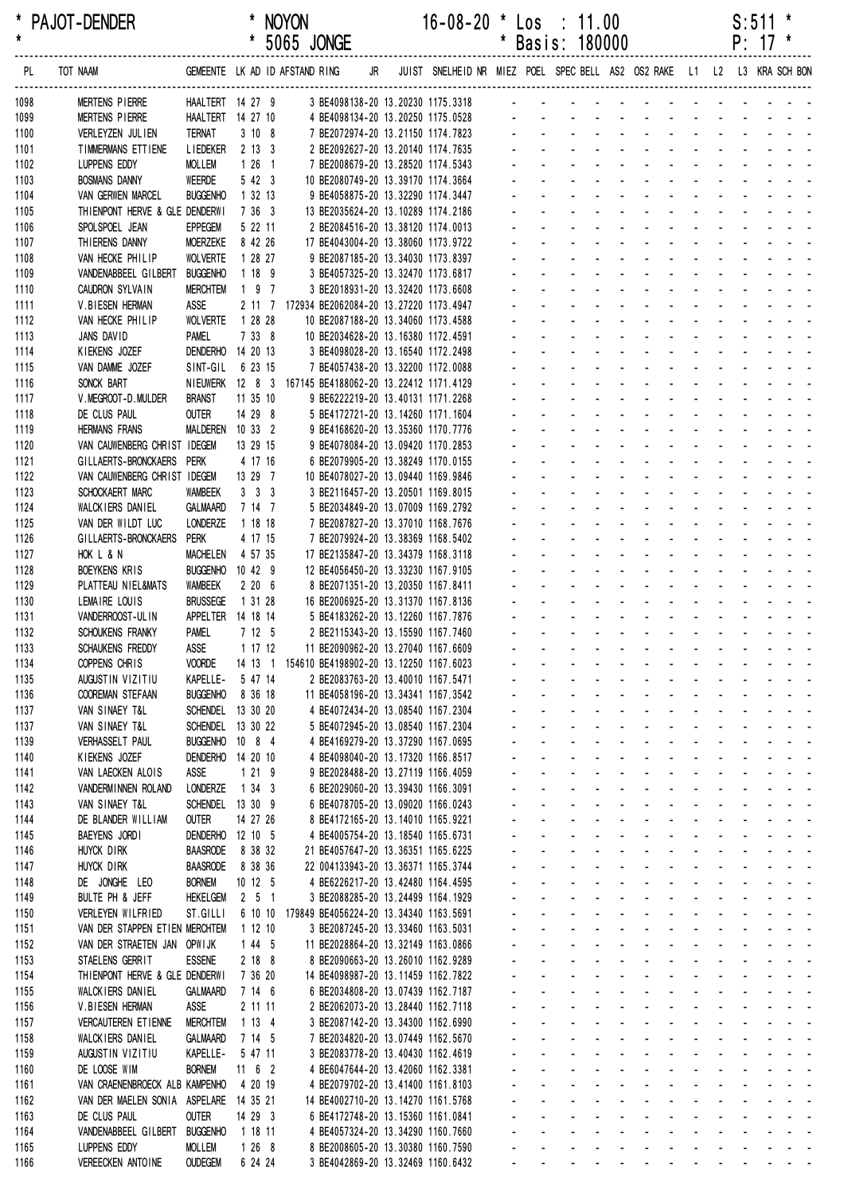PAJOT-DENDER * NOYON 16-08-20 * Los : 11.00 S:511
5065 JONGE * Basis: 180000

| PL | TOT NAAM | GEMEENTE | LK | AD | ID | AFSTAND | RING | JR | JUIST | SNELHEID |
|---|---|---|---|---|---|---|---|---|---|---|
| 1098 | MERTENS PIERRE | HAALTERT | 14 | 27 | 9 | | 3 BE4098138-20 | | 13.20230 | 1175.3318 |
| 1099 | MERTENS PIERRE | HAALTERT | 14 | 27 | 10 | | 4 BE4098134-20 | | 13.20250 | 1175.0528 |
| 1100 | VERLEYZEN JULIEN | TERNAT | 3 | 10 | 8 | | 7 BE2072974-20 | | 13.21150 | 1174.7823 |
| 1101 | TIMMERMANS ETTIENE | LIEDEKER | 2 | 13 | 3 | | 2 BE2092627-20 | | 13.20140 | 1174.7635 |
| 1102 | LUPPENS EDDY | MOLLEM | 1 | 26 | 1 | | 7 BE2008679-20 | | 13.28520 | 1174.5343 |
| 1103 | BOSMANS DANNY | WEERDE | 5 | 42 | 3 | | 10 BE2080749-20 | | 13.39170 | 1174.3664 |
| 1104 | VAN GERWEN MARCEL | BUGGENHO | 1 | 32 | 13 | | 9 BE4058875-20 | | 13.32290 | 1174.3447 |
| 1105 | THIENPONT HERVE & GLE | DENDERWI | 7 | 36 | 3 | | 13 BE2035624-20 | | 13.10289 | 1174.2186 |
| 1106 | SPOLSPOEL JEAN | EPPEGEM | 5 | 22 | 11 | | 2 BE2084516-20 | | 13.38120 | 1174.0013 |
| 1107 | THIERENS DANNY | MOERZEKE | 8 | 42 | 26 | | 17 BE4043004-20 | | 13.38060 | 1173.9722 |
| 1108 | VAN HECKE PHILIP | WOLVERTE | 1 | 28 | 27 | | 9 BE2087185-20 | | 13.34030 | 1173.8397 |
| 1109 | VANDENABBEEL GILBERT | BUGGENHO | 1 | 18 | 9 | | 3 BE4057325-20 | | 13.32470 | 1173.6817 |
| 1110 | CAUDRON SYLVAIN | MERCHTEM | 1 | 9 | 7 | | 3 BE2018931-20 | | 13.32420 | 1173.6608 |
| 1111 | V.BIESEN HERMAN | ASSE | 2 | 11 | 7 | 172934 | BE2062084-20 | | 13.27220 | 1173.4947 |
| 1112 | VAN HECKE PHILIP | WOLVERTE | 1 | 28 | 28 | | 10 BE2087188-20 | | 13.34060 | 1173.4588 |
| 1113 | JANS DAVID | PAMEL | 7 | 33 | 8 | | 10 BE2034628-20 | | 13.16380 | 1172.4591 |
| 1114 | KIEKENS JOZEF | DENDERHO | 14 | 20 | 13 | | 3 BE4098028-20 | | 13.16540 | 1172.2498 |
| 1115 | VAN DAMME JOZEF | SINT-GIL | 6 | 23 | 15 | | 7 BE4057438-20 | | 13.32200 | 1172.0088 |
| 1116 | SONCK BART | NIEUWERK | 12 | 8 | 3 | 167145 | BE4188062-20 | | 13.22412 | 1171.4129 |
| 1117 | V.MEGROOT-D.MULDER | BRANST | 11 | 35 | 10 | | 9 BE6222219-20 | | 13.40131 | 1171.2268 |
| 1118 | DE CLUS PAUL | OUTER | 14 | 29 | 8 | | 5 BE4172721-20 | | 13.14260 | 1171.1604 |
| 1119 | HERMANS FRANS | MALDEREN | 10 | 33 | 2 | | 9 BE4168620-20 | | 13.35360 | 1170.7776 |
| 1120 | VAN CAUWENBERG CHRIST | IDEGEM | 13 | 29 | 15 | | 9 BE4078084-20 | | 13.09420 | 1170.2853 |
| 1121 | GILLAERTS-BRONCKAERS | PERK | 4 | 17 | 16 | | 6 BE2079905-20 | | 13.38249 | 1170.0155 |
| 1122 | VAN CAUWENBERG CHRIST | IDEGEM | 13 | 29 | 7 | | 10 BE4078027-20 | | 13.09440 | 1169.9846 |
| 1123 | SCHOCKAERT MARC | WAMBEEK | 3 | 3 | 3 | | 3 BE2116457-20 | | 13.20501 | 1169.8015 |
| 1124 | WALCKIERS DANIEL | GALMAARD | 7 | 14 | 7 | | 5 BE2034849-20 | | 13.07009 | 1169.2792 |
| 1125 | VAN DER WILDT LUC | LONDERZE | 1 | 18 | 18 | | 7 BE2087827-20 | | 13.37010 | 1168.7676 |
| 1126 | GILLAERTS-BRONCKAERS | PERK | 4 | 17 | 15 | | 7 BE2079924-20 | | 13.38369 | 1168.5402 |
| 1127 | HOK L & N | MACHELEN | 4 | 57 | 35 | | 17 BE2135847-20 | | 13.34379 | 1168.3118 |
| 1128 | BOEYKENS KRIS | BUGGENHO | 10 | 42 | 9 | | 12 BE4056450-20 | | 13.33230 | 1167.9105 |
| 1129 | PLATTEAU NIEL&MATS | WAMBEEK | 2 | 20 | 6 | | 8 BE2071351-20 | | 13.20350 | 1167.8411 |
| 1130 | LEMAIRE LOUIS | BRUSSEGE | 1 | 31 | 28 | | 16 BE2006925-20 | | 13.31370 | 1167.8136 |
| 1131 | VANDERROOST-ULIN | APPELTER | 14 | 18 | 14 | | 5 BE4183262-20 | | 13.12260 | 1167.7876 |
| 1132 | SCHOUKENS FRANKY | PAMEL | 7 | 12 | 5 | | 2 BE2115343-20 | | 13.15590 | 1167.7460 |
| 1133 | SCHAUKENS FREDDY | ASSE | 1 | 17 | 12 | | 11 BE2090962-20 | | 13.27040 | 1167.6609 |
| 1134 | COPPENS CHRIS | VOORDE | 14 | 13 | 1 | 154610 | BE4198902-20 | | 13.12250 | 1167.6023 |
| 1135 | AUGUSTIN VIZITIU | KAPELLE- | 5 | 47 | 14 | | 2 BE2083763-20 | | 13.40010 | 1167.5471 |
| 1136 | COOREMAN STEFAAN | BUGGENHO | 8 | 36 | 18 | | 11 BE4058196-20 | | 13.34341 | 1167.3542 |
| 1137 | VAN SINAEY T&L | SCHENDEL | 13 | 30 | 20 | | 4 BE4072434-20 | | 13.08540 | 1167.2304 |
| 1137 | VAN SINAEY T&L | SCHENDEL | 13 | 30 | 22 | | 5 BE4072945-20 | | 13.08540 | 1167.2304 |
| 1139 | VERHASSELT PAUL | BUGGENHO | 10 | 8 | 4 | | 4 BE4169279-20 | | 13.37290 | 1167.0695 |
| 1140 | KIEKENS JOZEF | DENDERHO | 14 | 20 | 10 | | 4 BE4098040-20 | | 13.17320 | 1166.8517 |
| 1141 | VAN LAECKEN ALOIS | ASSE | 1 | 21 | 9 | | 9 BE2028488-20 | | 13.27119 | 1166.4059 |
| 1142 | VANDERMINNEN ROLAND | LONDERZE | 1 | 34 | 3 | | 6 BE2029060-20 | | 13.39430 | 1166.3091 |
| 1143 | VAN SINAEY T&L | SCHENDEL | 13 | 30 | 9 | | 6 BE4078705-20 | | 13.09020 | 1166.0243 |
| 1144 | DE BLANDER WILLIAM | OUTER | 14 | 27 | 26 | | 8 BE4172165-20 | | 13.14010 | 1165.9221 |
| 1145 | BAEYENS JORDI | DENDERHO | 12 | 10 | 5 | | 4 BE4005754-20 | | 13.18540 | 1165.6731 |
| 1146 | HUYCK DIRK | BAASRODE | 8 | 38 | 32 | | 21 BE4057647-20 | | 13.36351 | 1165.6225 |
| 1147 | HUYCK DIRK | BAASRODE | 8 | 38 | 36 | | 22 004133943-20 | | 13.36371 | 1165.3744 |
| 1148 | DE JONGHE LEO | BORNEM | 10 | 12 | 5 | | 4 BE6226217-20 | | 13.42480 | 1164.4595 |
| 1149 | BULTE PH & JEFF | HEKELGEM | 2 | 5 | 1 | | 3 BE2088285-20 | | 13.24499 | 1164.1929 |
| 1150 | VERLEYEN WILFRIED | ST.GILLI | 6 | 10 | 10 | 179849 | BE4056224-20 | | 13.34340 | 1163.5691 |
| 1151 | VAN DER STAPPEN ETIEN | MERCHTEM | 1 | 12 | 10 | | 3 BE2087245-20 | | 13.33460 | 1163.5031 |
| 1152 | VAN DER STRAETEN JAN | OPWIJK | 1 | 44 | 5 | | 11 BE2028864-20 | | 13.32149 | 1163.0866 |
| 1153 | STAELENS GERRIT | ESSENE | 2 | 18 | 8 | | 8 BE2090663-20 | | 13.26010 | 1162.9289 |
| 1154 | THIENPONT HERVE & GLE | DENDERWI | 7 | 36 | 20 | | 14 BE4098987-20 | | 13.11459 | 1162.7822 |
| 1155 | WALCKIERS DANIEL | GALMAARD | 7 | 14 | 6 | | 6 BE2034808-20 | | 13.07439 | 1162.7187 |
| 1156 | V.BIESEN HERMAN | ASSE | 2 | 11 | 11 | | 2 BE2062073-20 | | 13.28440 | 1162.7118 |
| 1157 | VERCAUTEREN ETIENNE | MERCHTEM | 1 | 13 | 4 | | 3 BE2087142-20 | | 13.34300 | 1162.6990 |
| 1158 | WALCKIERS DANIEL | GALMAARD | 7 | 14 | 5 | | 7 BE2034820-20 | | 13.07449 | 1162.5670 |
| 1159 | AUGUSTIN VIZITIU | KAPELLE- | 5 | 47 | 11 | | 3 BE2083778-20 | | 13.40430 | 1162.4619 |
| 1160 | DE LOOSE WIM | BORNEM | 11 | 6 | 2 | | 4 BE6047644-20 | | 13.42060 | 1162.3381 |
| 1161 | VAN CRAENENBROECK ALB | KAMPENHO | 4 | 20 | 19 | | 4 BE2079702-20 | | 13.41400 | 1161.8103 |
| 1162 | VAN DER MAELEN SONIA | ASPELARE | 14 | 35 | 21 | | 14 BE4002710-20 | | 13.14270 | 1161.5768 |
| 1163 | DE CLUS PAUL | OUTER | 14 | 29 | 3 | | 6 BE4172748-20 | | 13.15360 | 1161.0841 |
| 1164 | VANDENABBEEL GILBERT | BUGGENHO | 1 | 18 | 11 | | 4 BE4057324-20 | | 13.34290 | 1160.7660 |
| 1165 | LUPPENS EDDY | MOLLEM | 1 | 26 | 8 | | 8 BE2008605-20 | | 13.30380 | 1160.7590 |
| 1166 | VEREECKEN ANTOINE | OUDEGEM | 6 | 24 | 24 | | 3 BE4042869-20 | | 13.32469 | 1160.6432 |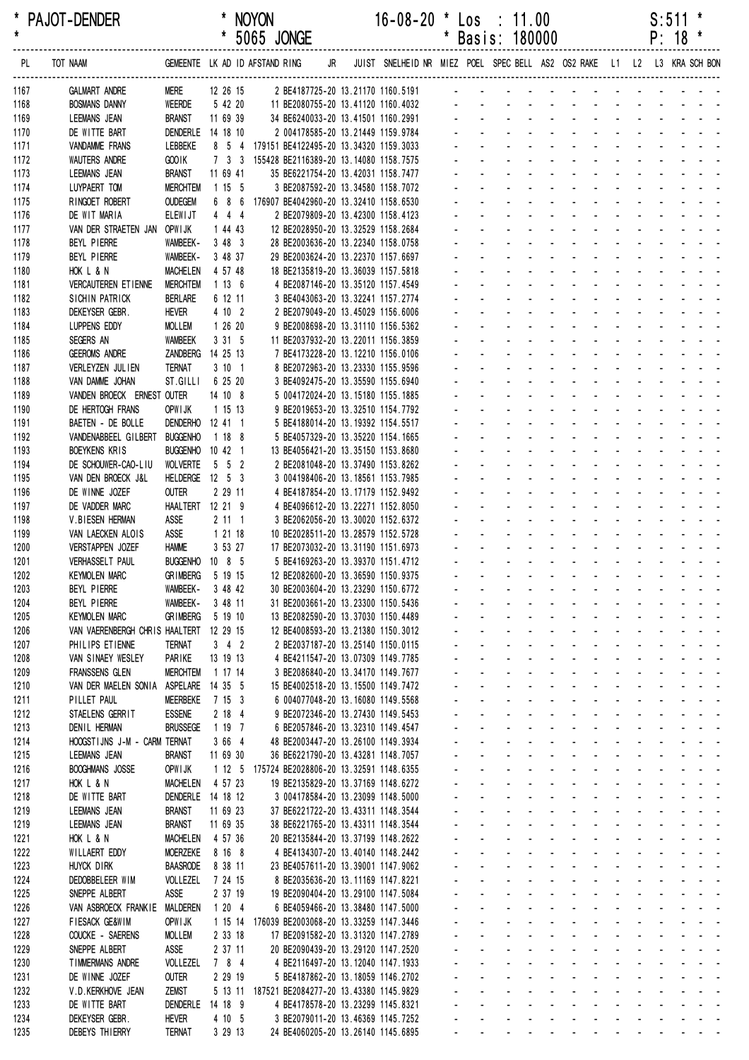\* PAJOT-DENDER \* NOYON 16-08-20 \* Los : 11.00 S:511 \*
\* \* 5065 JONGE \* Basis: 180000 P: 18 \*

| PL | TOT NAAM | GEMEENTE | LK | AD | ID | AFSTAND | RING | JR | JUIST | SNELHEID | NR | MIEZ | POEL | SPEC | BELL | AS2 | OS2 | RAKE | L1 | L2 | L3 | KRA | SCH | BON |
|---|---|---|---|---|---|---|---|---|---|---|---|---|---|---|---|---|---|---|---|---|---|---|---|---|
| 1167 | GALMART ANDRE | MERE | 12 | 26 | 15 | | 2 BE4187725-20 | | 13.21170 | 1160.5191 | | - | - | - | - | - | - | - | - | - | - | - | - | - |
| 1168 | BOSMANS DANNY | WEERDE | 5 | 42 | 20 | | 11 BE2080755-20 | | 13.41120 | 1160.4032 | | - | - | - | - | - | - | - | - | - | - | - | - | - |
| 1169 | LEEMANS JEAN | BRANST | 11 | 69 | 39 | | 34 BE6240033-20 | | 13.41501 | 1160.2991 | | - | - | - | - | - | - | - | - | - | - | - | - | - |
| 1170 | DE WITTE BART | DENDERLE | 14 | 18 | 10 | | 2 004178585-20 | | 13.21449 | 1159.9784 | | - | - | - | - | - | - | - | - | - | - | - | - | - |
| 1171 | VANDAMME FRANS | LEBBEKE | 8 | 5 | 4 | 179151 | BE4122495-20 | | 13.34320 | 1159.3033 | | - | - | - | - | - | - | - | - | - | - | - | - | - |
| 1172 | WAUTERS ANDRE | GOOIK | 7 | 3 | 3 | 155428 | BE2116389-20 | | 13.14080 | 1158.7575 | | - | - | - | - | - | - | - | - | - | - | - | - | - |
| 1173 | LEEMANS JEAN | BRANST | 11 | 69 | 41 | | 35 BE6221754-20 | | 13.42031 | 1158.7477 | | - | - | - | - | - | - | - | - | - | - | - | - | - |
| 1174 | LUYPAERT TOM | MERCHTEM | 1 | 15 | 5 | | 3 BE2087592-20 | | 13.34580 | 1158.7072 | | - | - | - | - | - | - | - | - | - | - | - | - | - |
| 1175 | RINGOET ROBERT | OUDEGEM | 6 | 8 | 6 | 176907 | BE4042960-20 | | 13.32410 | 1158.6530 | | - | - | - | - | - | - | - | - | - | - | - | - | - |
| 1176 | DE WIT MARIA | ELEWIJT | 4 | 4 | 4 | | 2 BE2079809-20 | | 13.42300 | 1158.4123 | | - | - | - | - | - | - | - | - | - | - | - | - | - |
| 1177 | VAN DER STRAETEN JAN | OPWIJK | 1 | 44 | 43 | | 12 BE2028950-20 | | 13.32529 | 1158.2684 | | - | - | - | - | - | - | - | - | - | - | - | - | - |
| 1178 | BEYL PIERRE | WAMBEEK- | 3 | 48 | 3 | | 28 BE2003636-20 | | 13.22340 | 1158.0758 | | - | - | - | - | - | - | - | - | - | - | - | - | - |
| 1179 | BEYL PIERRE | WAMBEEK- | 3 | 48 | 37 | | 29 BE2003624-20 | | 13.22370 | 1157.6697 | | - | - | - | - | - | - | - | - | - | - | - | - | - |
| 1180 | HOK L & N | MACHELEN | 4 | 57 | 48 | | 18 BE2135819-20 | | 13.36039 | 1157.5818 | | - | - | - | - | - | - | - | - | - | - | - | - | - |
| 1181 | VERCAUTEREN ETIENNE | MERCHTEM | 1 | 13 | 6 | | 4 BE2087146-20 | | 13.35120 | 1157.4549 | | - | - | - | - | - | - | - | - | - | - | - | - | - |
| 1182 | SICHIN PATRICK | BERLARE | 6 | 12 | 11 | | 3 BE4043063-20 | | 13.32241 | 1157.2774 | | - | - | - | - | - | - | - | - | - | - | - | - | - |
| 1183 | DEKEYSER GEBR. | HEVER | 4 | 10 | 2 | | 2 BE2079049-20 | | 13.45029 | 1156.6006 | | - | - | - | - | - | - | - | - | - | - | - | - | - |
| 1184 | LUPPENS EDDY | MOLLEM | 1 | 26 | 20 | | 9 BE2008698-20 | | 13.31110 | 1156.5362 | | - | - | - | - | - | - | - | - | - | - | - | - | - |
| 1185 | SEGERS AN | WAMBEEK | 3 | 31 | 5 | | 11 BE2037932-20 | | 13.22011 | 1156.3859 | | - | - | - | - | - | - | - | - | - | - | - | - | - |
| 1186 | GEEROMS ANDRE | ZANDBERG | 14 | 25 | 13 | | 7 BE4173228-20 | | 13.12210 | 1156.0106 | | - | - | - | - | - | - | - | - | - | - | - | - | - |
| 1187 | VERLEYZEN JULIEN | TERNAT | 3 | 10 | 1 | | 8 BE2072963-20 | | 13.23330 | 1155.9596 | | - | - | - | - | - | - | - | - | - | - | - | - | - |
| 1188 | VAN DAMME JOHAN | ST.GILLI | 6 | 25 | 20 | | 3 BE4092475-20 | | 13.35590 | 1155.6940 | | - | - | - | - | - | - | - | - | - | - | - | - | - |
| 1189 | VANDEN BROECK ERNEST | OUTER | 14 | 10 | 8 | | 5 004172024-20 | | 13.15180 | 1155.1885 | | - | - | - | - | - | - | - | - | - | - | - | - | - |
| 1190 | DE HERTOGH FRANS | OPWIJK | 1 | 15 | 13 | | 9 BE2019653-20 | | 13.32510 | 1154.7792 | | - | - | - | - | - | - | - | - | - | - | - | - | - |
| 1191 | BAETEN - DE BOLLE | DENDERHO | 12 | 41 | 1 | | 5 BE4188014-20 | | 13.19392 | 1154.5517 | | - | - | - | - | - | - | - | - | - | - | - | - | - |
| 1192 | VANDENABBEEL GILBERT | BUGGENHO | 1 | 18 | 8 | | 5 BE4057329-20 | | 13.35220 | 1154.1665 | | - | - | - | - | - | - | - | - | - | - | - | - | - |
| 1193 | BOEYKENS KRIS | BUGGENHO | 10 | 42 | 1 | | 13 BE4056421-20 | | 13.35150 | 1153.8680 | | - | - | - | - | - | - | - | - | - | - | - | - | - |
| 1194 | DE SCHOUWER-CAO-LIU | WOLVERTE | 5 | 5 | 2 | | 2 BE2081048-20 | | 13.37490 | 1153.8262 | | - | - | - | - | - | - | - | - | - | - | - | - | - |
| 1195 | VAN DEN BROECK J&L | HELDERGE | 12 | 5 | 3 | | 3 004198406-20 | | 13.18561 | 1153.7985 | | - | - | - | - | - | - | - | - | - | - | - | - | - |
| 1196 | DE WINNE JOZEF | OUTER | 2 | 29 | 11 | | 4 BE4187854-20 | | 13.17179 | 1152.9492 | | - | - | - | - | - | - | - | - | - | - | - | - | - |
| 1197 | DE VADDER MARC | HAALTERT | 12 | 21 | 9 | | 4 BE4096612-20 | | 13.22271 | 1152.8050 | | - | - | - | - | - | - | - | - | - | - | - | - | - |
| 1198 | V.BIESEN HERMAN | ASSE | 2 | 11 | 1 | | 3 BE2062056-20 | | 13.30020 | 1152.6372 | | - | - | - | - | - | - | - | - | - | - | - | - | - |
| 1199 | VAN LAECKEN ALOIS | ASSE | 1 | 21 | 18 | | 10 BE2028511-20 | | 13.28579 | 1152.5728 | | - | - | - | - | - | - | - | - | - | - | - | - | - |
| 1200 | VERSTAPPEN JOZEF | HAMME | 3 | 53 | 27 | | 17 BE2073032-20 | | 13.31190 | 1151.6973 | | - | - | - | - | - | - | - | - | - | - | - | - | - |
| 1201 | VERHASSELT PAUL | BUGGENHO | 10 | 8 | 5 | | 5 BE4169263-20 | | 13.39370 | 1151.4712 | | - | - | - | - | - | - | - | - | - | - | - | - | - |
| 1202 | KEYMOLEN MARC | GRIMBERG | 5 | 19 | 15 | | 12 BE2082600-20 | | 13.36590 | 1150.9375 | | - | - | - | - | - | - | - | - | - | - | - | - | - |
| 1203 | BEYL PIERRE | WAMBEEK- | 3 | 48 | 42 | | 30 BE2003604-20 | | 13.23290 | 1150.6772 | | - | - | - | - | - | - | - | - | - | - | - | - | - |
| 1204 | BEYL PIERRE | WAMBEEK- | 3 | 48 | 11 | | 31 BE2003661-20 | | 13.23300 | 1150.5436 | | - | - | - | - | - | - | - | - | - | - | - | - | - |
| 1205 | KEYMOLEN MARC | GRIMBERG | 5 | 19 | 10 | | 13 BE2082590-20 | | 13.37030 | 1150.4489 | | - | - | - | - | - | - | - | - | - | - | - | - | - |
| 1206 | VAN VAERENBERGH CHRIS | HAALTERT | 12 | 29 | 15 | | 12 BE4008593-20 | | 13.21380 | 1150.3012 | | - | - | - | - | - | - | - | - | - | - | - | - | - |
| 1207 | PHILIPS ETIENNE | TERNAT | 3 | 4 | 2 | | 2 BE2037187-20 | | 13.25140 | 1150.0115 | | - | - | - | - | - | - | - | - | - | - | - | - | - |
| 1208 | VAN SINAEY WESLEY | PARIKE | 13 | 19 | 13 | | 4 BE4211547-20 | | 13.07309 | 1149.7785 | | - | - | - | - | - | - | - | - | - | - | - | - | - |
| 1209 | FRANSSENS GLEN | MERCHTEM | 1 | 17 | 14 | | 3 BE2086840-20 | | 13.34170 | 1149.7677 | | - | - | - | - | - | - | - | - | - | - | - | - | - |
| 1210 | VAN DER MAELEN SONIA | ASPELARE | 14 | 35 | 5 | | 15 BE4002518-20 | | 13.15500 | 1149.7472 | | - | - | - | - | - | - | - | - | - | - | - | - | - |
| 1211 | PILLET PAUL | MEERBEKE | 7 | 15 | 3 | | 6 004077048-20 | | 13.16080 | 1149.5568 | | - | - | - | - | - | - | - | - | - | - | - | - | - |
| 1212 | STAELENS GERRIT | ESSENE | 2 | 18 | 4 | | 9 BE2072346-20 | | 13.27430 | 1149.5453 | | - | - | - | - | - | - | - | - | - | - | - | - | - |
| 1213 | DENIL HERMAN | BRUSSEGE | 1 | 19 | 7 | | 6 BE2057846-20 | | 13.32310 | 1149.4547 | | - | - | - | - | - | - | - | - | - | - | - | - | - |
| 1214 | HOOGSTIJNS J-M - CARM | TERNAT | 3 | 66 | 4 | | 48 BE2003447-20 | | 13.26100 | 1149.3934 | | - | - | - | - | - | - | - | - | - | - | - | - | - |
| 1215 | LEEMANS JEAN | BRANST | 11 | 69 | 30 | | 36 BE6221790-20 | | 13.43281 | 1148.7057 | | - | - | - | - | - | - | - | - | - | - | - | - | - |
| 1216 | BOOGHMANS JOSSE | OPWIJK | 1 | 12 | 5 | 175724 | BE2028806-20 | | 13.32591 | 1148.6355 | | - | - | - | - | - | - | - | - | - | - | - | - | - |
| 1217 | HOK L & N | MACHELEN | 4 | 57 | 23 | | 19 BE2135829-20 | | 13.37169 | 1148.6272 | | - | - | - | - | - | - | - | - | - | - | - | - | - |
| 1218 | DE WITTE BART | DENDERLE | 14 | 18 | 12 | | 3 004178584-20 | | 13.23099 | 1148.5000 | | - | - | - | - | - | - | - | - | - | - | - | - | - |
| 1219 | LEEMANS JEAN | BRANST | 11 | 69 | 23 | | 37 BE6221722-20 | | 13.43311 | 1148.3544 | | - | - | - | - | - | - | - | - | - | - | - | - | - |
| 1219 | LEEMANS JEAN | BRANST | 11 | 69 | 35 | | 38 BE6221765-20 | | 13.43311 | 1148.3544 | | - | - | - | - | - | - | - | - | - | - | - | - | - |
| 1221 | HOK L & N | MACHELEN | 4 | 57 | 36 | | 20 BE2135844-20 | | 13.37199 | 1148.2622 | | - | - | - | - | - | - | - | - | - | - | - | - | - |
| 1222 | WILLAERT EDDY | MOERZEKE | 8 | 16 | 8 | | 4 BE4134307-20 | | 13.40140 | 1148.2442 | | - | - | - | - | - | - | - | - | - | - | - | - | - |
| 1223 | HUYCK DIRK | BAASRODE | 8 | 38 | 11 | | 23 BE4057611-20 | | 13.39001 | 1147.9062 | | - | - | - | - | - | - | - | - | - | - | - | - | - |
| 1224 | DEDOBBELEER WIM | VOLLEZEL | 7 | 24 | 15 | | 8 BE2035636-20 | | 13.11169 | 1147.8221 | | - | - | - | - | - | - | - | - | - | - | - | - | - |
| 1225 | SNEPPE ALBERT | ASSE | 2 | 37 | 19 | | 19 BE2090404-20 | | 13.29100 | 1147.5084 | | - | - | - | - | - | - | - | - | - | - | - | - | - |
| 1226 | VAN ASBROECK FRANKIE | MALDEREN | 1 | 20 | 4 | | 6 BE4059466-20 | | 13.38480 | 1147.5000 | | - | - | - | - | - | - | - | - | - | - | - | - | - |
| 1227 | FIESACK GE&WIM | OPWIJK | 1 | 15 | 14 | 176039 | BE2003068-20 | | 13.33259 | 1147.3446 | | - | - | - | - | - | - | - | - | - | - | - | - | - |
| 1228 | COUCKE - SAERENS | MOLLEM | 2 | 33 | 18 | | 17 BE2091582-20 | | 13.31320 | 1147.2789 | | - | - | - | - | - | - | - | - | - | - | - | - | - |
| 1229 | SNEPPE ALBERT | ASSE | 2 | 37 | 11 | | 20 BE2090439-20 | | 13.29120 | 1147.2520 | | - | - | - | - | - | - | - | - | - | - | - | - | - |
| 1230 | TIMMERMANS ANDRE | VOLLEZEL | 7 | 8 | 4 | | 4 BE2116497-20 | | 13.12040 | 1147.1933 | | - | - | - | - | - | - | - | - | - | - | - | - | - |
| 1231 | DE WINNE JOZEF | OUTER | 2 | 29 | 19 | | 5 BE4187862-20 | | 13.18059 | 1146.2702 | | - | - | - | - | - | - | - | - | - | - | - | - | - |
| 1232 | V.D.KERKHOVE JEAN | ZEMST | 5 | 13 | 11 | 187521 | BE2084277-20 | | 13.43380 | 1145.9829 | | - | - | - | - | - | - | - | - | - | - | - | - | - |
| 1233 | DE WITTE BART | DENDERLE | 14 | 18 | 9 | | 4 BE4178578-20 | | 13.23299 | 1145.8321 | | - | - | - | - | - | - | - | - | - | - | - | - | - |
| 1234 | DEKEYSER GEBR. | HEVER | 4 | 10 | 5 | | 3 BE2079011-20 | | 13.46369 | 1145.7252 | | - | - | - | - | - | - | - | - | - | - | - | - | - |
| 1235 | DEBEYS THIERRY | TERNAT | 3 | 29 | 13 | | 24 BE4060205-20 | | 13.26140 | 1145.6895 | | - | - | - | - | - | - | - | - | - | - | - | - | - |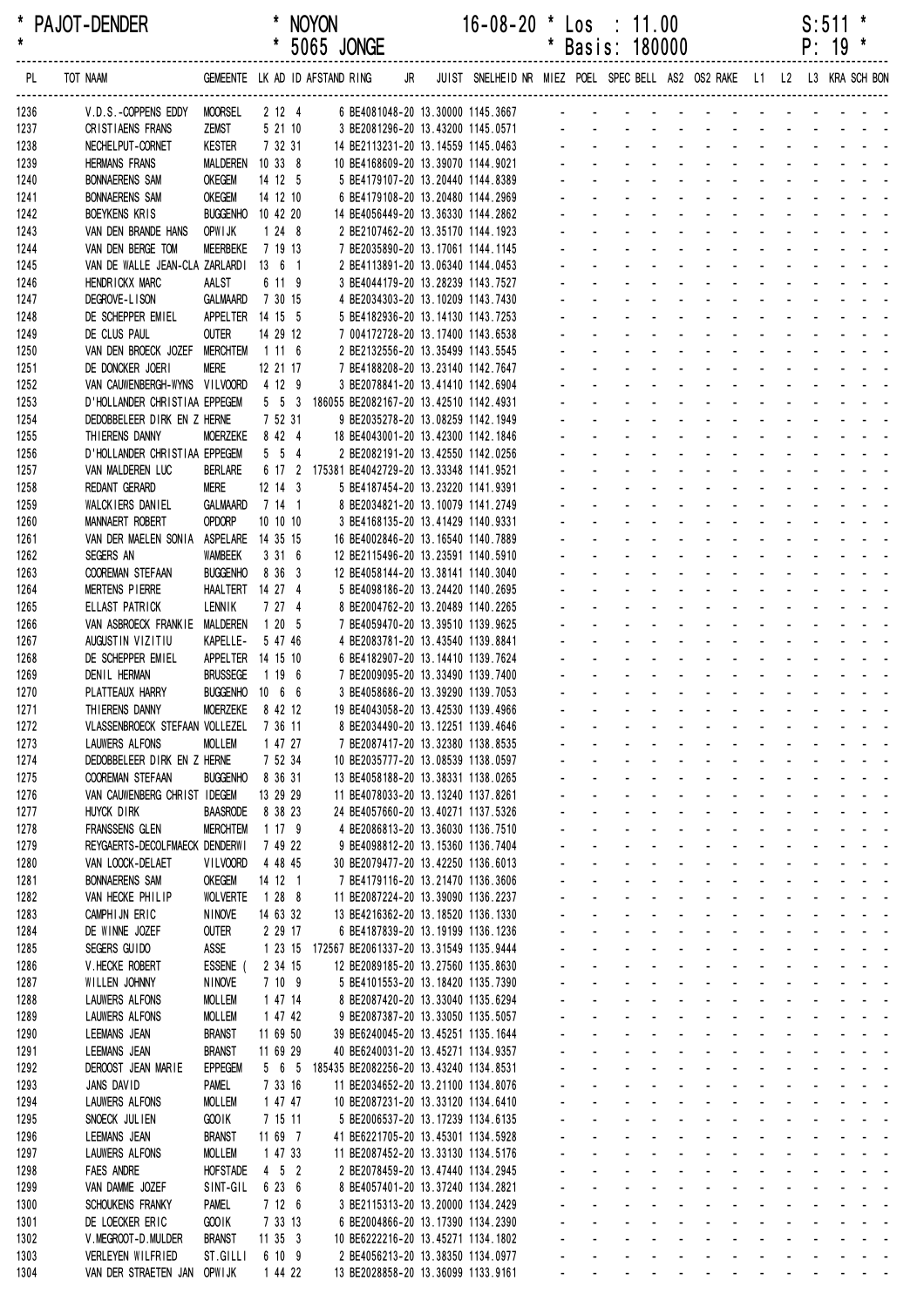PAJOT-DENDER * NOYON 16-08-20 * Los : 11.00 S:511 *
\* * 5065 JONGE * Basis: 180000 P: 19 *

| PL | TOT NAAM | GEMEENTE | LK AD ID AFSTAND RING | JR | JUIST | SNELHEID NR | MIEZ | POEL | SPEC | BELL | AS2 | OS2 | RAKE | L1 | L2 | L3 | KRA | SCH | BON |
|---|---|---|---|---|---|---|---|---|---|---|---|---|---|---|---|---|---|---|---|
| 1236 | V.D.S.-COPPENS EDDY | MOORSEL | 2 12 4 | 6 BE4081048-20 | 13.30000 | 1145.3667 | - | - | - | - | - | - | - | - | - | - | - | - | - |
| 1237 | CRISTIAENS FRANS | ZEMST | 5 21 10 | 3 BE2081296-20 | 13.43200 | 1145.0571 | - | - | - | - | - | - | - | - | - | - | - | - | - |
| 1238 | NECHELPUT-CORNET | KESTER | 7 32 31 | 14 BE2113231-20 | 13.14559 | 1145.0463 | - | - | - | - | - | - | - | - | - | - | - | - | - |
| 1239 | HERMANS FRANS | MALDEREN | 10 33 8 | 10 BE4168609-20 | 13.39070 | 1144.9021 | - | - | - | - | - | - | - | - | - | - | - | - | - |
| 1240 | BONNAERENS SAM | OKEGEM | 14 12 5 | 5 BE4179107-20 | 13.20440 | 1144.8389 | - | - | - | - | - | - | - | - | - | - | - | - | - |
| 1241 | BONNAERENS SAM | OKEGEM | 14 12 10 | 6 BE4179108-20 | 13.20480 | 1144.2969 | - | - | - | - | - | - | - | - | - | - | - | - | - |
| 1242 | BOEYKENS KRIS | BUGGENHO | 10 42 20 | 14 BE4056449-20 | 13.36330 | 1144.2862 | - | - | - | - | - | - | - | - | - | - | - | - | - |
| 1243 | VAN DEN BRANDE HANS | OPWIJK | 1 24 8 | 2 BE2107462-20 | 13.35170 | 1144.1923 | - | - | - | - | - | - | - | - | - | - | - | - | - |
| 1244 | VAN DEN BERGE TOM | MEERBEKE | 7 19 13 | 7 BE2035890-20 | 13.17061 | 1144.1145 | - | - | - | - | - | - | - | - | - | - | - | - | - |
| 1245 | VAN DE WALLE JEAN-CLA | ZARLARDI | 13 6 1 | 2 BE4113891-20 | 13.06340 | 1144.0453 | - | - | - | - | - | - | - | - | - | - | - | - | - |
| 1246 | HENDRICKX MARC | AALST | 6 11 9 | 3 BE4044179-20 | 13.28239 | 1143.7527 | - | - | - | - | - | - | - | - | - | - | - | - | - |
| 1247 | DEGROVE-LISON | GALMAARD | 7 30 15 | 4 BE2034303-20 | 13.10209 | 1143.7430 | - | - | - | - | - | - | - | - | - | - | - | - | - |
| 1248 | DE SCHEPPER EMIEL | APPELTER | 14 15 5 | 5 BE4182936-20 | 13.14130 | 1143.7253 | - | - | - | - | - | - | - | - | - | - | - | - | - |
| 1249 | DE CLUS PAUL | OUTER | 14 29 12 | 7 004172728-20 | 13.17400 | 1143.6538 | - | - | - | - | - | - | - | - | - | - | - | - | - |
| 1250 | VAN DEN BROECK JOZEF | MERCHTEM | 1 11 6 | 2 BE2132556-20 | 13.35499 | 1143.5545 | - | - | - | - | - | - | - | - | - | - | - | - | - |
| 1251 | DE DONCKER JOERI | MERE | 12 21 17 | 7 BE4188208-20 | 13.23140 | 1142.7647 | - | - | - | - | - | - | - | - | - | - | - | - | - |
| 1252 | VAN CAUWENBERGH-WYNS | VILVOORD | 4 12 9 | 3 BE2078841-20 | 13.41410 | 1142.6904 | - | - | - | - | - | - | - | - | - | - | - | - | - |
| 1253 | D'HOLLANDER CHRISTIAA | EPPEGEM | 5 5 3 186055 | BE2082167-20 | 13.42510 | 1142.4931 | - | - | - | - | - | - | - | - | - | - | - | - | - |
| 1254 | DEDOBBELEER DIRK EN Z | HERNE | 7 52 31 | 9 BE2035278-20 | 13.08259 | 1142.1949 | - | - | - | - | - | - | - | - | - | - | - | - | - |
| 1255 | THIERENS DANNY | MOERZEKE | 8 42 4 | 18 BE4043001-20 | 13.42300 | 1142.1846 | - | - | - | - | - | - | - | - | - | - | - | - | - |
| 1256 | D'HOLLANDER CHRISTIAA | EPPEGEM | 5 5 4 | 2 BE2082191-20 | 13.42550 | 1142.0256 | - | - | - | - | - | - | - | - | - | - | - | - | - |
| 1257 | VAN MALDEREN LUC | BERLARE | 6 17 2 175381 | BE4042729-20 | 13.33348 | 1141.9521 | - | - | - | - | - | - | - | - | - | - | - | - | - |
| 1258 | REDANT GERARD | MERE | 12 14 3 | 5 BE4187454-20 | 13.23220 | 1141.9391 | - | - | - | - | - | - | - | - | - | - | - | - | - |
| 1259 | WALCKIERS DANIEL | GALMAARD | 7 14 1 | 8 BE2034821-20 | 13.10079 | 1141.2749 | - | - | - | - | - | - | - | - | - | - | - | - | - |
| 1260 | MANNAERT ROBERT | OPDORP | 10 10 10 | 3 BE4168135-20 | 13.41429 | 1140.9331 | - | - | - | - | - | - | - | - | - | - | - | - | - |
| 1261 | VAN DER MAELEN SONIA | ASPELARE | 14 35 15 | 16 BE4002846-20 | 13.16540 | 1140.7889 | - | - | - | - | - | - | - | - | - | - | - | - | - |
| 1262 | SEGERS AN | WAMBEEK | 3 31 6 | 12 BE2115496-20 | 13.23591 | 1140.5910 | - | - | - | - | - | - | - | - | - | - | - | - | - |
| 1263 | COOREMAN STEFAAN | BUGGENHO | 8 36 3 | 12 BE4058144-20 | 13.38141 | 1140.3040 | - | - | - | - | - | - | - | - | - | - | - | - | - |
| 1264 | MERTENS PIERRE | HAALTERT | 14 27 4 | 5 BE4098186-20 | 13.24420 | 1140.2695 | - | - | - | - | - | - | - | - | - | - | - | - | - |
| 1265 | ELLAST PATRICK | LENNIK | 7 27 4 | 8 BE2004762-20 | 13.20489 | 1140.2265 | - | - | - | - | - | - | - | - | - | - | - | - | - |
| 1266 | VAN ASBROECK FRANKIE | MALDEREN | 1 20 5 | 7 BE4059470-20 | 13.39510 | 1139.9625 | - | - | - | - | - | - | - | - | - | - | - | - | - |
| 1267 | AUGUSTIN VIZITIU | KAPELLE- | 5 47 46 | 4 BE2083781-20 | 13.43540 | 1139.8841 | - | - | - | - | - | - | - | - | - | - | - | - | - |
| 1268 | DE SCHEPPER EMIEL | APPELTER | 14 15 10 | 6 BE4182907-20 | 13.14410 | 1139.7624 | - | - | - | - | - | - | - | - | - | - | - | - | - |
| 1269 | DENIL HERMAN | BRUSSEGE | 1 19 6 | 7 BE2009095-20 | 13.33490 | 1139.7400 | - | - | - | - | - | - | - | - | - | - | - | - | - |
| 1270 | PLATTEAUX HARRY | BUGGENHO | 10 6 6 | 3 BE4058686-20 | 13.39290 | 1139.7053 | - | - | - | - | - | - | - | - | - | - | - | - | - |
| 1271 | THIERENS DANNY | MOERZEKE | 8 42 12 | 19 BE4043058-20 | 13.42530 | 1139.4966 | - | - | - | - | - | - | - | - | - | - | - | - | - |
| 1272 | VLASSENBROECK STEFAAN | VOLLEZEL | 7 36 11 | 8 BE2034490-20 | 13.12251 | 1139.4646 | - | - | - | - | - | - | - | - | - | - | - | - | - |
| 1273 | LAUWERS ALFONS | MOLLEM | 1 47 27 | 7 BE2087417-20 | 13.32380 | 1138.8535 | - | - | - | - | - | - | - | - | - | - | - | - | - |
| 1274 | DEDOBBELEER DIRK EN Z | HERNE | 7 52 34 | 10 BE2035777-20 | 13.08539 | 1138.0597 | - | - | - | - | - | - | - | - | - | - | - | - | - |
| 1275 | COOREMAN STEFAAN | BUGGENHO | 8 36 31 | 13 BE4058188-20 | 13.38331 | 1138.0265 | - | - | - | - | - | - | - | - | - | - | - | - | - |
| 1276 | VAN CAUWENBERG CHRIST | IDEGEM | 13 29 29 | 11 BE4078033-20 | 13.13240 | 1137.8261 | - | - | - | - | - | - | - | - | - | - | - | - | - |
| 1277 | HUYCK DIRK | BAASRODE | 8 38 23 | 24 BE4057660-20 | 13.40271 | 1137.5326 | - | - | - | - | - | - | - | - | - | - | - | - | - |
| 1278 | FRANSSENS GLEN | MERCHTEM | 1 17 9 | 4 BE2086813-20 | 13.36030 | 1136.7510 | - | - | - | - | - | - | - | - | - | - | - | - | - |
| 1279 | REYGAERTS-DECOLFMAECK | DENDERWI | 7 49 22 | 9 BE4098812-20 | 13.15360 | 1136.7404 | - | - | - | - | - | - | - | - | - | - | - | - | - |
| 1280 | VAN LOOCK-DELAET | VILVOORD | 4 48 45 | 30 BE2079477-20 | 13.42250 | 1136.6013 | - | - | - | - | - | - | - | - | - | - | - | - | - |
| 1281 | BONNAERENS SAM | OKEGEM | 14 12 1 | 7 BE4179116-20 | 13.21470 | 1136.3606 | - | - | - | - | - | - | - | - | - | - | - | - | - |
| 1282 | VAN HECKE PHILIP | WOLVERTE | 1 28 8 | 11 BE2087224-20 | 13.39090 | 1136.2237 | - | - | - | - | - | - | - | - | - | - | - | - | - |
| 1283 | CAMPHIJN ERIC | NINOVE | 14 63 32 | 13 BE4216362-20 | 13.18520 | 1136.1330 | - | - | - | - | - | - | - | - | - | - | - | - | - |
| 1284 | DE WINNE JOZEF | OUTER | 2 29 17 | 6 BE4187839-20 | 13.19199 | 1136.1236 | - | - | - | - | - | - | - | - | - | - | - | - | - |
| 1285 | SEGERS GUIDO | ASSE | 1 23 15 172567 | BE2061337-20 | 13.31549 | 1135.9444 | - | - | - | - | - | - | - | - | - | - | - | - | - |
| 1286 | V.HECKE ROBERT | ESSENE ( | 2 34 15 | 12 BE2089185-20 | 13.27560 | 1135.8630 | - | - | - | - | - | - | - | - | - | - | - | - | - |
| 1287 | WILLEN JOHNNY | NINOVE | 7 10 9 | 5 BE4101553-20 | 13.18420 | 1135.7390 | - | - | - | - | - | - | - | - | - | - | - | - | - |
| 1288 | LAUWERS ALFONS | MOLLEM | 1 47 14 | 8 BE2087420-20 | 13.33040 | 1135.6294 | - | - | - | - | - | - | - | - | - | - | - | - | - |
| 1289 | LAUWERS ALFONS | MOLLEM | 1 47 42 | 9 BE2087387-20 | 13.33050 | 1135.5057 | - | - | - | - | - | - | - | - | - | - | - | - | - |
| 1290 | LEEMANS JEAN | BRANST | 11 69 50 | 39 BE6240045-20 | 13.45251 | 1135.1644 | - | - | - | - | - | - | - | - | - | - | - | - | - |
| 1291 | LEEMANS JEAN | BRANST | 11 69 29 | 40 BE6240031-20 | 13.45271 | 1134.9357 | - | - | - | - | - | - | - | - | - | - | - | - | - |
| 1292 | DEROOST JEAN MARIE | EPPEGEM | 5 6 5 185435 | BE2082256-20 | 13.43240 | 1134.8531 | - | - | - | - | - | - | - | - | - | - | - | - | - |
| 1293 | JANS DAVID | PAMEL | 7 33 16 | 11 BE2034652-20 | 13.21100 | 1134.8076 | - | - | - | - | - | - | - | - | - | - | - | - | - |
| 1294 | LAUWERS ALFONS | MOLLEM | 1 47 47 | 10 BE2087231-20 | 13.33120 | 1134.6410 | - | - | - | - | - | - | - | - | - | - | - | - | - |
| 1295 | SNOECK JULIEN | GOOIK | 7 15 11 | 5 BE2006537-20 | 13.17239 | 1134.6135 | - | - | - | - | - | - | - | - | - | - | - | - | - |
| 1296 | LEEMANS JEAN | BRANST | 11 69 7 | 41 BE6221705-20 | 13.45301 | 1134.5928 | - | - | - | - | - | - | - | - | - | - | - | - | - |
| 1297 | LAUWERS ALFONS | MOLLEM | 1 47 33 | 11 BE2087452-20 | 13.33130 | 1134.5176 | - | - | - | - | - | - | - | - | - | - | - | - | - |
| 1298 | FAES ANDRE | HOFSTADE | 4 5 2 | 2 BE2078459-20 | 13.47440 | 1134.2945 | - | - | - | - | - | - | - | - | - | - | - | - | - |
| 1299 | VAN DAMME JOZEF | SINT-GIL | 6 23 6 | 8 BE4057401-20 | 13.37240 | 1134.2821 | - | - | - | - | - | - | - | - | - | - | - | - | - |
| 1300 | SCHOUKENS FRANKY | PAMEL | 7 12 6 | 3 BE2115313-20 | 13.20000 | 1134.2429 | - | - | - | - | - | - | - | - | - | - | - | - | - |
| 1301 | DE LOECKER ERIC | GOOIK | 7 33 13 | 6 BE2004866-20 | 13.17390 | 1134.2390 | - | - | - | - | - | - | - | - | - | - | - | - | - |
| 1302 | V.MEGROOT-D.MULDER | BRANST | 11 35 3 | 10 BE6222216-20 | 13.45271 | 1134.1802 | - | - | - | - | - | - | - | - | - | - | - | - | - |
| 1303 | VERLEYEN WILFRIED | ST.GILLI | 6 10 9 | 2 BE4056213-20 | 13.38350 | 1134.0977 | - | - | - | - | - | - | - | - | - | - | - | - | - |
| 1304 | VAN DER STRAETEN JAN | OPWIJK | 1 44 22 | 13 BE2028858-20 | 13.36099 | 1133.9161 | - | - | - | - | - | - | - | - | - | - | - | - | - |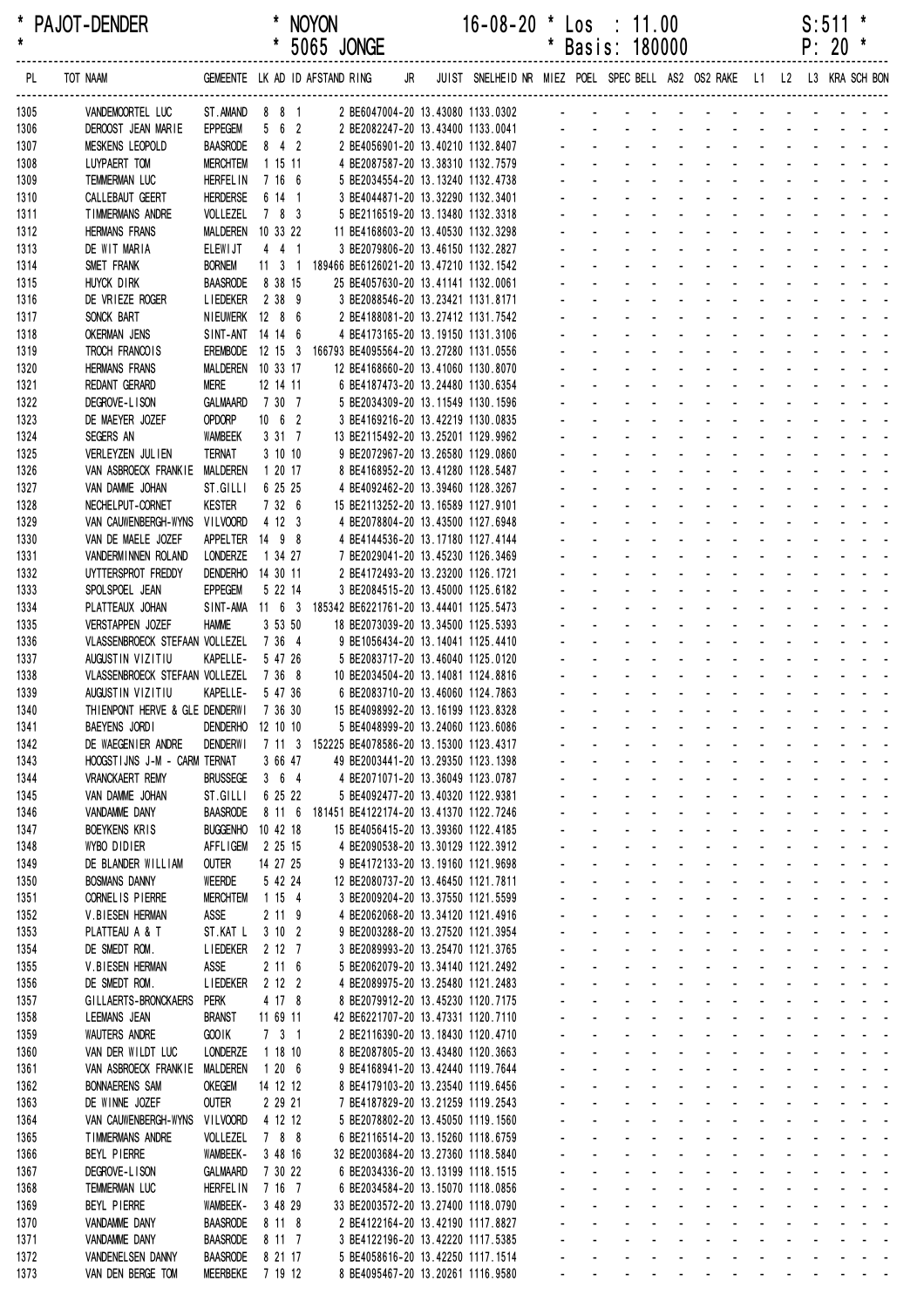* PAJOT-DENDER * NOYON 16-08-20 * Los : 11.00 S:511 *
* * 5065 JONGE * Basis: 180000 P: 20 *

| PL | TOT NAAM | GEMEENTE | LK | AD | ID | AFSTAND | RING | JR | JUIST | SNELHEID | NR | MIEZ | POEL | SPEC | BELL | AS2 | OS2 | RAKE | L1 | L2 | L3 | KRA | SCH | BON |
|---|---|---|---|---|---|---|---|---|---|---|---|---|---|---|---|---|---|---|---|---|---|---|---|---|
| 1305 | VANDEMOORTEL LUC | ST.AMAND | 8 | 8 | 1 | | 2 BE6047004-20 | | 13.43080 | 1133.0302 | | - | - | - | - | - | - | - | - | - | - | - | - | - |
| 1306 | DEROOST JEAN MARIE | EPPEGEM | 5 | 6 | 2 | | 2 BE2082247-20 | | 13.43400 | 1133.0041 | | - | - | - | - | - | - | - | - | - | - | - | - | - |
| 1307 | MESKENS LEOPOLD | BAASRODE | 8 | 4 | 2 | | 2 BE4056901-20 | | 13.40210 | 1132.8407 | | - | - | - | - | - | - | - | - | - | - | - | - | - |
| 1308 | LUYPAERT TOM | MERCHTEM | 1 | 15 | 11 | | 4 BE2087587-20 | | 13.38310 | 1132.7579 | | - | - | - | - | - | - | - | - | - | - | - | - | - |
| 1309 | TEMMERMAN LUC | HERFELIN | 7 | 16 | 6 | | 5 BE2034554-20 | | 13.13240 | 1132.4738 | | - | - | - | - | - | - | - | - | - | - | - | - | - |
| 1310 | CALLEBAUT GEERT | HERDERSE | 6 | 14 | 1 | | 3 BE4044871-20 | | 13.32290 | 1132.3401 | | - | - | - | - | - | - | - | - | - | - | - | - | - |
| 1311 | TIMMERMANS ANDRE | VOLLEZEL | 7 | 8 | 3 | | 5 BE2116519-20 | | 13.13480 | 1132.3318 | | - | - | - | - | - | - | - | - | - | - | - | - | - |
| 1312 | HERMANS FRANS | MALDEREN | 10 | 33 | 22 | | 11 BE4168603-20 | | 13.40530 | 1132.3298 | | - | - | - | - | - | - | - | - | - | - | - | - | - |
| 1313 | DE WIT MARIA | ELEWIJT | 4 | 4 | 1 | | 3 BE2079806-20 | | 13.46150 | 1132.2827 | | - | - | - | - | - | - | - | - | - | - | - | - | - |
| 1314 | SMET FRANK | BORNEM | 11 | 3 | 1 | 189466 | BE6126021-20 | | 13.47210 | 1132.1542 | | - | - | - | - | - | - | - | - | - | - | - | - | - |
| 1315 | HUYCK DIRK | BAASRODE | 8 | 38 | 15 | | 25 BE4057630-20 | | 13.41141 | 1132.0061 | | - | - | - | - | - | - | - | - | - | - | - | - | - |
| 1316 | DE VRIEZE ROGER | LIEDEKER | 2 | 38 | 9 | | 3 BE2088546-20 | | 13.23421 | 1131.8171 | | - | - | - | - | - | - | - | - | - | - | - | - | - |
| 1317 | SONCK BART | NIEUWERK | 12 | 8 | 6 | | 2 BE4188081-20 | | 13.27412 | 1131.7542 | | - | - | - | - | - | - | - | - | - | - | - | - | - |
| 1318 | OKERMAN JENS | SINT-ANT | 14 | 14 | 6 | | 4 BE4173165-20 | | 13.19150 | 1131.3106 | | - | - | - | - | - | - | - | - | - | - | - | - | - |
| 1319 | TROCH FRANCOIS | EREMBODE | 12 | 15 | 3 | 166793 | BE4095564-20 | | 13.27280 | 1131.0556 | | - | - | - | - | - | - | - | - | - | - | - | - | - |
| 1320 | HERMANS FRANS | MALDEREN | 10 | 33 | 17 | | 12 BE4168660-20 | | 13.41060 | 1130.8070 | | - | - | - | - | - | - | - | - | - | - | - | - | - |
| 1321 | REDANT GERARD | MERE | 12 | 14 | 11 | | 6 BE4187473-20 | | 13.24480 | 1130.6354 | | - | - | - | - | - | - | - | - | - | - | - | - | - |
| 1322 | DEGROVE-LISON | GALMAARD | 7 | 30 | 7 | | 5 BE2034309-20 | | 13.11549 | 1130.1596 | | - | - | - | - | - | - | - | - | - | - | - | - | - |
| 1323 | DE MAEYER JOZEF | OPDORP | 10 | 6 | 2 | | 3 BE4169216-20 | | 13.42219 | 1130.0835 | | - | - | - | - | - | - | - | - | - | - | - | - | - |
| 1324 | SEGERS AN | WAMBEEK | 3 | 31 | 7 | | 13 BE2115492-20 | | 13.25201 | 1129.9962 | | - | - | - | - | - | - | - | - | - | - | - | - | - |
| 1325 | VERLEYZEN JULIEN | TERNAT | 3 | 10 | 10 | | 9 BE2072967-20 | | 13.26580 | 1129.0860 | | - | - | - | - | - | - | - | - | - | - | - | - | - |
| 1326 | VAN ASBROECK FRANKIE | MALDEREN | 1 | 20 | 17 | | 8 BE4168952-20 | | 13.41280 | 1128.5487 | | - | - | - | - | - | - | - | - | - | - | - | - | - |
| 1327 | VAN DAMME JOHAN | ST.GILLI | 6 | 25 | 25 | | 4 BE4092462-20 | | 13.39460 | 1128.3267 | | - | - | - | - | - | - | - | - | - | - | - | - | - |
| 1328 | NECHELPUT-CORNET | KESTER | 7 | 32 | 6 | | 15 BE2113252-20 | | 13.16589 | 1127.9101 | | - | - | - | - | - | - | - | - | - | - | - | - | - |
| 1329 | VAN CAUWENBERGH-WYNS | VILVOORD | 4 | 12 | 3 | | 4 BE2078804-20 | | 13.43500 | 1127.6948 | | - | - | - | - | - | - | - | - | - | - | - | - | - |
| 1330 | VAN DE MAELE JOZEF | APPELTER | 14 | 9 | 8 | | 4 BE4144536-20 | | 13.17180 | 1127.4144 | | - | - | - | - | - | - | - | - | - | - | - | - | - |
| 1331 | VANDERMINNEN ROLAND | LONDERZE | 1 | 34 | 27 | | 7 BE2029041-20 | | 13.45230 | 1126.3469 | | - | - | - | - | - | - | - | - | - | - | - | - | - |
| 1332 | UYTTERSPROT FREDDY | DENDERHO | 14 | 30 | 11 | | 2 BE4172493-20 | | 13.23200 | 1126.1721 | | - | - | - | - | - | - | - | - | - | - | - | - | - |
| 1333 | SPOLSPOEL JEAN | EPPEGEM | 5 | 22 | 14 | | 3 BE2084515-20 | | 13.45000 | 1125.6182 | | - | - | - | - | - | - | - | - | - | - | - | - | - |
| 1334 | PLATTEAUX JOHAN | SINT-AMA | 11 | 6 | 3 | 185342 | BE6221761-20 | | 13.44401 | 1125.5473 | | - | - | - | - | - | - | - | - | - | - | - | - | - |
| 1335 | VERSTAPPEN JOZEF | HAMME | 3 | 53 | 50 | | 18 BE2073039-20 | | 13.34500 | 1125.5393 | | - | - | - | - | - | - | - | - | - | - | - | - | - |
| 1336 | VLASSENBROECK STEFAAN | VOLLEZEL | 7 | 36 | 4 | | 9 BE1056434-20 | | 13.14041 | 1125.4410 | | - | - | - | - | - | - | - | - | - | - | - | - | - |
| 1337 | AUGUSTIN VIZITIU | KAPELLE- | 5 | 47 | 26 | | 5 BE2083717-20 | | 13.46040 | 1125.0120 | | - | - | - | - | - | - | - | - | - | - | - | - | - |
| 1338 | VLASSENBROECK STEFAAN | VOLLEZEL | 7 | 36 | 8 | | 10 BE2034504-20 | | 13.14081 | 1124.8816 | | - | - | - | - | - | - | - | - | - | - | - | - | - |
| 1339 | AUGUSTIN VIZITIU | KAPELLE- | 5 | 47 | 36 | | 6 BE2083710-20 | | 13.46060 | 1124.7863 | | - | - | - | - | - | - | - | - | - | - | - | - | - |
| 1340 | THIENPONT HERVE & GLE | DENDERWI | 7 | 36 | 30 | | 15 BE4098992-20 | | 13.16199 | 1123.8328 | | - | - | - | - | - | - | - | - | - | - | - | - | - |
| 1341 | BAEYENS JORDI | DENDERHO | 12 | 10 | 10 | | 5 BE4048999-20 | | 13.24060 | 1123.6086 | | - | - | - | - | - | - | - | - | - | - | - | - | - |
| 1342 | DE WAEGENIER ANDRE | DENDERWI | 7 | 11 | 3 | 152225 | BE4078586-20 | | 13.15300 | 1123.4317 | | - | - | - | - | - | - | - | - | - | - | - | - | - |
| 1343 | HOOGSTIJNS J-M - CARM | TERNAT | 3 | 66 | 47 | | 49 BE2003441-20 | | 13.29350 | 1123.1398 | | - | - | - | - | - | - | - | - | - | - | - | - | - |
| 1344 | VRANCKAERT REMY | BRUSSEGE | 3 | 6 | 4 | | 4 BE2071071-20 | | 13.36049 | 1123.0787 | | - | - | - | - | - | - | - | - | - | - | - | - | - |
| 1345 | VAN DAMME JOHAN | ST.GILLI | 6 | 25 | 22 | | 5 BE4092477-20 | | 13.40320 | 1122.9381 | | - | - | - | - | - | - | - | - | - | - | - | - | - |
| 1346 | VANDAMME DANY | BAASRODE | 8 | 11 | 6 | 181451 | BE4122174-20 | | 13.41370 | 1122.7246 | | - | - | - | - | - | - | - | - | - | - | - | - | - |
| 1347 | BOEYKENS KRIS | BUGGENHO | 10 | 42 | 18 | | 15 BE4056415-20 | | 13.39360 | 1122.4185 | | - | - | - | - | - | - | - | - | - | - | - | - | - |
| 1348 | WYBO DIDIER | AFFLIGEM | 2 | 25 | 15 | | 4 BE2090538-20 | | 13.30129 | 1122.3912 | | - | - | - | - | - | - | - | - | - | - | - | - | - |
| 1349 | DE BLANDER WILLIAM | OUTER | 14 | 27 | 25 | | 9 BE4172133-20 | | 13.19160 | 1121.9698 | | - | - | - | - | - | - | - | - | - | - | - | - | - |
| 1350 | BOSMANS DANNY | WEERDE | 5 | 42 | 24 | | 12 BE2080737-20 | | 13.46450 | 1121.7811 | | - | - | - | - | - | - | - | - | - | - | - | - | - |
| 1351 | CORNELIS PIERRE | MERCHTEM | 1 | 15 | 4 | | 3 BE2009204-20 | | 13.37550 | 1121.5599 | | - | - | - | - | - | - | - | - | - | - | - | - | - |
| 1352 | V.BIESEN HERMAN | ASSE | 2 | 11 | 9 | | 4 BE2062068-20 | | 13.34120 | 1121.4916 | | - | - | - | - | - | - | - | - | - | - | - | - | - |
| 1353 | PLATTEAU A & T | ST.KAT L | 3 | 10 | 2 | | 9 BE2003288-20 | | 13.27520 | 1121.3954 | | - | - | - | - | - | - | - | - | - | - | - | - | - |
| 1354 | DE SMEDT ROM. | LIEDEKER | 2 | 12 | 7 | | 3 BE2089993-20 | | 13.25470 | 1121.3765 | | - | - | - | - | - | - | - | - | - | - | - | - | - |
| 1355 | V.BIESEN HERMAN | ASSE | 2 | 11 | 6 | | 5 BE2062079-20 | | 13.34140 | 1121.2492 | | - | - | - | - | - | - | - | - | - | - | - | - | - |
| 1356 | DE SMEDT ROM. | LIEDEKER | 2 | 12 | 2 | | 4 BE2089975-20 | | 13.25480 | 1121.2483 | | - | - | - | - | - | - | - | - | - | - | - | - | - |
| 1357 | GILLAERTS-BRONCKAERS | PERK | 4 | 17 | 8 | | 8 BE2079912-20 | | 13.45230 | 1120.7175 | | - | - | - | - | - | - | - | - | - | - | - | - | - |
| 1358 | LEEMANS JEAN | BRANST | 11 | 69 | 11 | | 42 BE6221707-20 | | 13.47331 | 1120.7110 | | - | - | - | - | - | - | - | - | - | - | - | - | - |
| 1359 | WAUTERS ANDRE | GOOIK | 7 | 3 | 1 | | 2 BE2116390-20 | | 13.18430 | 1120.4710 | | - | - | - | - | - | - | - | - | - | - | - | - | - |
| 1360 | VAN DER WILDT LUC | LONDERZE | 1 | 18 | 10 | | 8 BE2087805-20 | | 13.43480 | 1120.3663 | | - | - | - | - | - | - | - | - | - | - | - | - | - |
| 1361 | VAN ASBROECK FRANKIE | MALDEREN | 1 | 20 | 6 | | 9 BE4168941-20 | | 13.42440 | 1119.7644 | | - | - | - | - | - | - | - | - | - | - | - | - | - |
| 1362 | BONNAERENS SAM | OKEGEM | 14 | 12 | 12 | | 8 BE4179103-20 | | 13.23540 | 1119.6456 | | - | - | - | - | - | - | - | - | - | - | - | - | - |
| 1363 | DE WINNE JOZEF | OUTER | 2 | 29 | 21 | | 7 BE4187829-20 | | 13.21259 | 1119.2543 | | - | - | - | - | - | - | - | - | - | - | - | - | - |
| 1364 | VAN CAUWENBERGH-WYNS | VILVOORD | 4 | 12 | 12 | | 5 BE2078802-20 | | 13.45050 | 1119.1560 | | - | - | - | - | - | - | - | - | - | - | - | - | - |
| 1365 | TIMMERMANS ANDRE | VOLLEZEL | 7 | 8 | 8 | | 6 BE2116514-20 | | 13.15260 | 1118.6759 | | - | - | - | - | - | - | - | - | - | - | - | - | - |
| 1366 | BEYL PIERRE | WAMBEEK- | 3 | 48 | 16 | | 32 BE2003684-20 | | 13.27360 | 1118.5840 | | - | - | - | - | - | - | - | - | - | - | - | - | - |
| 1367 | DEGROVE-LISON | GALMAARD | 7 | 30 | 22 | | 6 BE2034336-20 | | 13.13199 | 1118.1515 | | - | - | - | - | - | - | - | - | - | - | - | - | - |
| 1368 | TEMMERMAN LUC | HERFELIN | 7 | 16 | 7 | | 6 BE2034584-20 | | 13.15070 | 1118.0856 | | - | - | - | - | - | - | - | - | - | - | - | - | - |
| 1369 | BEYL PIERRE | WAMBEEK- | 3 | 48 | 29 | | 33 BE2003572-20 | | 13.27400 | 1118.0790 | | - | - | - | - | - | - | - | - | - | - | - | - | - |
| 1370 | VANDAMME DANY | BAASRODE | 8 | 11 | 8 | | 2 BE4122164-20 | | 13.42190 | 1117.8827 | | - | - | - | - | - | - | - | - | - | - | - | - | - |
| 1371 | VANDAMME DANY | BAASRODE | 8 | 11 | 7 | | 3 BE4122196-20 | | 13.42220 | 1117.5385 | | - | - | - | - | - | - | - | - | - | - | - | - | - |
| 1372 | VANDENELSEN DANNY | BAASRODE | 8 | 21 | 17 | | 5 BE4058616-20 | | 13.42250 | 1117.1514 | | - | - | - | - | - | - | - | - | - | - | - | - | - |
| 1373 | VAN DEN BERGE TOM | MEERBEKE | 7 | 19 | 12 | | 8 BE4095467-20 | | 13.20261 | 1116.9580 | | - | - | - | - | - | - | - | - | - | - | - | - | - |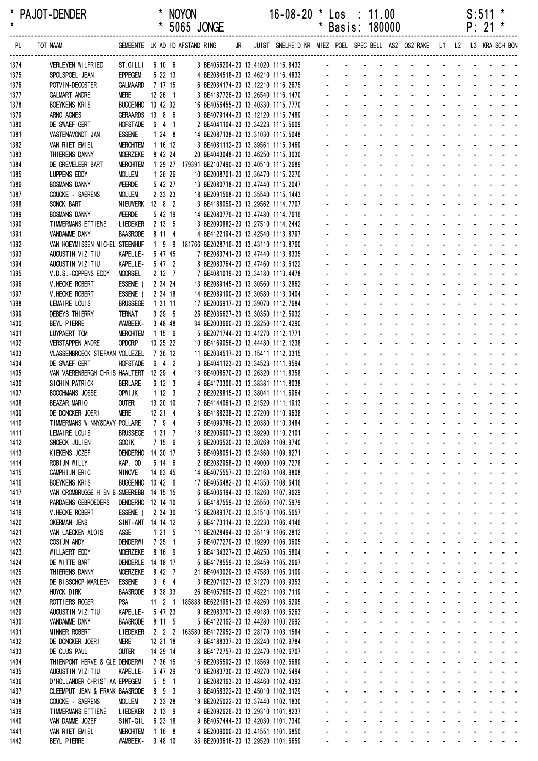# PAJOT-DENDER * NOYON * 5065 JONGE 16-08-20 * Los : 11.00 * Basis: 180000 S:511 * P: 21 *

| PL | TOT NAAM | GEMEENTE | LK AD ID | AFSTAND RING | JR | JUIST | SNELHEID | NR | MIEZ | POEL | SPEC | BELL | AS2 | OS2 | RAKE | L1 | L2 | L3 | KRA | SCH | BON |
|---|---|---|---|---|---|---|---|---|---|---|---|---|---|---|---|---|---|---|---|---|---|
| 1374 | VERLEYEN WILFRIED | ST.GILLI | 6 10 6 | 3 BE4056204-20 | | 13.41020 | 1116.8433 | | - | - | - | - | - | - | - | - | - | - | - | - | - |
| 1375 | SPOLSPOEL JEAN | EPPEGEM | 5 22 13 | 4 BE2084518-20 | | 13.46210 | 1116.4833 | | - | - | - | - | - | - | - | - | - | - | - | - | - |
| 1376 | POTVIN-DECOSTER | GALMAARD | 7 17 15 | 6 BE2034174-20 | | 13.12210 | 1116.2675 | | - | - | - | - | - | - | - | - | - | - | - | - | - |
| 1377 | GALMART ANDRE | MERE | 12 26 1 | 3 BE4187726-20 | | 13.26540 | 1116.1470 | | - | - | - | - | - | - | - | - | - | - | - | - | - |
| 1378 | BOEYKENS KRIS | BUGGENHO | 10 42 32 | 16 BE4056455-20 | | 13.40330 | 1115.7770 | | - | - | - | - | - | - | - | - | - | - | - | - | - |
| 1379 | ARNO AGNES | GERAARDS | 13 8 6 | 3 BE4079144-20 | | 13.12120 | 1115.7489 | | - | - | - | - | - | - | - | - | - | - | - | - | - |
| 1380 | DE SWAEF GERT | HOFSTADE | 6 4 1 | 2 BE4041104-20 | | 13.34223 | 1115.5609 | | - | - | - | - | - | - | - | - | - | - | - | - | - |
| 1381 | VASTENAVONDT JAN | ESSENE | 1 24 8 | 14 BE2087138-20 | | 13.31030 | 1115.5048 | | - | - | - | - | - | - | - | - | - | - | - | - | - |
| 1382 | VAN RIET EMIEL | MERCHTEM | 1 16 12 | 3 BE4081112-20 | | 13.39561 | 1115.3469 | | - | - | - | - | - | - | - | - | - | - | - | - | - |
| 1383 | THIERENS DANNY | MOERZEKE | 8 42 24 | 20 BE4043048-20 | | 13.46250 | 1115.3030 | | - | - | - | - | - | - | - | - | - | - | - | - | - |
| 1384 | DE GREVELEER BART | MERCHTEM | 1 29 27 | 179391 BE2107490-20 | | 13.40510 | 1115.2689 | | - | - | - | - | - | - | - | - | - | - | - | - | - |
| 1385 | LUPPENS EDDY | MOLLEM | 1 26 26 | 10 BE2008701-20 | | 13.36470 | 1115.2270 | | - | - | - | - | - | - | - | - | - | - | - | - | - |
| 1386 | BOSMANS DANNY | WEERDE | 5 42 27 | 13 BE2080718-20 | | 13.47440 | 1115.2047 | | - | - | - | - | - | - | - | - | - | - | - | - | - |
| 1387 | COUCKE - SAERENS | MOLLEM | 2 33 23 | 18 BE2091568-20 | | 13.35540 | 1115.1443 | | - | - | - | - | - | - | - | - | - | - | - | - | - |
| 1388 | SONCK BART | NIEUWERK | 12 8 2 | 3 BE4188059-20 | | 13.29562 | 1114.7707 | | - | - | - | - | - | - | - | - | - | - | - | - | - |
| 1389 | BOSMANS DANNY | WEERDE | 5 42 19 | 14 BE2080776-20 | | 13.47480 | 1114.7616 | | - | - | - | - | - | - | - | - | - | - | - | - | - |
| 1390 | TIMMERMANS ETTIENE | LIEDEKER | 2 13 5 | 3 BE2090882-20 | | 13.27510 | 1114.2442 | | - | - | - | - | - | - | - | - | - | - | - | - | - |
| 1391 | VANDAMME DANY | BAASRODE | 8 11 4 | 4 BE4122194-20 | | 13.42540 | 1113.8797 | | - | - | - | - | - | - | - | - | - | - | - | - | - |
| 1392 | VAN HOEYMISSEN MICHEL | STEENHUF | 1 9 9 | 181766 BE2028716-20 | | 13.43110 | 1113.8760 | | - | - | - | - | - | - | - | - | - | - | - | - | - |
| 1393 | AUGUSTIN VIZITIU | KAPELLE- | 5 47 45 | 7 BE2083741-20 | | 13.47440 | 1113.8335 | | - | - | - | - | - | - | - | - | - | - | - | - | - |
| 1394 | AUGUSTIN VIZITIU | KAPELLE- | 5 47 2 | 8 BE2083764-20 | | 13.47460 | 1113.6122 | | - | - | - | - | - | - | - | - | - | - | - | - | - |
| 1395 | V.D.S.-COPPENS EDDY | MOORSEL | 2 12 7 | 7 BE4081019-20 | | 13.34180 | 1113.4478 | | - | - | - | - | - | - | - | - | - | - | - | - | - |
| 1396 | V.HECKE ROBERT | ESSENE ( | 2 34 24 | 13 BE2089145-20 | | 13.30560 | 1113.2862 | | - | - | - | - | - | - | - | - | - | - | - | - | - |
| 1397 | V.HECKE ROBERT | ESSENE ( | 2 34 18 | 14 BE2089190-20 | | 13.30580 | 1113.0404 | | - | - | - | - | - | - | - | - | - | - | - | - | - |
| 1398 | LEMAIRE LOUIS | BRUSSEGE | 1 31 11 | 17 BE2006917-20 | | 13.39070 | 1112.7684 | | - | - | - | - | - | - | - | - | - | - | - | - | - |
| 1399 | DEBEYS THIERRY | TERNAT | 3 29 5 | 25 BE2036627-20 | | 13.30350 | 1112.5932 | | - | - | - | - | - | - | - | - | - | - | - | - | - |
| 1400 | BEYL PIERRE | WAMBEEK- | 3 48 48 | 34 BE2003660-20 | | 13.28250 | 1112.4290 | | - | - | - | - | - | - | - | - | - | - | - | - | - |
| 1401 | LUYPAERT TOM | MERCHTEM | 1 15 6 | 5 BE2071744-20 | | 13.41270 | 1112.1771 | | - | - | - | - | - | - | - | - | - | - | - | - | - |
| 1402 | VERSTAPPEN ANDRE | OPDORP | 10 25 22 | 10 BE4169056-20 | | 13.44480 | 1112.1238 | | - | - | - | - | - | - | - | - | - | - | - | - | - |
| 1403 | VLASSENBROECK STEFAAN | VOLLEZEL | 7 36 12 | 11 BE2034517-20 | | 13.15411 | 1112.0315 | | - | - | - | - | - | - | - | - | - | - | - | - | - |
| 1404 | DE SWAEF GERT | HOFSTADE | 6 4 2 | 3 BE4041123-20 | | 13.34523 | 1111.9594 | | - | - | - | - | - | - | - | - | - | - | - | - | - |
| 1405 | VAN VAERENBERGH CHRIS | HAALTERT | 12 29 4 | 13 BE4008570-20 | | 13.26320 | 1111.8358 | | - | - | - | - | - | - | - | - | - | - | - | - | - |
| 1406 | SICHIN PATRICK | BERLARE | 6 12 3 | 4 BE4170306-20 | | 13.38381 | 1111.8038 | | - | - | - | - | - | - | - | - | - | - | - | - | - |
| 1407 | BOOGHMANS JOSSE | OPWIJK | 1 12 3 | 2 BE2028815-20 | | 13.38041 | 1111.6964 | | - | - | - | - | - | - | - | - | - | - | - | - | - |
| 1408 | BEAZAR MARIO | OUTER | 13 20 10 | 7 BE4144061-20 | | 13.21520 | 1111.1913 | | - | - | - | - | - | - | - | - | - | - | - | - | - |
| 1409 | DE DONCKER JOERI | MERE | 12 21 4 | 8 BE4188238-20 | | 13.27200 | 1110.9638 | | - | - | - | - | - | - | - | - | - | - | - | - | - |
| 1410 | TIMMERMANS WINNY&DAVY | POLLARE | 7 9 4 | 5 BE4099786-20 | | 13.20380 | 1110.3484 | | - | - | - | - | - | - | - | - | - | - | - | - | - |
| 1411 | LEMAIRE LOUIS | BRUSSEGE | 1 31 7 | 18 BE2006907-20 | | 13.39290 | 1110.2101 | | - | - | - | - | - | - | - | - | - | - | - | - | - |
| 1412 | SNOECK JULIEN | GOOIK | 7 15 6 | 6 BE2006520-20 | | 13.20269 | 1109.9740 | | - | - | - | - | - | - | - | - | - | - | - | - | - |
| 1413 | KIEKENS JOZEF | DENDERHO | 14 20 17 | 5 BE4098051-20 | | 13.24360 | 1109.8271 | | - | - | - | - | - | - | - | - | - | - | - | - | - |
| 1414 | ROBIJN WILLY | KAP. OD | 5 14 6 | 2 BE2082958-20 | | 13.49000 | 1109.7278 | | - | - | - | - | - | - | - | - | - | - | - | - | - |
| 1415 | CAMPHIJN ERIC | NINOVE | 14 63 45 | 14 BE4075557-20 | | 13.22160 | 1108.9808 | | - | - | - | - | - | - | - | - | - | - | - | - | - |
| 1416 | BOEYKENS KRIS | BUGGENHO | 10 42 6 | 17 BE4056482-20 | | 13.41350 | 1108.6416 | | - | - | - | - | - | - | - | - | - | - | - | - | - |
| 1417 | VAN CROMBRUGGE H EN B | SMEEREBB | 14 15 15 | 6 BE4006194-20 | | 13.18260 | 1107.9629 | | - | - | - | - | - | - | - | - | - | - | - | - | - |
| 1418 | PARDAENS GEBROEDERS | DENDERHO | 12 14 10 | 5 BE4187559-20 | | 13.25550 | 1107.5979 | | - | - | - | - | - | - | - | - | - | - | - | - | - |
| 1419 | V.HECKE ROBERT | ESSENE ( | 2 34 30 | 15 BE2089170-20 | | 13.31510 | 1106.5657 | | - | - | - | - | - | - | - | - | - | - | - | - | - |
| 1420 | OKERMAN JENS | SINT-ANT | 14 14 12 | 5 BE4173114-20 | | 13.22230 | 1106.4146 | | - | - | - | - | - | - | - | - | - | - | - | - | - |
| 1421 | VAN LAECKEN ALOIS | ASSE | 1 21 5 | 11 BE2028494-20 | | 13.35119 | 1106.2812 | | - | - | - | - | - | - | - | - | - | - | - | - | - |
| 1422 | COSIJN ANDY | DENDERWI | 7 25 1 | 5 BE4077279-20 | | 13.19290 | 1106.0605 | | - | - | - | - | - | - | - | - | - | - | - | - | - |
| 1423 | WILLAERT EDDY | MOERZEKE | 8 16 9 | 5 BE4134327-20 | | 13.46250 | 1105.5804 | | - | - | - | - | - | - | - | - | - | - | - | - | - |
| 1424 | DE WITTE BART | DENDERLE | 14 18 17 | 5 BE4178559-20 | | 13.28459 | 1105.2667 | | - | - | - | - | - | - | - | - | - | - | - | - | - |
| 1425 | THIERENS DANNY | MOERZEKE | 8 42 7 | 21 BE4043029-20 | | 13.47580 | 1105.0109 | | - | - | - | - | - | - | - | - | - | - | - | - | - |
| 1426 | DE BISSCHOP MARLEEN | ESSENE | 3 6 4 | 3 BE2071027-20 | | 13.31270 | 1103.9353 | | - | - | - | - | - | - | - | - | - | - | - | - | - |
| 1427 | HUYCK DIRK | BAASRODE | 8 38 33 | 26 BE4057605-20 | | 13.45221 | 1103.7119 | | - | - | - | - | - | - | - | - | - | - | - | - | - |
| 1428 | ROTTIERS ROGER | PSA | 11 2 1 | 185888 BE6221951-20 | | 13.48260 | 1103.6295 | | - | - | - | - | - | - | - | - | - | - | - | - | - |
| 1429 | AUGUSTIN VIZITIU | KAPELLE- | 5 47 23 | 9 BE2083707-20 | | 13.49180 | 1103.5263 | | - | - | - | - | - | - | - | - | - | - | - | - | - |
| 1430 | VANDAMME DANY | BAASRODE | 8 11 5 | 5 BE4122162-20 | | 13.44280 | 1103.2692 | | - | - | - | - | - | - | - | - | - | - | - | - | - |
| 1431 | MINNER ROBERT | LIEDEKER | 2 2 2 | 163580 BE4172952-20 | | 13.28170 | 1103.1584 | | - | - | - | - | - | - | - | - | - | - | - | - | - |
| 1432 | DE DONCKER JOERI | MERE | 12 21 18 | 9 BE4188337-20 | | 13.28240 | 1102.9784 | | - | - | - | - | - | - | - | - | - | - | - | - | - |
| 1433 | DE CLUS PAUL | OUTER | 14 29 14 | 8 BE4172757-20 | | 13.22470 | 1102.6707 | | - | - | - | - | - | - | - | - | - | - | - | - | - |
| 1434 | THIENPONT HERVE & GLE | DENDERWI | 7 36 15 | 16 BE2035592-20 | | 13.18569 | 1102.6689 | | - | - | - | - | - | - | - | - | - | - | - | - | - |
| 1435 | AUGUSTIN VIZITIU | KAPELLE- | 5 47 29 | 10 BE2083730-20 | | 13.49270 | 1102.5494 | | - | - | - | - | - | - | - | - | - | - | - | - | - |
| 1436 | D'HOLLANDER CHRISTIAA | EPPEGEM | 5 5 1 | 3 BE2082163-20 | | 13.48460 | 1102.4393 | | - | - | - | - | - | - | - | - | - | - | - | - | - |
| 1437 | CLEEMPUT JEAN & FRANK | BAASRODE | 8 9 3 | 3 BE4058322-20 | | 13.45010 | 1102.3129 | | - | - | - | - | - | - | - | - | - | - | - | - | - |
| 1438 | COUCKE - SAERENS | MOLLEM | 2 33 28 | 19 BE2025022-20 | | 13.37440 | 1102.1830 | | - | - | - | - | - | - | - | - | - | - | - | - | - |
| 1439 | TIMMERMANS ETTIENE | LIEDEKER | 2 13 9 | 4 BE2092626-20 | | 13.29310 | 1101.8237 | | - | - | - | - | - | - | - | - | - | - | - | - | - |
| 1440 | VAN DAMME JOZEF | SINT-GIL | 6 23 18 | 9 BE4057444-20 | | 13.42030 | 1101.7340 | | - | - | - | - | - | - | - | - | - | - | - | - | - |
| 1441 | VAN RIET EMIEL | MERCHTEM | 1 16 8 | 4 BE2009000-20 | | 13.41551 | 1101.6850 | | - | - | - | - | - | - | - | - | - | - | - | - | - |
| 1442 | BEYL PIERRE | WAMBEEK- | 3 48 10 | 35 BE2003616-20 | | 13.29520 | 1101.6659 | | - | - | - | - | - | - | - | - | - | - | - | - | - |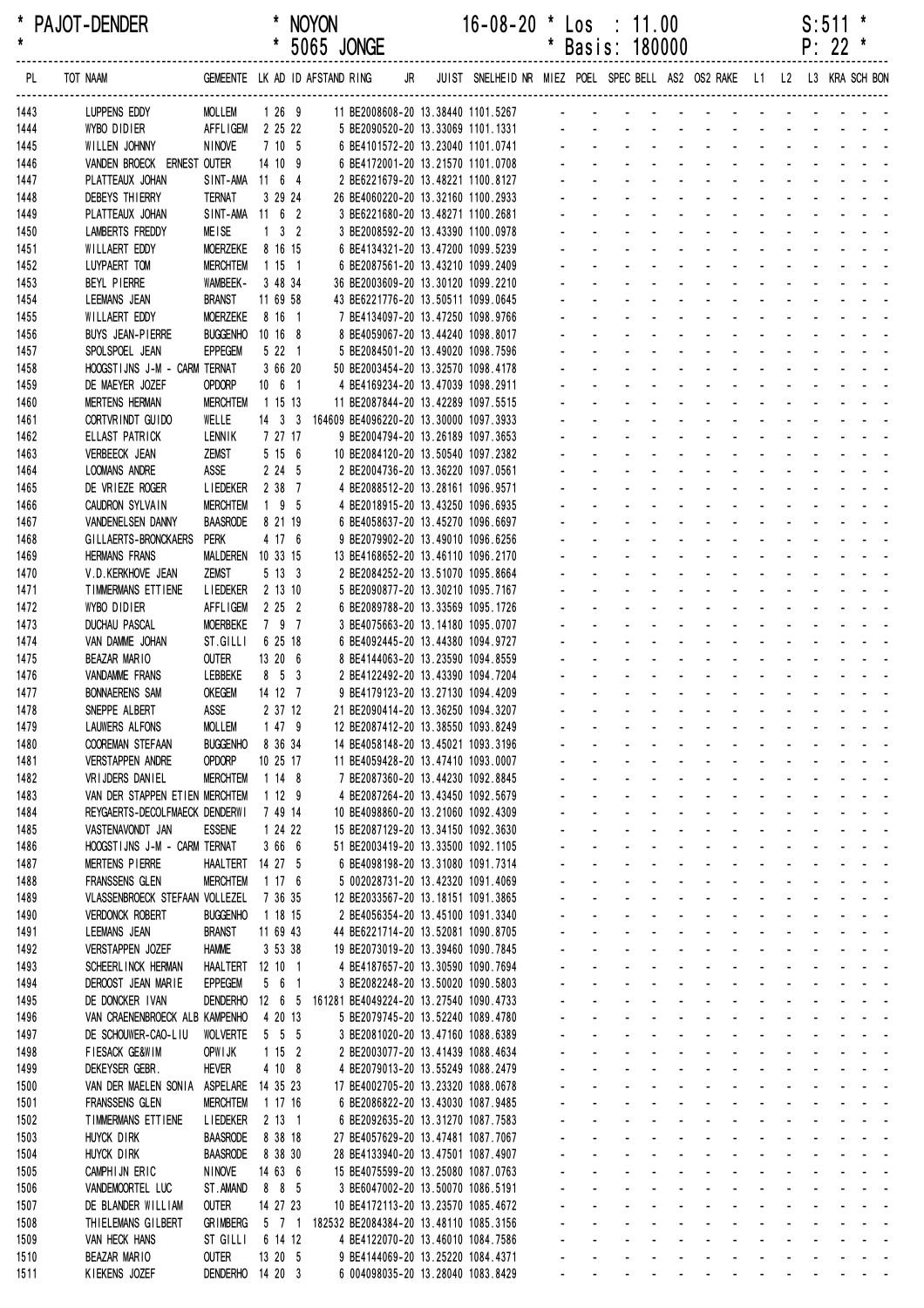\* PAJOT-DENDER \* NOYON 16-08-20 \* Los : 11.00 S:511 \*
\* \* 5065 JONGE \* Basis: 180000 P: 22 \*

| PL | TOT NAAM | GEMEENTE | LK | AD | ID | AFSTAND | RING | JR | JUIST | SNELHEID | NR | MIEZ | POEL | SPEC | BELL | AS2 | OS2 | RAKE | L1 | L2 | L3 | KRA | SCH | BON |
|---|---|---|---|---|---|---|---|---|---|---|---|---|---|---|---|---|---|---|---|---|---|---|---|---|
| 1443 | LUPPENS EDDY | MOLLEM | 1 | 26 | 9 | | 11 BE2008608-20 | | 13.38440 | 1101.5267 | | - | - | - | - | - | - | - | - | - | - | - | - | - |
| 1444 | WYBO DIDIER | AFFLIGEM | 2 | 25 | 22 | | 5 BE2090520-20 | | 13.33069 | 1101.1331 | | - | - | - | - | - | - | - | - | - | - | - | - | - |
| 1445 | WILLEN JOHNNY | NINOVE | 7 | 10 | 5 | | 6 BE4101572-20 | | 13.23040 | 1101.0741 | | - | - | - | - | - | - | - | - | - | - | - | - | - |
| 1446 | VANDEN BROECK ERNEST | OUTER | 14 | 10 | 9 | | 6 BE4172001-20 | | 13.21570 | 1101.0708 | | - | - | - | - | - | - | - | - | - | - | - | - | - |
| 1447 | PLATTEAUX JOHAN | SINT-AMA | 11 | 6 | 4 | | 2 BE6221679-20 | | 13.48221 | 1100.8127 | | - | - | - | - | - | - | - | - | - | - | - | - | - |
| 1448 | DEBEYS THIERRY | TERNAT | 3 | 29 | 24 | | 26 BE4060220-20 | | 13.32160 | 1100.2933 | | - | - | - | - | - | - | - | - | - | - | - | - | - |
| 1449 | PLATTEAUX JOHAN | SINT-AMA | 11 | 6 | 2 | | 3 BE6221680-20 | | 13.48271 | 1100.2681 | | - | - | - | - | - | - | - | - | - | - | - | - | - |
| 1450 | LAMBERTS FREDDY | MEISE | 1 | 3 | 2 | | 3 BE2008592-20 | | 13.43390 | 1100.0978 | | - | - | - | - | - | - | - | - | - | - | - | - | - |
| 1451 | WILLAERT EDDY | MOERZEKE | 8 | 16 | 15 | | 6 BE4134321-20 | | 13.47200 | 1099.5239 | | - | - | - | - | - | - | - | - | - | - | - | - | - |
| 1452 | LUYPAERT TOM | MERCHTEM | 1 | 15 | 1 | | 6 BE2087561-20 | | 13.43210 | 1099.2409 | | - | - | - | - | - | - | - | - | - | - | - | - | - |
| 1453 | BEYL PIERRE | WAMBEEK- | 3 | 48 | 34 | | 36 BE2003609-20 | | 13.30120 | 1099.2210 | | - | - | - | - | - | - | - | - | - | - | - | - | - |
| 1454 | LEEMANS JEAN | BRANST | 11 | 69 | 58 | | 43 BE6221776-20 | | 13.50511 | 1099.0645 | | - | - | - | - | - | - | - | - | - | - | - | - | - |
| 1455 | WILLAERT EDDY | MOERZEKE | 8 | 16 | 1 | | 7 BE4134097-20 | | 13.47250 | 1098.9766 | | - | - | - | - | - | - | - | - | - | - | - | - | - |
| 1456 | BUYS JEAN-PIERRE | BUGGENHO | 10 | 16 | 8 | | 8 BE4059067-20 | | 13.44240 | 1098.8017 | | - | - | - | - | - | - | - | - | - | - | - | - | - |
| 1457 | SPOLSPOEL JEAN | EPPEGEM | 5 | 22 | 1 | | 5 BE2084501-20 | | 13.49020 | 1098.7596 | | - | - | - | - | - | - | - | - | - | - | - | - | - |
| 1458 | HOOGSTIJNS J-M - CARM | TERNAT | 3 | 66 | 20 | | 50 BE2003454-20 | | 13.32570 | 1098.4178 | | - | - | - | - | - | - | - | - | - | - | - | - | - |
| 1459 | DE MAEYER JOZEF | OPDORP | 10 | 6 | 1 | | 4 BE4169234-20 | | 13.47039 | 1098.2911 | | - | - | - | - | - | - | - | - | - | - | - | - | - |
| 1460 | MERTENS HERMAN | MERCHTEM | 1 | 15 | 13 | | 11 BE2087844-20 | | 13.42289 | 1097.5515 | | - | - | - | - | - | - | - | - | - | - | - | - | - |
| 1461 | CORTVRINDT GUIDO | WELLE | 14 | 3 | 3 | 164609 | BE4096220-20 | | 13.30000 | 1097.3933 | | - | - | - | - | - | - | - | - | - | - | - | - | - |
| 1462 | ELLAST PATRICK | LENNIK | 7 | 27 | 17 | | 9 BE2004794-20 | | 13.26189 | 1097.3653 | | - | - | - | - | - | - | - | - | - | - | - | - | - |
| 1463 | VERBEECK JEAN | ZEMST | 5 | 15 | 6 | | 10 BE2084120-20 | | 13.50540 | 1097.2382 | | - | - | - | - | - | - | - | - | - | - | - | - | - |
| 1464 | LOOMANS ANDRE | ASSE | 2 | 24 | 5 | | 2 BE2004736-20 | | 13.36220 | 1097.0561 | | - | - | - | - | - | - | - | - | - | - | - | - | - |
| 1465 | DE VRIEZE ROGER | LIEDEKER | 2 | 38 | 7 | | 4 BE2088512-20 | | 13.28161 | 1096.9571 | | - | - | - | - | - | - | - | - | - | - | - | - | - |
| 1466 | CAUDRON SYLVAIN | MERCHTEM | 1 | 9 | 5 | | 4 BE2018915-20 | | 13.43250 | 1096.6935 | | - | - | - | - | - | - | - | - | - | - | - | - | - |
| 1467 | VANDENELSEN DANNY | BAASRODE | 8 | 21 | 19 | | 6 BE4058637-20 | | 13.45270 | 1096.6697 | | - | - | - | - | - | - | - | - | - | - | - | - | - |
| 1468 | GILLAERTS-BRONCKAERS | PERK | 4 | 17 | 6 | | 9 BE2079902-20 | | 13.49010 | 1096.6256 | | - | - | - | - | - | - | - | - | - | - | - | - | - |
| 1469 | HERMANS FRANS | MALDEREN | 10 | 33 | 15 | | 13 BE4168652-20 | | 13.46110 | 1096.2170 | | - | - | - | - | - | - | - | - | - | - | - | - | - |
| 1470 | V.D.KERKHOVE JEAN | ZEMST | 5 | 13 | 3 | | 2 BE2084252-20 | | 13.51070 | 1095.8664 | | - | - | - | - | - | - | - | - | - | - | - | - | - |
| 1471 | TIMMERMANS ETTIENE | LIEDEKER | 2 | 13 | 10 | | 5 BE2090877-20 | | 13.30210 | 1095.7167 | | - | - | - | - | - | - | - | - | - | - | - | - | - |
| 1472 | WYBO DIDIER | AFFLIGEM | 2 | 25 | 2 | | 6 BE2089788-20 | | 13.33569 | 1095.1726 | | - | - | - | - | - | - | - | - | - | - | - | - | - |
| 1473 | DUCHAU PASCAL | MOERBEKE | 7 | 9 | 7 | | 3 BE4075663-20 | | 13.14180 | 1095.0707 | | - | - | - | - | - | - | - | - | - | - | - | - | - |
| 1474 | VAN DAMME JOHAN | ST.GILLI | 6 | 25 | 18 | | 6 BE4092445-20 | | 13.44380 | 1094.9727 | | - | - | - | - | - | - | - | - | - | - | - | - | - |
| 1475 | BEAZAR MARIO | OUTER | 13 | 20 | 6 | | 8 BE4144063-20 | | 13.23590 | 1094.8559 | | - | - | - | - | - | - | - | - | - | - | - | - | - |
| 1476 | VANDAMME FRANS | LEBBEKE | 8 | 5 | 3 | | 2 BE4122492-20 | | 13.43390 | 1094.7204 | | - | - | - | - | - | - | - | - | - | - | - | - | - |
| 1477 | BONNAERENS SAM | OKEGEM | 14 | 12 | 7 | | 9 BE4179123-20 | | 13.27130 | 1094.4209 | | - | - | - | - | - | - | - | - | - | - | - | - | - |
| 1478 | SNEPPE ALBERT | ASSE | 2 | 37 | 12 | | 21 BE2090414-20 | | 13.36250 | 1094.3207 | | - | - | - | - | - | - | - | - | - | - | - | - | - |
| 1479 | LAUWERS ALFONS | MOLLEM | 1 | 47 | 9 | | 12 BE2087412-20 | | 13.38550 | 1093.8249 | | - | - | - | - | - | - | - | - | - | - | - | - | - |
| 1480 | COOREMAN STEFAAN | BUGGENHO | 8 | 36 | 34 | | 14 BE4058148-20 | | 13.45021 | 1093.3196 | | - | - | - | - | - | - | - | - | - | - | - | - | - |
| 1481 | VERSTAPPEN ANDRE | OPDORP | 10 | 25 | 17 | | 11 BE4059428-20 | | 13.47410 | 1093.0007 | | - | - | - | - | - | - | - | - | - | - | - | - | - |
| 1482 | VRIJDERS DANIEL | MERCHTEM | 1 | 14 | 8 | | 7 BE2087360-20 | | 13.44230 | 1092.8845 | | - | - | - | - | - | - | - | - | - | - | - | - | - |
| 1483 | VAN DER STAPPEN ETIEN | MERCHTEM | 1 | 12 | 9 | | 4 BE2087264-20 | | 13.43450 | 1092.5679 | | - | - | - | - | - | - | - | - | - | - | - | - | - |
| 1484 | REYGAERTS-DECOLFMAECK | DENDERWI | 7 | 49 | 14 | | 10 BE4098860-20 | | 13.21060 | 1092.4309 | | - | - | - | - | - | - | - | - | - | - | - | - | - |
| 1485 | VASTENAVONDT JAN | ESSENE | 1 | 24 | 22 | | 15 BE2087129-20 | | 13.34150 | 1092.3630 | | - | - | - | - | - | - | - | - | - | - | - | - | - |
| 1486 | HOOGSTIJNS J-M - CARM | TERNAT | 3 | 66 | 6 | | 51 BE2003419-20 | | 13.33500 | 1092.1105 | | - | - | - | - | - | - | - | - | - | - | - | - | - |
| 1487 | MERTENS PIERRE | HAALTERT | 14 | 27 | 5 | | 6 BE4098198-20 | | 13.31080 | 1091.7314 | | - | - | - | - | - | - | - | - | - | - | - | - | - |
| 1488 | FRANSSENS GLEN | MERCHTEM | 1 | 17 | 6 | | 5 002028731-20 | | 13.42320 | 1091.4069 | | - | - | - | - | - | - | - | - | - | - | - | - | - |
| 1489 | VLASSENBROECK STEFAAN | VOLLEZEL | 7 | 36 | 35 | | 12 BE2033567-20 | | 13.18151 | 1091.3865 | | - | - | - | - | - | - | - | - | - | - | - | - | - |
| 1490 | VERDONCK ROBERT | BUGGENHO | 1 | 18 | 15 | | 2 BE4056354-20 | | 13.45100 | 1091.3340 | | - | - | - | - | - | - | - | - | - | - | - | - | - |
| 1491 | LEEMANS JEAN | BRANST | 11 | 69 | 43 | | 44 BE6221714-20 | | 13.52081 | 1090.8705 | | - | - | - | - | - | - | - | - | - | - | - | - | - |
| 1492 | VERSTAPPEN JOZEF | HAMME | 3 | 53 | 38 | | 19 BE2073019-20 | | 13.39460 | 1090.7845 | | - | - | - | - | - | - | - | - | - | - | - | - | - |
| 1493 | SCHEERLINCK HERMAN | HAALTERT | 12 | 10 | 1 | | 4 BE4187657-20 | | 13.30590 | 1090.7694 | | - | - | - | - | - | - | - | - | - | - | - | - | - |
| 1494 | DEROOST JEAN MARIE | EPPEGEM | 5 | 6 | 1 | | 3 BE2082248-20 | | 13.50020 | 1090.5803 | | - | - | - | - | - | - | - | - | - | - | - | - | - |
| 1495 | DE DONCKER IVAN | DENDERHO | 12 | 6 | 5 | 161281 | BE4049224-20 | | 13.27540 | 1090.4733 | | - | - | - | - | - | - | - | - | - | - | - | - | - |
| 1496 | VAN CRAENENBROECK ALB | KAMPENHO | 4 | 20 | 13 | | 5 BE2079745-20 | | 13.52240 | 1089.4780 | | - | - | - | - | - | - | - | - | - | - | - | - | - |
| 1497 | DE SCHOUWER-CAO-LIU | WOLVERTE | 5 | 5 | 5 | | 3 BE2081020-20 | | 13.47160 | 1088.6389 | | - | - | - | - | - | - | - | - | - | - | - | - | - |
| 1498 | FIESACK GE&WIM | OPWIJK | 1 | 15 | 2 | | 2 BE2003077-20 | | 13.41439 | 1088.4634 | | - | - | - | - | - | - | - | - | - | - | - | - | - |
| 1499 | DEKEYSER GEBR. | HEVER | 4 | 10 | 8 | | 4 BE2079013-20 | | 13.55249 | 1088.2479 | | - | - | - | - | - | - | - | - | - | - | - | - | - |
| 1500 | VAN DER MAELEN SONIA | ASPELARE | 14 | 35 | 23 | | 17 BE4002705-20 | | 13.23320 | 1088.0678 | | - | - | - | - | - | - | - | - | - | - | - | - | - |
| 1501 | FRANSSENS GLEN | MERCHTEM | 1 | 17 | 16 | | 6 BE2086822-20 | | 13.43030 | 1087.9485 | | - | - | - | - | - | - | - | - | - | - | - | - | - |
| 1502 | TIMMERMANS ETTIENE | LIEDEKER | 2 | 13 | 1 | | 6 BE2092635-20 | | 13.31270 | 1087.7583 | | - | - | - | - | - | - | - | - | - | - | - | - | - |
| 1503 | HUYCK DIRK | BAASRODE | 8 | 38 | 18 | | 27 BE4057629-20 | | 13.47481 | 1087.7067 | | - | - | - | - | - | - | - | - | - | - | - | - | - |
| 1504 | HUYCK DIRK | BAASRODE | 8 | 38 | 30 | | 28 BE4133940-20 | | 13.47501 | 1087.4907 | | - | - | - | - | - | - | - | - | - | - | - | - | - |
| 1505 | CAMPHIJN ERIC | NINOVE | 14 | 63 | 6 | | 15 BE4075599-20 | | 13.25080 | 1087.0763 | | - | - | - | - | - | - | - | - | - | - | - | - | - |
| 1506 | VANDEMOORTEL LUC | ST.AMAND | 8 | 8 | 5 | | 3 BE6047002-20 | | 13.50070 | 1086.5191 | | - | - | - | - | - | - | - | - | - | - | - | - | - |
| 1507 | DE BLANDER WILLIAM | OUTER | 14 | 27 | 23 | | 10 BE4172113-20 | | 13.23570 | 1085.4672 | | - | - | - | - | - | - | - | - | - | - | - | - | - |
| 1508 | THIELEMANS GILBERT | GRIMBERG | 5 | 7 | 1 | 182532 | BE2084384-20 | | 13.48110 | 1085.3156 | | - | - | - | - | - | - | - | - | - | - | - | - | - |
| 1509 | VAN HECK HANS | ST GILLI | 6 | 14 | 12 | | 4 BE4122070-20 | | 13.46010 | 1084.7586 | | - | - | - | - | - | - | - | - | - | - | - | - | - |
| 1510 | BEAZAR MARIO | OUTER | 13 | 20 | 5 | | 9 BE4144069-20 | | 13.25220 | 1084.4371 | | - | - | - | - | - | - | - | - | - | - | - | - | - |
| 1511 | KIEKENS JOZEF | DENDERHO | 14 | 20 | 3 | | 6 004098035-20 | | 13.28040 | 1083.8429 | | - | - | - | - | - | - | - | - | - | - | - | - | - |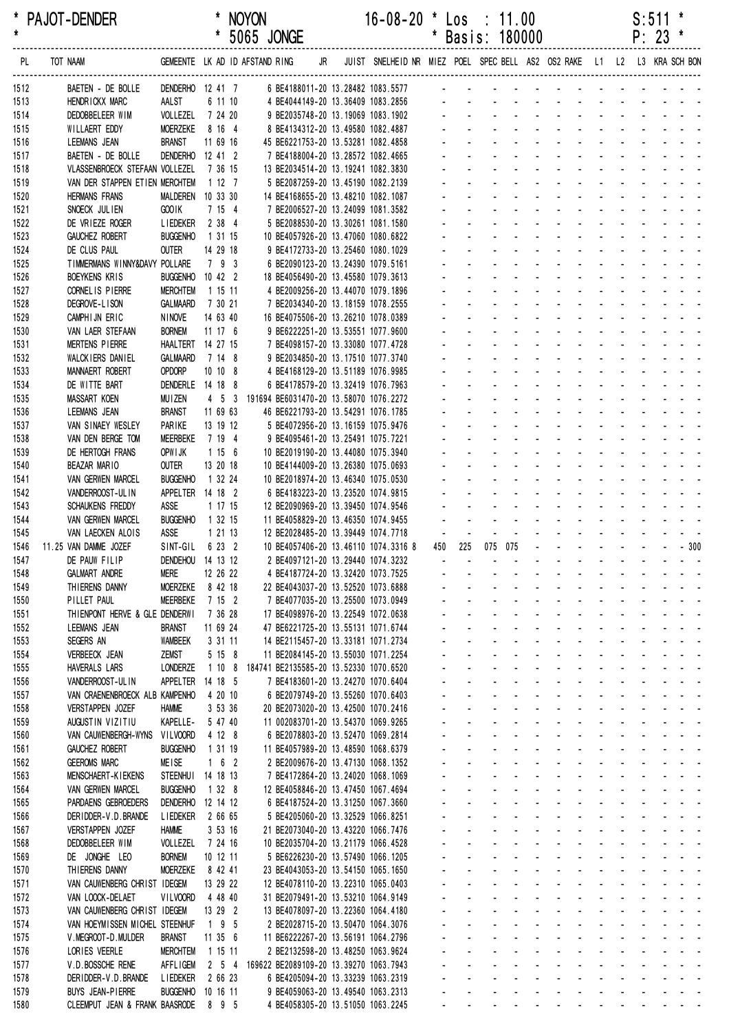PAJOT-DENDER * NOYON 16-08-20 * Los : 11.00 S:511

5065 JONGE * Basis: 180000

| PL | TOT | NAAM | GEMEENTE | LK | AD | ID | AFSTAND | RING | JR | JUIST | SNELHEID | NR | MIEZ | POEL | SPEC | BELL | AS2 | OS2 | RAKE | L1 | L2 | L3 | KRA | SCH | BON |
|---|---|---|---|---|---|---|---|---|---|---|---|---|---|---|---|---|---|---|---|---|---|---|---|---|---|
| 1512 | | BAETEN - DE BOLLE | DENDERHO | 12 | 41 | 7 | 6 | BE4188011-20 | | 13.28482 | 1083.5577 | | - | - | - | - | - | - | - | - | - | - | - | - | - |
| 1513 | | HENDRICKX MARC | AALST | 6 | 11 | 10 | 4 | BE4044149-20 | | 13.36409 | 1083.2856 | | - | - | - | - | - | - | - | - | - | - | - | - | - |
| 1514 | | DEDOBBELEER WIM | VOLLEZEL | 7 | 24 | 20 | 9 | BE2035748-20 | | 13.19069 | 1083.1902 | | - | - | - | - | - | - | - | - | - | - | - | - | - |
| 1515 | | WILLAERT EDDY | MOERZEKE | 8 | 16 | 4 | 8 | BE4134312-20 | | 13.49580 | 1082.4887 | | - | - | - | - | - | - | - | - | - | - | - | - | - |
| 1516 | | LEEMANS JEAN | BRANST | 11 | 69 | 16 | 45 | BE6221753-20 | | 13.53281 | 1082.4858 | | - | - | - | - | - | - | - | - | - | - | - | - | - |
| 1517 | | BAETEN - DE BOLLE | DENDERHO | 12 | 41 | 2 | 7 | BE4188004-20 | | 13.28572 | 1082.4665 | | - | - | - | - | - | - | - | - | - | - | - | - | - |
| 1518 | | VLASSENBROECK STEFAAN | VOLLEZEL | 7 | 36 | 15 | 13 | BE2034514-20 | | 13.19241 | 1082.3830 | | - | - | - | - | - | - | - | - | - | - | - | - | - |
| 1519 | | VAN DER STAPPEN ETIEN | MERCHTEM | 1 | 12 | 7 | 5 | BE2087259-20 | | 13.45190 | 1082.2139 | | - | - | - | - | - | - | - | - | - | - | - | - | - |
| 1520 | | HERMANS FRANS | MALDEREN | 10 | 33 | 30 | 14 | BE4168655-20 | | 13.48210 | 1082.1087 | | - | - | - | - | - | - | - | - | - | - | - | - | - |
| 1521 | | SNOECK JULIEN | GOOIK | 7 | 15 | 4 | 7 | BE2006527-20 | | 13.24099 | 1081.3582 | | - | - | - | - | - | - | - | - | - | - | - | - | - |
| 1522 | | DE VRIEZE ROGER | LIEDEKER | 2 | 38 | 4 | 5 | BE2088530-20 | | 13.30261 | 1081.1580 | | - | - | - | - | - | - | - | - | - | - | - | - | - |
| 1523 | | GAUCHEZ ROBERT | BUGGENHO | 1 | 31 | 15 | 10 | BE4057926-20 | | 13.47060 | 1080.6822 | | - | - | - | - | - | - | - | - | - | - | - | - | - |
| 1524 | | DE CLUS PAUL | OUTER | 14 | 29 | 18 | 9 | BE4172733-20 | | 13.25460 | 1080.1029 | | - | - | - | - | - | - | - | - | - | - | - | - | - |
| 1525 | | TIMMERMANS WINNY&DAVY | POLLARE | 7 | 9 | 3 | 6 | BE2090123-20 | | 13.24390 | 1079.5161 | | - | - | - | - | - | - | - | - | - | - | - | - | - |
| 1526 | | BOEYKENS KRIS | BUGGENHO | 10 | 42 | 2 | 18 | BE4056490-20 | | 13.45580 | 1079.3613 | | - | - | - | - | - | - | - | - | - | - | - | - | - |
| 1527 | | CORNELIS PIERRE | MERCHTEM | 1 | 15 | 11 | 4 | BE2009256-20 | | 13.44070 | 1079.1896 | | - | - | - | - | - | - | - | - | - | - | - | - | - |
| 1528 | | DEGROVE-LISON | GALMAARD | 7 | 30 | 21 | 7 | BE2034340-20 | | 13.18159 | 1078.2555 | | - | - | - | - | - | - | - | - | - | - | - | - | - |
| 1529 | | CAMPHIJN ERIC | NINOVE | 14 | 63 | 40 | 16 | BE4075506-20 | | 13.26210 | 1078.0389 | | - | - | - | - | - | - | - | - | - | - | - | - | - |
| 1530 | | VAN LAER STEFAAN | BORNEM | 11 | 17 | 6 | 9 | BE6222251-20 | | 13.53551 | 1077.9600 | | - | - | - | - | - | - | - | - | - | - | - | - | - |
| 1531 | | MERTENS PIERRE | HAALTERT | 14 | 27 | 15 | 7 | BE4098157-20 | | 13.33080 | 1077.4728 | | - | - | - | - | - | - | - | - | - | - | - | - | - |
| 1532 | | WALCKIERS DANIEL | GALMAARD | 7 | 14 | 8 | 9 | BE2034850-20 | | 13.17510 | 1077.3740 | | - | - | - | - | - | - | - | - | - | - | - | - | - |
| 1533 | | MANNAERT ROBERT | OPDORP | 10 | 10 | 8 | 4 | BE4168129-20 | | 13.51189 | 1076.9985 | | - | - | - | - | - | - | - | - | - | - | - | - | - |
| 1534 | | DE WITTE BART | DENDERLE | 14 | 18 | 8 | 6 | BE4178579-20 | | 13.32419 | 1076.7963 | | - | - | - | - | - | - | - | - | - | - | - | - | - |
| 1535 | | MASSART KOEN | MUIZEN | 4 | 5 | 3 | 191694 | BE6031470-20 | | 13.58070 | 1076.2272 | | - | - | - | - | - | - | - | - | - | - | - | - | - |
| 1536 | | LEEMANS JEAN | BRANST | 11 | 69 | 63 | 46 | BE6221793-20 | | 13.54291 | 1076.1785 | | - | - | - | - | - | - | - | - | - | - | - | - | - |
| 1537 | | VAN SINAEY WESLEY | PARIKE | 13 | 19 | 12 | 5 | BE4072956-20 | | 13.16159 | 1075.9476 | | - | - | - | - | - | - | - | - | - | - | - | - | - |
| 1538 | | VAN DEN BERGE TOM | MEERBEKE | 7 | 19 | 4 | 9 | BE4095461-20 | | 13.25491 | 1075.7221 | | - | - | - | - | - | - | - | - | - | - | - | - | - |
| 1539 | | DE HERTOGH FRANS | OPWIJK | 1 | 15 | 6 | 10 | BE2019190-20 | | 13.44080 | 1075.3940 | | - | - | - | - | - | - | - | - | - | - | - | - | - |
| 1540 | | BEAZAR MARIO | OUTER | 13 | 20 | 18 | 10 | BE4144009-20 | | 13.26380 | 1075.0693 | | - | - | - | - | - | - | - | - | - | - | - | - | - |
| 1541 | | VAN GERWEN MARCEL | BUGGENHO | 1 | 32 | 24 | 10 | BE2018974-20 | | 13.46340 | 1075.0530 | | - | - | - | - | - | - | - | - | - | - | - | - | - |
| 1542 | | VANDERROOST-ULIN | APPELTER | 14 | 18 | 2 | 6 | BE4183223-20 | | 13.23520 | 1074.9815 | | - | - | - | - | - | - | - | - | - | - | - | - | - |
| 1543 | | SCHAUKENS FREDDY | ASSE | 1 | 17 | 15 | 12 | BE2090969-20 | | 13.39450 | 1074.9546 | | - | - | - | - | - | - | - | - | - | - | - | - | - |
| 1544 | | VAN GERWEN MARCEL | BUGGENHO | 1 | 32 | 15 | 11 | BE4058829-20 | | 13.46350 | 1074.9455 | | - | - | - | - | - | - | - | - | - | - | - | - | - |
| 1545 | | VAN LAECKEN ALOIS | ASSE | 1 | 21 | 13 | 12 | BE2028485-20 | | 13.39449 | 1074.7718 | | - | - | - | - | - | - | - | - | - | - | - | - | - |
| 1546 | 11.25 | VAN DAMME JOZEF | SINT-GIL | 6 | 23 | 2 | 10 | BE4057406-20 | | 13.46110 | 1074.3316 | 8 | 450 | 225 | 075 | 075 | - | - | - | - | - | - | - | - | 300 |
| 1547 | | DE PAUW FILIP | DENDEHOU | 14 | 13 | 12 | 2 | BE4097121-20 | | 13.29440 | 1074.3232 | | - | - | - | - | - | - | - | - | - | - | - | - | - |
| 1548 | | GALMART ANDRE | MERE | 12 | 26 | 22 | 4 | BE4187724-20 | | 13.32420 | 1073.7525 | | - | - | - | - | - | - | - | - | - | - | - | - | - |
| 1549 | | THIERENS DANNY | MOERZEKE | 8 | 42 | 18 | 22 | BE4043037-20 | | 13.52520 | 1073.6888 | | - | - | - | - | - | - | - | - | - | - | - | - | - |
| 1550 | | PILLET PAUL | MEERBEKE | 7 | 15 | 2 | 7 | BE4077035-20 | | 13.25500 | 1073.0949 | | - | - | - | - | - | - | - | - | - | - | - | - | - |
| 1551 | | THIENPONT HERVE & GLE | DENDERWI | 7 | 36 | 28 | 17 | BE4098976-20 | | 13.22549 | 1072.0638 | | - | - | - | - | - | - | - | - | - | - | - | - | - |
| 1552 | | LEEMANS JEAN | BRANST | 11 | 69 | 24 | 47 | BE6221725-20 | | 13.55131 | 1071.6744 | | - | - | - | - | - | - | - | - | - | - | - | - | - |
| 1553 | | SEGERS AN | WAMBEEK | 3 | 31 | 11 | 14 | BE2115457-20 | | 13.33181 | 1071.2734 | | - | - | - | - | - | - | - | - | - | - | - | - | - |
| 1554 | | VERBEECK JEAN | ZEMST | 5 | 15 | 8 | 11 | BE2084145-20 | | 13.55030 | 1071.2254 | | - | - | - | - | - | - | - | - | - | - | - | - | - |
| 1555 | | HAVERALS LARS | LONDERZE | 1 | 10 | 8 | 184741 | BE2135585-20 | | 13.52330 | 1070.6520 | | - | - | - | - | - | - | - | - | - | - | - | - | - |
| 1556 | | VANDERROOST-ULIN | APPELTER | 14 | 18 | 5 | 7 | BE4183601-20 | | 13.24270 | 1070.6404 | | - | - | - | - | - | - | - | - | - | - | - | - | - |
| 1557 | | VAN CRAENENBROECK ALB | KAMPENHO | 4 | 20 | 10 | 6 | BE2079749-20 | | 13.55260 | 1070.6403 | | - | - | - | - | - | - | - | - | - | - | - | - | - |
| 1558 | | VERSTAPPEN JOZEF | HAMME | 3 | 53 | 36 | 20 | BE2073020-20 | | 13.42500 | 1070.2416 | | - | - | - | - | - | - | - | - | - | - | - | - | - |
| 1559 | | AUGUSTIN VIZITIU | KAPELLE- | 5 | 47 | 40 | 11 | 002083701-20 | | 13.54370 | 1069.9265 | | - | - | - | - | - | - | - | - | - | - | - | - | - |
| 1560 | | VAN CAUWENBERGH-WYNS | VILVOORD | 4 | 12 | 8 | 6 | BE2078803-20 | | 13.52470 | 1069.2814 | | - | - | - | - | - | - | - | - | - | - | - | - | - |
| 1561 | | GAUCHEZ ROBERT | BUGGENHO | 1 | 31 | 19 | 11 | BE4057989-20 | | 13.48590 | 1068.6379 | | - | - | - | - | - | - | - | - | - | - | - | - | - |
| 1562 | | GEEROMS MARC | MEISE | 1 | 6 | 2 | 2 | BE2009676-20 | | 13.47130 | 1068.1352 | | - | - | - | - | - | - | - | - | - | - | - | - | - |
| 1563 | | MENSCHAERT-KIEKENS | STEENHUI | 14 | 18 | 13 | 7 | BE4172864-20 | | 13.24020 | 1068.1069 | | - | - | - | - | - | - | - | - | - | - | - | - | - |
| 1564 | | VAN GERWEN MARCEL | BUGGENHO | 1 | 32 | 8 | 12 | BE4058846-20 | | 13.47450 | 1067.4694 | | - | - | - | - | - | - | - | - | - | - | - | - | - |
| 1565 | | PARDAENS GEBROEDERS | DENDERHO | 12 | 14 | 12 | 6 | BE4187524-20 | | 13.31250 | 1067.3660 | | - | - | - | - | - | - | - | - | - | - | - | - | - |
| 1566 | | DERIDDER-V.D.BRANDE | LIEDEKER | 2 | 66 | 65 | 5 | BE4205060-20 | | 13.32529 | 1066.8251 | | - | - | - | - | - | - | - | - | - | - | - | - | - |
| 1567 | | VERSTAPPEN JOZEF | HAMME | 3 | 53 | 16 | 21 | BE2073040-20 | | 13.43220 | 1066.7476 | | - | - | - | - | - | - | - | - | - | - | - | - | - |
| 1568 | | DEDOBBELEER WIM | VOLLEZEL | 7 | 24 | 16 | 10 | BE2035704-20 | | 13.21179 | 1066.4528 | | - | - | - | - | - | - | - | - | - | - | - | - | - |
| 1569 | | DE JONGHE LEO | BORNEM | 10 | 12 | 11 | 5 | BE6226230-20 | | 13.57490 | 1066.1205 | | - | - | - | - | - | - | - | - | - | - | - | - | - |
| 1570 | | THIERENS DANNY | MOERZEKE | 8 | 42 | 41 | 23 | BE4043053-20 | | 13.54150 | 1065.1650 | | - | - | - | - | - | - | - | - | - | - | - | - | - |
| 1571 | | VAN CAUWENBERG CHRIST | IDEGEM | 13 | 29 | 22 | 12 | BE4078110-20 | | 13.22310 | 1065.0403 | | - | - | - | - | - | - | - | - | - | - | - | - | - |
| 1572 | | VAN LOOCK-DELAET | VILVOORD | 4 | 48 | 40 | 31 | BE2079491-20 | | 13.53210 | 1064.9149 | | - | - | - | - | - | - | - | - | - | - | - | - | - |
| 1573 | | VAN CAUWENBERG CHRIST | IDEGEM | 13 | 29 | 2 | 13 | BE4078097-20 | | 13.22360 | 1064.4180 | | - | - | - | - | - | - | - | - | - | - | - | - | - |
| 1574 | | VAN HOEYMISSEN MICHEL | STEENHUF | 1 | 9 | 5 | 2 | BE2028715-20 | | 13.50470 | 1064.3076 | | - | - | - | - | - | - | - | - | - | - | - | - | - |
| 1575 | | V.MEGROOT-D.MULDER | BRANST | 11 | 35 | 6 | 11 | BE6222267-20 | | 13.56191 | 1064.2796 | | - | - | - | - | - | - | - | - | - | - | - | - | - |
| 1576 | | LORIES VEERLE | MERCHTEM | 1 | 15 | 11 | 2 | BE2132598-20 | | 13.48250 | 1063.9624 | | - | - | - | - | - | - | - | - | - | - | - | - | - |
| 1577 | | V.D.BOSSCHE RENE | AFFLIGEM | 2 | 5 | 4 | 169622 | BE2089109-20 | | 13.39270 | 1063.7943 | | - | - | - | - | - | - | - | - | - | - | - | - | - |
| 1578 | | DERIDDER-V.D.BRANDE | LIEDEKER | 2 | 66 | 23 | 6 | BE4205094-20 | | 13.33239 | 1063.2319 | | - | - | - | - | - | - | - | - | - | - | - | - | - |
| 1579 | | BUYS JEAN-PIERRE | BUGGENHO | 10 | 16 | 11 | 9 | BE4059063-20 | | 13.49540 | 1063.2313 | | - | - | - | - | - | - | - | - | - | - | - | - | - |
| 1580 | | CLEEMPUT JEAN & FRANK | BAASRODE | 8 | 9 | 5 | 4 | BE4058305-20 | | 13.51050 | 1063.2245 | | - | - | - | - | - | - | - | - | - | - | - | - | - |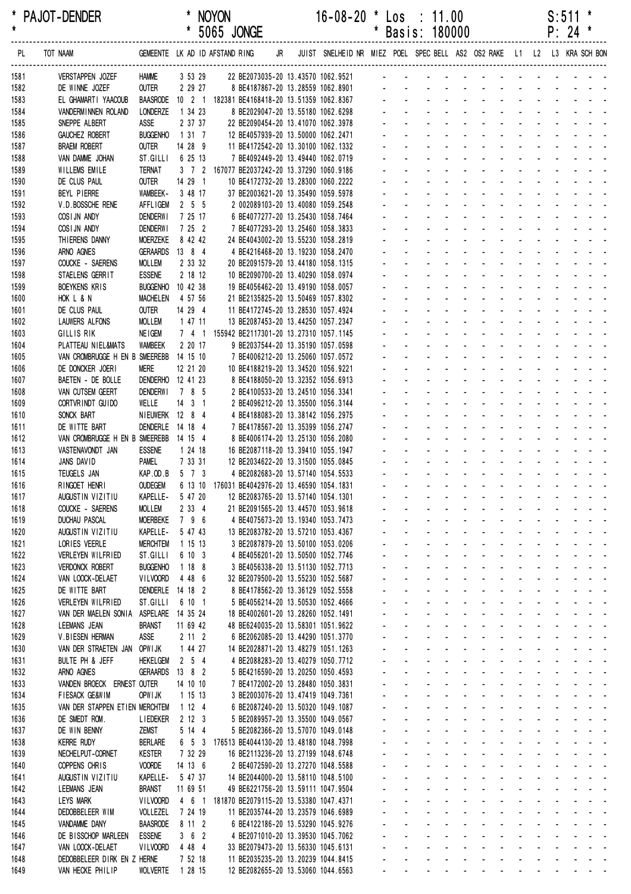\* PAJOT-DENDER \* NOYON 16-08-20 \* Los : 11.00 S:511 \*
\* \* 5065 JONGE \* Basis: 180000 P: 24 \*

| PL | TOT NAAM | GEMEENTE | LK | AD | ID | AFSTAND | RING | JR | JUIST | SNELHEID | NR | MIEZ | POEL | SPEC | BELL | AS2 | OS2 | RAKE | L1 | L2 | L3 | KRA | SCH | BON |
|---|---|---|---|---|---|---|---|---|---|---|---|---|---|---|---|---|---|---|---|---|---|---|---|---|
| 1581 | VERSTAPPEN JOZEF | HAMME | 3 | 53 | 29 | | 22 BE2073035-20 | | 13.43570 | 1062.9521 | | - | - | - | - | - | - | - | - | - | - | - | - | - |
| 1582 | DE WINNE JOZEF | OUTER | 2 | 29 | 27 | | 8 BE4187867-20 | | 13.28559 | 1062.8901 | | - | - | - | - | - | - | - | - | - | - | - | - | - |
| 1583 | EL GHAMARTI YAACOUB | BAASRODE | 10 | 2 | 1 | 182381 | BE4168418-20 | | 13.51359 | 1062.8367 | | - | - | - | - | - | - | - | - | - | - | - | - | - |
| 1584 | VANDERMINNEN ROLAND | LONDERZE | 1 | 34 | 23 | | 8 BE2029047-20 | | 13.55180 | 1062.6298 | | - | - | - | - | - | - | - | - | - | - | - | - | - |
| 1585 | SNEPPE ALBERT | ASSE | 2 | 37 | 37 | | 22 BE2090454-20 | | 13.41070 | 1062.3978 | | - | - | - | - | - | - | - | - | - | - | - | - | - |
| 1586 | GAUCHEZ ROBERT | BUGGENHO | 1 | 31 | 7 | | 12 BE4057939-20 | | 13.50000 | 1062.2471 | | - | - | - | - | - | - | - | - | - | - | - | - | - |
| 1587 | BRAEM ROBERT | OUTER | 14 | 28 | 9 | | 11 BE4172542-20 | | 13.30100 | 1062.1332 | | - | - | - | - | - | - | - | - | - | - | - | - | - |
| 1588 | VAN DAMME JOHAN | ST.GILLI | 6 | 25 | 13 | | 7 BE4092449-20 | | 13.49440 | 1062.0719 | | - | - | - | - | - | - | - | - | - | - | - | - | - |
| 1589 | WILLEMS EMILE | TERNAT | 3 | 7 | 2 | 167077 | BE2037242-20 | | 13.37290 | 1060.9186 | | - | - | - | - | - | - | - | - | - | - | - | - | - |
| 1590 | DE CLUS PAUL | OUTER | 14 | 29 | 1 | | 10 BE4172732-20 | | 13.28300 | 1060.2222 | | - | - | - | - | - | - | - | - | - | - | - | - | - |
| 1591 | BEYL PIERRE | WAMBEEK- | 3 | 48 | 17 | | 37 BE2003621-20 | | 13.35490 | 1059.5978 | | - | - | - | - | - | - | - | - | - | - | - | - | - |
| 1592 | V.D.BOSSCHE RENE | AFFLIGEM | 2 | 5 | 5 | | 2 002089103-20 | | 13.40080 | 1059.2548 | | - | - | - | - | - | - | - | - | - | - | - | - | - |
| 1593 | COSIJN ANDY | DENDERWI | 7 | 25 | 17 | | 6 BE4077277-20 | | 13.25430 | 1058.7464 | | - | - | - | - | - | - | - | - | - | - | - | - | - |
| 1594 | COSIJN ANDY | DENDERWI | 7 | 25 | 2 | | 7 BE4077293-20 | | 13.25460 | 1058.3833 | | - | - | - | - | - | - | - | - | - | - | - | - | - |
| 1595 | THIERENS DANNY | MOERZEKE | 8 | 42 | 42 | | 24 BE4043002-20 | | 13.55230 | 1058.2819 | | - | - | - | - | - | - | - | - | - | - | - | - | - |
| 1596 | ARNO AGNES | GERAARDS | 13 | 8 | 4 | | 4 BE4216468-20 | | 13.19230 | 1058.2470 | | - | - | - | - | - | - | - | - | - | - | - | - | - |
| 1597 | COUCKE - SAERENS | MOLLEM | 2 | 33 | 32 | | 20 BE2091579-20 | | 13.44180 | 1058.1315 | | - | - | - | - | - | - | - | - | - | - | - | - | - |
| 1598 | STAELENS GERRIT | ESSENE | 2 | 18 | 12 | | 10 BE2090700-20 | | 13.40290 | 1058.0974 | | - | - | - | - | - | - | - | - | - | - | - | - | - |
| 1599 | BOEYKENS KRIS | BUGGENHO | 10 | 42 | 38 | | 19 BE4056462-20 | | 13.49190 | 1058.0057 | | - | - | - | - | - | - | - | - | - | - | - | - | - |
| 1600 | HOK L & N | MACHELEN | 4 | 57 | 56 | | 21 BE2135825-20 | | 13.50469 | 1057.8302 | | - | - | - | - | - | - | - | - | - | - | - | - | - |
| 1601 | DE CLUS PAUL | OUTER | 14 | 29 | 4 | | 11 BE4172745-20 | | 13.28530 | 1057.4924 | | - | - | - | - | - | - | - | - | - | - | - | - | - |
| 1602 | LAUWERS ALFONS | MOLLEM | 1 | 47 | 11 | | 13 BE2087453-20 | | 13.44250 | 1057.2347 | | - | - | - | - | - | - | - | - | - | - | - | - | - |
| 1603 | GILLIS RIK | NEIGEM | 7 | 4 | 1 | 155942 | BE2117301-20 | | 13.27310 | 1057.1145 | | - | - | - | - | - | - | - | - | - | - | - | - | - |
| 1604 | PLATTEAU NIEL&MATS | WAMBEEK | 2 | 20 | 17 | | 9 BE2037544-20 | | 13.35190 | 1057.0598 | | - | - | - | - | - | - | - | - | - | - | - | - | - |
| 1605 | VAN CROMBRUGGE H EN B | SMEEREBB | 14 | 15 | 10 | | 7 BE4006212-20 | | 13.25060 | 1057.0572 | | - | - | - | - | - | - | - | - | - | - | - | - | - |
| 1606 | DE DONCKER JOERI | MERE | 12 | 21 | 20 | | 10 BE4188219-20 | | 13.34520 | 1056.9221 | | - | - | - | - | - | - | - | - | - | - | - | - | - |
| 1607 | BAETEN - DE BOLLE | DENDERHO | 12 | 41 | 23 | | 8 BE4188050-20 | | 13.32352 | 1056.6913 | | - | - | - | - | - | - | - | - | - | - | - | - | - |
| 1608 | VAN CUTSEM GEERT | DENDERWI | 7 | 8 | 5 | | 2 BE4100533-20 | | 13.24510 | 1056.3341 | | - | - | - | - | - | - | - | - | - | - | - | - | - |
| 1609 | CORTVRINDT GUIDO | WELLE | 14 | 3 | 1 | | 2 BE4096212-20 | | 13.35500 | 1056.3144 | | - | - | - | - | - | - | - | - | - | - | - | - | - |
| 1610 | SONCK BART | NIEUWERK | 12 | 8 | 4 | | 4 BE4188083-20 | | 13.38142 | 1056.2975 | | - | - | - | - | - | - | - | - | - | - | - | - | - |
| 1611 | DE WITTE BART | DENDERLE | 14 | 18 | 4 | | 7 BE4178567-20 | | 13.35399 | 1056.2747 | | - | - | - | - | - | - | - | - | - | - | - | - | - |
| 1612 | VAN CROMBRUGGE H EN B | SMEEREBB | 14 | 15 | 4 | | 8 BE4006174-20 | | 13.25130 | 1056.2080 | | - | - | - | - | - | - | - | - | - | - | - | - | - |
| 1613 | VASTENAVONDT JAN | ESSENE | 1 | 24 | 18 | | 16 BE2087118-20 | | 13.39410 | 1055.1947 | | - | - | - | - | - | - | - | - | - | - | - | - | - |
| 1614 | JANS DAVID | PAMEL | 7 | 33 | 31 | | 12 BE2034622-20 | | 13.31500 | 1055.0845 | | - | - | - | - | - | - | - | - | - | - | - | - | - |
| 1615 | TEUGELS JAN | KAP.OD.B | 5 | 7 | 3 | | 4 BE2082683-20 | | 13.57140 | 1054.5533 | | - | - | - | - | - | - | - | - | - | - | - | - | - |
| 1616 | RINGOET HENRI | OUDEGEM | 6 | 13 | 10 | 176031 | BE4042976-20 | | 13.46590 | 1054.1831 | | - | - | - | - | - | - | - | - | - | - | - | - | - |
| 1617 | AUGUSTIN VIZITIU | KAPELLE- | 5 | 47 | 20 | | 12 BE2083765-20 | | 13.57140 | 1054.1301 | | - | - | - | - | - | - | - | - | - | - | - | - | - |
| 1618 | COUCKE - SAERENS | MOLLEM | 2 | 33 | 4 | | 21 BE2091565-20 | | 13.44570 | 1053.9618 | | - | - | - | - | - | - | - | - | - | - | - | - | - |
| 1619 | DUCHAU PASCAL | MOERBEKE | 7 | 9 | 6 | | 4 BE4075673-20 | | 13.19340 | 1053.7473 | | - | - | - | - | - | - | - | - | - | - | - | - | - |
| 1620 | AUGUSTIN VIZITIU | KAPELLE- | 5 | 47 | 43 | | 13 BE2083782-20 | | 13.57210 | 1053.4367 | | - | - | - | - | - | - | - | - | - | - | - | - | - |
| 1621 | LORIES VEERLE | MERCHTEM | 1 | 15 | 13 | | 3 BE2087879-20 | | 13.50100 | 1053.0206 | | - | - | - | - | - | - | - | - | - | - | - | - | - |
| 1622 | VERLEYEN WILFRIED | ST.GILLI | 6 | 10 | 3 | | 4 BE4056201-20 | | 13.50500 | 1052.7746 | | - | - | - | - | - | - | - | - | - | - | - | - | - |
| 1623 | VERDONCK ROBERT | BUGGENHO | 1 | 18 | 8 | | 3 BE4056338-20 | | 13.51130 | 1052.7713 | | - | - | - | - | - | - | - | - | - | - | - | - | - |
| 1624 | VAN LOOCK-DELAET | VILVOORD | 4 | 48 | 6 | | 32 BE2079500-20 | | 13.55230 | 1052.5687 | | - | - | - | - | - | - | - | - | - | - | - | - | - |
| 1625 | DE WITTE BART | DENDERLE | 14 | 18 | 2 | | 8 BE4178562-20 | | 13.36129 | 1052.5558 | | - | - | - | - | - | - | - | - | - | - | - | - | - |
| 1626 | VERLEYEN WILFRIED | ST.GILLI | 6 | 10 | 1 | | 5 BE4056214-20 | | 13.50530 | 1052.4666 | | - | - | - | - | - | - | - | - | - | - | - | - | - |
| 1627 | VAN DER MAELEN SONIA | ASPELARE | 14 | 35 | 24 | | 18 BE4002601-20 | | 13.28260 | 1052.1491 | | - | - | - | - | - | - | - | - | - | - | - | - | - |
| 1628 | LEEMANS JEAN | BRANST | 11 | 69 | 42 | | 48 BE6240035-20 | | 13.58301 | 1051.9622 | | - | - | - | - | - | - | - | - | - | - | - | - | - |
| 1629 | V.BIESEN HERMAN | ASSE | 2 | 11 | 2 | | 6 BE2062085-20 | | 13.44290 | 1051.3770 | | - | - | - | - | - | - | - | - | - | - | - | - | - |
| 1630 | VAN DER STRAETEN JAN | OPWIJK | 1 | 44 | 27 | | 14 BE2028871-20 | | 13.48279 | 1051.1263 | | - | - | - | - | - | - | - | - | - | - | - | - | - |
| 1631 | BULTE PH & JEFF | HEKELGEM | 2 | 5 | 4 | | 4 BE2088283-20 | | 13.40279 | 1050.7712 | | - | - | - | - | - | - | - | - | - | - | - | - | - |
| 1632 | ARNO AGNES | GERAARDS | 13 | 8 | 2 | | 5 BE4216590-20 | | 13.20250 | 1050.4593 | | - | - | - | - | - | - | - | - | - | - | - | - | - |
| 1633 | VANDEN BROECK ERNEST | OUTER | 14 | 10 | 10 | | 7 BE4172002-20 | | 13.28480 | 1050.3831 | | - | - | - | - | - | - | - | - | - | - | - | - | - |
| 1634 | FIESACK GE&WIM | OPWIJK | 1 | 15 | 13 | | 3 BE2003076-20 | | 13.47419 | 1049.7361 | | - | - | - | - | - | - | - | - | - | - | - | - | - |
| 1635 | VAN DER STAPPEN ETIEN | MERCHTEM | 1 | 12 | 4 | | 6 BE2087240-20 | | 13.50320 | 1049.1087 | | - | - | - | - | - | - | - | - | - | - | - | - | - |
| 1636 | DE SMEDT ROM. | LIEDEKER | 2 | 12 | 3 | | 5 BE2089957-20 | | 13.35500 | 1049.0567 | | - | - | - | - | - | - | - | - | - | - | - | - | - |
| 1637 | DE WIN BENNY | ZEMST | 5 | 14 | 4 | | 5 BE2082366-20 | | 13.57070 | 1049.0148 | | - | - | - | - | - | - | - | - | - | - | - | - | - |
| 1638 | KERRE RUDY | BERLARE | 6 | 5 | 3 | 176513 | BE4044130-20 | | 13.48180 | 1048.7998 | | - | - | - | - | - | - | - | - | - | - | - | - | - |
| 1639 | NECHELPUT-CORNET | KESTER | 7 | 32 | 29 | | 16 BE2113236-20 | | 13.27199 | 1048.6748 | | - | - | - | - | - | - | - | - | - | - | - | - | - |
| 1640 | COPPENS CHRIS | VOORDE | 14 | 13 | 6 | | 2 BE4072590-20 | | 13.27270 | 1048.5588 | | - | - | - | - | - | - | - | - | - | - | - | - | - |
| 1641 | AUGUSTIN VIZITIU | KAPELLE- | 5 | 47 | 37 | | 14 BE2044000-20 | | 13.58110 | 1048.5100 | | - | - | - | - | - | - | - | - | - | - | - | - | - |
| 1642 | LEEMANS JEAN | BRANST | 11 | 69 | 51 | | 49 BE6221756-20 | | 13.59111 | 1047.9504 | | - | - | - | - | - | - | - | - | - | - | - | - | - |
| 1643 | LEYS MARK | VILVOORD | 4 | 6 | 1 | 181870 | BE2079115-20 | | 13.53380 | 1047.4371 | | - | - | - | - | - | - | - | - | - | - | - | - | - |
| 1644 | DEDOBBELEER WIM | VOLLEZEL | 7 | 24 | 19 | | 11 BE2035744-20 | | 13.23579 | 1046.6989 | | - | - | - | - | - | - | - | - | - | - | - | - | - |
| 1645 | VANDAMME DANY | BAASRODE | 8 | 11 | 2 | | 6 BE4122186-20 | | 13.53290 | 1045.9276 | | - | - | - | - | - | - | - | - | - | - | - | - | - |
| 1646 | DE BISSCHOP MARLEEN | ESSENE | 3 | 6 | 2 | | 4 BE2071010-20 | | 13.39530 | 1045.7062 | | - | - | - | - | - | - | - | - | - | - | - | - | - |
| 1647 | VAN LOOCK-DELAET | VILVOORD | 4 | 48 | 4 | | 33 BE2079473-20 | | 13.56330 | 1045.6131 | | - | - | - | - | - | - | - | - | - | - | - | - | - |
| 1648 | DEDOBBELEER DIRK EN Z | HERNE | 7 | 52 | 18 | | 11 BE2035235-20 | | 13.20239 | 1044.8415 | | - | - | - | - | - | - | - | - | - | - | - | - | - |
| 1649 | VAN HECKE PHILIP | WOLVERTE | 1 | 28 | 15 | | 12 BE2082655-20 | | 13.53060 | 1044.6563 | | - | - | - | - | - | - | - | - | - | - | - | - | - |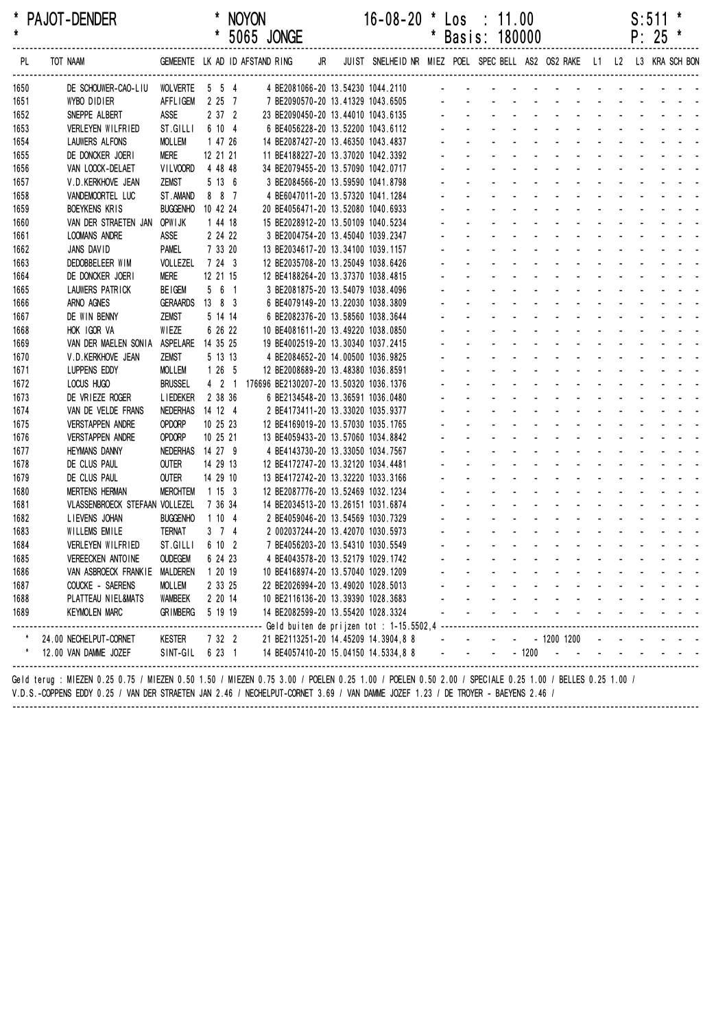\* PAJOT-DENDER \* NOYON 16-08-20 \* Los : 11.00 S:511 \*
\* \* 5065 JONGE \* Basis: 180000 P: 25 \*

| PL | TOT NAAM | GEMEENTE | LK AD ID | AFSTAND RING | JR | JUIST | SNELHEID | NR | MIEZ | POEL | SPEC | BELL | AS2 | OS2 | RAKE | L1 | L2 | L3 | KRA | SCH | BON |
|---|---|---|---|---|---|---|---|---|---|---|---|---|---|---|---|---|---|---|---|---|---|
| 1650 | DE SCHOUWER-CAO-LIU | WOLVERTE | 5 5 4 | 4 BE2081066 | -20 | 13.54230 | 1044.2110 | | - | - | - | - | - | - | - | - | - | - | - | - | - |
| 1651 | WYBO DIDIER | AFFLIGEM | 2 25 7 | 7 BE2090570 | -20 | 13.41329 | 1043.6505 | | - | - | - | - | - | - | - | - | - | - | - | - | - |
| 1652 | SNEPPE ALBERT | ASSE | 2 37 2 | 23 BE2090450 | -20 | 13.44010 | 1043.6135 | | - | - | - | - | - | - | - | - | - | - | - | - | - |
| 1653 | VERLEYEN WILFRIED | ST.GILLI | 6 10 4 | 6 BE4056228 | -20 | 13.52200 | 1043.6112 | | - | - | - | - | - | - | - | - | - | - | - | - | - |
| 1654 | LAUWERS ALFONS | MOLLEM | 1 47 26 | 14 BE2087427 | -20 | 13.46350 | 1043.4837 | | - | - | - | - | - | - | - | - | - | - | - | - | - |
| 1655 | DE DONCKER JOERI | MERE | 12 21 21 | 11 BE4188227 | -20 | 13.37020 | 1042.3392 | | - | - | - | - | - | - | - | - | - | - | - | - | - |
| 1656 | VAN LOOCK-DELAET | VILVOORD | 4 48 48 | 34 BE2079455 | -20 | 13.57090 | 1042.0717 | | - | - | - | - | - | - | - | - | - | - | - | - | - |
| 1657 | V.D.KERKHOVE JEAN | ZEMST | 5 13 6 | 3 BE2084566 | -20 | 13.59590 | 1041.8798 | | - | - | - | - | - | - | - | - | - | - | - | - | - |
| 1658 | VANDEMOORTEL LUC | ST.AMAND | 8 8 7 | 4 BE6047011 | -20 | 13.57320 | 1041.1284 | | - | - | - | - | - | - | - | - | - | - | - | - | - |
| 1659 | BOEYKENS KRIS | BUGGENHO | 10 42 24 | 20 BE4056471 | -20 | 13.52080 | 1040.6933 | | - | - | - | - | - | - | - | - | - | - | - | - | - |
| 1660 | VAN DER STRAETEN JAN | OPWIJK | 1 44 18 | 15 BE2028912 | -20 | 13.50109 | 1040.5234 | | - | - | - | - | - | - | - | - | - | - | - | - | - |
| 1661 | LOOMANS ANDRE | ASSE | 2 24 22 | 3 BE2004754 | -20 | 13.45040 | 1039.2347 | | - | - | - | - | - | - | - | - | - | - | - | - | - |
| 1662 | JANS DAVID | PAMEL | 7 33 20 | 13 BE2034617 | -20 | 13.34100 | 1039.1157 | | - | - | - | - | - | - | - | - | - | - | - | - | - |
| 1663 | DEDOBBELEER WIM | VOLLEZEL | 7 24 3 | 12 BE2035708 | -20 | 13.25049 | 1038.6426 | | - | - | - | - | - | - | - | - | - | - | - | - | - |
| 1664 | DE DONCKER JOERI | MERE | 12 21 15 | 12 BE4188264 | -20 | 13.37370 | 1038.4815 | | - | - | - | - | - | - | - | - | - | - | - | - | - |
| 1665 | LAUWERS PATRICK | BEIGEM | 5 6 1 | 3 BE2081875 | -20 | 13.54079 | 1038.4096 | | - | - | - | - | - | - | - | - | - | - | - | - | - |
| 1666 | ARNO AGNES | GERAARDS | 13 8 3 | 6 BE4079149 | -20 | 13.22030 | 1038.3809 | | - | - | - | - | - | - | - | - | - | - | - | - | - |
| 1667 | DE WIN BENNY | ZEMST | 5 14 14 | 6 BE2082376 | -20 | 13.58560 | 1038.3644 | | - | - | - | - | - | - | - | - | - | - | - | - | - |
| 1668 | HOK IGOR VA | WIEZE | 6 26 22 | 10 BE4081611 | -20 | 13.49220 | 1038.0850 | | - | - | - | - | - | - | - | - | - | - | - | - | - |
| 1669 | VAN DER MAELEN SONIA | ASPELARE | 14 35 25 | 19 BE4002519 | -20 | 13.30340 | 1037.2415 | | - | - | - | - | - | - | - | - | - | - | - | - | - |
| 1670 | V.D.KERKHOVE JEAN | ZEMST | 5 13 13 | 4 BE2084652 | -20 | 14.00500 | 1036.9825 | | - | - | - | - | - | - | - | - | - | - | - | - | - |
| 1671 | LUPPENS EDDY | MOLLEM | 1 26 5 | 12 BE2008689 | -20 | 13.48380 | 1036.8591 | | - | - | - | - | - | - | - | - | - | - | - | - | - |
| 1672 | LOCUS HUGO | BRUSSEL | 4 2 1 | 176696 BE2130207 | -20 | 13.50320 | 1036.1376 | | - | - | - | - | - | - | - | - | - | - | - | - | - |
| 1673 | DE VRIEZE ROGER | LIEDEKER | 2 38 36 | 6 BE2134548 | -20 | 13.36591 | 1036.0480 | | - | - | - | - | - | - | - | - | - | - | - | - | - |
| 1674 | VAN DE VELDE FRANS | NEDERHAS | 14 12 4 | 2 BE4173411 | -20 | 13.33020 | 1035.9377 | | - | - | - | - | - | - | - | - | - | - | - | - | - |
| 1675 | VERSTAPPEN ANDRE | OPDORP | 10 25 23 | 12 BE4169019 | -20 | 13.57030 | 1035.1765 | | - | - | - | - | - | - | - | - | - | - | - | - | - |
| 1676 | VERSTAPPEN ANDRE | OPDORP | 10 25 21 | 13 BE4059433 | -20 | 13.57060 | 1034.8842 | | - | - | - | - | - | - | - | - | - | - | - | - | - |
| 1677 | HEYMANS DANNY | NEDERHAS | 14 27 9 | 4 BE4143730 | -20 | 13.33050 | 1034.7567 | | - | - | - | - | - | - | - | - | - | - | - | - | - |
| 1678 | DE CLUS PAUL | OUTER | 14 29 13 | 12 BE4172747 | -20 | 13.32120 | 1034.4481 | | - | - | - | - | - | - | - | - | - | - | - | - | - |
| 1679 | DE CLUS PAUL | OUTER | 14 29 10 | 13 BE4172742 | -20 | 13.32220 | 1033.3166 | | - | - | - | - | - | - | - | - | - | - | - | - | - |
| 1680 | MERTENS HERMAN | MERCHTEM | 1 15 3 | 12 BE2087776 | -20 | 13.52469 | 1032.1234 | | - | - | - | - | - | - | - | - | - | - | - | - | - |
| 1681 | VLASSENBROECK STEFAAN | VOLLEZEL | 7 36 34 | 14 BE2034513 | -20 | 13.26151 | 1031.6874 | | - | - | - | - | - | - | - | - | - | - | - | - | - |
| 1682 | LIEVENS JOHAN | BUGGENHO | 1 10 4 | 2 BE4059046 | -20 | 13.54569 | 1030.7329 | | - | - | - | - | - | - | - | - | - | - | - | - | - |
| 1683 | WILLEMS EMILE | TERNAT | 3 7 4 | 2 002037244 | -20 | 13.42070 | 1030.5973 | | - | - | - | - | - | - | - | - | - | - | - | - | - |
| 1684 | VERLEYEN WILFRIED | ST.GILLI | 6 10 2 | 7 BE4056203 | -20 | 13.54310 | 1030.5549 | | - | - | - | - | - | - | - | - | - | - | - | - | - |
| 1685 | VEREECKEN ANTOINE | OUDEGEM | 6 24 23 | 4 BE4043578 | -20 | 13.52179 | 1029.1742 | | - | - | - | - | - | - | - | - | - | - | - | - | - |
| 1686 | VAN ASBROECK FRANKIE | MALDEREN | 1 20 19 | 10 BE4168974 | -20 | 13.57040 | 1029.1209 | | - | - | - | - | - | - | - | - | - | - | - | - | - |
| 1687 | COUCKE - SAERENS | MOLLEM | 2 33 25 | 22 BE2026994 | -20 | 13.49020 | 1028.5013 | | - | - | - | - | - | - | - | - | - | - | - | - | - |
| 1688 | PLATTEAU NIEL&MATS | WAMBEEK | 2 20 14 | 10 BE2116136 | -20 | 13.39390 | 1028.3683 | | - | - | - | - | - | - | - | - | - | - | - | - | - |
| 1689 | KEYMOLEN MARC | GRIMBERG | 5 19 19 | 14 BE2082599 | -20 | 13.55420 | 1028.3324 | | - | - | - | - | - | - | - | - | - | - | - | - | - |
| | Geld buiten de prijzen tot : 1-15.5502,4 | | | | | | | | | | | | | | | | | | | | |
| \* | 24.00 NECHELPUT-CORNET | KESTER | 7 32 2 | 21 BE2113251 | -20 | 14.45209 | 14.3904,8 | 8 | - | - | - | - | - | 1200 | 1200 | - | - | - | - | - | - |
| \* | 12.00 VAN DAMME JOZEF | SINT-GIL | 6 23 1 | 14 BE4057410 | -20 | 15.04150 | 14.5334,8 | 8 | - | - | - | 1200 | - | - | - | - | - | - | - | - | - |

Geld terug : MIEZEN 0.25 0.75 / MIEZEN 0.50 1.50 / MIEZEN 0.75 3.00 / POELEN 0.25 1.00 / POELEN 0.50 2.00 / SPECIALE 0.25 1.00 / BELLES 0.25 1.00 /
V.D.S.-COPPENS EDDY 0.25 / VAN DER STRAETEN JAN 2.46 / NECHELPUT-CORNET 3.69 / VAN DAMME JOZEF 1.23 / DE TROYER - BAEYENS 2.46 /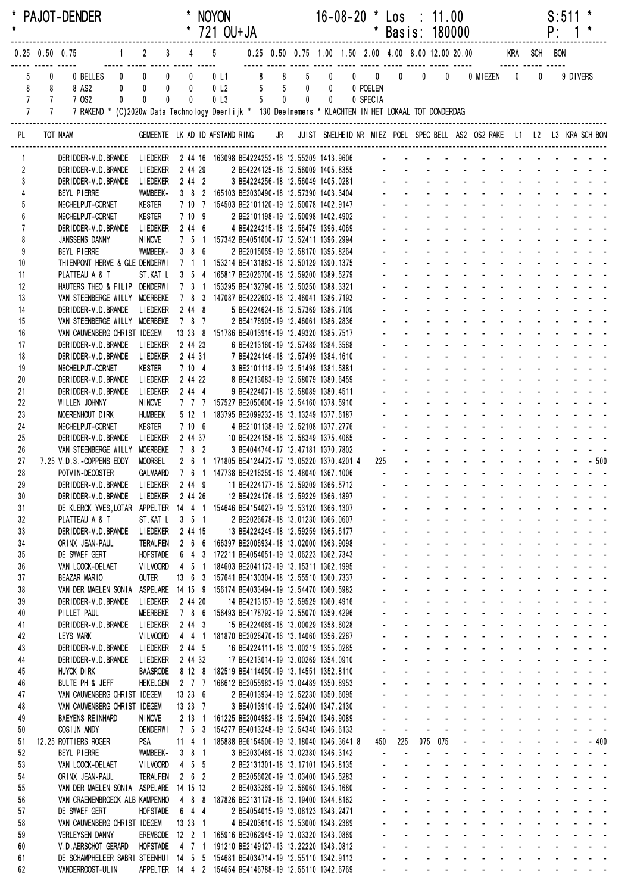```
* PAJOT-DENDER                    * NOYON                    16-08-20 * Los  : 11.00                    S:511 *
*                                 * 721 OU+JA                         * Basis: 180000                   P:  1 *
----------------------------------------------------------------------------------------------------------------------
0.25 0.50 0.75       1    2    3    4    5       0.25 0.50 0.75 1.00 1.50 2.00 4.00 8.00 12.00 20.00       KRA  SCH  BON
----- ----- -----  ----- ----- ----- ----- -----   ----- ----- ----- ----- ----- ----- ----- ----- -----   ----- ----- -----
  5    0    0 BELLES   0    0    0    0    0 L1       8    8    5    0    0    0    0    0    0 MIEZEN    0    0    9 DIVERS
  8    8    8 AS2      0    0    0    0    0 L2       5    5    0    0    0 POELEN
  7    7    7 OS2      0    0    0    0    0 L3       5    0    0    0    0 SPECIA
  7    7    7 RAKEND * (C)2020w Data Technology Deerlijk *  130 Deelnemers * KLACHTEN IN HET LOKAAL TOT DONDERDAG
```

| PL | TOT NAAM | GEMEENTE | LK AD ID | AFSTAND RING | JR | JUIST | SNELHEID | NR | MIEZ | POEL | SPEC | BELL | AS2 | OS2 | RAKE | L1 | L2 | L3 | KRA | SCH | BON |
|---|---|---|---|---|---|---|---|---|---|---|---|---|---|---|---|---|---|---|---|---|---|
| 1 | DERIDDER-V.D.BRANDE | LIEDEKER | 2 44 16 | 163098 BE4224252-18 | | 12.55209 | 1413.9606 | | - | - | - | - | - | - | - | - | - | - | - | - | - |
| 2 | DERIDDER-V.D.BRANDE | LIEDEKER | 2 44 29 | 2 BE4224125-18 | | 12.56009 | 1405.8355 | | - | - | - | - | - | - | - | - | - | - | - | - | - |
| 3 | DERIDDER-V.D.BRANDE | LIEDEKER | 2 44 2 | 3 BE4224256-18 | | 12.56049 | 1405.0281 | | - | - | - | - | - | - | - | - | - | - | - | - | - |
| 4 | BEYL PIERRE | WAMBEEK- | 3 8 2 | 165103 BE2030490-18 | | 12.57390 | 1403.3404 | | - | - | - | - | - | - | - | - | - | - | - | - | - |
| 5 | NECHELPUT-CORNET | KESTER | 7 10 7 | 154503 BE2101120-19 | | 12.50078 | 1402.9147 | | - | - | - | - | - | - | - | - | - | - | - | - | - |
| 6 | NECHELPUT-CORNET | KESTER | 7 10 9 | 2 BE2101198-19 | | 12.50098 | 1402.4902 | | - | - | - | - | - | - | - | - | - | - | - | - | - |
| 7 | DERIDDER-V.D.BRANDE | LIEDEKER | 2 44 6 | 4 BE4224215-18 | | 12.56479 | 1396.4069 | | - | - | - | - | - | - | - | - | - | - | - | - | - |
| 8 | JANSSENS DANNY | NINOVE | 7 5 1 | 157342 BE4051000-17 | | 12.52411 | 1396.2994 | | - | - | - | - | - | - | - | - | - | - | - | - | - |
| 9 | BEYL PIERRE | WAMBEEK- | 3 8 6 | 2 BE2015059-19 | | 12.58170 | 1395.8264 | | - | - | - | - | - | - | - | - | - | - | - | - | - |
| 10 | THIENPONT HERVE & GLE | DENDERWI | 7 1 1 | 153214 BE4131883-18 | | 12.50129 | 1390.1375 | | - | - | - | - | - | - | - | - | - | - | - | - | - |
| 11 | PLATTEAU A & T | ST.KAT L | 3 5 4 | 165817 BE2026700-18 | | 12.59200 | 1389.5279 | | - | - | - | - | - | - | - | - | - | - | - | - | - |
| 12 | HAUTERS THEO & FILIP | DENDERWI | 7 3 1 | 153295 BE4132790-18 | | 12.50250 | 1388.3321 | | - | - | - | - | - | - | - | - | - | - | - | - | - |
| 13 | VAN STEENBERGE WILLY | MOERBEKE | 7 8 3 | 147087 BE4222602-16 | | 12.46041 | 1386.7193 | | - | - | - | - | - | - | - | - | - | - | - | - | - |
| 14 | DERIDDER-V.D.BRANDE | LIEDEKER | 2 44 8 | 5 BE4224624-18 | | 12.57369 | 1386.7109 | | - | - | - | - | - | - | - | - | - | - | - | - | - |
| 15 | VAN STEENBERGE WILLY | MOERBEKE | 7 8 7 | 2 BE4176905-19 | | 12.46061 | 1386.2836 | | - | - | - | - | - | - | - | - | - | - | - | - | - |
| 16 | VAN CAUWENBERG CHRIST | IDEGEM | 13 23 8 | 151786 BE4013916-19 | | 12.49320 | 1385.7517 | | - | - | - | - | - | - | - | - | - | - | - | - | - |
| 17 | DERIDDER-V.D.BRANDE | LIEDEKER | 2 44 23 | 6 BE4213160-19 | | 12.57489 | 1384.3568 | | - | - | - | - | - | - | - | - | - | - | - | - | - |
| 18 | DERIDDER-V.D.BRANDE | LIEDEKER | 2 44 31 | 7 BE4224146-18 | | 12.57499 | 1384.1610 | | - | - | - | - | - | - | - | - | - | - | - | - | - |
| 19 | NECHELPUT-CORNET | KESTER | 7 10 4 | 3 BE2101118-19 | | 12.51498 | 1381.5881 | | - | - | - | - | - | - | - | - | - | - | - | - | - |
| 20 | DERIDDER-V.D.BRANDE | LIEDEKER | 2 44 22 | 8 BE4213083-19 | | 12.58079 | 1380.6459 | | - | - | - | - | - | - | - | - | - | - | - | - | - |
| 21 | DERIDDER-V.D.BRANDE | LIEDEKER | 2 44 4 | 9 BE4224071-18 | | 12.58089 | 1380.4511 | | - | - | - | - | - | - | - | - | - | - | - | - | - |
| 22 | WILLEN JOHNNY | NINOVE | 7 7 7 | 157527 BE2050600-19 | | 12.54160 | 1378.5910 | | - | - | - | - | - | - | - | - | - | - | - | - | - |
| 23 | MOERENHOUT DIRK | HUMBEEK | 5 12 1 | 183795 BE2099232-18 | | 13.13249 | 1377.6187 | | - | - | - | - | - | - | - | - | - | - | - | - | - |
| 24 | NECHELPUT-CORNET | KESTER | 7 10 6 | 4 BE2101138-19 | | 12.52108 | 1377.2776 | | - | - | - | - | - | - | - | - | - | - | - | - | - |
| 25 | DERIDDER-V.D.BRANDE | LIEDEKER | 2 44 37 | 10 BE4224158-18 | | 12.58349 | 1375.4065 | | - | - | - | - | - | - | - | - | - | - | - | - | - |
| 26 | VAN STEENBERGE WILLY | MOERBEKE | 7 8 2 | 3 BE4044746-17 | | 12.47181 | 1370.7802 | | - | - | - | - | - | - | - | - | - | - | - | - | - |
| 27 | 7.25 V.D.S.-COPPENS EDDY | MOORSEL | 2 6 1 | 171805 BE4124472-17 | | 13.05220 | 1370.4201 | 4 | 225 | - | - | - | - | - | - | - | - | - | - | - | 500 |
| 28 | POTVIN-DECOSTER | GALMAARD | 7 6 1 | 147738 BE4216259-16 | | 12.48040 | 1367.1006 | | - | - | - | - | - | - | - | - | - | - | - | - | - |
| 29 | DERIDDER-V.D.BRANDE | LIEDEKER | 2 44 9 | 11 BE4224177-18 | | 12.59209 | 1366.5712 | | - | - | - | - | - | - | - | - | - | - | - | - | - |
| 30 | DERIDDER-V.D.BRANDE | LIEDEKER | 2 44 26 | 12 BE4224176-18 | | 12.59229 | 1366.1897 | | - | - | - | - | - | - | - | - | - | - | - | - | - |
| 31 | DE KLERCK YVES,LOTAR | APPELTER | 14 4 1 | 154646 BE4154027-19 | | 12.53120 | 1366.1307 | | - | - | - | - | - | - | - | - | - | - | - | - | - |
| 32 | PLATTEAU A & T | ST.KAT L | 3 5 1 | 2 BE2026678-18 | | 13.01230 | 1366.0607 | | - | - | - | - | - | - | - | - | - | - | - | - | - |
| 33 | DERIDDER-V.D.BRANDE | LIEDEKER | 2 44 15 | 13 BE4224249-18 | | 12.59259 | 1365.6177 | | - | - | - | - | - | - | - | - | - | - | - | - | - |
| 34 | ORINX JEAN-PAUL | TERALFEN | 2 6 6 | 166397 BE2006934-18 | | 13.02000 | 1363.9098 | | - | - | - | - | - | - | - | - | - | - | - | - | - |
| 35 | DE SWAEF GERT | HOFSTADE | 6 4 3 | 172211 BE4054051-19 | | 13.06223 | 1362.7343 | | - | - | - | - | - | - | - | - | - | - | - | - | - |
| 36 | VAN LOOCK-DELAET | VILVOORD | 4 5 1 | 184603 BE2041173-19 | | 13.15311 | 1362.1995 | | - | - | - | - | - | - | - | - | - | - | - | - | - |
| 37 | BEAZAR MARIO | OUTER | 13 6 3 | 157641 BE4130304-18 | | 12.55510 | 1360.7337 | | - | - | - | - | - | - | - | - | - | - | - | - | - |
| 38 | VAN DER MAELEN SONIA | ASPELARE | 14 15 9 | 156174 BE4033494-19 | | 12.54470 | 1360.5982 | | - | - | - | - | - | - | - | - | - | - | - | - | - |
| 39 | DERIDDER-V.D.BRANDE | LIEDEKER | 2 44 20 | 14 BE4213157-19 | | 12.59529 | 1360.4916 | | - | - | - | - | - | - | - | - | - | - | - | - | - |
| 40 | PILLET PAUL | MEERBEKE | 7 8 6 | 156493 BE4178792-19 | | 12.55070 | 1359.4296 | | - | - | - | - | - | - | - | - | - | - | - | - | - |
| 41 | DERIDDER-V.D.BRANDE | LIEDEKER | 2 44 3 | 15 BE4224069-18 | | 13.00029 | 1358.6028 | | - | - | - | - | - | - | - | - | - | - | - | - | - |
| 42 | LEYS MARK | VILVOORD | 4 4 1 | 181870 BE2026470-16 | | 13.14060 | 1356.2267 | | - | - | - | - | - | - | - | - | - | - | - | - | - |
| 43 | DERIDDER-V.D.BRANDE | LIEDEKER | 2 44 5 | 16 BE4224111-18 | | 13.00219 | 1355.0285 | | - | - | - | - | - | - | - | - | - | - | - | - | - |
| 44 | DERIDDER-V.D.BRANDE | LIEDEKER | 2 44 32 | 17 BE4213014-19 | | 13.00269 | 1354.0910 | | - | - | - | - | - | - | - | - | - | - | - | - | - |
| 45 | HUYCK DIRK | BAASRODE | 8 12 8 | 182519 BE4114050-19 | | 13.14551 | 1352.8110 | | - | - | - | - | - | - | - | - | - | - | - | - | - |
| 46 | BULTE PH & JEFF | HEKELGEM | 2 7 7 | 168612 BE2055983-19 | | 13.04489 | 1350.8953 | | - | - | - | - | - | - | - | - | - | - | - | - | - |
| 47 | VAN CAUWENBERG CHRIST | IDEGEM | 13 23 6 | 2 BE4013934-19 | | 12.52230 | 1350.6095 | | - | - | - | - | - | - | - | - | - | - | - | - | - |
| 48 | VAN CAUWENBERG CHRIST | IDEGEM | 13 23 7 | 3 BE4013910-19 | | 12.52400 | 1347.2130 | | - | - | - | - | - | - | - | - | - | - | - | - | - |
| 49 | BAEYENS REINHARD | NINOVE | 2 13 1 | 161225 BE2004982-18 | | 12.59420 | 1346.9089 | | - | - | - | - | - | - | - | - | - | - | - | - | - |
| 50 | COSIJN ANDY | DENDERWI | 7 5 3 | 154277 BE4013248-19 | | 12.54340 | 1346.6133 | | - | - | - | - | - | - | - | - | - | - | - | - | - |
| 51 | 12.25 ROTTIERS ROGER | PSA | 11 4 1 | 185888 BE6154506-19 | | 13.18040 | 1346.3641 | 8 | 450 | 225 | 075 | 075 | - | - | - | - | - | - | - | - | 400 |
| 52 | BEYL PIERRE | WAMBEEK- | 3 8 1 | 3 BE2030469-18 | | 13.02380 | 1346.3142 | | - | - | - | - | - | - | - | - | - | - | - | - | - |
| 53 | VAN LOOCK-DELAET | VILVOORD | 4 5 5 | 2 BE2131301-18 | | 13.17101 | 1345.8135 | | - | - | - | - | - | - | - | - | - | - | - | - | - |
| 54 | ORINX JEAN-PAUL | TERALFEN | 2 6 2 | 2 BE2056020-19 | | 13.03400 | 1345.5283 | | - | - | - | - | - | - | - | - | - | - | - | - | - |
| 55 | VAN DER MAELEN SONIA | ASPELARE | 14 15 13 | 2 BE4033269-19 | | 12.56060 | 1345.1680 | | - | - | - | - | - | - | - | - | - | - | - | - | - |
| 56 | VAN CRAENENBROECK ALB | KAMPENHO | 4 8 8 | 187826 BE2131178-18 | | 13.19400 | 1344.8162 | | - | - | - | - | - | - | - | - | - | - | - | - | - |
| 57 | DE SWAEF GERT | HOFSTADE | 6 4 4 | 2 BE4054015-19 | | 13.08123 | 1343.2471 | | - | - | - | - | - | - | - | - | - | - | - | - | - |
| 58 | VAN CAUWENBERG CHRIST | IDEGEM | 13 23 1 | 4 BE4203610-16 | | 12.53000 | 1343.2389 | | - | - | - | - | - | - | - | - | - | - | - | - | - |
| 59 | VERLEYSEN DANNY | EREMBODE | 12 2 1 | 165916 BE3062945-19 | | 13.03320 | 1343.0869 | | - | - | - | - | - | - | - | - | - | - | - | - | - |
| 60 | V.D.AERSCHOT GERARD | HOFSTADE | 4 7 1 | 191210 BE2149127-13 | | 13.22220 | 1343.0812 | | - | - | - | - | - | - | - | - | - | - | - | - | - |
| 61 | DE SCHAMPHELEER SABRI | STEENHUI | 14 5 5 | 154681 BE4034714-19 | | 12.55110 | 1342.9113 | | - | - | - | - | - | - | - | - | - | - | - | - | - |
| 62 | VANDERROOST-ULIN | APPELTER | 14 4 2 | 154654 BE4146788-19 | | 12.55110 | 1342.6769 | | - | - | - | - | - | - | - | - | - | - | - | - | - |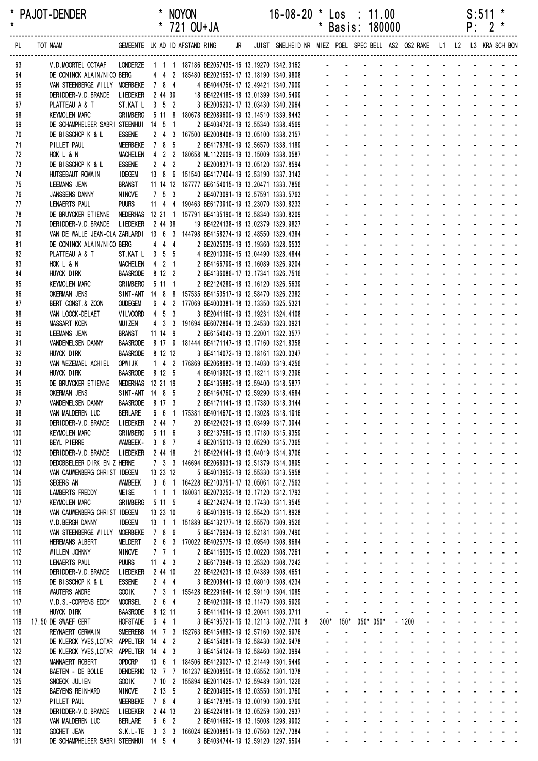* PAJOT-DENDER * NOYON 16-08-20 * Los : 11.00 S:511 *
* * 721 OU+JA * Basis: 180000 P: 2 *

| PL | TOT | NAAM | GEMEENTE | LK | AD | ID | AFSTAND | RING | JR | JUIST | SNELHEID | NR | MIEZ | POEL | SPEC | BELL | AS2 | OS2 | RAKE | L1 | L2 | L3 | KRA | SCH | BON |
|---|---|---|---|---|---|---|---|---|---|---|---|---|---|---|---|---|---|---|---|---|---|---|---|---|---|
| 63 | | V.D.MOORTEL OCTAAF | LONDERZE | 1 | 1 | 1 | 187186 | BE2057435-16 | | 13.19270 | 1342.3162 | | - | - | - | - | - | - | - | - | - | - | - | - | - |
| 64 | | DE CONINCK ALAIN/NICO | BERG | 4 | 4 | 2 | 185480 | BE2021553-17 | | 13.18190 | 1340.9808 | | - | - | - | - | - | - | - | - | - | - | - | - | - |
| 65 | | VAN STEENBERGE WILLY | MOERBEKE | 7 | 8 | 4 | | 4 BE4044756-17 | | 12.49421 | 1340.7909 | | - | - | - | - | - | - | - | - | - | - | - | - | - |
| 66 | | DERIDDER-V.D.BRANDE | LIEDEKER | 2 | 44 | 39 | | 18 BE4224185-18 | | 13.01399 | 1340.5499 | | - | - | - | - | - | - | - | - | - | - | - | - | - |
| 67 | | PLATTEAU A & T | ST.KAT L | 3 | 5 | 2 | | 3 BE2006293-17 | | 13.03430 | 1340.2964 | | - | - | - | - | - | - | - | - | - | - | - | - | - |
| 68 | | KEYMOLEN MARC | GRIMBERG | 5 | 11 | 8 | 180678 | BE2089609-19 | | 13.14510 | 1339.8443 | | - | - | - | - | - | - | - | - | - | - | - | - | - |
| 69 | | DE SCHAMPHELEER SABRI | STEENHUI | 14 | 5 | 1 | | 2 BE4034726-19 | | 12.55340 | 1338.4569 | | - | - | - | - | - | - | - | - | - | - | - | - | - |
| 70 | | DE BISSCHOP K & L | ESSENE | 2 | 4 | 3 | 167500 | BE2008408-19 | | 13.05100 | 1338.2157 | | - | - | - | - | - | - | - | - | - | - | - | - | - |
| 71 | | PILLET PAUL | MEERBEKE | 7 | 8 | 5 | | 2 BE4178780-19 | | 12.56570 | 1338.1189 | | - | - | - | - | - | - | - | - | - | - | - | - | - |
| 72 | | HOK L & N | MACHELEN | 4 | 2 | 2 | 180658 | NL1122609-19 | | 13.15009 | 1338.0587 | | - | - | - | - | - | - | - | - | - | - | - | - | - |
| 73 | | DE BISSCHOP K & L | ESSENE | 2 | 4 | 2 | | 2 BE2008371-19 | | 13.05120 | 1337.8594 | | - | - | - | - | - | - | - | - | - | - | - | - | - |
| 74 | | HUTSEBAUT ROMAIN | IDEGEM | 13 | 8 | 6 | 151540 | BE4177404-19 | | 12.53190 | 1337.3143 | | - | - | - | - | - | - | - | - | - | - | - | - | - |
| 75 | | LEEMANS JEAN | BRANST | 11 | 14 | 12 | 187777 | BE6154015-19 | | 13.20471 | 1333.7856 | | - | - | - | - | - | - | - | - | - | - | - | - | - |
| 76 | | JANSSENS DANNY | NINOVE | 7 | 5 | 3 | | 2 BE4073091-19 | | 12.57591 | 1333.5763 | | - | - | - | - | - | - | - | - | - | - | - | - | - |
| 77 | | LENAERTS PAUL | PUURS | 11 | 4 | 4 | 190463 | BE6173910-19 | | 13.23070 | 1330.8233 | | - | - | - | - | - | - | - | - | - | - | - | - | - |
| 78 | | DE BRUYCKER ETIENNE | NEDERHAS | 12 | 21 | 1 | 157791 | BE4135190-18 | | 12.58340 | 1330.8209 | | - | - | - | - | - | - | - | - | - | - | - | - | - |
| 79 | | DERIDDER-V.D.BRANDE | LIEDEKER | 2 | 44 | 38 | | 19 BE4224138-18 | | 13.02379 | 1329.9827 | | - | - | - | - | - | - | - | - | - | - | - | - | - |
| 80 | | VAN DE WALLE JEAN-CLA | ZARLARDI | 13 | 6 | 3 | 144798 | BE4158274-19 | | 12.48550 | 1329.4384 | | - | - | - | - | - | - | - | - | - | - | - | - | - |
| 81 | | DE CONINCK ALAIN/NICO | BERG | 4 | 4 | 4 | | 2 BE2025039-19 | | 13.19360 | 1328.6533 | | - | - | - | - | - | - | - | - | - | - | - | - | - |
| 82 | | PLATTEAU A & T | ST.KAT L | 3 | 5 | 5 | | 4 BE2010396-15 | | 13.04490 | 1328.4844 | | - | - | - | - | - | - | - | - | - | - | - | - | - |
| 83 | | HOK L & N | MACHELEN | 4 | 2 | 1 | | 2 BE4166799-18 | | 13.16089 | 1326.9204 | | - | - | - | - | - | - | - | - | - | - | - | - | - |
| 84 | | HUYCK DIRK | BAASRODE | 8 | 12 | 2 | | 2 BE4136086-17 | | 13.17341 | 1326.7516 | | - | - | - | - | - | - | - | - | - | - | - | - | - |
| 85 | | KEYMOLEN MARC | GRIMBERG | 5 | 11 | 1 | | 2 BE2124289-18 | | 13.16120 | 1326.5639 | | - | - | - | - | - | - | - | - | - | - | - | - | - |
| 86 | | OKERMAN JENS | SINT-ANT | 14 | 8 | 8 | 157535 | BE4153517-19 | | 12.58470 | 1326.2382 | | - | - | - | - | - | - | - | - | - | - | - | - | - |
| 87 | | BERT CONST.& ZOON | OUDEGEM | 6 | 4 | 2 | 177069 | BE4000381-18 | | 13.13350 | 1325.5321 | | - | - | - | - | - | - | - | - | - | - | - | - | - |
| 88 | | VAN LOOCK-DELAET | VILVOORD | 4 | 5 | 3 | | 3 BE2041160-19 | | 13.19231 | 1324.4108 | | - | - | - | - | - | - | - | - | - | - | - | - | - |
| 89 | | MASSART KOEN | MUIZEN | 4 | 3 | 3 | 191694 | BE6072864-18 | | 13.24530 | 1323.0921 | | - | - | - | - | - | - | - | - | - | - | - | - | - |
| 90 | | LEEMANS JEAN | BRANST | 11 | 14 | 9 | | 2 BE6154043-19 | | 13.22001 | 1322.3577 | | - | - | - | - | - | - | - | - | - | - | - | - | - |
| 91 | | VANDENELSEN DANNY | BAASRODE | 8 | 17 | 9 | 181444 | BE4171147-18 | | 13.17160 | 1321.8358 | | - | - | - | - | - | - | - | - | - | - | - | - | - |
| 92 | | HUYCK DIRK | BAASRODE | 8 | 12 | 12 | | 3 BE4114072-19 | | 13.18161 | 1320.0347 | | - | - | - | - | - | - | - | - | - | - | - | - | - |
| 93 | | VAN WEZEMAEL ACHIEL | OPWIJK | 1 | 4 | 2 | 176869 | BE2068683-18 | | 13.14030 | 1319.4256 | | - | - | - | - | - | - | - | - | - | - | - | - | - |
| 94 | | HUYCK DIRK | BAASRODE | 8 | 12 | 5 | | 4 BE4019820-18 | | 13.18211 | 1319.2396 | | - | - | - | - | - | - | - | - | - | - | - | - | - |
| 95 | | DE BRUYCKER ETIENNE | NEDERHAS | 12 | 21 | 19 | | 2 BE4135882-18 | | 12.59400 | 1318.5877 | | - | - | - | - | - | - | - | - | - | - | - | - | - |
| 96 | | OKERMAN JENS | SINT-ANT | 14 | 8 | 5 | | 2 BE4164760-17 | | 12.59290 | 1318.4684 | | - | - | - | - | - | - | - | - | - | - | - | - | - |
| 97 | | VANDENELSEN DANNY | BAASRODE | 8 | 17 | 3 | | 2 BE4171141-18 | | 13.17380 | 1318.3144 | | - | - | - | - | - | - | - | - | - | - | - | - | - |
| 98 | | VAN MALDEREN LUC | BERLARE | 6 | 6 | 1 | 175381 | BE4014670-18 | | 13.13028 | 1318.1916 | | - | - | - | - | - | - | - | - | - | - | - | - | - |
| 99 | | DERIDDER-V.D.BRANDE | LIEDEKER | 2 | 44 | 7 | | 20 BE4224221-18 | | 13.03499 | 1317.0944 | | - | - | - | - | - | - | - | - | - | - | - | - | - |
| 100 | | KEYMOLEN MARC | GRIMBERG | 5 | 11 | 6 | | 3 BE2137589-16 | | 13.17180 | 1315.9359 | | - | - | - | - | - | - | - | - | - | - | - | - | - |
| 101 | | BEYL PIERRE | WAMBEEK- | 3 | 8 | 7 | | 4 BE2015013-19 | | 13.05290 | 1315.7365 | | - | - | - | - | - | - | - | - | - | - | - | - | - |
| 102 | | DERIDDER-V.D.BRANDE | LIEDEKER | 2 | 44 | 18 | | 21 BE4224141-18 | | 13.04019 | 1314.9706 | | - | - | - | - | - | - | - | - | - | - | - | - | - |
| 103 | | DEDOBBELEER DIRK EN Z | HERNE | 7 | 3 | 3 | 146694 | BE2068931-19 | | 12.51379 | 1314.0895 | | - | - | - | - | - | - | - | - | - | - | - | - | - |
| 104 | | VAN CAUWENBERG CHRIST | IDEGEM | 13 | 23 | 12 | | 5 BE4013952-19 | | 12.55330 | 1313.5958 | | - | - | - | - | - | - | - | - | - | - | - | - | - |
| 105 | | SEGERS AN | WAMBEEK | 3 | 6 | 1 | 164228 | BE2100751-17 | | 13.05061 | 1312.7563 | | - | - | - | - | - | - | - | - | - | - | - | - | - |
| 106 | | LAMBERTS FREDDY | MEISE | 1 | 1 | 1 | 180031 | BE2073252-18 | | 13.17120 | 1312.1793 | | - | - | - | - | - | - | - | - | - | - | - | - | - |
| 107 | | KEYMOLEN MARC | GRIMBERG | 5 | 11 | 5 | | 4 BE2124274-18 | | 13.17430 | 1311.9545 | | - | - | - | - | - | - | - | - | - | - | - | - | - |
| 108 | | VAN CAUWENBERG CHRIST | IDEGEM | 13 | 23 | 10 | | 6 BE4013919-19 | | 12.55420 | 1311.8928 | | - | - | - | - | - | - | - | - | - | - | - | - | - |
| 109 | | V.D.BERGH DANNY | IDEGEM | 13 | 1 | 1 | 151889 | BE4132177-18 | | 12.55570 | 1309.9526 | | - | - | - | - | - | - | - | - | - | - | - | - | - |
| 110 | | VAN STEENBERGE WILLY | MOERBEKE | 7 | 8 | 6 | | 5 BE4176934-19 | | 12.52181 | 1309.7490 | | - | - | - | - | - | - | - | - | - | - | - | - | - |
| 111 | | HEREMANS ALBERT | MELDERT | 2 | 6 | 3 | 170022 | BE4025775-19 | | 13.09540 | 1308.8684 | | - | - | - | - | - | - | - | - | - | - | - | - | - |
| 112 | | WILLEN JOHNNY | NINOVE | 7 | 7 | 1 | | 2 BE4116939-15 | | 13.00220 | 1308.7261 | | - | - | - | - | - | - | - | - | - | - | - | - | - |
| 113 | | LENAERTS PAUL | PUURS | 11 | 4 | 3 | | 2 BE6173948-19 | | 13.25320 | 1308.7242 | | - | - | - | - | - | - | - | - | - | - | - | - | - |
| 114 | | DERIDDER-V.D.BRANDE | LIEDEKER | 2 | 44 | 10 | | 22 BE4224231-18 | | 13.04389 | 1308.4651 | | - | - | - | - | - | - | - | - | - | - | - | - | - |
| 115 | | DE BISSCHOP K & L | ESSENE | 2 | 4 | 4 | | 3 BE2008441-19 | | 13.08010 | 1308.4234 | | - | - | - | - | - | - | - | - | - | - | - | - | - |
| 116 | | WAUTERS ANDRE | GOOIK | 7 | 3 | 1 | 155428 | BE2291648-14 | | 12.59110 | 1304.1085 | | - | - | - | - | - | - | - | - | - | - | - | - | - |
| 117 | | V.D.S.-COPPENS EDDY | MOORSEL | 2 | 6 | 4 | | 2 BE4021398-18 | | 13.11470 | 1303.6929 | | - | - | - | - | - | - | - | - | - | - | - | - | - |
| 118 | | HUYCK DIRK | BAASRODE | 8 | 12 | 11 | | 5 BE4114014-19 | | 13.20041 | 1303.0711 | | - | - | - | - | - | - | - | - | - | - | - | - | - |
| 119 | 17.50 | DE SWAEF GERT | HOFSTADE | 6 | 4 | 1 | | 3 BE4195721-16 | | 13.12113 | 1302.7700 | 8 | 300* | 150* | 050* | 050* | - | 1200 | - | - | - | - | - | - | - |
| 120 | | REYNAERT GERMAIN | SMEEREBB | 14 | 7 | 3 | 152763 | BE4154883-19 | | 12.57160 | 1302.6976 | | - | - | - | - | - | - | - | - | - | - | - | - | - |
| 121 | | DE KLERCK YVES,LOTAR | APPELTER | 14 | 4 | 2 | | 2 BE4154081-19 | | 12.58430 | 1302.6478 | | - | - | - | - | - | - | - | - | - | - | - | - | - |
| 122 | | DE KLERCK YVES,LOTAR | APPELTER | 14 | 4 | 3 | | 3 BE4154124-19 | | 12.58460 | 1302.0994 | | - | - | - | - | - | - | - | - | - | - | - | - | - |
| 123 | | MANNAERT ROBERT | OPDORP | 10 | 6 | 1 | 184506 | BE4129027-17 | | 13.21449 | 1301.6449 | | - | - | - | - | - | - | - | - | - | - | - | - | - |
| 124 | | BAETEN - DE BOLLE | DENDERHO | 12 | 7 | 7 | 161237 | BE2008550-18 | | 13.03552 | 1301.1378 | | - | - | - | - | - | - | - | - | - | - | - | - | - |
| 125 | | SNOECK JULIEN | GOOIK | 7 | 10 | 2 | 155894 | BE2011429-17 | | 12.59489 | 1301.1226 | | - | - | - | - | - | - | - | - | - | - | - | - | - |
| 126 | | BAEYENS REINHARD | NINOVE | 2 | 13 | 5 | | 2 BE2004965-18 | | 13.03550 | 1301.0760 | | - | - | - | - | - | - | - | - | - | - | - | - | - |
| 127 | | PILLET PAUL | MEERBEKE | 7 | 8 | 4 | | 3 BE4178785-19 | | 13.00190 | 1300.6760 | | - | - | - | - | - | - | - | - | - | - | - | - | - |
| 128 | | DERIDDER-V.D.BRANDE | LIEDEKER | 2 | 44 | 13 | | 23 BE4224181-18 | | 13.05259 | 1300.2937 | | - | - | - | - | - | - | - | - | - | - | - | - | - |
| 129 | | VAN MALDEREN LUC | BERLARE | 6 | 6 | 2 | | 2 BE4014662-18 | | 13.15008 | 1298.9902 | | - | - | - | - | - | - | - | - | - | - | - | - | - |
| 130 | | GOCHET JEAN | S.K.L-TE | 3 | 3 | 3 | 166024 | BE2008851-19 | | 13.07560 | 1297.7384 | | - | - | - | - | - | - | - | - | - | - | - | - | - |
| 131 | | DE SCHAMPHELEER SABRI | STEENHUI | 14 | 5 | 4 | | 3 BE4034744-19 | | 12.59120 | 1297.6594 | | - | - | - | - | - | - | - | - | - | - | - | - | - |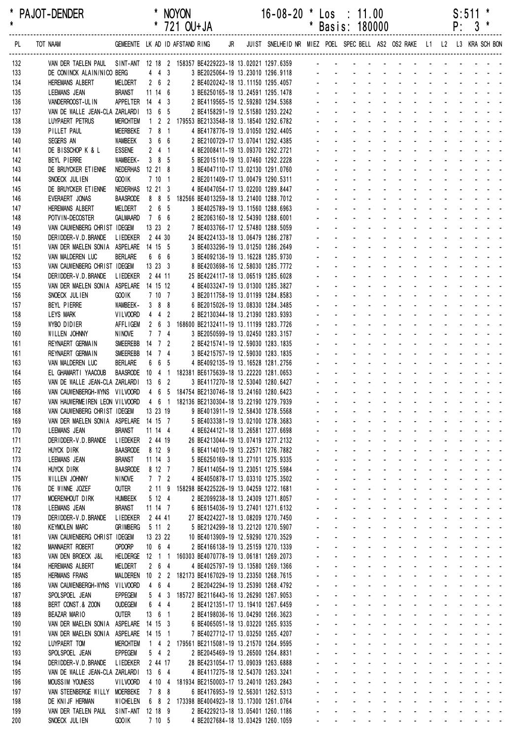\* PAJOT-DENDER * NOYON 16-08-20 * Los : 11.00 S:511 *
\* * 721 OU+JA * Basis: 180000 P: 3 *

| PL | TOT NAAM | GEMEENTE | LK | AD | ID | AFSTAND | RING | JR | JUIST | SNELHEID | NR | MIEZ | POEL | SPEC | BELL | AS2 | OS2 | RAKE | L1 | L2 | L3 | KRA | SCH | BON |
|---|---|---|---|---|---|---|---|---|---|---|---|---|---|---|---|---|---|---|---|---|---|---|---|---|
| 132 | VAN DER TAELEN PAUL | SINT-ANT | 12 | 18 | 2 | 158357 | BE4229223-18 | | 13.02021 | 1297.6359 | | - | - | - | - | - | - | - | - | - | - | - | - | - |
| 133 | DE CONINCK ALAIN/NICO | BERG | 4 | 4 | 3 | | 3 BE2025064-19 | | 13.23010 | 1296.9118 | | - | - | - | - | - | - | - | - | - | - | - | - | - |
| 134 | HEREMANS ALBERT | MELDERT | 2 | 6 | 2 | | 2 BE4020242-18 | | 13.11150 | 1295.4057 | | - | - | - | - | - | - | - | - | - | - | - | - | - |
| 135 | LEEMANS JEAN | BRANST | 11 | 14 | 6 | | 3 BE6250165-18 | | 13.24591 | 1295.1478 | | - | - | - | - | - | - | - | - | - | - | - | - | - |
| 136 | VANDERROOST-ULIN | APPELTER | 14 | 4 | 3 | | 2 BE4119565-15 | | 12.59280 | 1294.5368 | | - | - | - | - | - | - | - | - | - | - | - | - | - |
| 137 | VAN DE WALLE JEAN-CLA | ZARLARDI | 13 | 6 | 5 | | 2 BE4158291-19 | | 12.51580 | 1293.2242 | | - | - | - | - | - | - | - | - | - | - | - | - | - |
| 138 | LUYPAERT PETRUS | MERCHTEM | 1 | 2 | 2 | 179553 | BE2133548-18 | | 13.18540 | 1292.6782 | | - | - | - | - | - | - | - | - | - | - | - | - | - |
| 139 | PILLET PAUL | MEERBEKE | 7 | 8 | 1 | | 4 BE4178776-19 | | 13.01050 | 1292.4405 | | - | - | - | - | - | - | - | - | - | - | - | - | - |
| 140 | SEGERS AN | WAMBEEK | 3 | 6 | 6 | | 2 BE2100729-17 | | 13.07041 | 1292.4385 | | - | - | - | - | - | - | - | - | - | - | - | - | - |
| 141 | DE BISSCHOP K & L | ESSENE | 2 | 4 | 1 | | 4 BE2008411-19 | | 13.09370 | 1292.2721 | | - | - | - | - | - | - | - | - | - | - | - | - | - |
| 142 | BEYL PIERRE | WAMBEEK- | 3 | 8 | 5 | | 5 BE2015110-19 | | 13.07460 | 1292.2228 | | - | - | - | - | - | - | - | - | - | - | - | - | - |
| 143 | DE BRUYCKER ETIENNE | NEDERHAS | 12 | 21 | 8 | | 3 BE4047110-17 | | 13.02130 | 1291.0760 | | - | - | - | - | - | - | - | - | - | - | - | - | - |
| 144 | SNOECK JULIEN | GOOIK | 7 | 10 | 1 | | 2 BE2011409-17 | | 13.00479 | 1290.5311 | | - | - | - | - | - | - | - | - | - | - | - | - | - |
| 145 | DE BRUYCKER ETIENNE | NEDERHAS | 12 | 21 | 3 | | 4 BE4047054-17 | | 13.02200 | 1289.8447 | | - | - | - | - | - | - | - | - | - | - | - | - | - |
| 146 | EVERAERT JONAS | BAASRODE | 8 | 8 | 5 | 182566 | BE4013259-18 | | 13.21400 | 1288.7012 | | - | - | - | - | - | - | - | - | - | - | - | - | - |
| 147 | HEREMANS ALBERT | MELDERT | 2 | 6 | 5 | | 3 BE4025789-19 | | 13.11560 | 1288.6963 | | - | - | - | - | - | - | - | - | - | - | - | - | - |
| 148 | POTVIN-DECOSTER | GALMAARD | 7 | 6 | 6 | | 2 BE2063160-18 | | 12.54390 | 1288.6001 | | - | - | - | - | - | - | - | - | - | - | - | - | - |
| 149 | VAN CAUWENBERG CHRIST | IDEGEM | 13 | 23 | 2 | | 7 BE4033766-17 | | 12.57480 | 1288.5059 | | - | - | - | - | - | - | - | - | - | - | - | - | - |
| 150 | DERIDDER-V.D.BRANDE | LIEDEKER | 2 | 44 | 30 | | 24 BE4224133-18 | | 13.06479 | 1286.2787 | | - | - | - | - | - | - | - | - | - | - | - | - | - |
| 151 | VAN DER MAELEN SONIA | ASPELARE | 14 | 15 | 5 | | 3 BE4033296-19 | | 13.01250 | 1286.2649 | | - | - | - | - | - | - | - | - | - | - | - | - | - |
| 152 | VAN MALDEREN LUC | BERLARE | 6 | 6 | 6 | | 3 BE4092136-19 | | 13.16228 | 1285.9730 | | - | - | - | - | - | - | - | - | - | - | - | - | - |
| 153 | VAN CAUWENBERG CHRIST | IDEGEM | 13 | 23 | 3 | | 8 BE4203698-16 | | 12.58030 | 1285.7772 | | - | - | - | - | - | - | - | - | - | - | - | - | - |
| 154 | DERIDDER-V.D.BRANDE | LIEDEKER | 2 | 44 | 11 | | 25 BE4224117-18 | | 13.06519 | 1285.6028 | | - | - | - | - | - | - | - | - | - | - | - | - | - |
| 155 | VAN DER MAELEN SONIA | ASPELARE | 14 | 15 | 12 | | 4 BE4033247-19 | | 13.01300 | 1285.3827 | | - | - | - | - | - | - | - | - | - | - | - | - | - |
| 156 | SNOECK JULIEN | GOOIK | 7 | 10 | 7 | | 3 BE2011758-19 | | 13.01199 | 1284.8583 | | - | - | - | - | - | - | - | - | - | - | - | - | - |
| 157 | BEYL PIERRE | WAMBEEK- | 3 | 8 | 8 | | 6 BE2015026-19 | | 13.08330 | 1284.3485 | | - | - | - | - | - | - | - | - | - | - | - | - | - |
| 158 | LEYS MARK | VILVOORD | 4 | 4 | 2 | | 2 BE2130344-18 | | 13.21390 | 1283.9393 | | - | - | - | - | - | - | - | - | - | - | - | - | - |
| 159 | WYBO DIDIER | AFFLIGEM | 2 | 6 | 3 | 168600 | BE2132411-19 | | 13.11199 | 1283.7726 | | - | - | - | - | - | - | - | - | - | - | - | - | - |
| 160 | WILLEN JOHNNY | NINOVE | 7 | 7 | 4 | | 3 BE2050599-19 | | 13.02450 | 1283.3157 | | - | - | - | - | - | - | - | - | - | - | - | - | - |
| 161 | REYNAERT GERMAIN | SMEEREBB | 14 | 7 | 2 | | 2 BE4215741-19 | | 12.59030 | 1283.1835 | | - | - | - | - | - | - | - | - | - | - | - | - | - |
| 161 | REYNAERT GERMAIN | SMEEREBB | 14 | 7 | 4 | | 3 BE4215757-19 | | 12.59030 | 1283.1835 | | - | - | - | - | - | - | - | - | - | - | - | - | - |
| 163 | VAN MALDEREN LUC | BERLARE | 6 | 6 | 5 | | 4 BE4092135-19 | | 13.16528 | 1281.2756 | | - | - | - | - | - | - | - | - | - | - | - | - | - |
| 164 | EL GHAMARTI YAACOUB | BAASRODE | 10 | 4 | 1 | 182381 | BE6175639-18 | | 13.22220 | 1281.0653 | | - | - | - | - | - | - | - | - | - | - | - | - | - |
| 165 | VAN DE WALLE JEAN-CLA | ZARLARDI | 13 | 6 | 2 | | 3 BE4117270-18 | | 12.53040 | 1280.6427 | | - | - | - | - | - | - | - | - | - | - | - | - | - |
| 166 | VAN CAUWENBERGH-WYNS | VILVOORD | 4 | 6 | 5 | 184754 | BE2130746-18 | | 13.24160 | 1280.6423 | | - | - | - | - | - | - | - | - | - | - | - | - | - |
| 167 | VAN HAUWERMEIREN LEON | VILVOORD | 4 | 6 | 1 | 182136 | BE2130304-18 | | 13.22190 | 1279.7939 | | - | - | - | - | - | - | - | - | - | - | - | - | - |
| 168 | VAN CAUWENBERG CHRIST | IDEGEM | 13 | 23 | 19 | | 9 BE4013911-19 | | 12.58430 | 1278.5568 | | - | - | - | - | - | - | - | - | - | - | - | - | - |
| 169 | VAN DER MAELEN SONIA | ASPELARE | 14 | 15 | 7 | | 5 BE4033381-19 | | 13.02100 | 1278.3683 | | - | - | - | - | - | - | - | - | - | - | - | - | - |
| 170 | LEEMANS JEAN | BRANST | 11 | 14 | 4 | | 4 BE6244121-18 | | 13.26581 | 1277.6698 | | - | - | - | - | - | - | - | - | - | - | - | - | - |
| 171 | DERIDDER-V.D.BRANDE | LIEDEKER | 2 | 44 | 19 | | 26 BE4213044-19 | | 13.07419 | 1277.2132 | | - | - | - | - | - | - | - | - | - | - | - | - | - |
| 172 | HUYCK DIRK | BAASRODE | 8 | 12 | 9 | | 6 BE4114010-19 | | 13.22571 | 1276.7882 | | - | - | - | - | - | - | - | - | - | - | - | - | - |
| 173 | LEEMANS JEAN | BRANST | 11 | 14 | 3 | | 5 BE6250169-18 | | 13.27101 | 1275.9335 | | - | - | - | - | - | - | - | - | - | - | - | - | - |
| 174 | HUYCK DIRK | BAASRODE | 8 | 12 | 7 | | 7 BE4114054-19 | | 13.23051 | 1275.5984 | | - | - | - | - | - | - | - | - | - | - | - | - | - |
| 175 | WILLEN JOHNNY | NINOVE | 7 | 7 | 2 | | 4 BE4050878-17 | | 13.03310 | 1275.3502 | | - | - | - | - | - | - | - | - | - | - | - | - | - |
| 176 | DE WINNE JOZEF | OUTER | 2 | 11 | 9 | 158298 | BE4225226-19 | | 13.04259 | 1272.1681 | | - | - | - | - | - | - | - | - | - | - | - | - | - |
| 177 | MOERENHOUT DIRK | HUMBEEK | 5 | 12 | 4 | | 2 BE2099238-18 | | 13.24309 | 1271.8057 | | - | - | - | - | - | - | - | - | - | - | - | - | - |
| 178 | LEEMANS JEAN | BRANST | 11 | 14 | 7 | | 6 BE6154036-19 | | 13.27401 | 1271.6132 | | - | - | - | - | - | - | - | - | - | - | - | - | - |
| 179 | DERIDDER-V.D.BRANDE | LIEDEKER | 2 | 44 | 41 | | 27 BE4224227-18 | | 13.08209 | 1270.7450 | | - | - | - | - | - | - | - | - | - | - | - | - | - |
| 180 | KEYMOLEN MARC | GRIMBERG | 5 | 11 | 2 | | 5 BE2124299-18 | | 13.22120 | 1270.5907 | | - | - | - | - | - | - | - | - | - | - | - | - | - |
| 181 | VAN CAUWENBERG CHRIST | IDEGEM | 13 | 23 | 22 | | 10 BE4013909-19 | | 12.59290 | 1270.3529 | | - | - | - | - | - | - | - | - | - | - | - | - | - |
| 182 | MANNAERT ROBERT | OPDORP | 10 | 6 | 4 | | 2 BE4166138-19 | | 13.25159 | 1270.1339 | | - | - | - | - | - | - | - | - | - | - | - | - | - |
| 183 | VAN DEN BROECK J&L | HELDERGE | 12 | 1 | 1 | 160303 | BE4070778-19 | | 13.06181 | 1269.2073 | | - | - | - | - | - | - | - | - | - | - | - | - | - |
| 184 | HEREMANS ALBERT | MELDERT | 2 | 6 | 4 | | 4 BE4025797-19 | | 13.13580 | 1269.1366 | | - | - | - | - | - | - | - | - | - | - | - | - | - |
| 185 | HERMANS FRANS | MALDEREN | 10 | 2 | 2 | 182173 | BE4167029-13 | | 13.23350 | 1268.7615 | | - | - | - | - | - | - | - | - | - | - | - | - | - |
| 186 | VAN CAUWENBERGH-WYNS | VILVOORD | 4 | 6 | 4 | | 2 BE2042294-19 | | 13.25390 | 1268.4792 | | - | - | - | - | - | - | - | - | - | - | - | - | - |
| 187 | SPOLSPOEL JEAN | EPPEGEM | 5 | 4 | 3 | 185727 | BE2116443-16 | | 13.26290 | 1267.9053 | | - | - | - | - | - | - | - | - | - | - | - | - | - |
| 188 | BERT CONST.& ZOON | OUDEGEM | 6 | 4 | 4 | | 2 BE4121351-17 | | 13.19410 | 1267.6459 | | - | - | - | - | - | - | - | - | - | - | - | - | - |
| 189 | BEAZAR MARIO | OUTER | 13 | 6 | 1 | | 2 BE4198036-16 | | 13.04290 | 1266.3623 | | - | - | - | - | - | - | - | - | - | - | - | - | - |
| 190 | VAN DER MAELEN SONIA | ASPELARE | 14 | 15 | 3 | | 6 BE4065051-18 | | 13.03220 | 1265.9335 | | - | - | - | - | - | - | - | - | - | - | - | - | - |
| 191 | VAN DER MAELEN SONIA | ASPELARE | 14 | 15 | 1 | | 7 BE4027712-17 | | 13.03250 | 1265.4207 | | - | - | - | - | - | - | - | - | - | - | - | - | - |
| 192 | LUYPAERT TOM | MERCHTEM | 1 | 4 | 2 | 179561 | BE2115081-19 | | 13.21570 | 1264.9595 | | - | - | - | - | - | - | - | - | - | - | - | - | - |
| 193 | SPOLSPOEL JEAN | EPPEGEM | 5 | 4 | 2 | | 2 BE2045469-19 | | 13.26500 | 1264.8831 | | - | - | - | - | - | - | - | - | - | - | - | - | - |
| 194 | DERIDDER-V.D.BRANDE | LIEDEKER | 2 | 44 | 17 | | 28 BE4231054-17 | | 13.09039 | 1263.6888 | | - | - | - | - | - | - | - | - | - | - | - | - | - |
| 195 | VAN DE WALLE JEAN-CLA | ZARLARDI | 13 | 6 | 4 | | 4 BE4117275-18 | | 12.54370 | 1263.3241 | | - | - | - | - | - | - | - | - | - | - | - | - | - |
| 196 | MOUSSIM YOUNESS | VILVOORD | 4 | 10 | 4 | 181934 | BE2150003-17 | | 13.24010 | 1263.2843 | | - | - | - | - | - | - | - | - | - | - | - | - | - |
| 197 | VAN STEENBERGE WILLY | MOERBEKE | 7 | 8 | 8 | | 6 BE4176953-19 | | 12.56301 | 1262.5313 | | - | - | - | - | - | - | - | - | - | - | - | - | - |
| 198 | DE KNIJF HERMAN | WICHELEN | 6 | 8 | 2 | 173398 | BE4004923-18 | | 13.17300 | 1261.0764 | | - | - | - | - | - | - | - | - | - | - | - | - | - |
| 199 | VAN DER TAELEN PAUL | SINT-ANT | 12 | 18 | 9 | | 2 BE4229213-18 | | 13.05401 | 1260.1186 | | - | - | - | - | - | - | - | - | - | - | - | - | - |
| 200 | SNOECK JULIEN | GOOIK | 7 | 10 | 5 | | 4 BE2027684-18 | | 13.03429 | 1260.1059 | | - | - | - | - | - | - | - | - | - | - | - | - | - |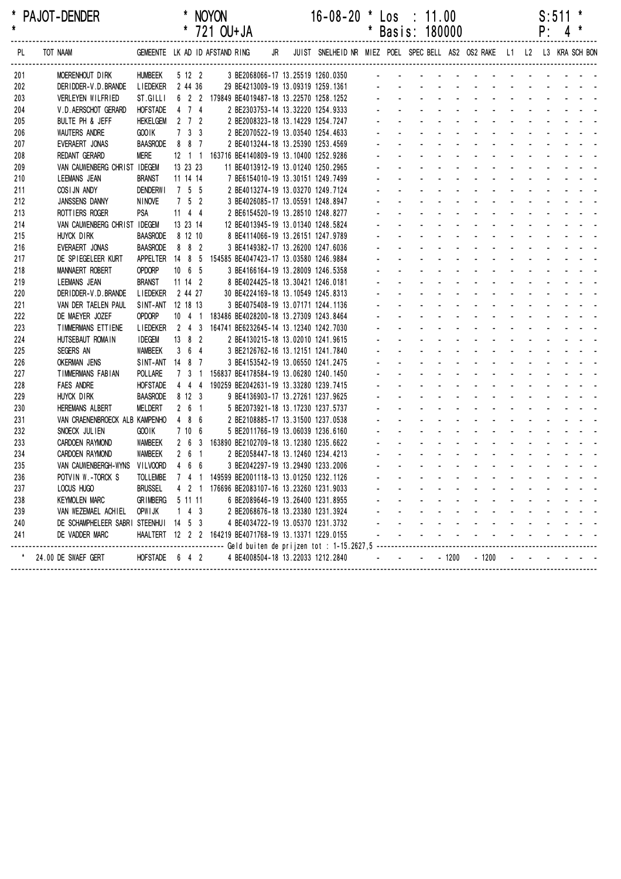\* PAJOT-DENDER \* NOYON 16-08-20 \* Los : 11.00 S:511 \*
\* 721 OU+JA \* Basis: 180000 P: 4 \*

| PL | TOT | NAAM | GEMEENTE | LK | AD | ID | AFSTAND | RING | JR | JUIST | SNELHEID | NR | MIEZ | POEL | SPEC | BELL | AS2 | OS2 | RAKE | L1 | L2 | L3 | KRA | SCH | BON |
|---|---|---|---|---|---|---|---|---|---|---|---|---|---|---|---|---|---|---|---|---|---|---|---|---|---|
| 201 | | MOERENHOUT DIRK | HUMBEEK | 5 | 12 | 2 | 3 | BE2068066 | 17 | 13.25519 | 1260.0350 | - | - | - | - | - | - | - | - | - | - | - | - | - | - |
| 202 | | DERIDDER-V.D.BRANDE | LIEDEKER | 2 | 44 | 36 | 29 | BE4213009 | 19 | 13.09319 | 1259.1361 | - | - | - | - | - | - | - | - | - | - | - | - | - | - |
| 203 | | VERLEYEN WILFRIED | ST.GILLI | 6 | 2 | 2 | 179849 | BE4019487 | 18 | 13.22570 | 1258.1252 | - | - | - | - | - | - | - | - | - | - | - | - | - | - |
| 204 | | V.D.AERSCHOT GERARD | HOFSTADE | 4 | 7 | 4 | 2 | BE2303753 | 14 | 13.32220 | 1254.9333 | - | - | - | - | - | - | - | - | - | - | - | - | - | - |
| 205 | | BULTE PH & JEFF | HEKELGEM | 2 | 7 | 2 | 2 | BE2008323 | 18 | 13.14229 | 1254.7247 | - | - | - | - | - | - | - | - | - | - | - | - | - | - |
| 206 | | WAUTERS ANDRE | GOOIK | 7 | 3 | 3 | 2 | BE2070522 | 19 | 13.03540 | 1254.4633 | - | - | - | - | - | - | - | - | - | - | - | - | - | - |
| 207 | | EVERAERT JONAS | BAASRODE | 8 | 8 | 7 | 2 | BE4013244 | 18 | 13.25390 | 1253.4569 | - | - | - | - | - | - | - | - | - | - | - | - | - | - |
| 208 | | REDANT GERARD | MERE | 12 | 1 | 1 | 163716 | BE4140809 | 19 | 13.10400 | 1252.9286 | - | - | - | - | - | - | - | - | - | - | - | - | - | - |
| 209 | | VAN CAUWENBERG CHRIST | IDEGEM | 13 | 23 | 23 | 11 | BE4013912 | 19 | 13.01240 | 1250.2965 | - | - | - | - | - | - | - | - | - | - | - | - | - | - |
| 210 | | LEEMANS JEAN | BRANST | 11 | 14 | 14 | 7 | BE6154010 | 19 | 13.30151 | 1249.7499 | - | - | - | - | - | - | - | - | - | - | - | - | - | - |
| 211 | | COSIJN ANDY | DENDERWI | 7 | 5 | 5 | 2 | BE4013274 | 19 | 13.03270 | 1249.7124 | - | - | - | - | - | - | - | - | - | - | - | - | - | - |
| 212 | | JANSSENS DANNY | NINOVE | 7 | 5 | 2 | 3 | BE4026085 | 17 | 13.05591 | 1248.8947 | - | - | - | - | - | - | - | - | - | - | - | - | - | - |
| 213 | | ROTTIERS ROGER | PSA | 11 | 4 | 4 | 2 | BE6154520 | 19 | 13.28510 | 1248.8277 | - | - | - | - | - | - | - | - | - | - | - | - | - | - |
| 214 | | VAN CAUWENBERG CHRIST | IDEGEM | 13 | 23 | 14 | 12 | BE4013945 | 19 | 13.01340 | 1248.5824 | - | - | - | - | - | - | - | - | - | - | - | - | - | - |
| 215 | | HUYCK DIRK | BAASRODE | 8 | 12 | 10 | 8 | BE4114066 | 19 | 13.26151 | 1247.9789 | - | - | - | - | - | - | - | - | - | - | - | - | - | - |
| 216 | | EVERAERT JONAS | BAASRODE | 8 | 8 | 2 | 3 | BE4149382 | 17 | 13.26200 | 1247.6036 | - | - | - | - | - | - | - | - | - | - | - | - | - | - |
| 217 | | DE SPIEGELEER KURT | APPELTER | 14 | 8 | 5 | 154585 | BE4047423 | 17 | 13.03580 | 1246.9884 | - | - | - | - | - | - | - | - | - | - | - | - | - | - |
| 218 | | MANNAERT ROBERT | OPDORP | 10 | 6 | 5 | 3 | BE4166164 | 19 | 13.28009 | 1246.5358 | - | - | - | - | - | - | - | - | - | - | - | - | - | - |
| 219 | | LEEMANS JEAN | BRANST | 11 | 14 | 2 | 8 | BE4024425 | 18 | 13.30421 | 1246.0181 | - | - | - | - | - | - | - | - | - | - | - | - | - | - |
| 220 | | DERIDDER-V.D.BRANDE | LIEDEKER | 2 | 44 | 27 | 30 | BE4224169 | 18 | 13.10549 | 1245.8313 | - | - | - | - | - | - | - | - | - | - | - | - | - | - |
| 221 | | VAN DER TAELEN PAUL | SINT-ANT | 12 | 18 | 13 | 3 | BE4075408 | 19 | 13.07171 | 1244.1136 | - | - | - | - | - | - | - | - | - | - | - | - | - | - |
| 222 | | DE MAEYER JOZEF | OPDORP | 10 | 4 | 1 | 183486 | BE4028200 | 18 | 13.27309 | 1243.8464 | - | - | - | - | - | - | - | - | - | - | - | - | - | - |
| 223 | | TIMMERMANS ETTIENE | LIEDEKER | 2 | 4 | 3 | 164741 | BE6232645 | 14 | 13.12340 | 1242.7030 | - | - | - | - | - | - | - | - | - | - | - | - | - | - |
| 224 | | HUTSEBAUT ROMAIN | IDEGEM | 13 | 8 | 2 | 2 | BE4130215 | 18 | 13.02010 | 1241.9615 | - | - | - | - | - | - | - | - | - | - | - | - | - | - |
| 225 | | SEGERS AN | WAMBEEK | 3 | 6 | 4 | 3 | BE2126762 | 16 | 13.12151 | 1241.7840 | - | - | - | - | - | - | - | - | - | - | - | - | - | - |
| 226 | | OKERMAN JENS | SINT-ANT | 14 | 8 | 7 | 3 | BE4153542 | 19 | 13.06550 | 1241.2475 | - | - | - | - | - | - | - | - | - | - | - | - | - | - |
| 227 | | TIMMERMANS FABIAN | POLLARE | 7 | 3 | 1 | 156837 | BE4178584 | 19 | 13.06280 | 1240.1450 | - | - | - | - | - | - | - | - | - | - | - | - | - | - |
| 228 | | FAES ANDRE | HOFSTADE | 4 | 4 | 4 | 190259 | BE2042631 | 19 | 13.33280 | 1239.7415 | - | - | - | - | - | - | - | - | - | - | - | - | - | - |
| 229 | | HUYCK DIRK | BAASRODE | 8 | 12 | 3 | 9 | BE4136903 | 17 | 13.27261 | 1237.9625 | - | - | - | - | - | - | - | - | - | - | - | - | - | - |
| 230 | | HEREMANS ALBERT | MELDERT | 2 | 6 | 1 | 5 | BE2073921 | 18 | 13.17230 | 1237.5737 | - | - | - | - | - | - | - | - | - | - | - | - | - | - |
| 231 | | VAN CRAENENBROECK ALB | KAMPENHO | 4 | 8 | 6 | 2 | BE2108885 | 17 | 13.31500 | 1237.0538 | - | - | - | - | - | - | - | - | - | - | - | - | - | - |
| 232 | | SNOECK JULIEN | GOOIK | 7 | 10 | 6 | 5 | BE2011766 | 19 | 13.06039 | 1236.6160 | - | - | - | - | - | - | - | - | - | - | - | - | - | - |
| 233 | | CARDOEN RAYMOND | WAMBEEK | 2 | 6 | 3 | 163890 | BE2102709 | 18 | 13.12380 | 1235.6622 | - | - | - | - | - | - | - | - | - | - | - | - | - | - |
| 234 | | CARDOEN RAYMOND | WAMBEEK | 2 | 6 | 1 | 2 | BE2058447 | 18 | 13.12460 | 1234.4213 | - | - | - | - | - | - | - | - | - | - | - | - | - | - |
| 235 | | VAN CAUWENBERGH-WYNS | VILVOORD | 4 | 6 | 6 | 3 | BE2042297 | 19 | 13.29490 | 1233.2006 | - | - | - | - | - | - | - | - | - | - | - | - | - | - |
| 236 | | POTVIN W.-TORCK S | TOLLEMBE | 7 | 4 | 1 | 149599 | BE2001118 | 13 | 13.01250 | 1232.1126 | - | - | - | - | - | - | - | - | - | - | - | - | - | - |
| 237 | | LOCUS HUGO | BRUSSEL | 4 | 2 | 1 | 176696 | BE2083107 | 16 | 13.23260 | 1231.9033 | - | - | - | - | - | - | - | - | - | - | - | - | - | - |
| 238 | | KEYMOLEN MARC | GRIMBERG | 5 | 11 | 11 | 6 | BE2089646 | 19 | 13.26400 | 1231.8955 | - | - | - | - | - | - | - | - | - | - | - | - | - | - |
| 239 | | VAN WEZEMAEL ACHIEL | OPWIJK | 1 | 4 | 3 | 2 | BE2068676 | 18 | 13.23380 | 1231.3924 | - | - | - | - | - | - | - | - | - | - | - | - | - | - |
| 240 | | DE SCHAMPHELEER SABRI | STEENHUI | 14 | 5 | 3 | 4 | BE4034722 | 19 | 13.05370 | 1231.3732 | - | - | - | - | - | - | - | - | - | - | - | - | - | - |
| 241 | | DE VADDER MARC | HAALTERT | 12 | 2 | 2 | 164219 | BE4071768 | 19 | 13.13371 | 1229.0155 | - | - | - | - | - | - | - | - | - | - | - | - | - | - |
| | | Geld buiten de prijzen tot : 1-15.2627,5 | | | | | | | | | | | | | | | | | | | | | | | |
| * | 24.00 | DE SWAEF GERT | HOFSTADE | 6 | 4 | 2 | 4 | BE4008504 | 18 | 13.22033 | 1212.2840 | - | - | - | - | 1200 | - | 1200 | - | - | - | - | - | - | - |